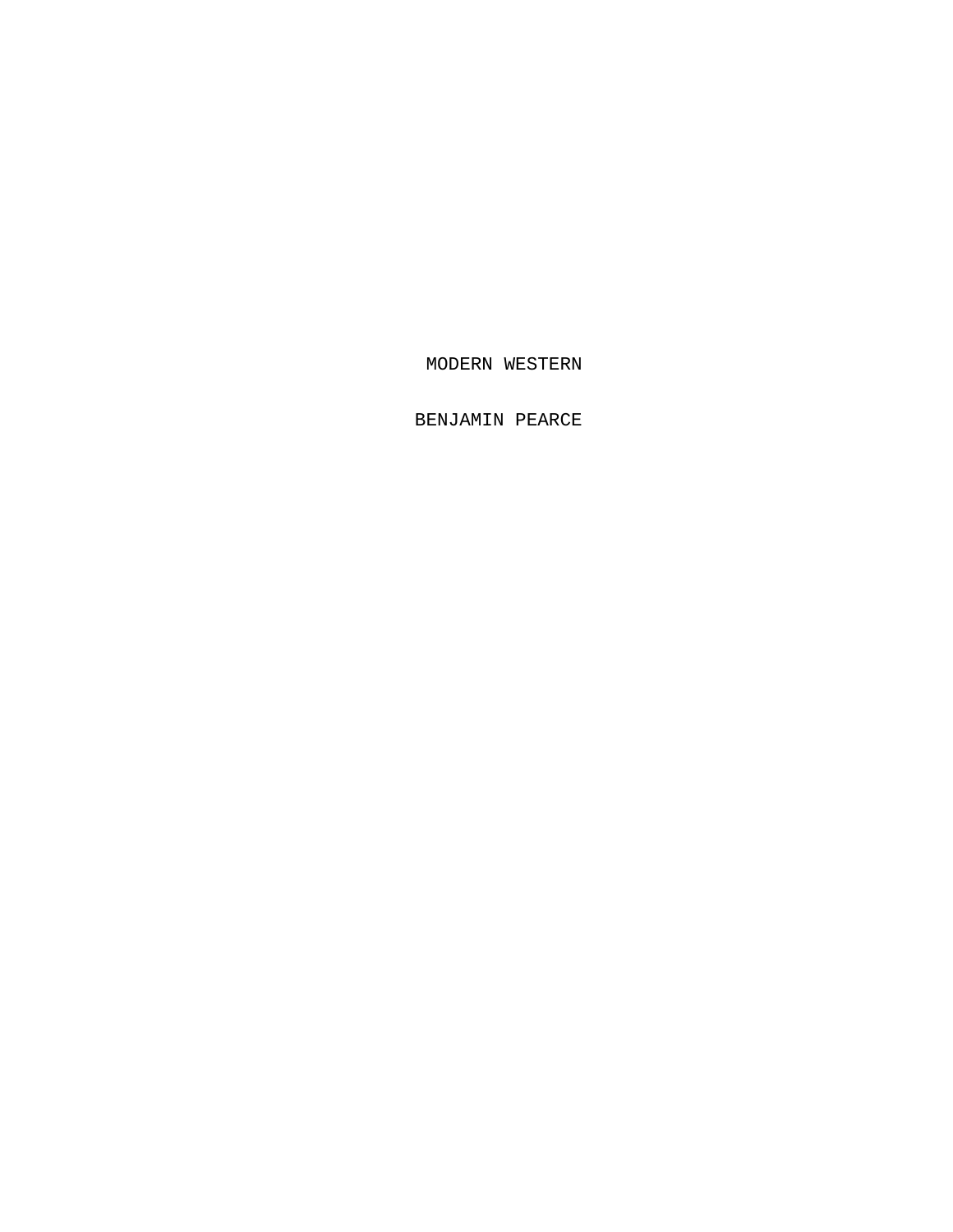# MODERN WESTERN

BENJAMIN PEARCE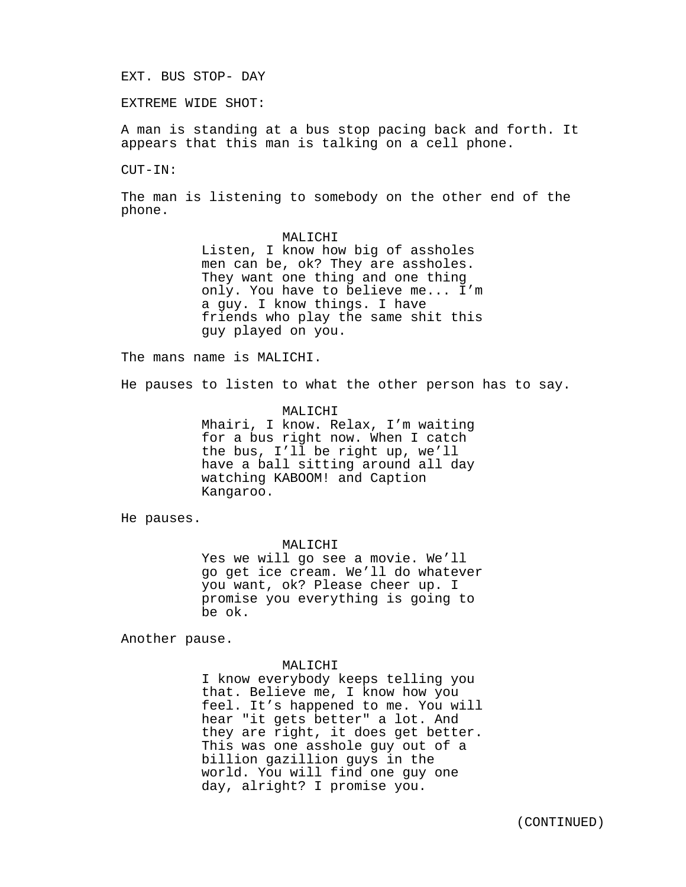EXT. BUS STOP- DAY

EXTREME WIDE SHOT:

A man is standing at a bus stop pacing back and forth. It appears that this man is talking on a cell phone.

CUT-IN:

The man is listening to somebody on the other end of the phone.

MALICHI

Listen, I know how big of assholes men can be, ok? They are assholes. They want one thing and one thing only. You have to believe me... I'm a guy. I know things. I have friends who play the same shit this guy played on you.

The mans name is MALICHI.

He pauses to listen to what the other person has to say.

MALICHI

Mhairi, I know. Relax, I'm waiting for a bus right now. When I catch the bus, I'll be right up, we'll have a ball sitting around all day watching KABOOM! and Caption Kangaroo.

He pauses.

MALICHI

Yes we will go see a movie. We'll go get ice cream. We'll do whatever you want, ok? Please cheer up. I promise you everything is going to be ok.

Another pause.

MALICHI

I know everybody keeps telling you that. Believe me, I know how you feel. It's happened to me. You will hear "it gets better" a lot. And they are right, it does get better. This was one asshole guy out of a billion gazillion guys in the world. You will find one guy one day, alright? I promise you.

(CONTINUED)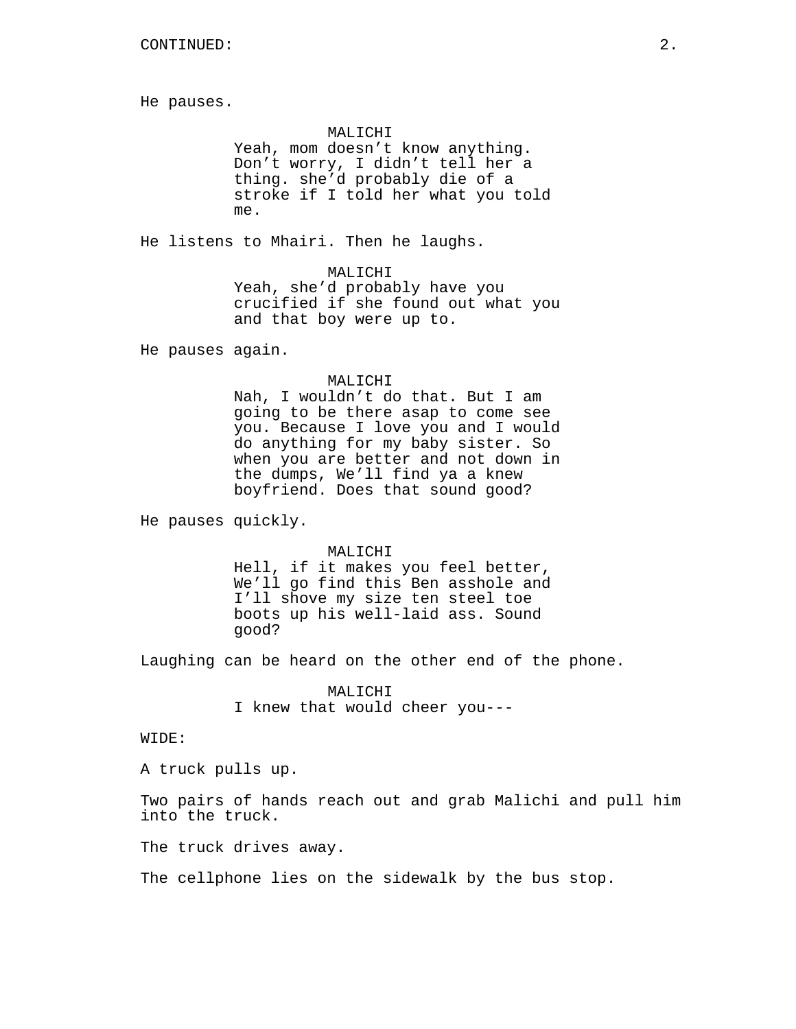He pauses.

MALICHI
Yeah, mom doesn't know anything. Don't worry, I didn't tell her a thing. she'd probably die of a stroke if I told her what you told me.

He listens to Mhairi. Then he laughs.

MALICHI
Yeah, she'd probably have you crucified if she found out what you and that boy were up to.

He pauses again.

MALICHI
Nah, I wouldn't do that. But I am going to be there asap to come see you. Because I love you and I would do anything for my baby sister. So when you are better and not down in the dumps, We'll find ya a knew boyfriend. Does that sound good?

He pauses quickly.

MALICHI
Hell, if it makes you feel better, We'll go find this Ben asshole and I'll shove my size ten steel toe boots up his well-laid ass. Sound good?

Laughing can be heard on the other end of the phone.

MALICHI
I knew that would cheer you---

WIDE:

A truck pulls up.

Two pairs of hands reach out and grab Malichi and pull him into the truck.

The truck drives away.

The cellphone lies on the sidewalk by the bus stop.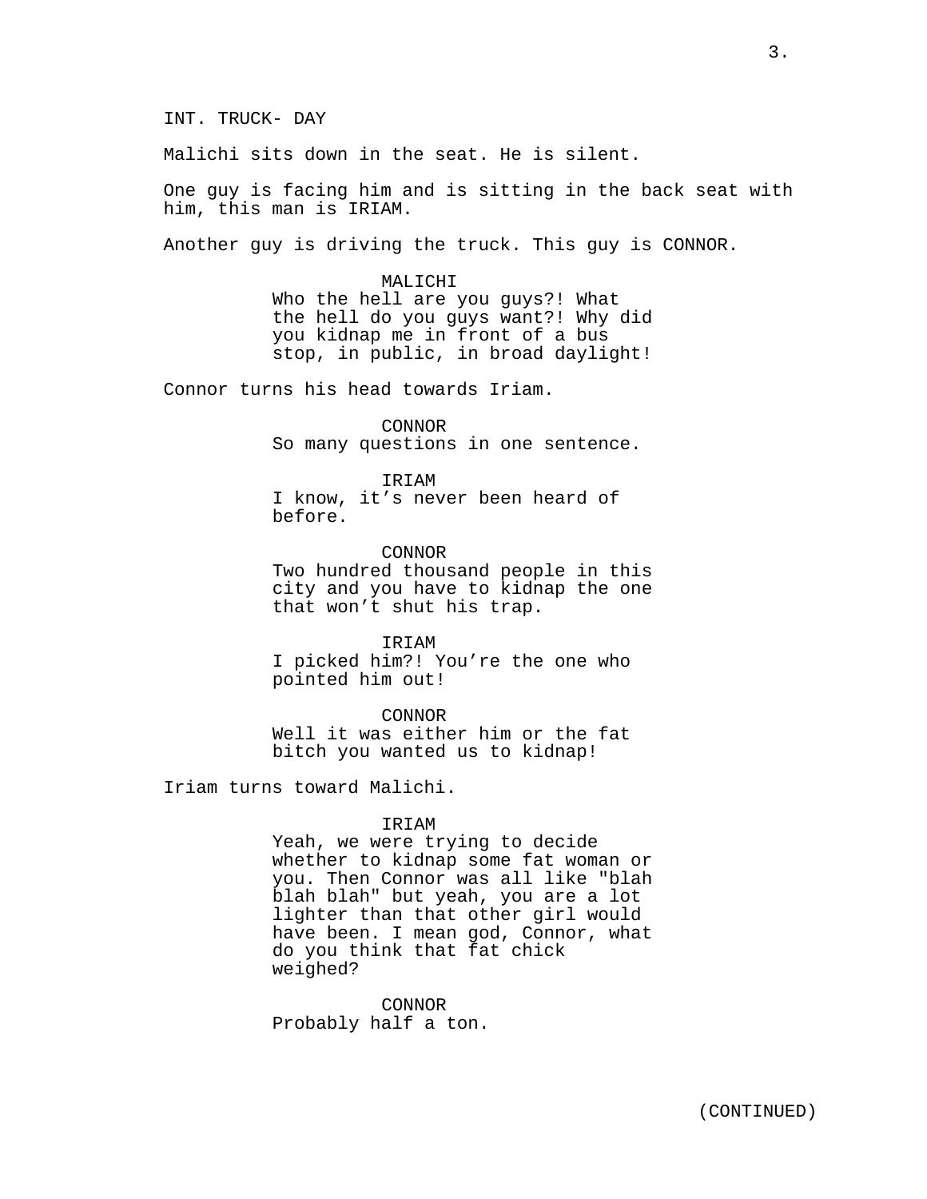INT. TRUCK- DAY

Malichi sits down in the seat. He is silent.

One guy is facing him and is sitting in the back seat with him, this man is IRIAM.

Another guy is driving the truck. This guy is CONNOR.

MALICHI
Who the hell are you guys?! What the hell do you guys want?! Why did you kidnap me in front of a bus stop, in public, in broad daylight!

Connor turns his head towards Iriam.

CONNOR
So many questions in one sentence.

IRIAM
I know, it's never been heard of before.

CONNOR
Two hundred thousand people in this city and you have to kidnap the one that won't shut his trap.

IRIAM
I picked him?! You're the one who pointed him out!

CONNOR
Well it was either him or the fat bitch you wanted us to kidnap!

Iriam turns toward Malichi.

IRIAM
Yeah, we were trying to decide whether to kidnap some fat woman or you. Then Connor was all like "blah blah blah" but yeah, you are a lot lighter than that other girl would have been. I mean god, Connor, what do you think that fat chick weighed?

CONNOR
Probably half a ton.

(CONTINUED)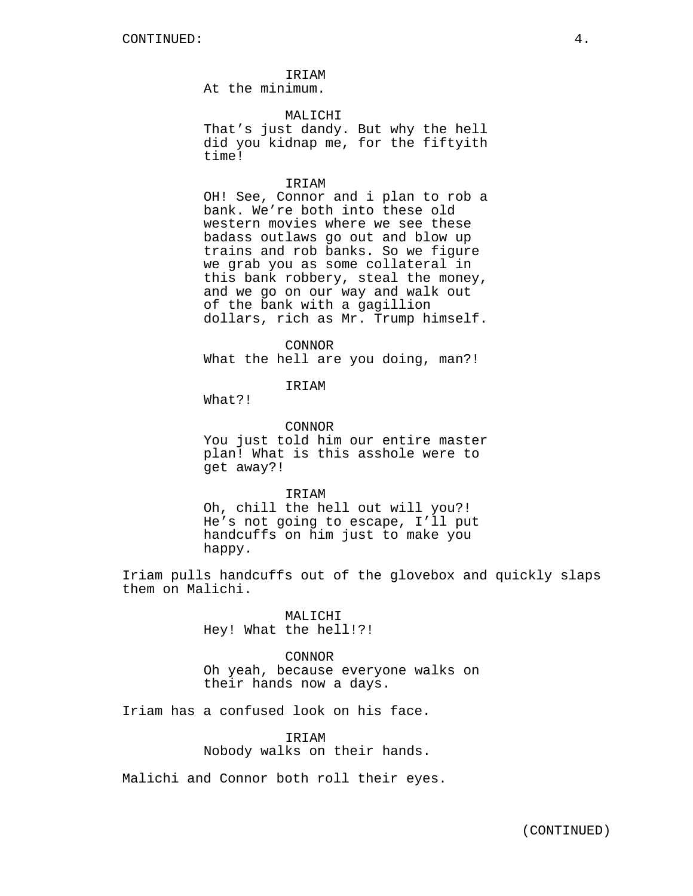CONTINUED:

IRIAM
At the minimum.

MALICHI
That's just dandy. But why the hell did you kidnap me, for the fiftyith time!

IRIAM
OH! See, Connor and i plan to rob a bank. We're both into these old western movies where we see these badass outlaws go out and blow up trains and rob banks. So we figure we grab you as some collateral in this bank robbery, steal the money, and we go on our way and walk out of the bank with a gagillion dollars, rich as Mr. Trump himself.

CONNOR
What the hell are you doing, man?!

IRIAM
What?!

CONNOR
You just told him our entire master plan! What is this asshole were to get away?!

IRIAM
Oh, chill the hell out will you?! He's not going to escape, I'll put handcuffs on him just to make you happy.

Iriam pulls handcuffs out of the glovebox and quickly slaps them on Malichi.

MALICHI
Hey! What the hell!?!

CONNOR
Oh yeah, because everyone walks on their hands now a days.

Iriam has a confused look on his face.

IRIAM
Nobody walks on their hands.

Malichi and Connor both roll their eyes.

(CONTINUED)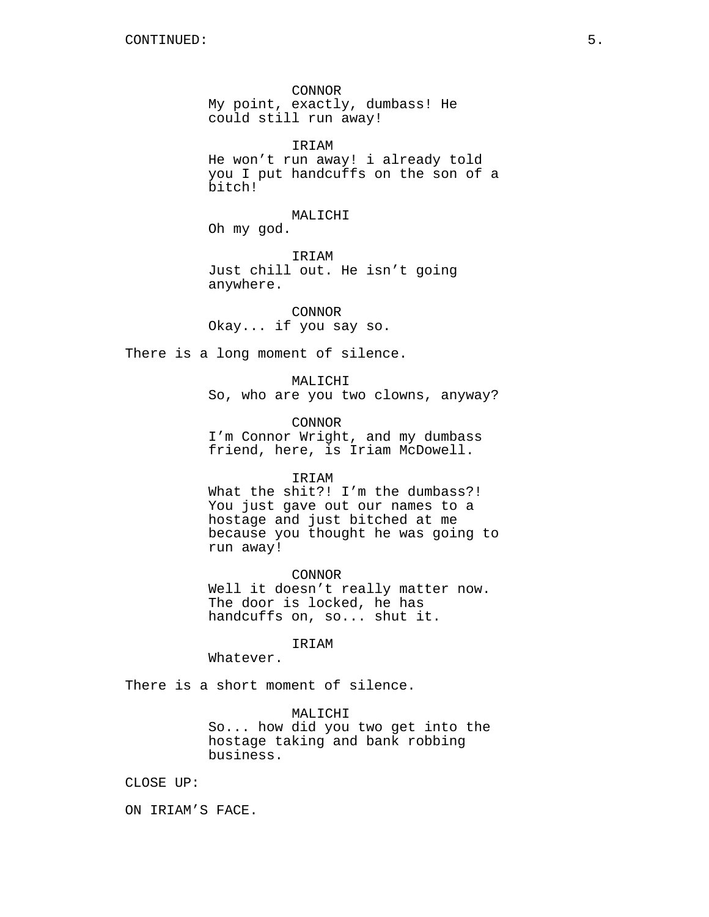CONTINUED:

CONNOR
My point, exactly, dumbass! He could still run away!

IRIAM
He won't run away! i already told you I put handcuffs on the son of a bitch!

MALICHI
Oh my god.

IRIAM
Just chill out. He isn't going anywhere.

CONNOR
Okay... if you say so.

There is a long moment of silence.

MALICHI
So, who are you two clowns, anyway?

CONNOR
I'm Connor Wright, and my dumbass friend, here, is Iriam McDowell.

IRIAM
What the shit?! I'm the dumbass?! You just gave out our names to a hostage and just bitched at me because you thought he was going to run away!

CONNOR
Well it doesn't really matter now. The door is locked, he has handcuffs on, so... shut it.

IRIAM
Whatever.

There is a short moment of silence.

MALICHI
So... how did you two get into the hostage taking and bank robbing business.

CLOSE UP:

ON IRIAM'S FACE.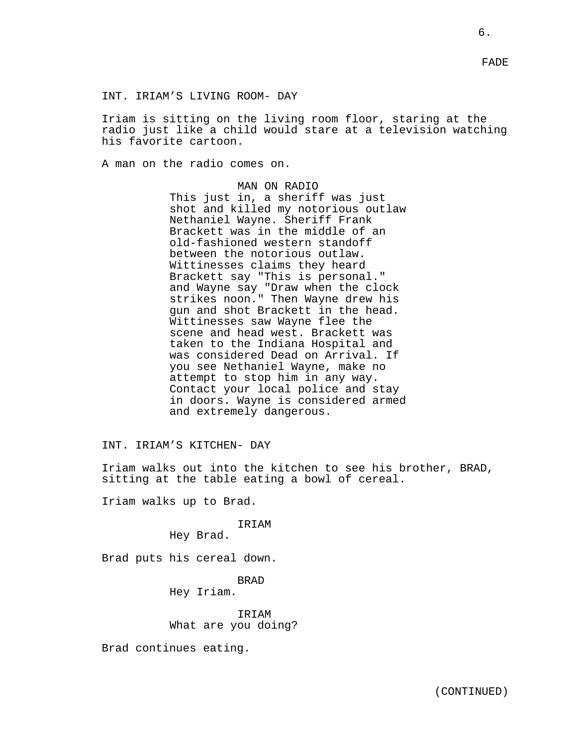FADE

INT. IRIAM’S LIVING ROOM- DAY

Iriam is sitting on the living room floor, staring at the radio just like a child would stare at a television watching his favorite cartoon.

A man on the radio comes on.

MAN ON RADIO
This just in, a sheriff was just shot and killed my notorious outlaw Nethaniel Wayne. Sheriff Frank Brackett was in the middle of an old-fashioned western standoff between the notorious outlaw. Wittinesses claims they heard Brackett say "This is personal." and Wayne say "Draw when the clock strikes noon." Then Wayne drew his gun and shot Brackett in the head. Wittinesses saw Wayne flee the scene and head west. Brackett was taken to the Indiana Hospital and was considered Dead on Arrival. If you see Nethaniel Wayne, make no attempt to stop him in any way. Contact your local police and stay in doors. Wayne is considered armed and extremely dangerous.

INT. IRIAM’S KITCHEN- DAY

Iriam walks out into the kitchen to see his brother, BRAD, sitting at the table eating a bowl of cereal.

Iriam walks up to Brad.

IRIAM
Hey Brad.

Brad puts his cereal down.

BRAD
Hey Iriam.

IRIAM
What are you doing?

Brad continues eating.

(CONTINUED)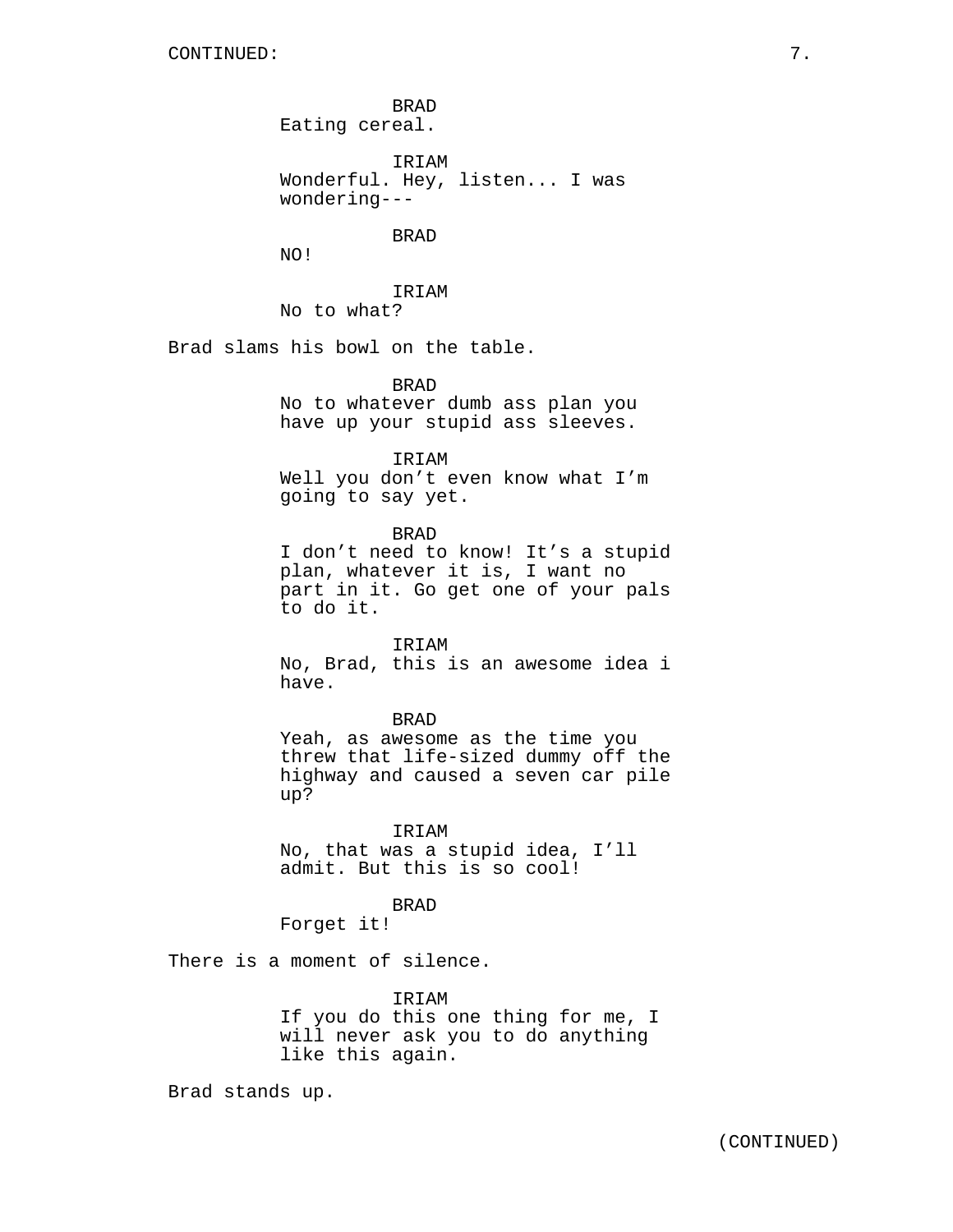CONTINUED:

BRAD
Eating cereal.

IRIAM
Wonderful. Hey, listen... I was wondering---

BRAD
NO!

IRIAM
No to what?

Brad slams his bowl on the table.

BRAD
No to whatever dumb ass plan you have up your stupid ass sleeves.

IRIAM
Well you don't even know what I'm going to say yet.

BRAD
I don't need to know! It's a stupid plan, whatever it is, I want no part in it. Go get one of your pals to do it.

IRIAM
No, Brad, this is an awesome idea i have.

BRAD
Yeah, as awesome as the time you threw that life-sized dummy off the highway and caused a seven car pile up?

IRIAM
No, that was a stupid idea, I'll admit. But this is so cool!

BRAD
Forget it!

There is a moment of silence.

IRIAM
If you do this one thing for me, I will never ask you to do anything like this again.

Brad stands up.

(CONTINUED)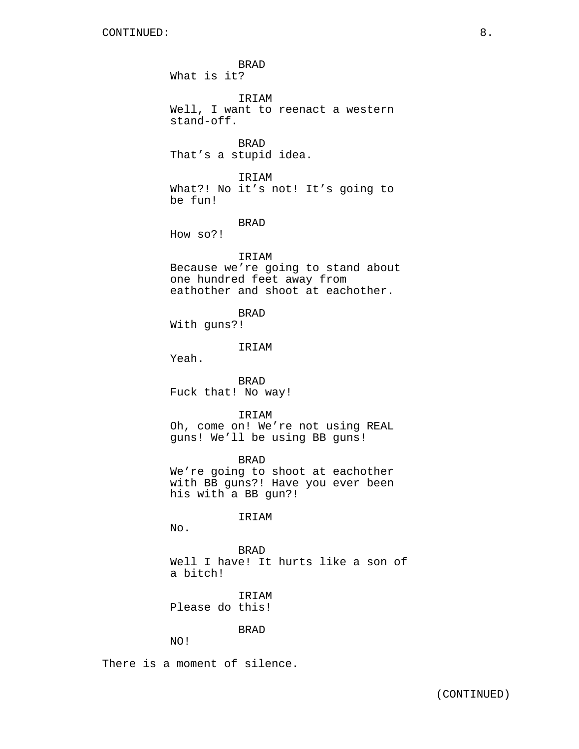BRAD
What is it?

IRIAM
Well, I want to reenact a western stand-off.

BRAD
That's a stupid idea.

IRIAM
What?! No it's not! It's going to be fun!

BRAD
How so?!

IRIAM
Because we're going to stand about one hundred feet away from eathother and shoot at eachother.

BRAD
With guns?!

IRIAM
Yeah.

BRAD
Fuck that! No way!

IRIAM
Oh, come on! We're not using REAL guns! We'll be using BB guns!

BRAD
We're going to shoot at eachother with BB guns?! Have you ever been his with a BB gun?!

IRIAM
No.

BRAD
Well I have! It hurts like a son of a bitch!

IRIAM
Please do this!

BRAD
NO!

There is a moment of silence.

(CONTINUED)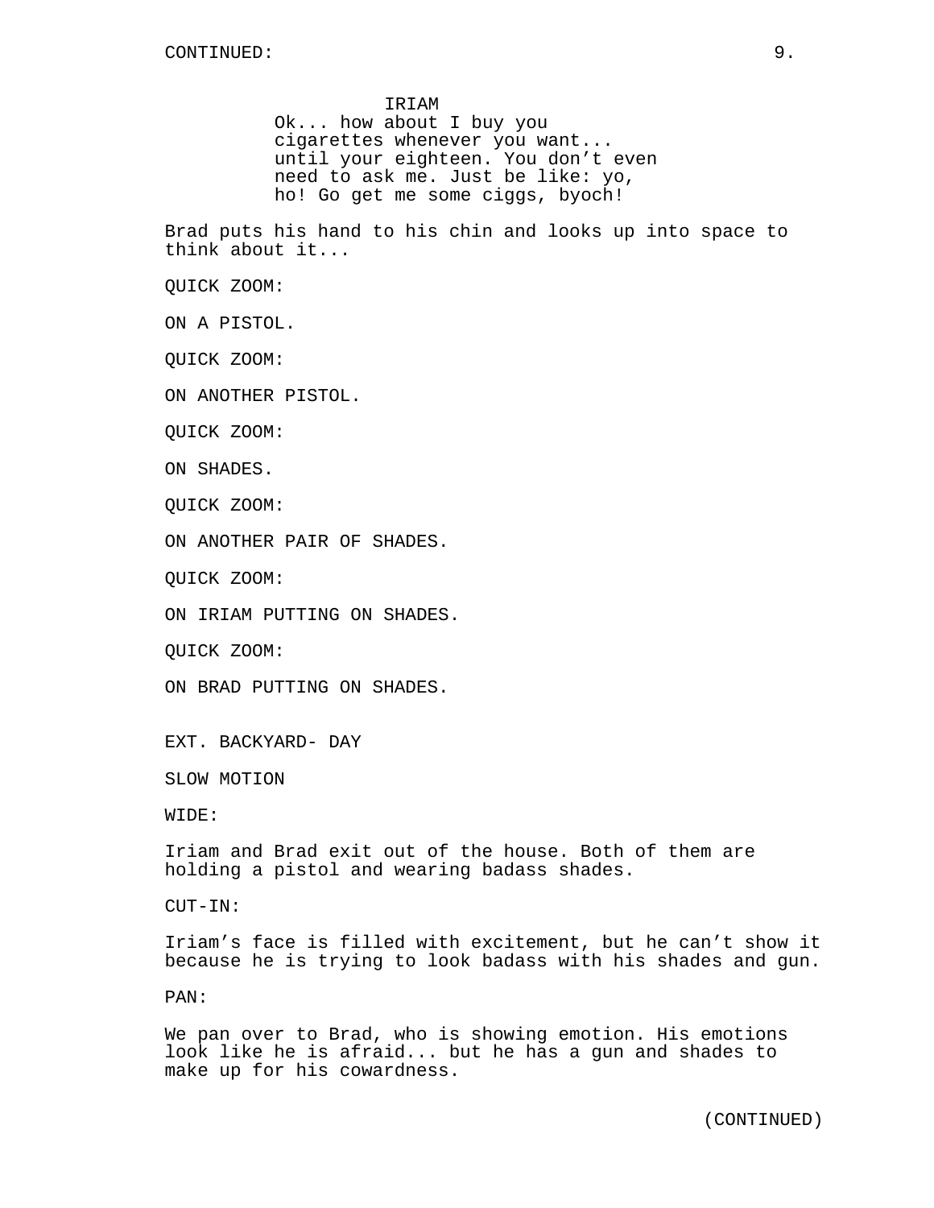CONTINUED:

IRIAM

Ok... how about I buy you cigarettes whenever you want... until your eighteen. You don't even need to ask me. Just be like: yo, ho! Go get me some ciggs, byoch!

Brad puts his hand to his chin and looks up into space to think about it...

QUICK ZOOM:

ON A PISTOL.

QUICK ZOOM:

ON ANOTHER PISTOL.

QUICK ZOOM:

ON SHADES.

QUICK ZOOM:

ON ANOTHER PAIR OF SHADES.

QUICK ZOOM:

ON IRIAM PUTTING ON SHADES.

QUICK ZOOM:

ON BRAD PUTTING ON SHADES.

EXT. BACKYARD- DAY

SLOW MOTION

WIDE:

Iriam and Brad exit out of the house. Both of them are holding a pistol and wearing badass shades.

CUT-IN:

Iriam's face is filled with excitement, but he can't show it because he is trying to look badass with his shades and gun.

PAN:

We pan over to Brad, who is showing emotion. His emotions look like he is afraid... but he has a gun and shades to make up for his cowardness.

(CONTINUED)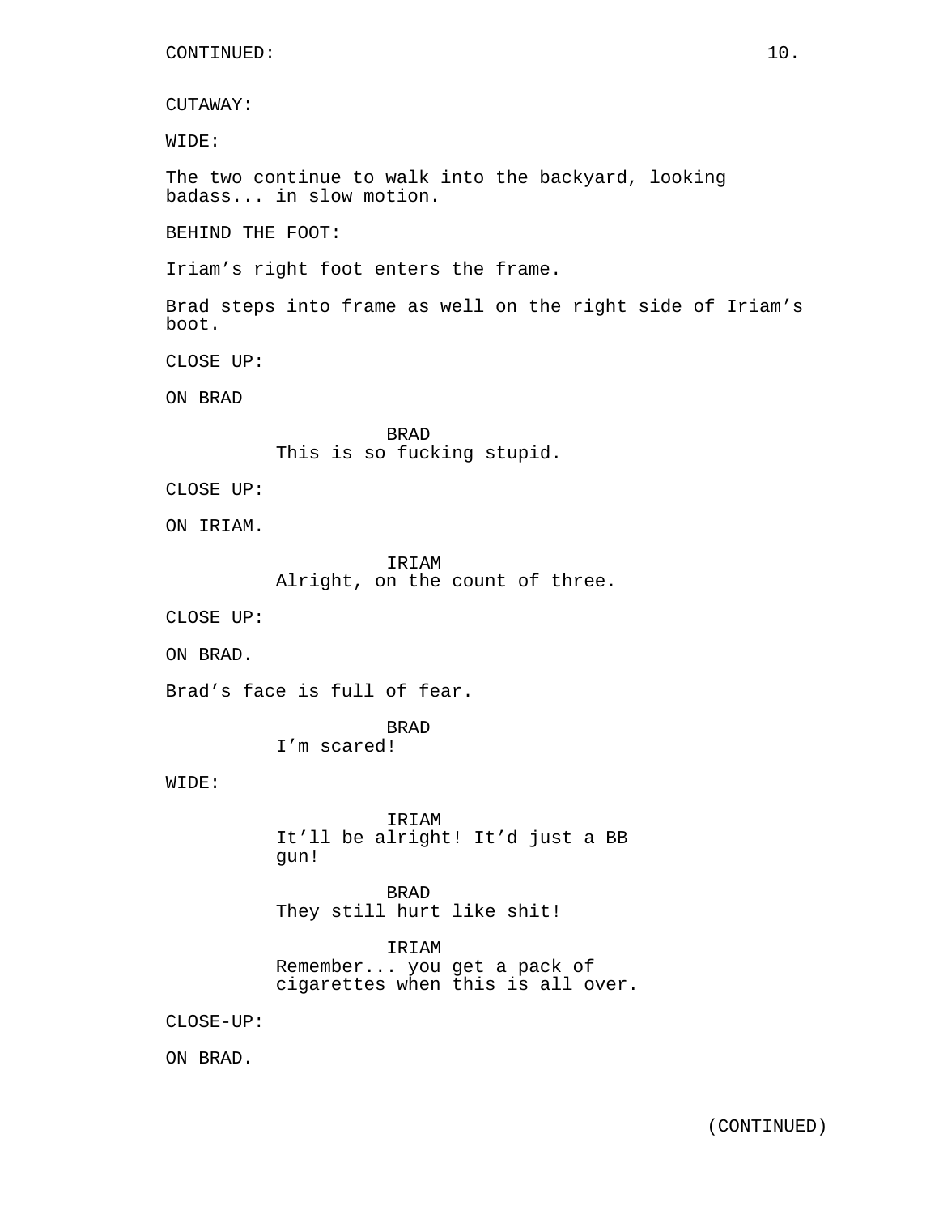CONTINUED:

CUTAWAY:

WIDE:

The two continue to walk into the backyard, looking badass... in slow motion.

BEHIND THE FOOT:

Iriam's right foot enters the frame.

Brad steps into frame as well on the right side of Iriam's boot.

CLOSE UP:

ON BRAD

BRAD
This is so fucking stupid.

CLOSE UP:

ON IRIAM.

IRIAM
Alright, on the count of three.

CLOSE UP:

ON BRAD.

Brad's face is full of fear.

BRAD
I'm scared!

WIDE:

IRIAM
It'll be alright! It'd just a BB gun!

BRAD
They still hurt like shit!

IRIAM
Remember... you get a pack of cigarettes when this is all over.

CLOSE-UP:

ON BRAD.

(CONTINUED)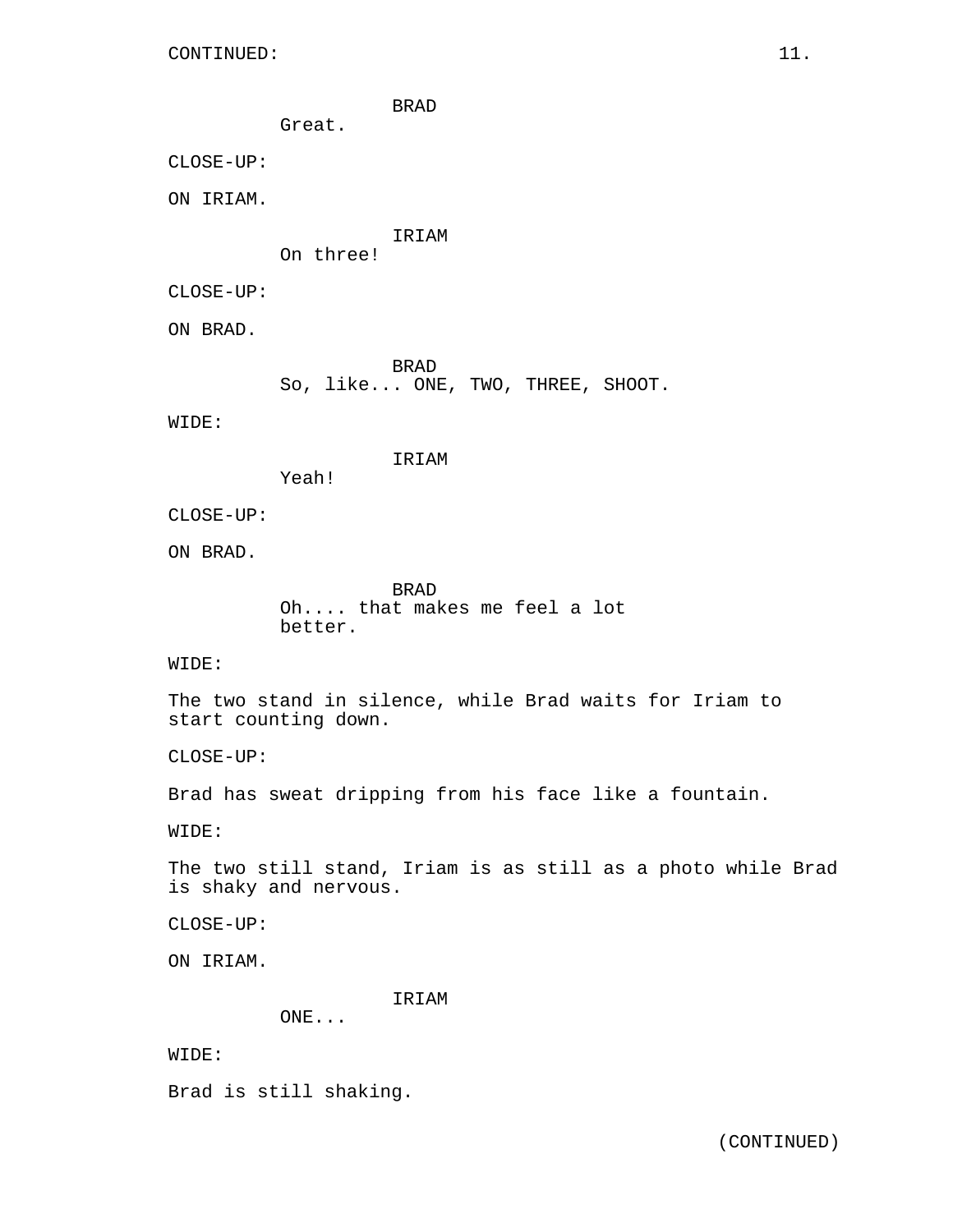CONTINUED:

BRAD
Great.

CLOSE-UP:

ON IRIAM.

IRIAM
On three!

CLOSE-UP:

ON BRAD.

BRAD
So, like... ONE, TWO, THREE, SHOOT.

WIDE:

IRIAM
Yeah!

CLOSE-UP:

ON BRAD.

BRAD
Oh.... that makes me feel a lot better.

WIDE:

The two stand in silence, while Brad waits for Iriam to start counting down.

CLOSE-UP:

Brad has sweat dripping from his face like a fountain.

WIDE:

The two still stand, Iriam is as still as a photo while Brad is shaky and nervous.

CLOSE-UP:

ON IRIAM.

IRIAM
ONE...

WIDE:

Brad is still shaking.

(CONTINUED)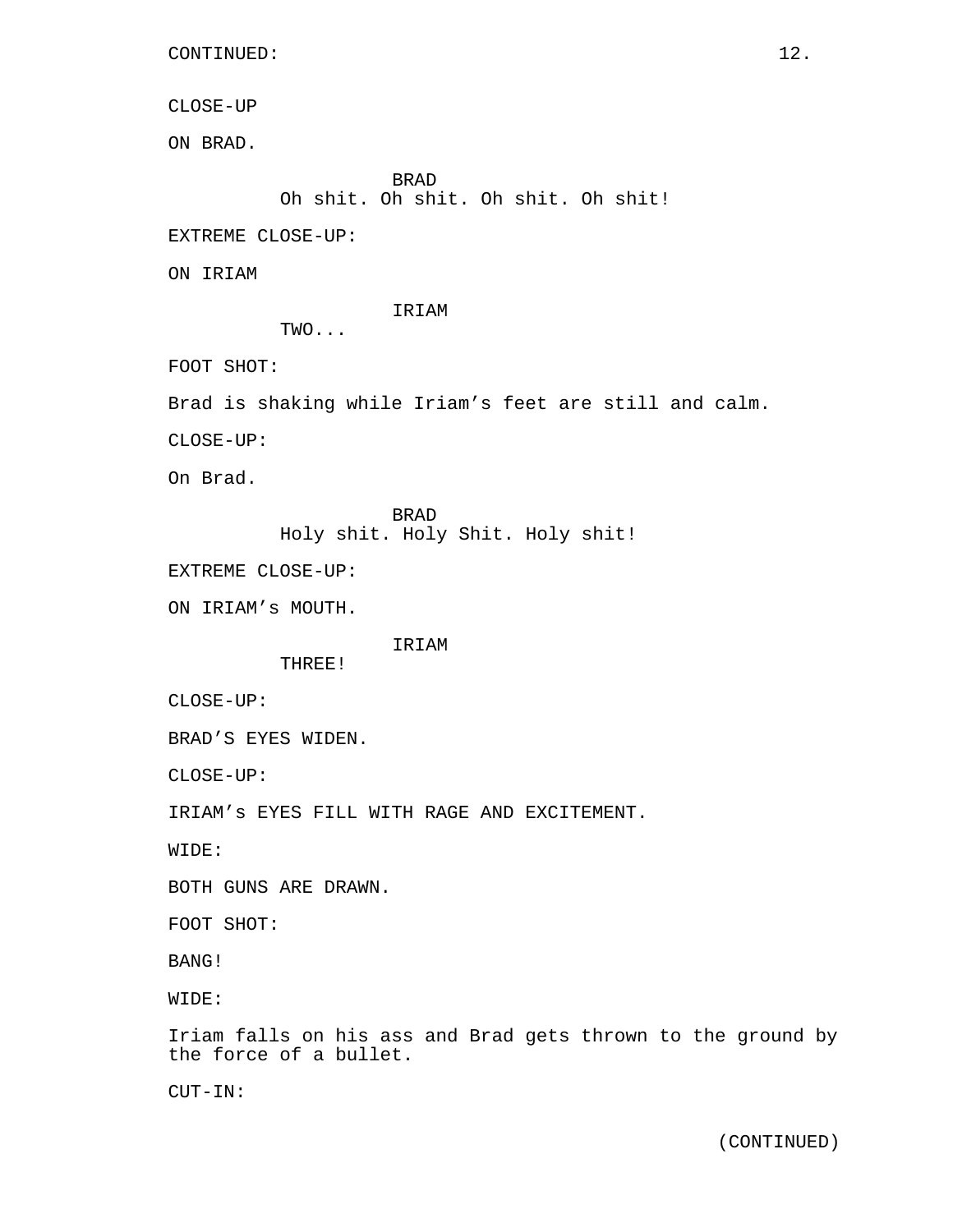CONTINUED:

CLOSE-UP

ON BRAD.

BRAD
Oh shit. Oh shit. Oh shit. Oh shit!

EXTREME CLOSE-UP:

ON IRIAM

IRIAM
TWO...

FOOT SHOT:

Brad is shaking while Iriam’s feet are still and calm.

CLOSE-UP:

On Brad.

BRAD
Holy shit. Holy Shit. Holy shit!

EXTREME CLOSE-UP:

ON IRIAM’s MOUTH.

IRIAM
THREE!

CLOSE-UP:

BRAD’S EYES WIDEN.

CLOSE-UP:

IRIAM’s EYES FILL WITH RAGE AND EXCITEMENT.

WIDE:

BOTH GUNS ARE DRAWN.

FOOT SHOT:

BANG!

WIDE:

Iriam falls on his ass and Brad gets thrown to the ground by the force of a bullet.

CUT-IN:

(CONTINUED)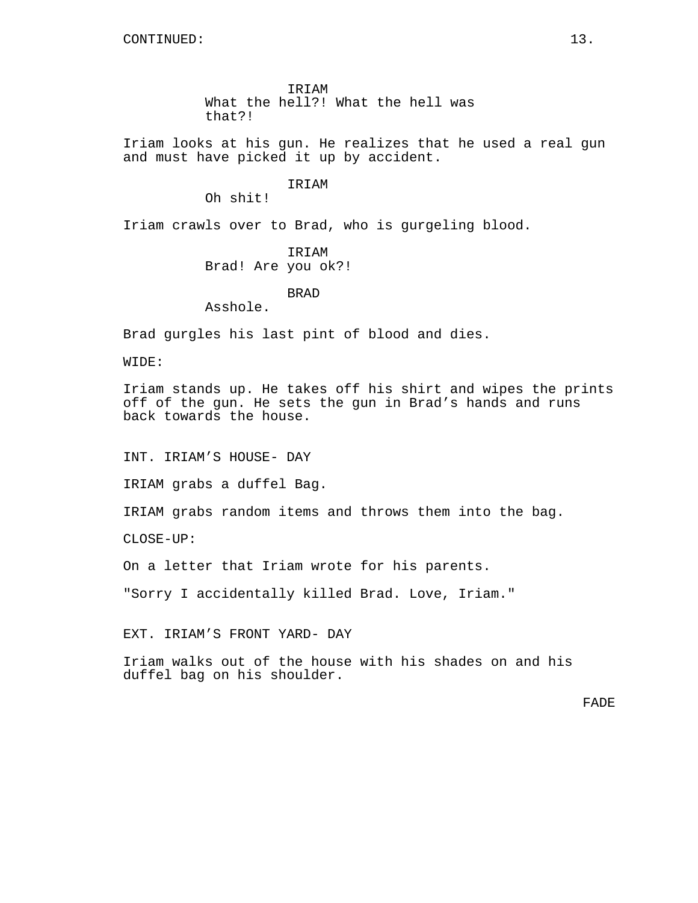CONTINUED:

IRIAM
What the hell?! What the hell was that?!

Iriam looks at his gun. He realizes that he used a real gun and must have picked it up by accident.

IRIAM
Oh shit!

Iriam crawls over to Brad, who is gurgeling blood.

IRIAM
Brad! Are you ok?!

BRAD
Asshole.

Brad gurgles his last pint of blood and dies.

WIDE:

Iriam stands up. He takes off his shirt and wipes the prints off of the gun. He sets the gun in Brad’s hands and runs back towards the house.

INT. IRIAM’S HOUSE- DAY

IRIAM grabs a duffel Bag.

IRIAM grabs random items and throws them into the bag.

CLOSE-UP:

On a letter that Iriam wrote for his parents.

"Sorry I accidentally killed Brad. Love, Iriam."

EXT. IRIAM’S FRONT YARD- DAY

Iriam walks out of the house with his shades on and his duffel bag on his shoulder.

FADE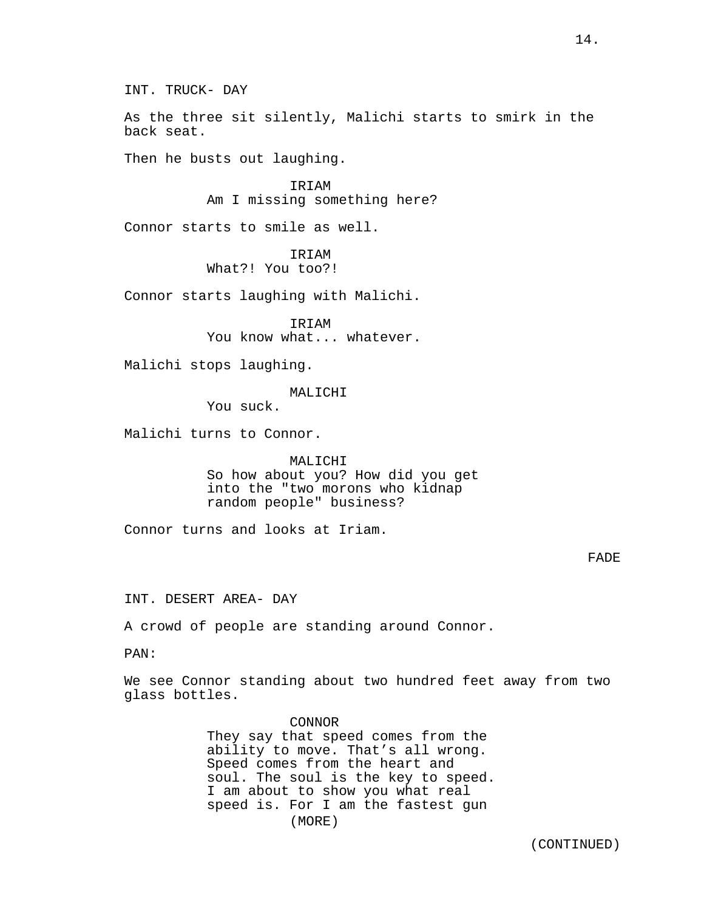INT. TRUCK- DAY

As the three sit silently, Malichi starts to smirk in the back seat.

Then he busts out laughing.

IRIAM
Am I missing something here?

Connor starts to smile as well.

IRIAM
What?! You too?!

Connor starts laughing with Malichi.

IRIAM
You know what... whatever.

Malichi stops laughing.

MALICHI
You suck.

Malichi turns to Connor.

MALICHI
So how about you? How did you get into the "two morons who kidnap random people" business?

Connor turns and looks at Iriam.

FADE

INT. DESERT AREA- DAY

A crowd of people are standing around Connor.

PAN:

We see Connor standing about two hundred feet away from two glass bottles.

CONNOR
They say that speed comes from the ability to move. That's all wrong. Speed comes from the heart and soul. The soul is the key to speed. I am about to show you what real speed is. For I am the fastest gun
(MORE)

(CONTINUED)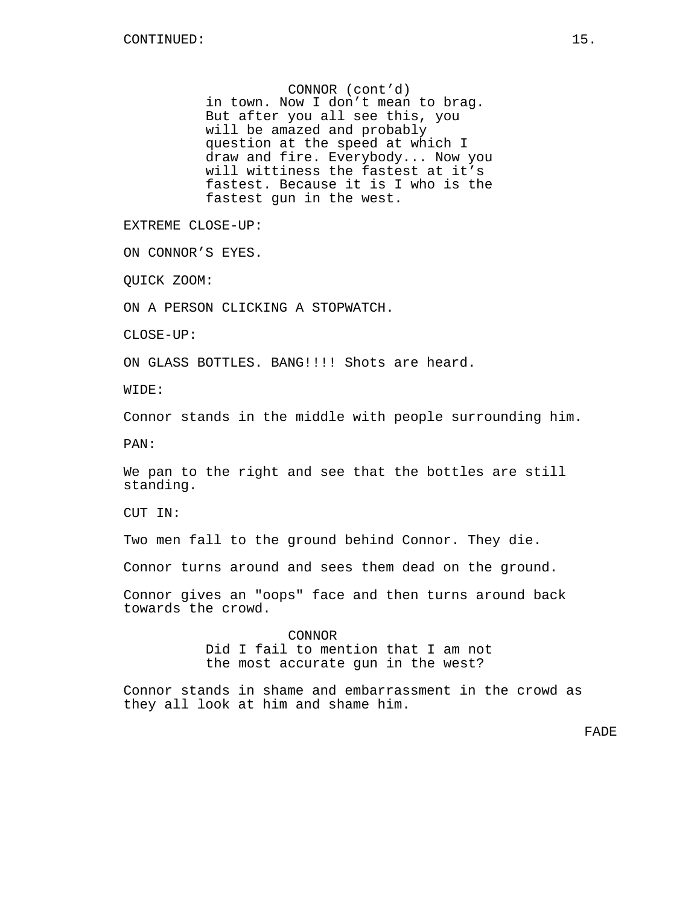CONTINUED:

CONNOR (cont'd)
in town. Now I don't mean to brag. But after you all see this, you will be amazed and probably question at the speed at which I draw and fire. Everybody... Now you will wittiness the fastest at it's fastest. Because it is I who is the fastest gun in the west.

EXTREME CLOSE-UP:

ON CONNOR'S EYES.

QUICK ZOOM:

ON A PERSON CLICKING A STOPWATCH.

CLOSE-UP:

ON GLASS BOTTLES. BANG!!!! Shots are heard.

WIDE:

Connor stands in the middle with people surrounding him.

PAN:

We pan to the right and see that the bottles are still standing.

CUT IN:

Two men fall to the ground behind Connor. They die.

Connor turns around and sees them dead on the ground.

Connor gives an "oops" face and then turns around back towards the crowd.

CONNOR
Did I fail to mention that I am not the most accurate gun in the west?

Connor stands in shame and embarrassment in the crowd as they all look at him and shame him.

FADE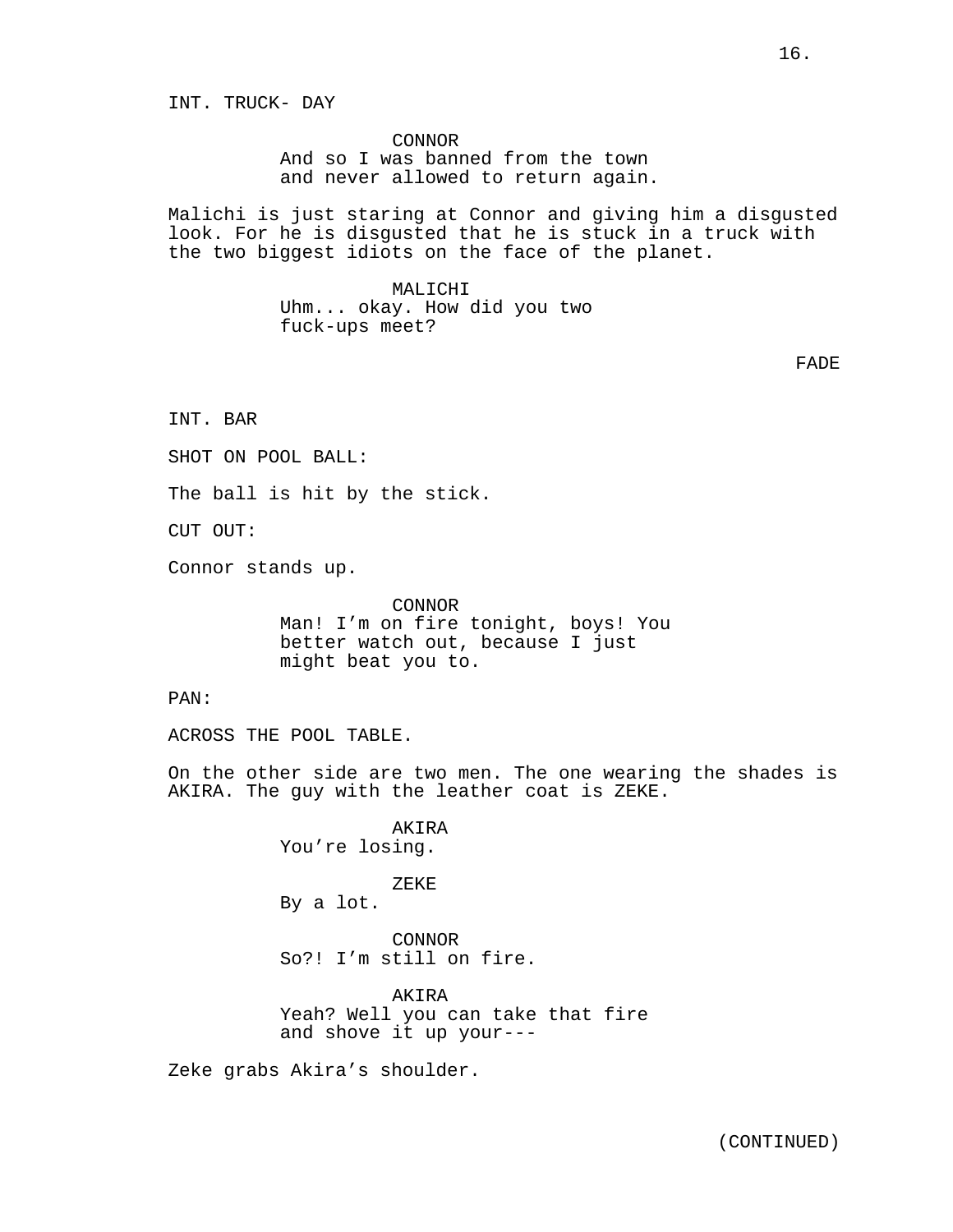INT. TRUCK- DAY

CONNOR
And so I was banned from the town and never allowed to return again.

Malichi is just staring at Connor and giving him a disgusted look. For he is disgusted that he is stuck in a truck with the two biggest idiots on the face of the planet.

MALICHI
Uhm... okay. How did you two fuck-ups meet?

FADE

INT. BAR

SHOT ON POOL BALL:

The ball is hit by the stick.

CUT OUT:

Connor stands up.

CONNOR
Man! I'm on fire tonight, boys! You better watch out, because I just might beat you to.

PAN:

ACROSS THE POOL TABLE.

On the other side are two men. The one wearing the shades is AKIRA. The guy with the leather coat is ZEKE.

AKIRA
You're losing.

ZEKE
By a lot.

CONNOR
So?! I'm still on fire.

AKIRA
Yeah? Well you can take that fire and shove it up your---

Zeke grabs Akira's shoulder.

(CONTINUED)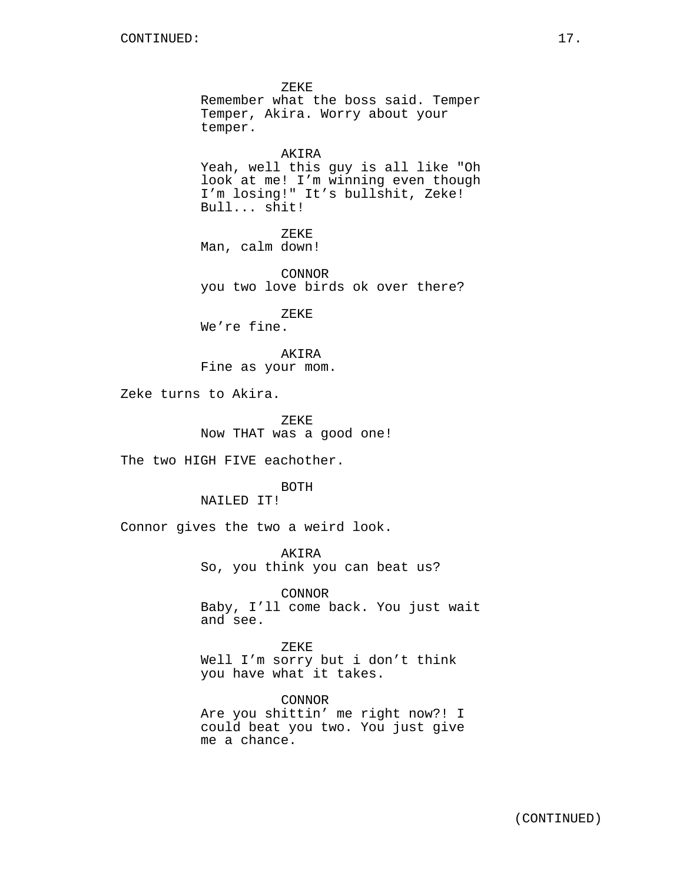ZEKE
Remember what the boss said. Temper Temper, Akira. Worry about your temper.

AKIRA
Yeah, well this guy is all like "Oh look at me! I'm winning even though I'm losing!" It's bullshit, Zeke! Bull... shit!

ZEKE
Man, calm down!

CONNOR
you two love birds ok over there?

ZEKE
We're fine.

AKIRA
Fine as your mom.

Zeke turns to Akira.

ZEKE
Now THAT was a good one!

The two HIGH FIVE eachother.

BOTH
NAILED IT!

Connor gives the two a weird look.

AKIRA
So, you think you can beat us?

CONNOR
Baby, I'll come back. You just wait and see.

ZEKE
Well I'm sorry but i don't think you have what it takes.

CONNOR
Are you shittin' me right now?! I could beat you two. You just give me a chance.

(CONTINUED)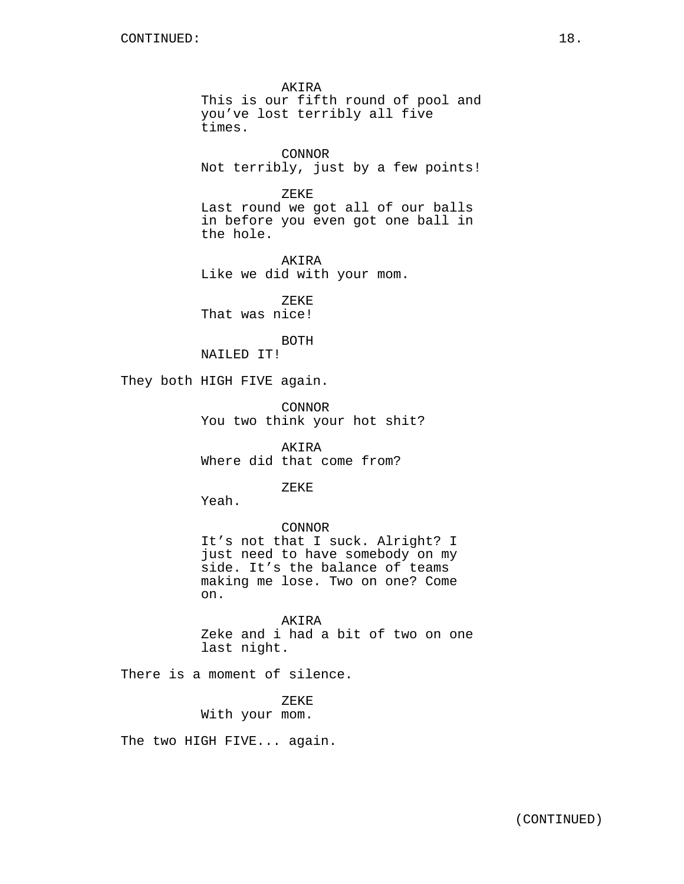CONTINUED:

AKIRA
This is our fifth round of pool and you've lost terribly all five times.

CONNOR
Not terribly, just by a few points!

ZEKE
Last round we got all of our balls in before you even got one ball in the hole.

AKIRA
Like we did with your mom.

ZEKE
That was nice!

BOTH
NAILED IT!

They both HIGH FIVE again.

CONNOR
You two think your hot shit?

AKIRA
Where did that come from?

ZEKE
Yeah.

CONNOR
It's not that I suck. Alright? I just need to have somebody on my side. It's the balance of teams making me lose. Two on one? Come on.

AKIRA
Zeke and i had a bit of two on one last night.

There is a moment of silence.

ZEKE
With your mom.

The two HIGH FIVE... again.

(CONTINUED)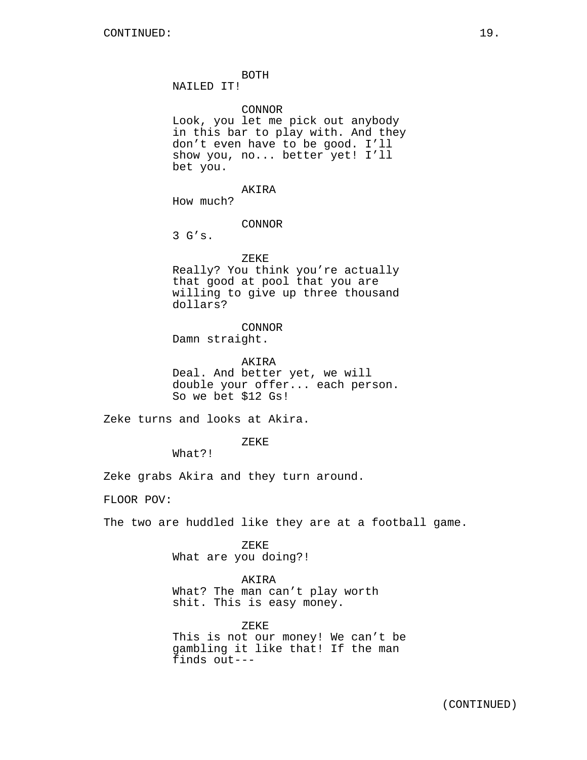BOTH
NAILED IT!

CONNOR
Look, you let me pick out anybody in this bar to play with. And they don't even have to be good. I'll show you, no... better yet! I'll bet you.

AKIRA
How much?

CONNOR
3 G's.

ZEKE
Really? You think you're actually that good at pool that you are willing to give up three thousand dollars?

CONNOR
Damn straight.

AKIRA
Deal. And better yet, we will double your offer... each person. So we bet $12 Gs!

Zeke turns and looks at Akira.

ZEKE
What?!

Zeke grabs Akira and they turn around.

FLOOR POV:

The two are huddled like they are at a football game.

ZEKE
What are you doing?!

AKIRA
What? The man can't play worth shit. This is easy money.

ZEKE
This is not our money! We can't be gambling it like that! If the man finds out---

(CONTINUED)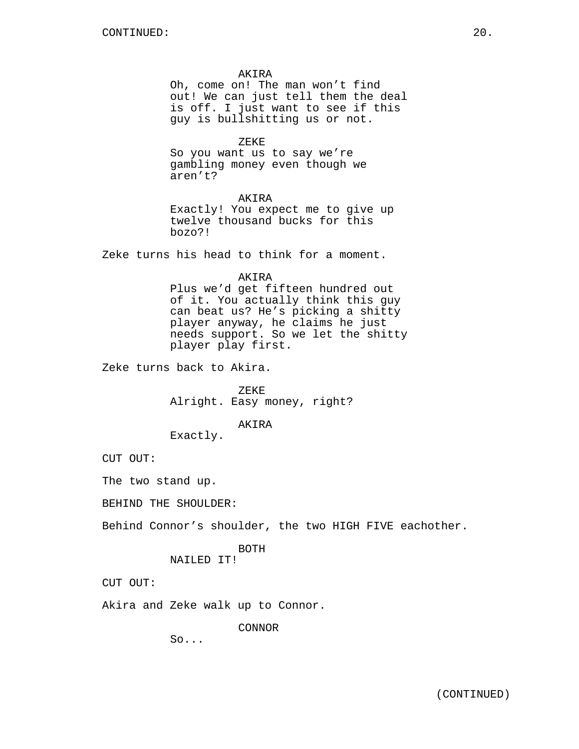AKIRA
Oh, come on! The man won't find out! We can just tell them the deal is off. I just want to see if this guy is bullshitting us or not.

ZEKE
So you want us to say we're gambling money even though we aren't?

AKIRA
Exactly! You expect me to give up twelve thousand bucks for this bozo?!

Zeke turns his head to think for a moment.

AKIRA
Plus we'd get fifteen hundred out of it. You actually think this guy can beat us? He's picking a shitty player anyway, he claims he just needs support. So we let the shitty player play first.

Zeke turns back to Akira.

ZEKE
Alright. Easy money, right?

AKIRA
Exactly.

CUT OUT:

The two stand up.

BEHIND THE SHOULDER:

Behind Connor's shoulder, the two HIGH FIVE eachother.

BOTH
NAILED IT!

CUT OUT:

Akira and Zeke walk up to Connor.

CONNOR
So...

(CONTINUED)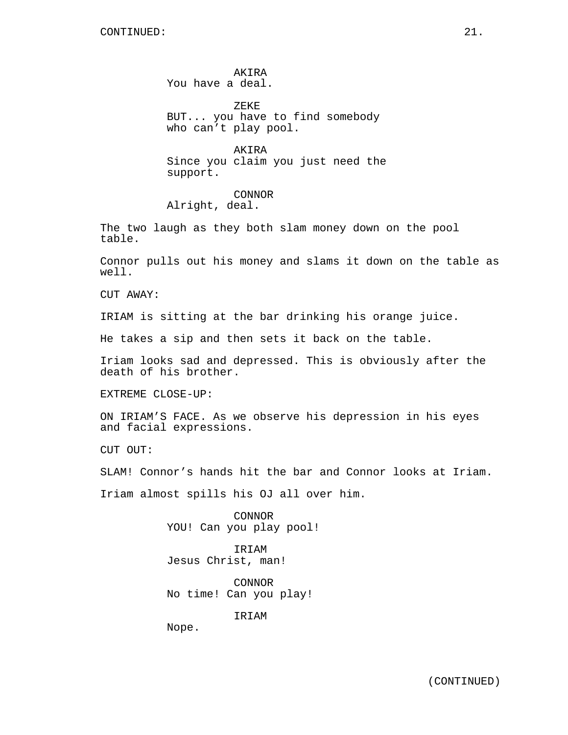AKIRA
You have a deal.

ZEKE
BUT... you have to find somebody who can't play pool.

AKIRA
Since you claim you just need the support.

CONNOR
Alright, deal.

The two laugh as they both slam money down on the pool table.

Connor pulls out his money and slams it down on the table as well.

CUT AWAY:

IRIAM is sitting at the bar drinking his orange juice.

He takes a sip and then sets it back on the table.

Iriam looks sad and depressed. This is obviously after the death of his brother.

EXTREME CLOSE-UP:

ON IRIAM'S FACE. As we observe his depression in his eyes and facial expressions.

CUT OUT:

SLAM! Connor's hands hit the bar and Connor looks at Iriam.

Iriam almost spills his OJ all over him.

CONNOR
YOU! Can you play pool!

IRIAM
Jesus Christ, man!

CONNOR
No time! Can you play!

IRIAM
Nope.

(CONTINUED)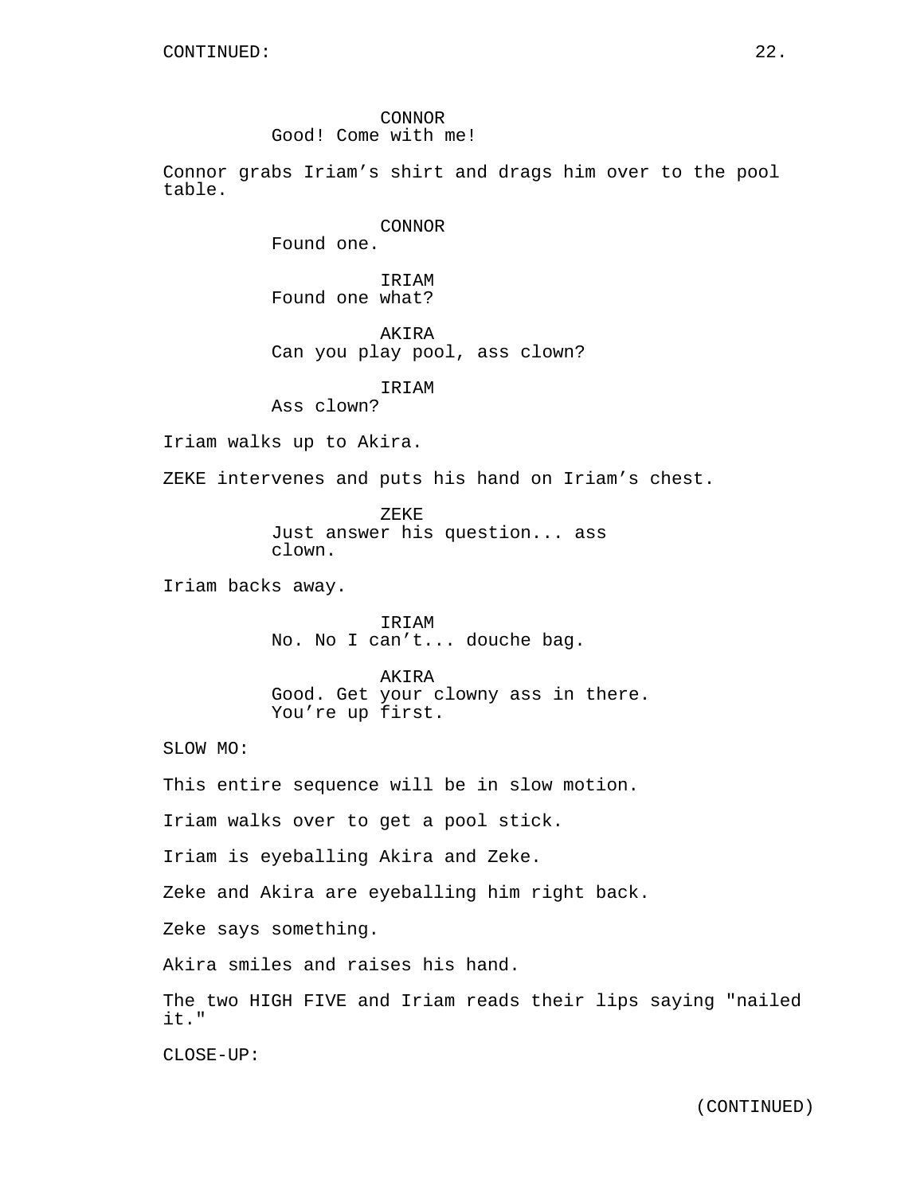CONTINUED:

CONNOR
Good! Come with me!

Connor grabs Iriam's shirt and drags him over to the pool table.

CONNOR
Found one.

IRIAM
Found one what?

AKIRA
Can you play pool, ass clown?

IRIAM
Ass clown?

Iriam walks up to Akira.

ZEKE intervenes and puts his hand on Iriam's chest.

ZEKE
Just answer his question... ass clown.

Iriam backs away.

IRIAM
No. No I can't... douche bag.

AKIRA
Good. Get your clowny ass in there. You're up first.

SLOW MO:

This entire sequence will be in slow motion.

Iriam walks over to get a pool stick.

Iriam is eyeballing Akira and Zeke.

Zeke and Akira are eyeballing him right back.

Zeke says something.

Akira smiles and raises his hand.

The two HIGH FIVE and Iriam reads their lips saying "nailed it."

CLOSE-UP:

(CONTINUED)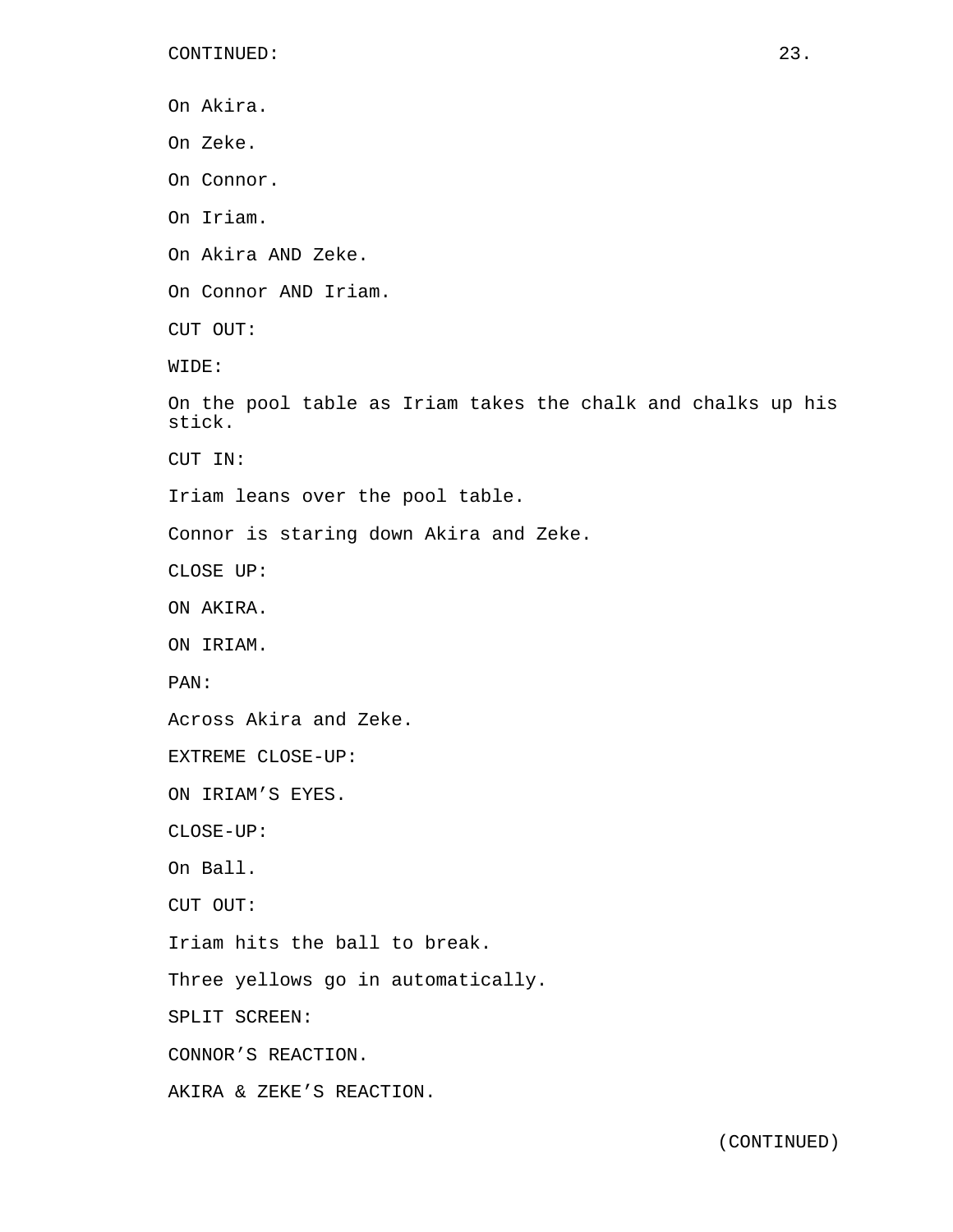CONTINUED:

On Akira.

On Zeke.

On Connor.

On Iriam.

On Akira AND Zeke.

On Connor AND Iriam.

CUT OUT:

WIDE:

On the pool table as Iriam takes the chalk and chalks up his stick.

CUT IN:

Iriam leans over the pool table.

Connor is staring down Akira and Zeke.

CLOSE UP:

ON AKIRA.

ON IRIAM.

PAN:

Across Akira and Zeke.

EXTREME CLOSE-UP:

ON IRIAM'S EYES.

CLOSE-UP:

On Ball.

CUT OUT:

Iriam hits the ball to break.

Three yellows go in automatically.

SPLIT SCREEN:

CONNOR'S REACTION.

AKIRA & ZEKE'S REACTION.

(CONTINUED)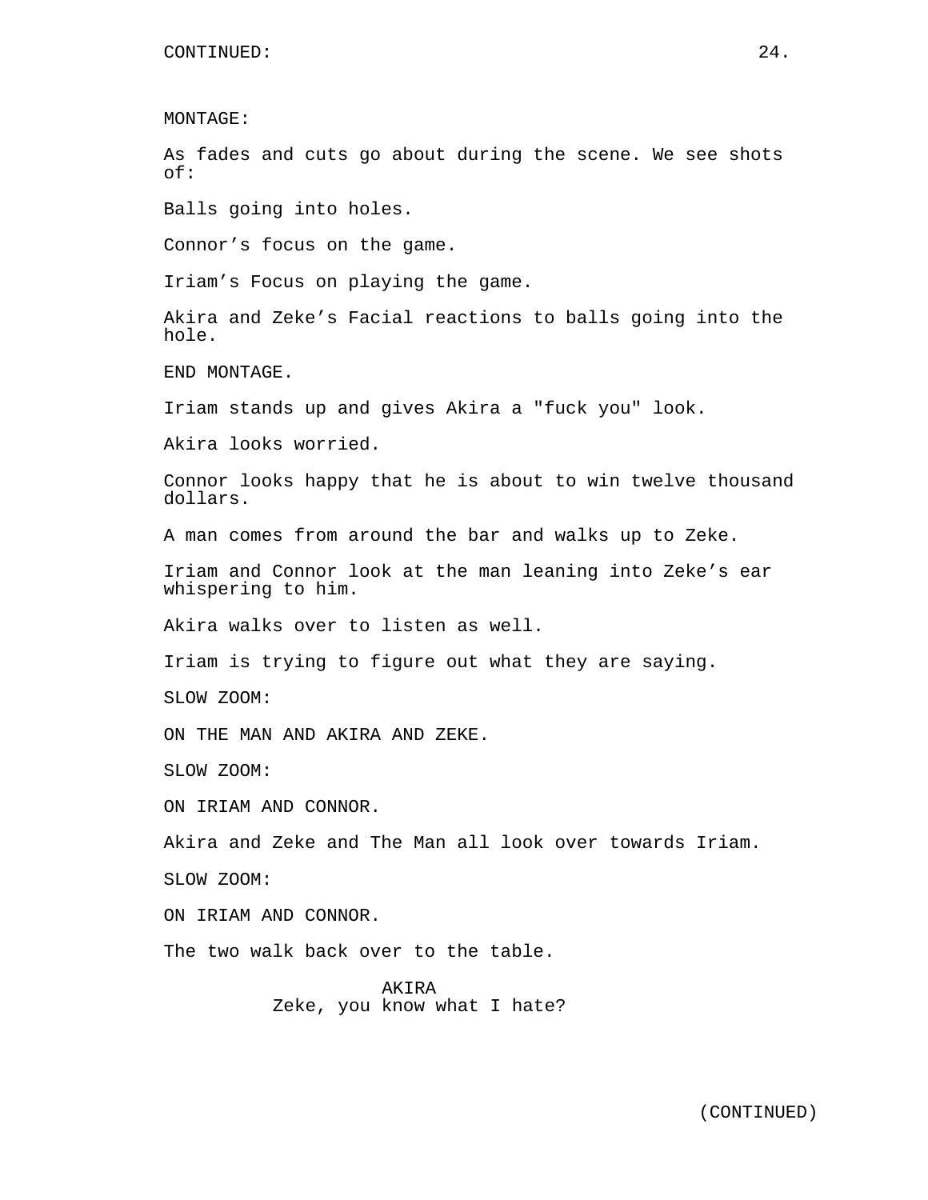CONTINUED:

MONTAGE:

As fades and cuts go about during the scene. We see shots of:

Balls going into holes.

Connor's focus on the game.

Iriam's Focus on playing the game.

Akira and Zeke's Facial reactions to balls going into the hole.

END MONTAGE.

Iriam stands up and gives Akira a "fuck you" look.

Akira looks worried.

Connor looks happy that he is about to win twelve thousand dollars.

A man comes from around the bar and walks up to Zeke.

Iriam and Connor look at the man leaning into Zeke's ear whispering to him.

Akira walks over to listen as well.

Iriam is trying to figure out what they are saying.

SLOW ZOOM:

ON THE MAN AND AKIRA AND ZEKE.

SLOW ZOOM:

ON IRIAM AND CONNOR.

Akira and Zeke and The Man all look over towards Iriam.

SLOW ZOOM:

ON IRIAM AND CONNOR.

The two walk back over to the table.

AKIRA
Zeke, you know what I hate?

(CONTINUED)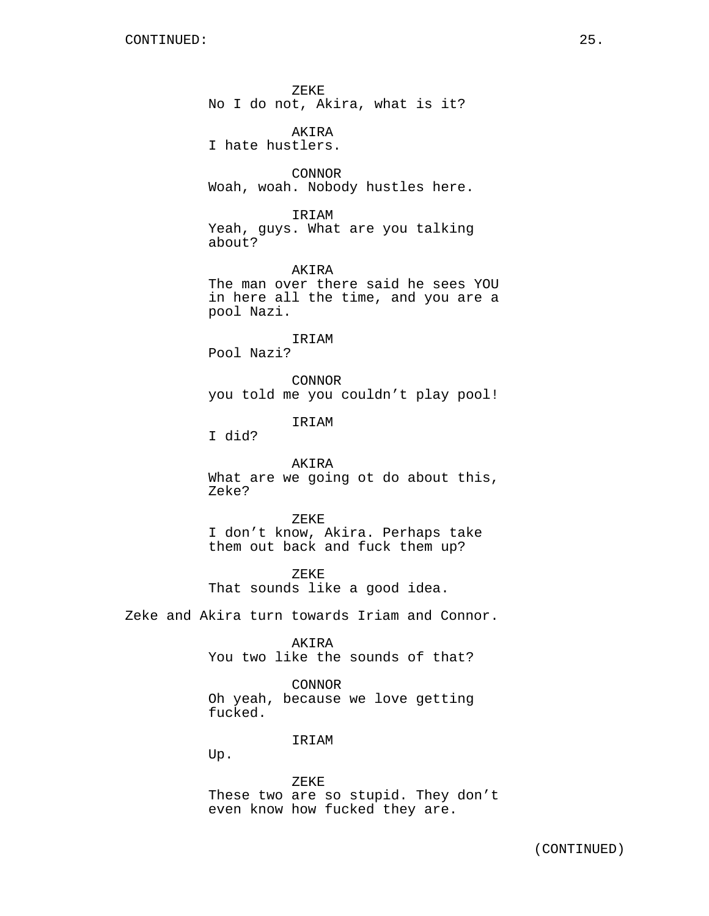CONTINUED:

ZEKE
No I do not, Akira, what is it?

AKIRA
I hate hustlers.

CONNOR
Woah, woah. Nobody hustles here.

IRIAM
Yeah, guys. What are you talking about?

AKIRA
The man over there said he sees YOU in here all the time, and you are a pool Nazi.

IRIAM
Pool Nazi?

CONNOR
you told me you couldn’t play pool!

IRIAM
I did?

AKIRA
What are we going ot do about this, Zeke?

ZEKE
I don’t know, Akira. Perhaps take them out back and fuck them up?

ZEKE
That sounds like a good idea.

Zeke and Akira turn towards Iriam and Connor.

AKIRA
You two like the sounds of that?

CONNOR
Oh yeah, because we love getting fucked.

IRIAM
Up.

ZEKE
These two are so stupid. They don’t even know how fucked they are.

(CONTINUED)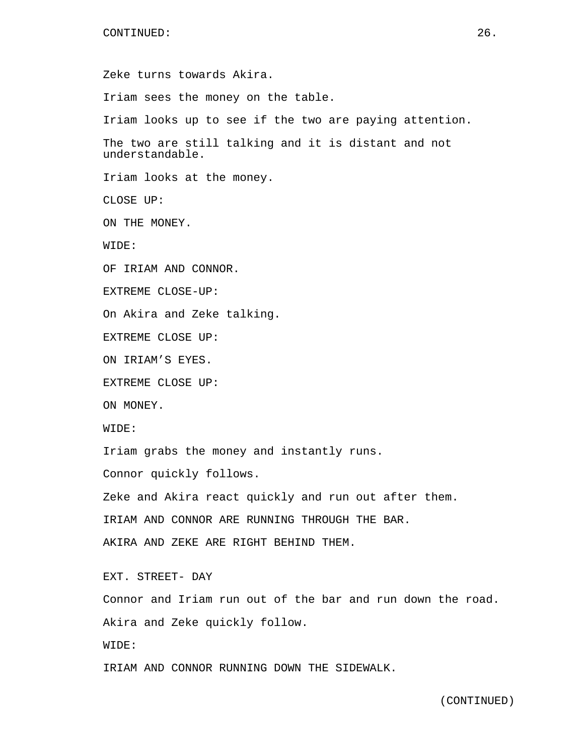Zeke turns towards Akira.

Iriam sees the money on the table.

Iriam looks up to see if the two are paying attention.

The two are still talking and it is distant and not understandable.

Iriam looks at the money.

CLOSE UP:

ON THE MONEY.

WIDE:

OF IRIAM AND CONNOR.

EXTREME CLOSE-UP:

On Akira and Zeke talking.

EXTREME CLOSE UP:

ON IRIAM’S EYES.

EXTREME CLOSE UP:

ON MONEY.

WIDE:

Iriam grabs the money and instantly runs.

Connor quickly follows.

Zeke and Akira react quickly and run out after them.

IRIAM AND CONNOR ARE RUNNING THROUGH THE BAR.

AKIRA AND ZEKE ARE RIGHT BEHIND THEM.

EXT. STREET- DAY

Connor and Iriam run out of the bar and run down the road.

Akira and Zeke quickly follow.

WIDE:

IRIAM AND CONNOR RUNNING DOWN THE SIDEWALK.

(CONTINUED)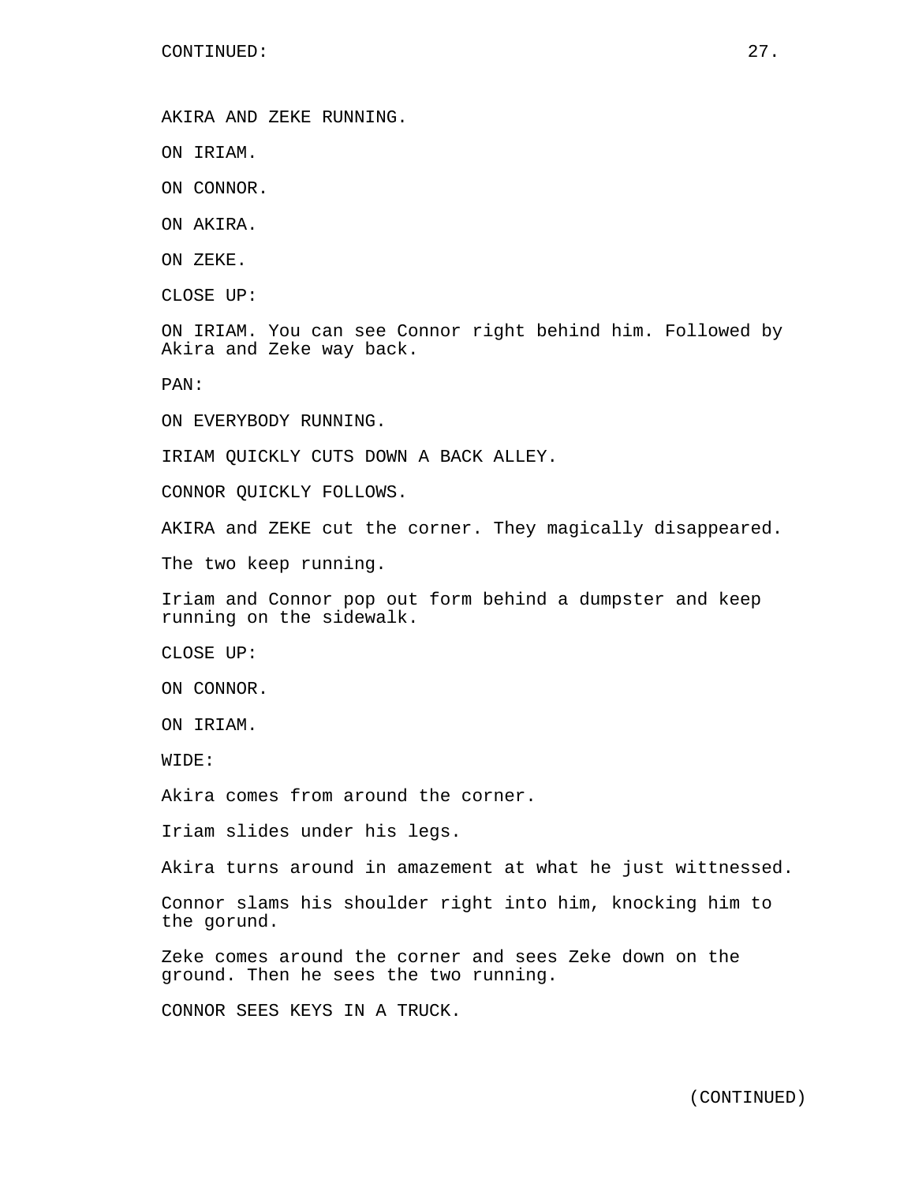CONTINUED:

AKIRA AND ZEKE RUNNING.

ON IRIAM.

ON CONNOR.

ON AKIRA.

ON ZEKE.

CLOSE UP:

ON IRIAM. You can see Connor right behind him. Followed by Akira and Zeke way back.

PAN:

ON EVERYBODY RUNNING.

IRIAM QUICKLY CUTS DOWN A BACK ALLEY.

CONNOR QUICKLY FOLLOWS.

AKIRA and ZEKE cut the corner. They magically disappeared.

The two keep running.

Iriam and Connor pop out form behind a dumpster and keep running on the sidewalk.

CLOSE UP:

ON CONNOR.

ON IRIAM.

WIDE:

Akira comes from around the corner.

Iriam slides under his legs.

Akira turns around in amazement at what he just wittnessed.

Connor slams his shoulder right into him, knocking him to the gorund.

Zeke comes around the corner and sees Zeke down on the ground. Then he sees the two running.

CONNOR SEES KEYS IN A TRUCK.

(CONTINUED)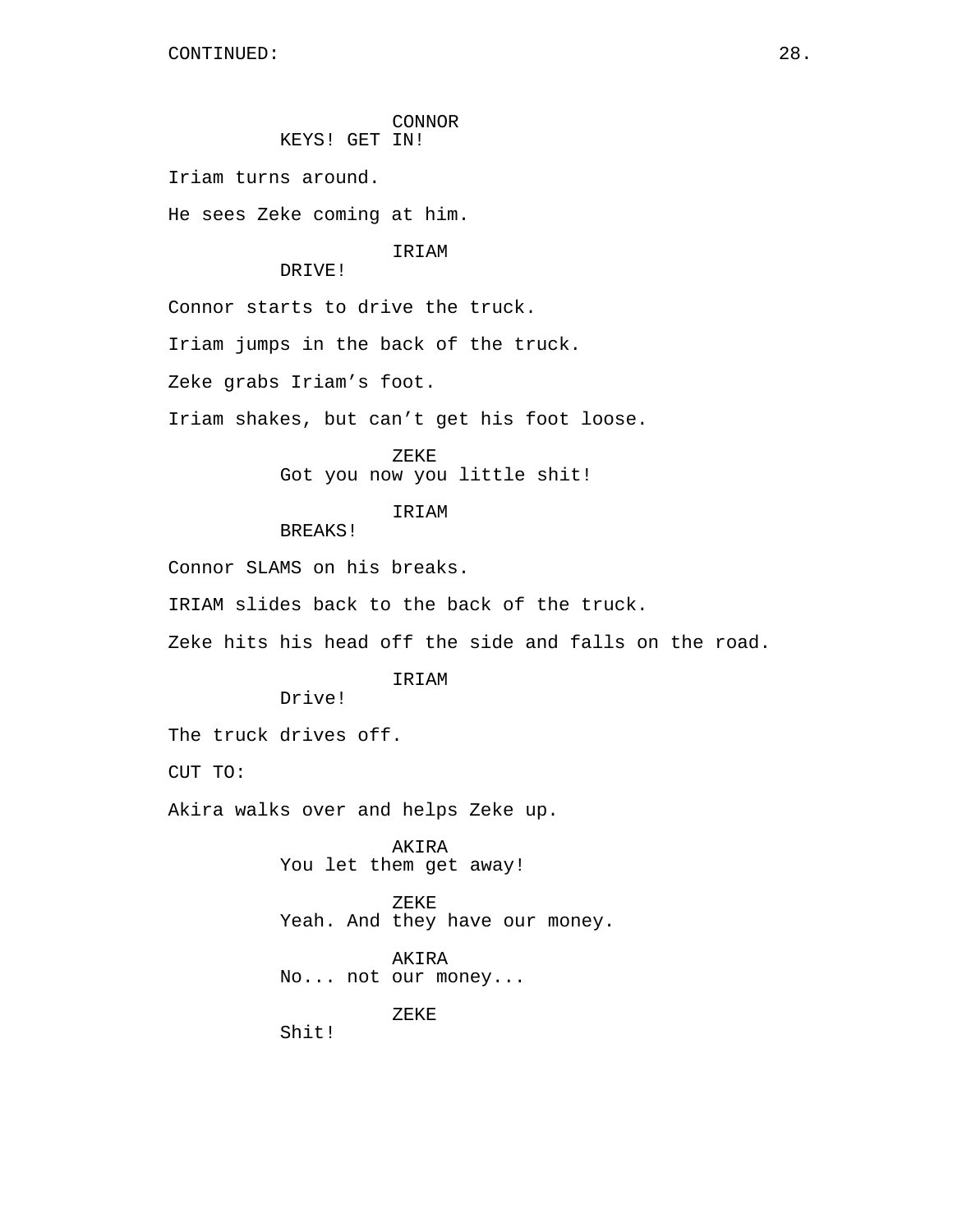CONTINUED:

CONNOR
KEYS! GET IN!

Iriam turns around.

He sees Zeke coming at him.

IRIAM
DRIVE!

Connor starts to drive the truck.

Iriam jumps in the back of the truck.

Zeke grabs Iriam’s foot.

Iriam shakes, but can’t get his foot loose.

ZEKE
Got you now you little shit!

IRIAM
BREAKS!

Connor SLAMS on his breaks.

IRIAM slides back to the back of the truck.

Zeke hits his head off the side and falls on the road.

IRIAM
Drive!

The truck drives off.

CUT TO:

Akira walks over and helps Zeke up.

AKIRA
You let them get away!

ZEKE
Yeah. And they have our money.

AKIRA
No... not our money...

ZEKE
Shit!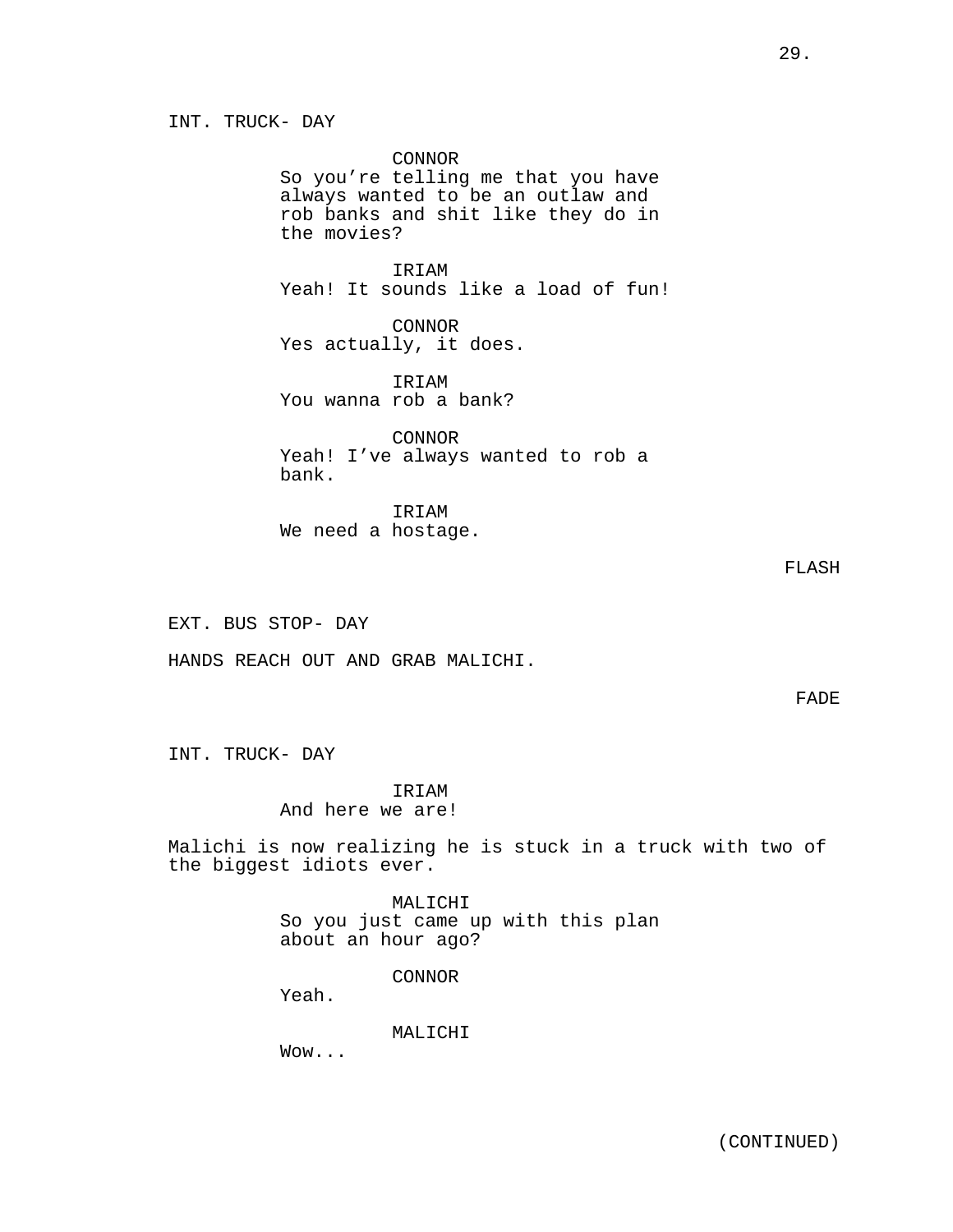INT. TRUCK- DAY

CONNOR
So you're telling me that you have always wanted to be an outlaw and rob banks and shit like they do in the movies?

IRIAM
Yeah! It sounds like a load of fun!

CONNOR
Yes actually, it does.

IRIAM
You wanna rob a bank?

CONNOR
Yeah! I've always wanted to rob a bank.

IRIAM
We need a hostage.

FLASH

EXT. BUS STOP- DAY

HANDS REACH OUT AND GRAB MALICHI.

FADE

INT. TRUCK- DAY

IRIAM
And here we are!

Malichi is now realizing he is stuck in a truck with two of the biggest idiots ever.

MALICHI
So you just came up with this plan about an hour ago?

CONNOR
Yeah.

MALICHI
Wow...

(CONTINUED)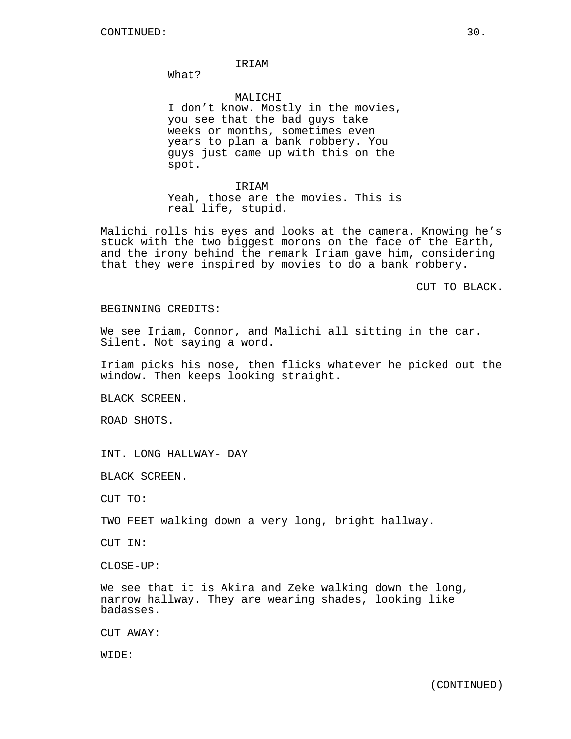IRIAM

What?

MALICHI

I don't know. Mostly in the movies, you see that the bad guys take weeks or months, sometimes even years to plan a bank robbery. You guys just came up with this on the spot.

IRIAM

Yeah, those are the movies. This is real life, stupid.

Malichi rolls his eyes and looks at the camera. Knowing he's stuck with the two biggest morons on the face of the Earth, and the irony behind the remark Iriam gave him, considering that they were inspired by movies to do a bank robbery.

CUT TO BLACK.

BEGINNING CREDITS:

We see Iriam, Connor, and Malichi all sitting in the car. Silent. Not saying a word.

Iriam picks his nose, then flicks whatever he picked out the window. Then keeps looking straight.

BLACK SCREEN.

ROAD SHOTS.

INT. LONG HALLWAY- DAY

BLACK SCREEN.

CUT TO:

TWO FEET walking down a very long, bright hallway.

CUT IN:

CLOSE-UP:

We see that it is Akira and Zeke walking down the long, narrow hallway. They are wearing shades, looking like badasses.

CUT AWAY:

WIDE:

(CONTINUED)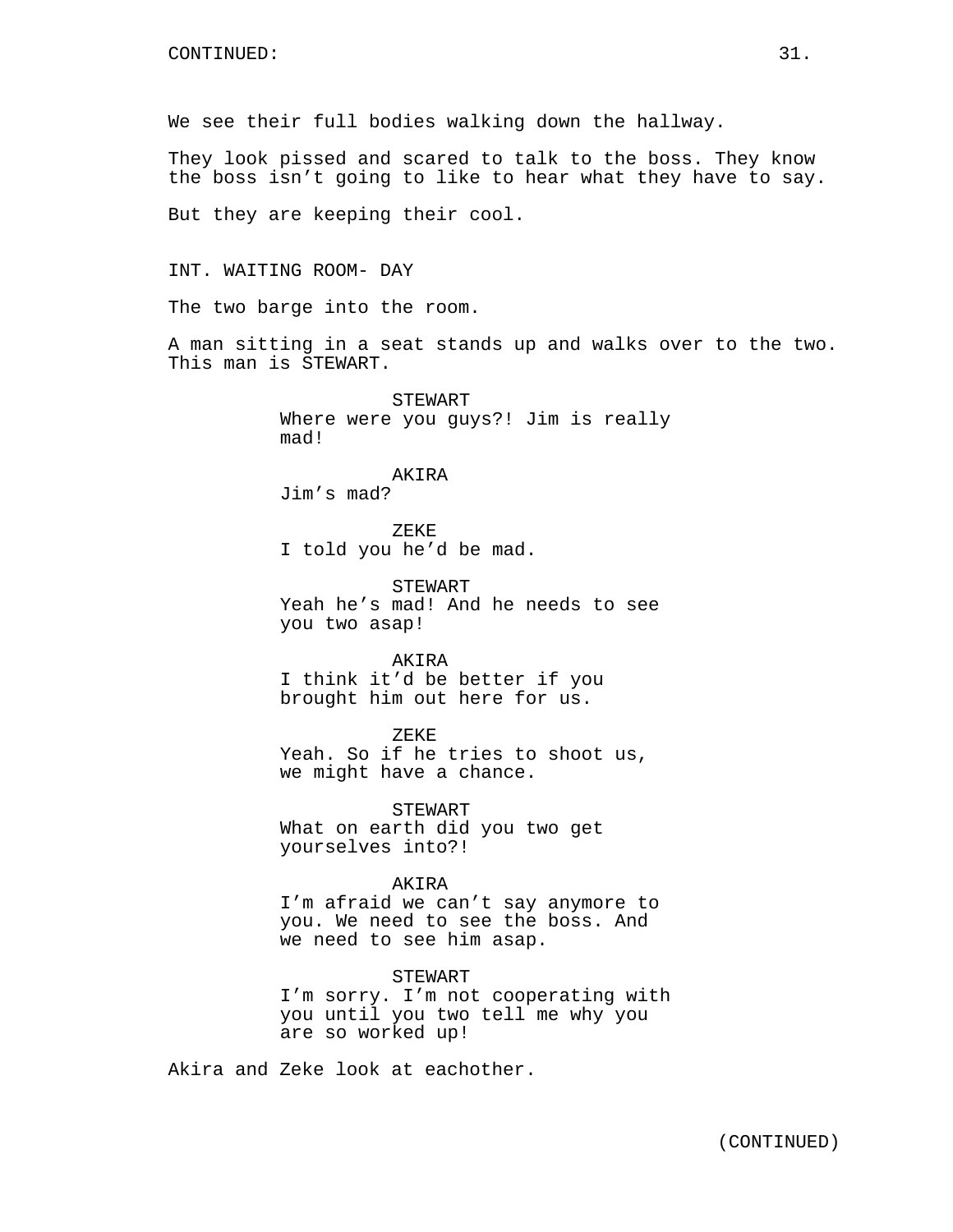We see their full bodies walking down the hallway.

They look pissed and scared to talk to the boss. They know the boss isn't going to like to hear what they have to say.

But they are keeping their cool.

INT. WAITING ROOM- DAY

The two barge into the room.

A man sitting in a seat stands up and walks over to the two. This man is STEWART.

STEWART
Where were you guys?! Jim is really mad!

AKIRA
Jim's mad?

ZEKE
I told you he'd be mad.

STEWART
Yeah he's mad! And he needs to see you two asap!

AKIRA
I think it'd be better if you brought him out here for us.

ZEKE
Yeah. So if he tries to shoot us, we might have a chance.

STEWART
What on earth did you two get yourselves into?!

AKIRA
I'm afraid we can't say anymore to you. We need to see the boss. And we need to see him asap.

STEWART
I'm sorry. I'm not cooperating with you until you two tell me why you are so worked up!

Akira and Zeke look at eachother.

(CONTINUED)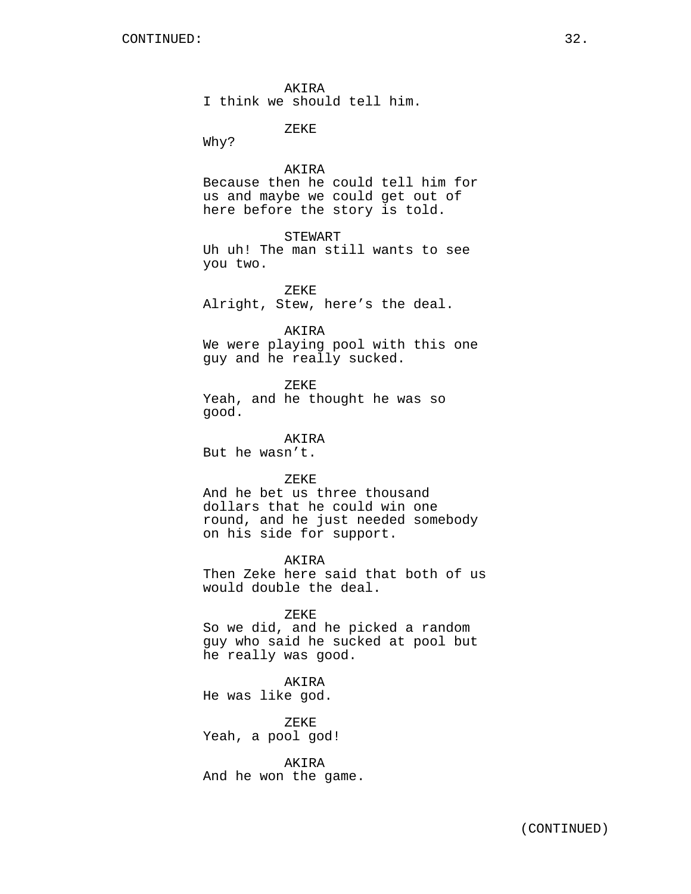AKIRA
I think we should tell him.

ZEKE
Why?

AKIRA
Because then he could tell him for us and maybe we could get out of here before the story is told.

STEWART
Uh uh! The man still wants to see you two.

ZEKE
Alright, Stew, here's the deal.

AKIRA
We were playing pool with this one guy and he really sucked.

ZEKE
Yeah, and he thought he was so good.

AKIRA
But he wasn't.

ZEKE
And he bet us three thousand dollars that he could win one round, and he just needed somebody on his side for support.

AKIRA
Then Zeke here said that both of us would double the deal.

ZEKE
So we did, and he picked a random guy who said he sucked at pool but he really was good.

AKIRA
He was like god.

ZEKE
Yeah, a pool god!

AKIRA
And he won the game.

(CONTINUED)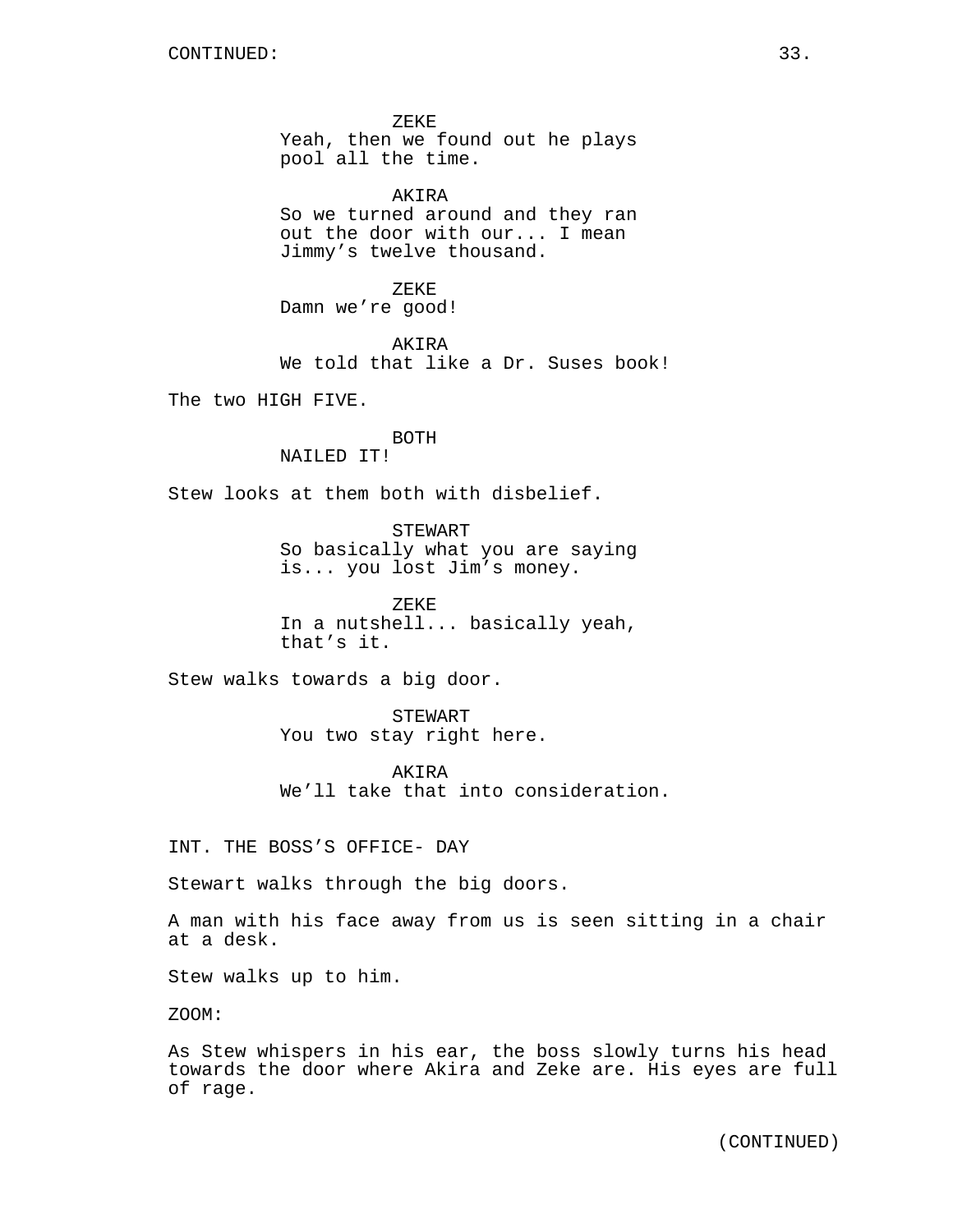CONTINUED:

ZEKE
Yeah, then we found out he plays pool all the time.

AKIRA
So we turned around and they ran out the door with our... I mean Jimmy's twelve thousand.

ZEKE
Damn we're good!

AKIRA
We told that like a Dr. Suses book!

The two HIGH FIVE.

BOTH
NAILED IT!

Stew looks at them both with disbelief.

STEWART
So basically what you are saying is... you lost Jim's money.

ZEKE
In a nutshell... basically yeah, that's it.

Stew walks towards a big door.

STEWART
You two stay right here.

AKIRA
We'll take that into consideration.

INT. THE BOSS'S OFFICE- DAY

Stewart walks through the big doors.

A man with his face away from us is seen sitting in a chair at a desk.

Stew walks up to him.

ZOOM:

As Stew whispers in his ear, the boss slowly turns his head towards the door where Akira and Zeke are. His eyes are full of rage.

(CONTINUED)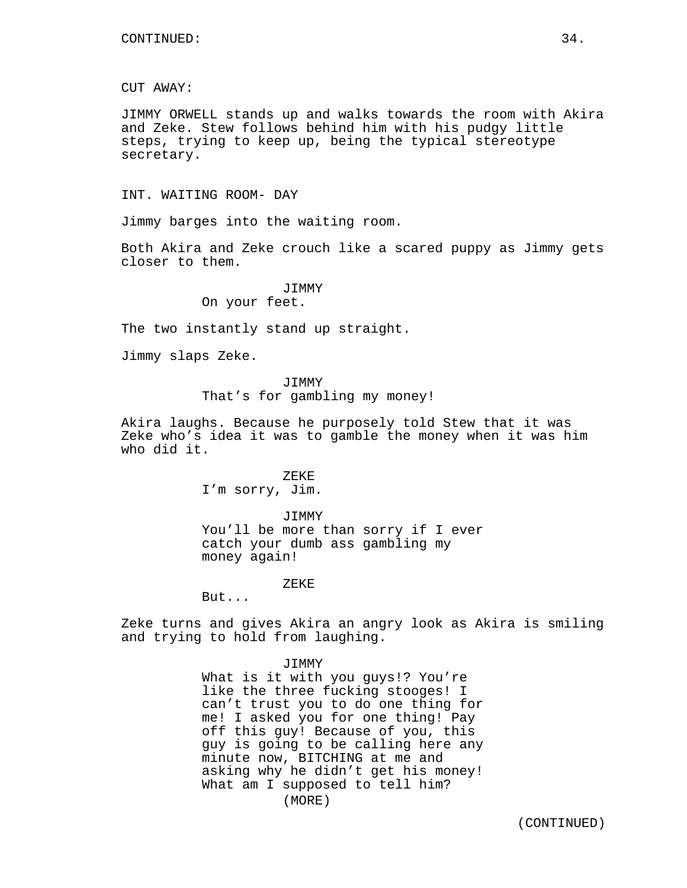CUT AWAY:

JIMMY ORWELL stands up and walks towards the room with Akira and Zeke. Stew follows behind him with his pudgy little steps, trying to keep up, being the typical stereotype secretary.

INT. WAITING ROOM- DAY

Jimmy barges into the waiting room.

Both Akira and Zeke crouch like a scared puppy as Jimmy gets closer to them.

JIMMY
On your feet.

The two instantly stand up straight.

Jimmy slaps Zeke.

JIMMY
That's for gambling my money!

Akira laughs. Because he purposely told Stew that it was Zeke who's idea it was to gamble the money when it was him who did it.

ZEKE
I'm sorry, Jim.

JIMMY
You'll be more than sorry if I ever catch your dumb ass gambling my money again!

ZEKE
But...

Zeke turns and gives Akira an angry look as Akira is smiling and trying to hold from laughing.

JIMMY
What is it with you guys!? You're like the three fucking stooges! I can't trust you to do one thing for me! I asked you for one thing! Pay off this guy! Because of you, this guy is going to be calling here any minute now, BITCHING at me and asking why he didn't get his money! What am I supposed to tell him?
(MORE)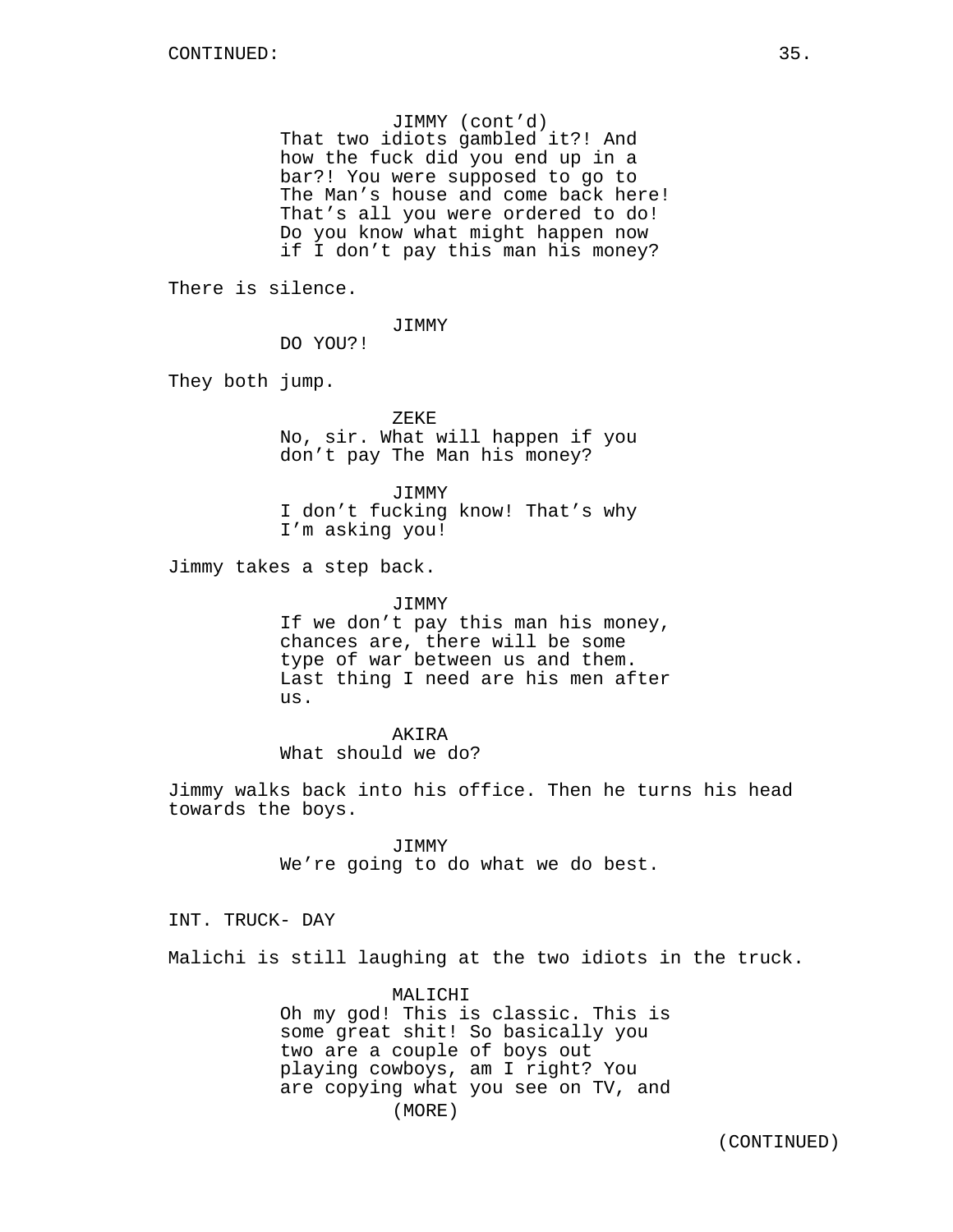JIMMY (cont'd)
That two idiots gambled it?! And how the fuck did you end up in a bar?! You were supposed to go to The Man's house and come back here! That's all you were ordered to do! Do you know what might happen now if I don't pay this man his money?

There is silence.

JIMMY
DO YOU?!

They both jump.

ZEKE
No, sir. What will happen if you don't pay The Man his money?

JIMMY
I don't fucking know! That's why I'm asking you!

Jimmy takes a step back.

JIMMY
If we don't pay this man his money, chances are, there will be some type of war between us and them. Last thing I need are his men after us.

AKIRA
What should we do?

Jimmy walks back into his office. Then he turns his head towards the boys.

JIMMY
We're going to do what we do best.

INT. TRUCK- DAY

Malichi is still laughing at the two idiots in the truck.

MALICHI
Oh my god! This is classic. This is some great shit! So basically you two are a couple of boys out playing cowboys, am I right? You are copying what you see on TV, and
(MORE)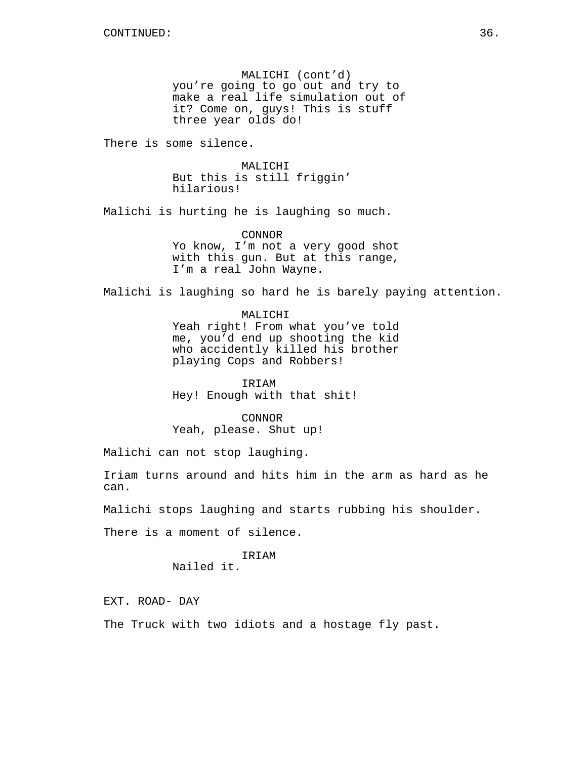MALICHI (cont'd)
you're going to go out and try to make a real life simulation out of it? Come on, guys! This is stuff three year olds do!

There is some silence.

MALICHI
But this is still friggin' hilarious!

Malichi is hurting he is laughing so much.

CONNOR
Yo know, I'm not a very good shot with this gun. But at this range, I'm a real John Wayne.

Malichi is laughing so hard he is barely paying attention.

MALICHI
Yeah right! From what you've told me, you'd end up shooting the kid who accidently killed his brother playing Cops and Robbers!

IRIAM
Hey! Enough with that shit!

CONNOR
Yeah, please. Shut up!

Malichi can not stop laughing.

Iriam turns around and hits him in the arm as hard as he can.

Malichi stops laughing and starts rubbing his shoulder.

There is a moment of silence.

IRIAM
Nailed it.

EXT. ROAD- DAY

The Truck with two idiots and a hostage fly past.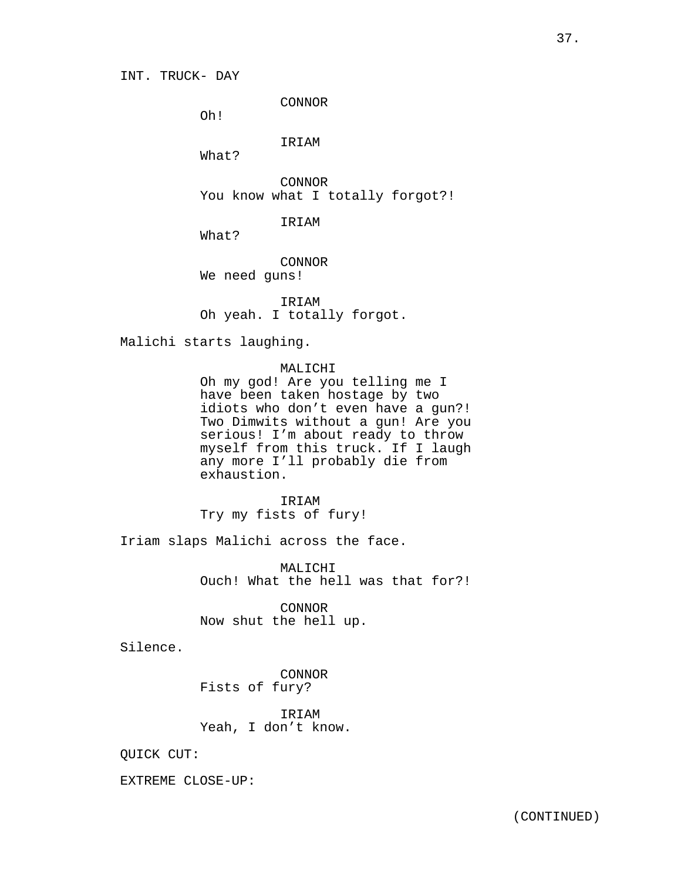INT. TRUCK- DAY

CONNOR
Oh!

IRIAM
What?

CONNOR
You know what I totally forgot?!

IRIAM
What?

CONNOR
We need guns!

IRIAM
Oh yeah. I totally forgot.

Malichi starts laughing.

MALICHI
Oh my god! Are you telling me I have been taken hostage by two idiots who don’t even have a gun?! Two Dimwits without a gun! Are you serious! I’m about ready to throw myself from this truck. If I laugh any more I’ll probably die from exhaustion.

IRIAM
Try my fists of fury!

Iriam slaps Malichi across the face.

MALICHI
Ouch! What the hell was that for?!

CONNOR
Now shut the hell up.

Silence.

CONNOR
Fists of fury?

IRIAM
Yeah, I don’t know.

QUICK CUT:

EXTREME CLOSE-UP:

(CONTINUED)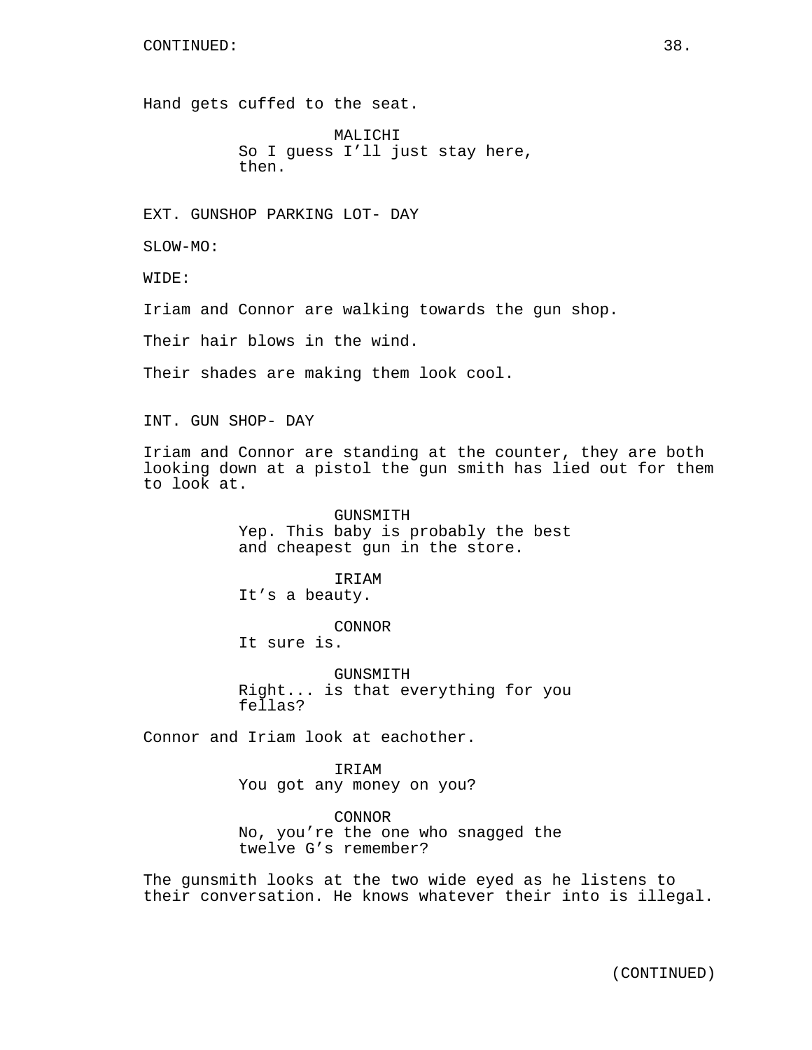Hand gets cuffed to the seat.

MALICHI
So I guess I'll just stay here, then.

EXT. GUNSHOP PARKING LOT- DAY

SLOW-MO:

WIDE:

Iriam and Connor are walking towards the gun shop.

Their hair blows in the wind.

Their shades are making them look cool.

INT. GUN SHOP- DAY

Iriam and Connor are standing at the counter, they are both looking down at a pistol the gun smith has lied out for them to look at.

GUNSMITH
Yep. This baby is probably the best and cheapest gun in the store.

IRIAM
It's a beauty.

CONNOR
It sure is.

GUNSMITH
Right... is that everything for you fellas?

Connor and Iriam look at eachother.

IRIAM
You got any money on you?

CONNOR
No, you're the one who snagged the twelve G's remember?

The gunsmith looks at the two wide eyed as he listens to their conversation. He knows whatever their into is illegal.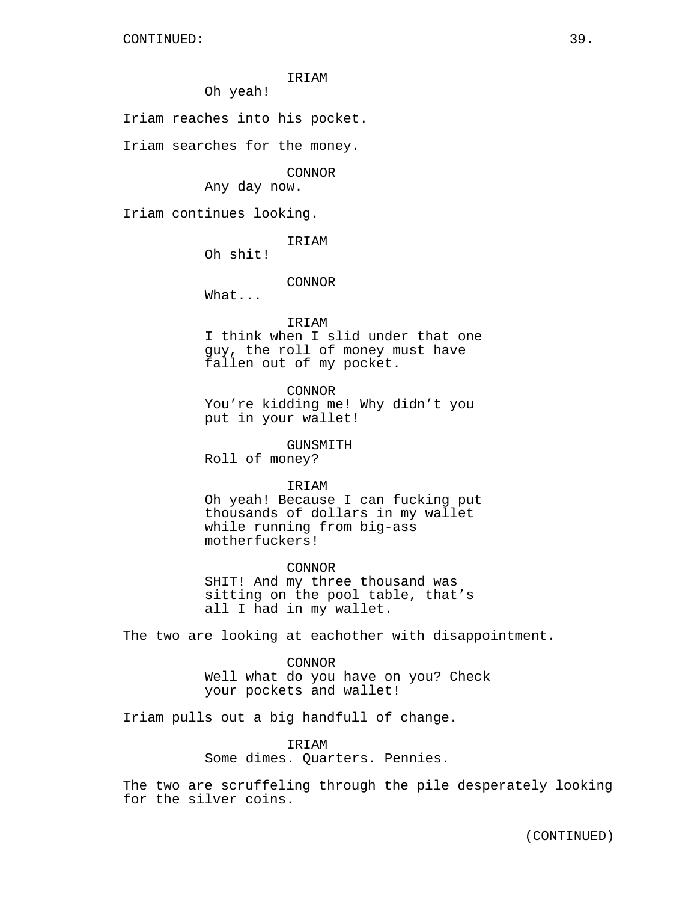IRIAM

Oh yeah!

Iriam reaches into his pocket.

Iriam searches for the money.

CONNOR

Any day now.

Iriam continues looking.

IRIAM

Oh shit!

CONNOR

What...

IRIAM

I think when I slid under that one guy, the roll of money must have fallen out of my pocket.

CONNOR

You’re kidding me! Why didn’t you put in your wallet!

GUNSMITH

Roll of money?

IRIAM

Oh yeah! Because I can fucking put thousands of dollars in my wallet while running from big-ass motherfuckers!

CONNOR

SHIT! And my three thousand was sitting on the pool table, that’s all I had in my wallet.

The two are looking at eachother with disappointment.

CONNOR

Well what do you have on you? Check your pockets and wallet!

Iriam pulls out a big handfull of change.

IRIAM

Some dimes. Quarters. Pennies.

The two are scruffeling through the pile desperately looking for the silver coins.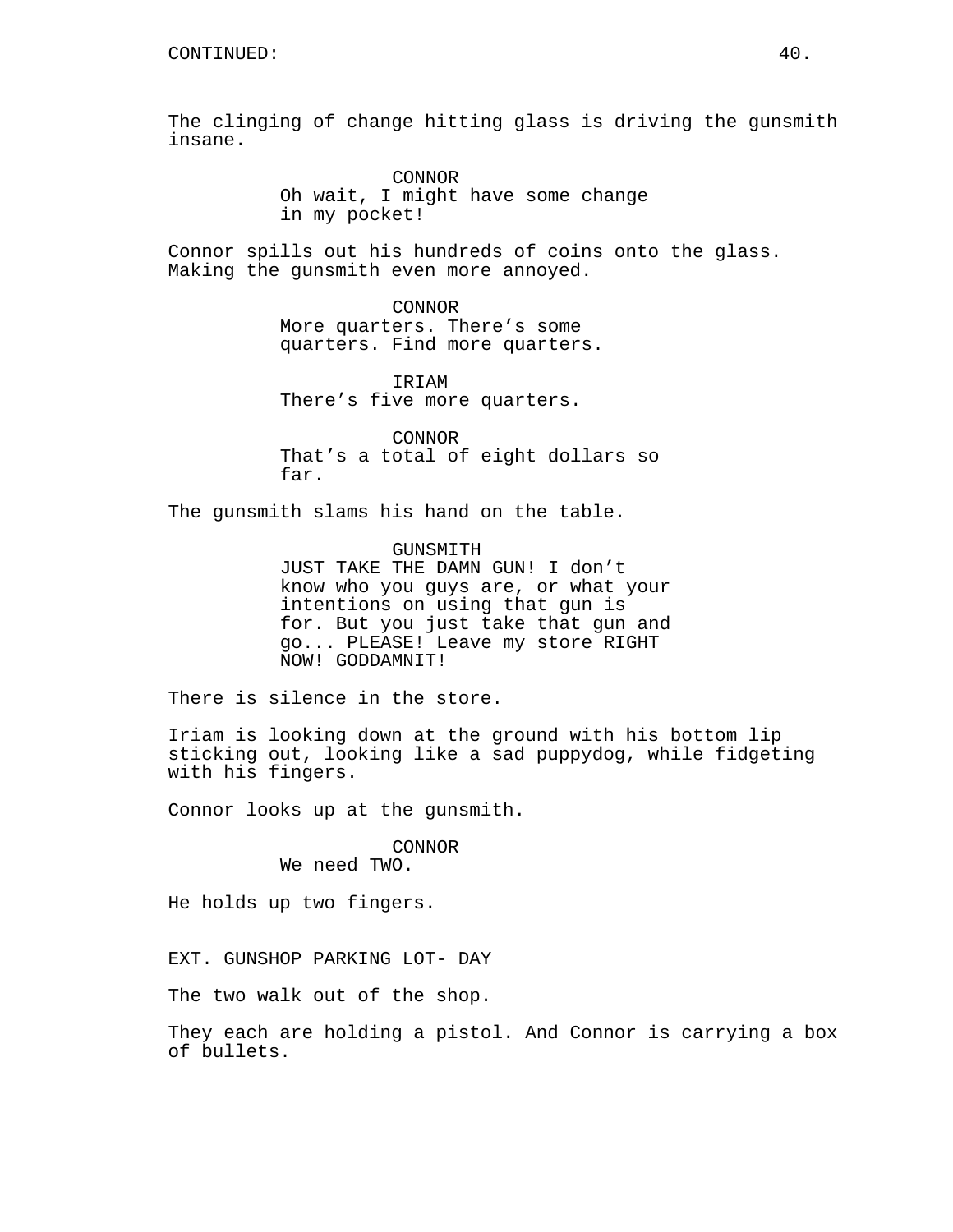CONTINUED:

The clinging of change hitting glass is driving the gunsmith insane.

CONNOR
Oh wait, I might have some change in my pocket!

Connor spills out his hundreds of coins onto the glass. Making the gunsmith even more annoyed.

CONNOR
More quarters. There's some quarters. Find more quarters.

IRIAM
There's five more quarters.

CONNOR
That's a total of eight dollars so far.

The gunsmith slams his hand on the table.

GUNSMITH
JUST TAKE THE DAMN GUN! I don't know who you guys are, or what your intentions on using that gun is for. But you just take that gun and go... PLEASE! Leave my store RIGHT NOW! GODDAMNIT!

There is silence in the store.

Iriam is looking down at the ground with his bottom lip sticking out, looking like a sad puppydog, while fidgeting with his fingers.

Connor looks up at the gunsmith.

CONNOR
We need TWO.

He holds up two fingers.

EXT. GUNSHOP PARKING LOT- DAY

The two walk out of the shop.

They each are holding a pistol. And Connor is carrying a box of bullets.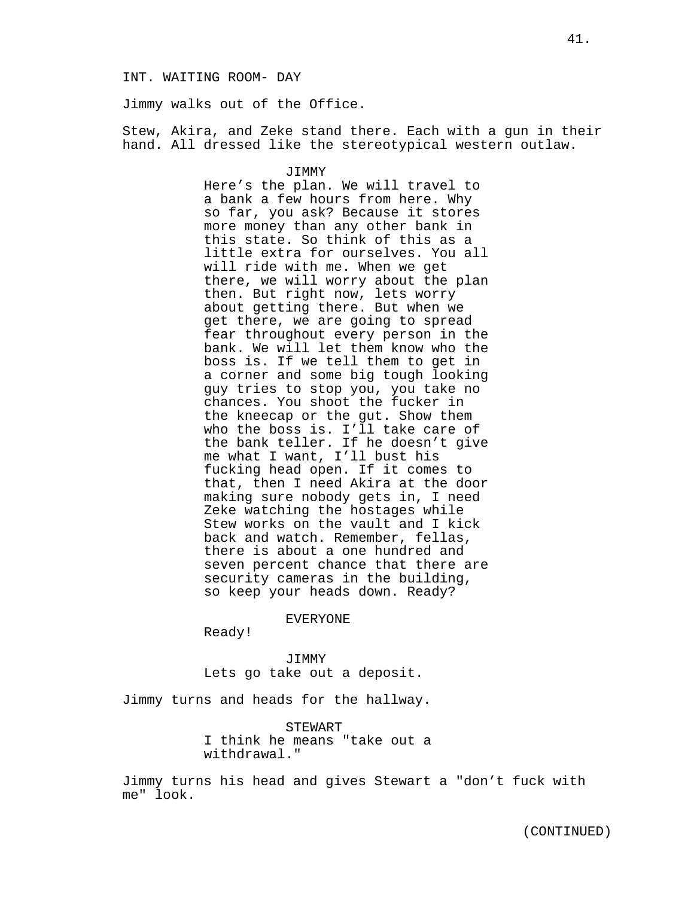INT. WAITING ROOM- DAY

Jimmy walks out of the Office.

Stew, Akira, and Zeke stand there. Each with a gun in their hand. All dressed like the stereotypical western outlaw.

JIMMY

Here's the plan. We will travel to a bank a few hours from here. Why so far, you ask? Because it stores more money than any other bank in this state. So think of this as a little extra for ourselves. You all will ride with me. When we get there, we will worry about the plan then. But right now, lets worry about getting there. But when we get there, we are going to spread fear throughout every person in the bank. We will let them know who the boss is. If we tell them to get in a corner and some big tough looking guy tries to stop you, you take no chances. You shoot the fucker in the kneecap or the gut. Show them who the boss is. I'll take care of the bank teller. If he doesn't give me what I want, I'll bust his fucking head open. If it comes to that, then I need Akira at the door making sure nobody gets in, I need Zeke watching the hostages while Stew works on the vault and I kick back and watch. Remember, fellas, there is about a one hundred and seven percent chance that there are security cameras in the building, so keep your heads down. Ready?

EVERYONE

Ready!

JIMMY

Lets go take out a deposit.

Jimmy turns and heads for the hallway.

STEWART

I think he means "take out a withdrawal."

Jimmy turns his head and gives Stewart a "don't fuck with me" look.

(CONTINUED)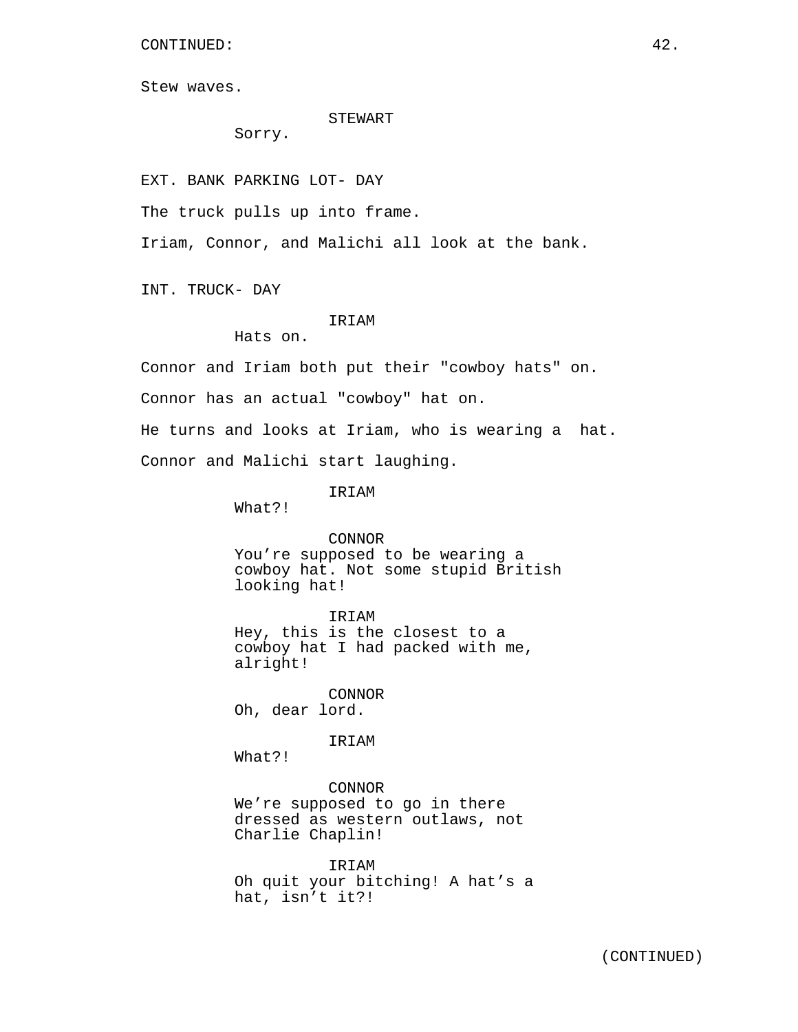CONTINUED:

Stew waves.

STEWART
Sorry.

EXT. BANK PARKING LOT- DAY

The truck pulls up into frame.

Iriam, Connor, and Malichi all look at the bank.

INT. TRUCK- DAY

IRIAM
Hats on.

Connor and Iriam both put their "cowboy hats" on.

Connor has an actual "cowboy" hat on.

He turns and looks at Iriam, who is wearing a  hat.

Connor and Malichi start laughing.

IRIAM
What?!

CONNOR
You’re supposed to be wearing a cowboy hat. Not some stupid British looking hat!

IRIAM
Hey, this is the closest to a cowboy hat I had packed with me, alright!

CONNOR
Oh, dear lord.

IRIAM
What?!

CONNOR
We’re supposed to go in there dressed as western outlaws, not Charlie Chaplin!

IRIAM
Oh quit your bitching! A hat’s a hat, isn’t it?!

(CONTINUED)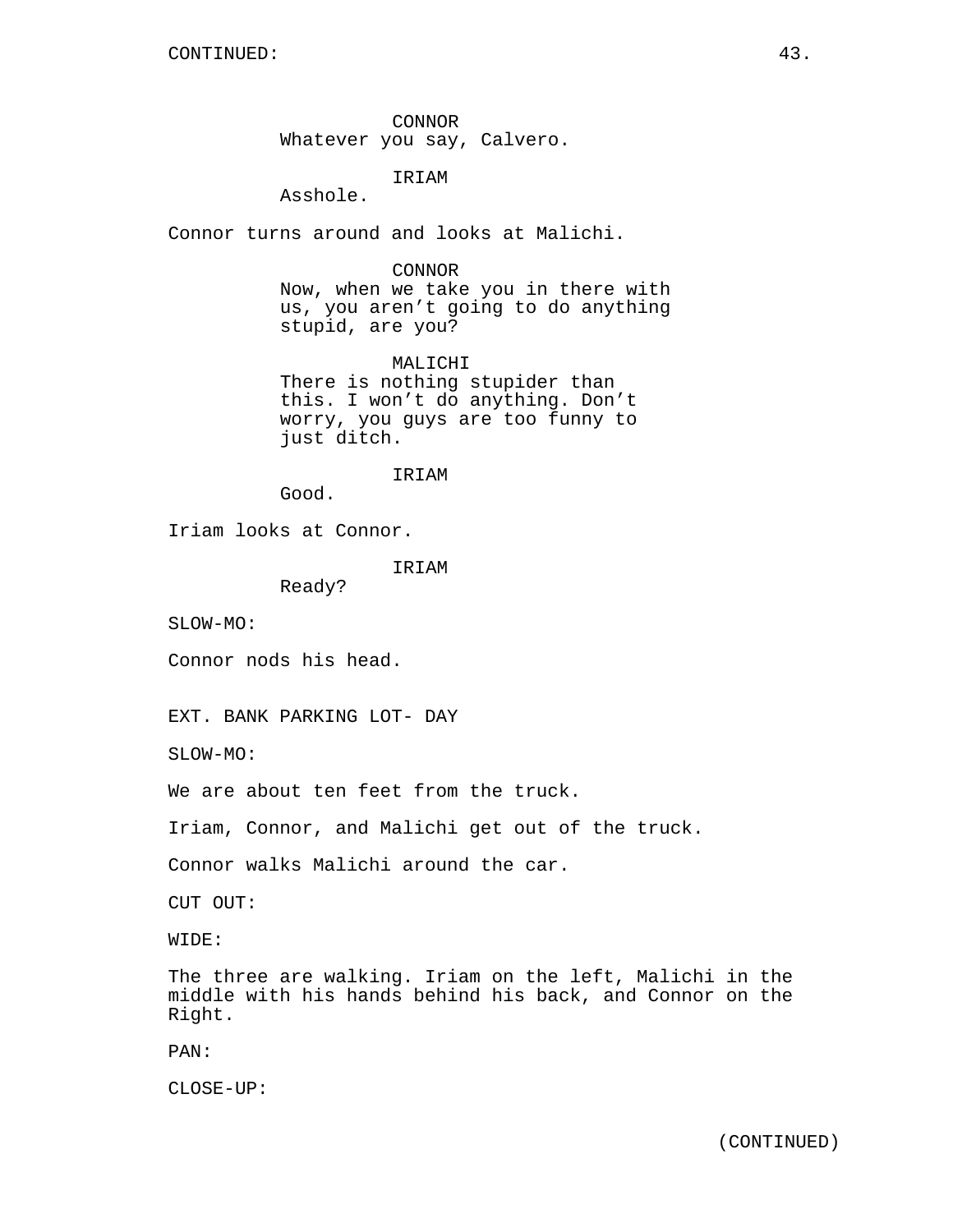CONTINUED:

CONNOR
Whatever you say, Calvero.

IRIAM
Asshole.

Connor turns around and looks at Malichi.

CONNOR
Now, when we take you in there with us, you aren't going to do anything stupid, are you?

MALICHI
There is nothing stupider than this. I won't do anything. Don't worry, you guys are too funny to just ditch.

IRIAM
Good.

Iriam looks at Connor.

IRIAM
Ready?

SLOW-MO:

Connor nods his head.

EXT. BANK PARKING LOT- DAY

SLOW-MO:

We are about ten feet from the truck.

Iriam, Connor, and Malichi get out of the truck.

Connor walks Malichi around the car.

CUT OUT:

WIDE:

The three are walking. Iriam on the left, Malichi in the middle with his hands behind his back, and Connor on the Right.

PAN:

CLOSE-UP:

(CONTINUED)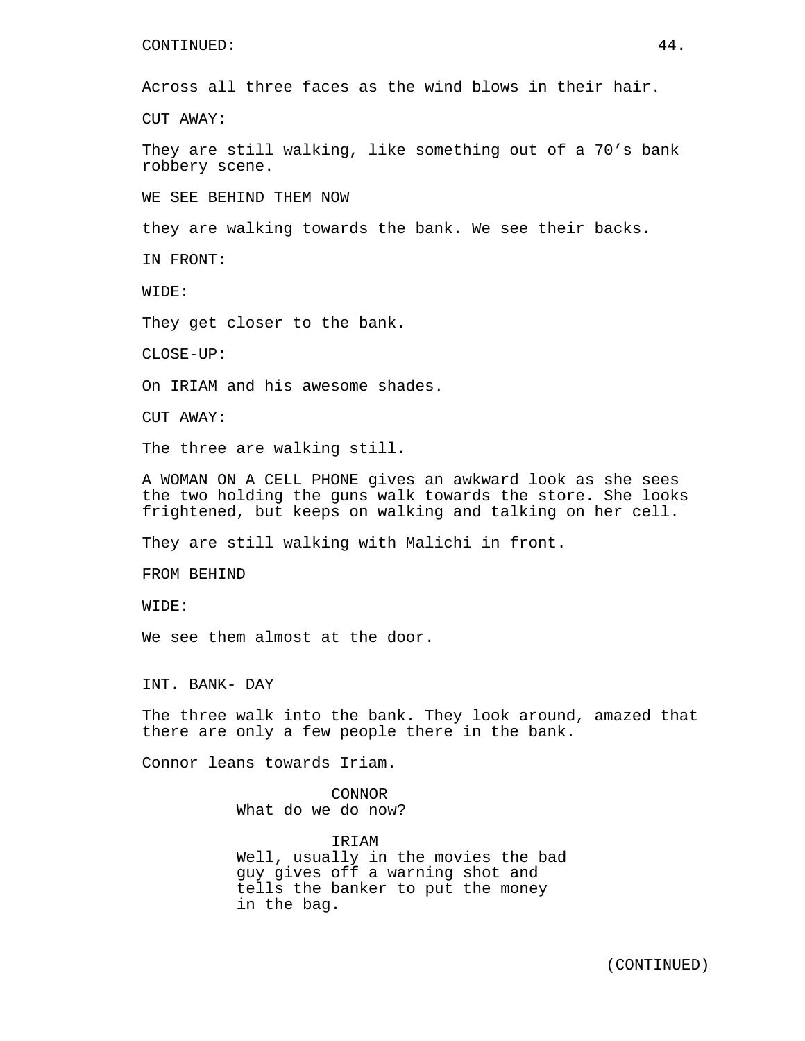CONTINUED:

Across all three faces as the wind blows in their hair.

CUT AWAY:

They are still walking, like something out of a 70's bank robbery scene.

WE SEE BEHIND THEM NOW

they are walking towards the bank. We see their backs.

IN FRONT:

WIDE:

They get closer to the bank.

CLOSE-UP:

On IRIAM and his awesome shades.

CUT AWAY:

The three are walking still.

A WOMAN ON A CELL PHONE gives an awkward look as she sees the two holding the guns walk towards the store. She looks frightened, but keeps on walking and talking on her cell.

They are still walking with Malichi in front.

FROM BEHIND

WIDE:

We see them almost at the door.

INT. BANK- DAY

The three walk into the bank. They look around, amazed that there are only a few people there in the bank.

Connor leans towards Iriam.

CONNOR
What do we do now?

IRIAM
Well, usually in the movies the bad guy gives off a warning shot and tells the banker to put the money in the bag.

(CONTINUED)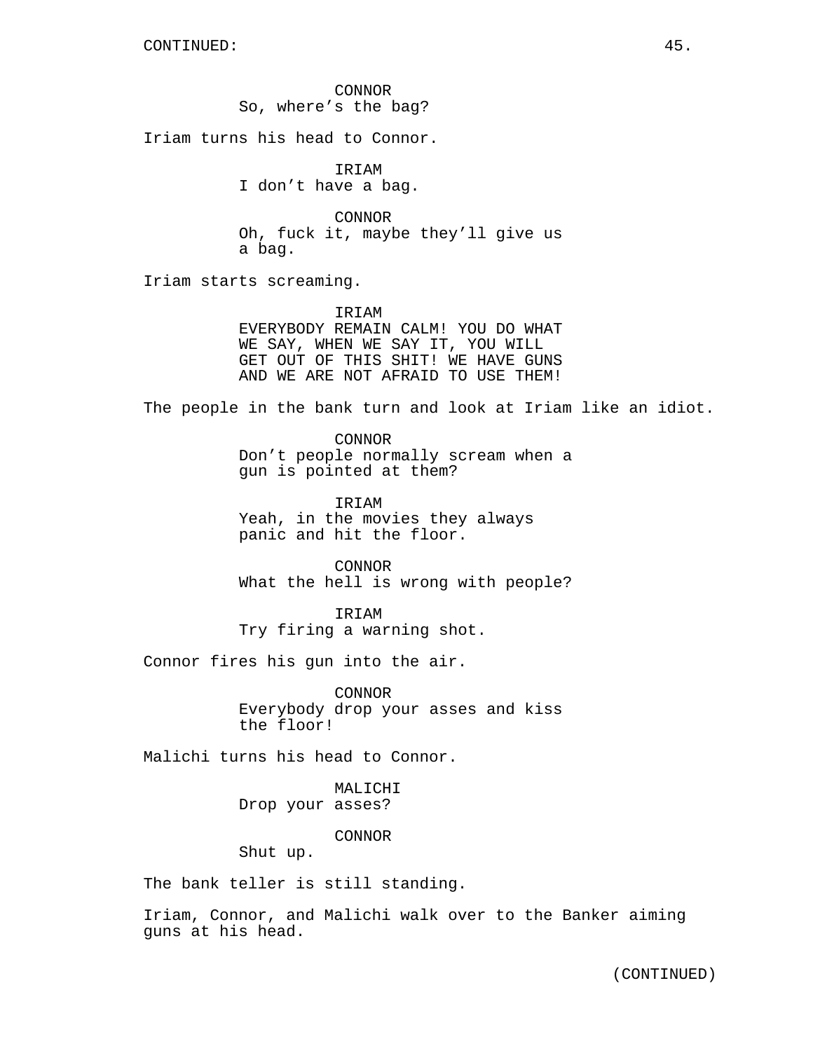CONTINUED:

CONNOR
So, where's the bag?

Iriam turns his head to Connor.

IRIAM
I don't have a bag.

CONNOR
Oh, fuck it, maybe they'll give us a bag.

Iriam starts screaming.

IRIAM
EVERYBODY REMAIN CALM! YOU DO WHAT WE SAY, WHEN WE SAY IT, YOU WILL GET OUT OF THIS SHIT! WE HAVE GUNS AND WE ARE NOT AFRAID TO USE THEM!

The people in the bank turn and look at Iriam like an idiot.

CONNOR
Don't people normally scream when a gun is pointed at them?

IRIAM
Yeah, in the movies they always panic and hit the floor.

CONNOR
What the hell is wrong with people?

IRIAM
Try firing a warning shot.

Connor fires his gun into the air.

CONNOR
Everybody drop your asses and kiss the floor!

Malichi turns his head to Connor.

MALICHI
Drop your asses?

CONNOR
Shut up.

The bank teller is still standing.

Iriam, Connor, and Malichi walk over to the Banker aiming guns at his head.

(CONTINUED)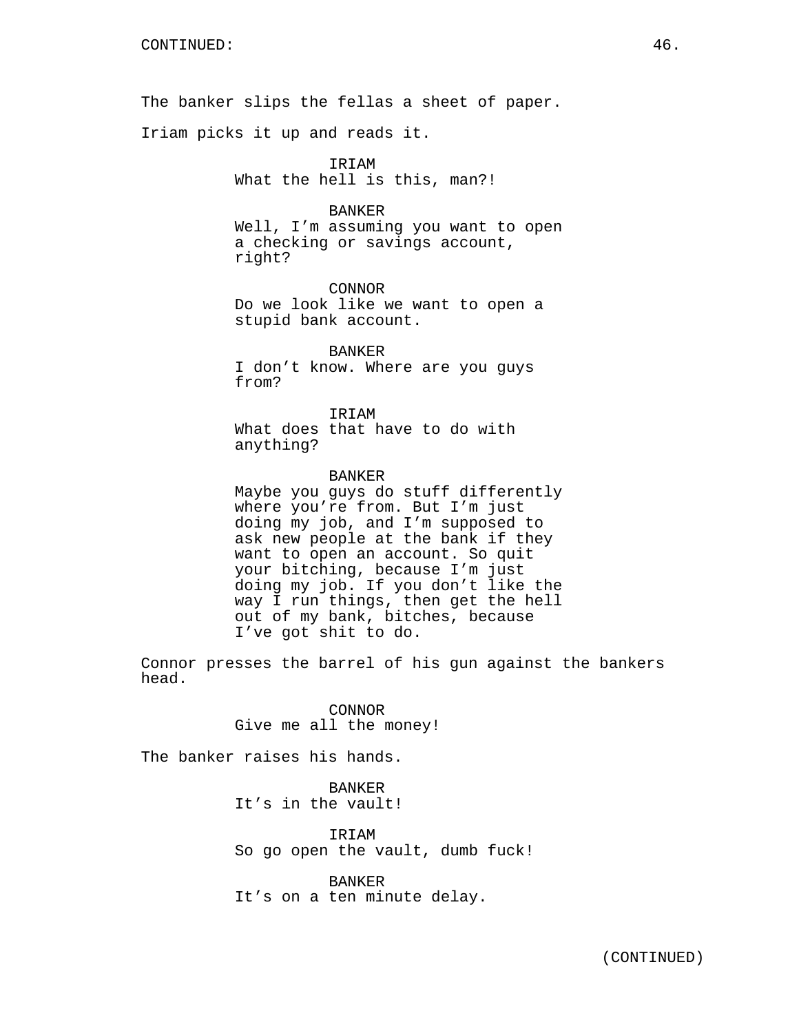CONTINUED:

The banker slips the fellas a sheet of paper.

Iriam picks it up and reads it.

IRIAM
What the hell is this, man?!

BANKER
Well, I'm assuming you want to open a checking or savings account, right?

CONNOR
Do we look like we want to open a stupid bank account.

BANKER
I don't know. Where are you guys from?

IRIAM
What does that have to do with anything?

BANKER
Maybe you guys do stuff differently where you're from. But I'm just doing my job, and I'm supposed to ask new people at the bank if they want to open an account. So quit your bitching, because I'm just doing my job. If you don't like the way I run things, then get the hell out of my bank, bitches, because I've got shit to do.

Connor presses the barrel of his gun against the bankers head.

CONNOR
Give me all the money!

The banker raises his hands.

BANKER
It's in the vault!

IRIAM
So go open the vault, dumb fuck!

BANKER
It's on a ten minute delay.

(CONTINUED)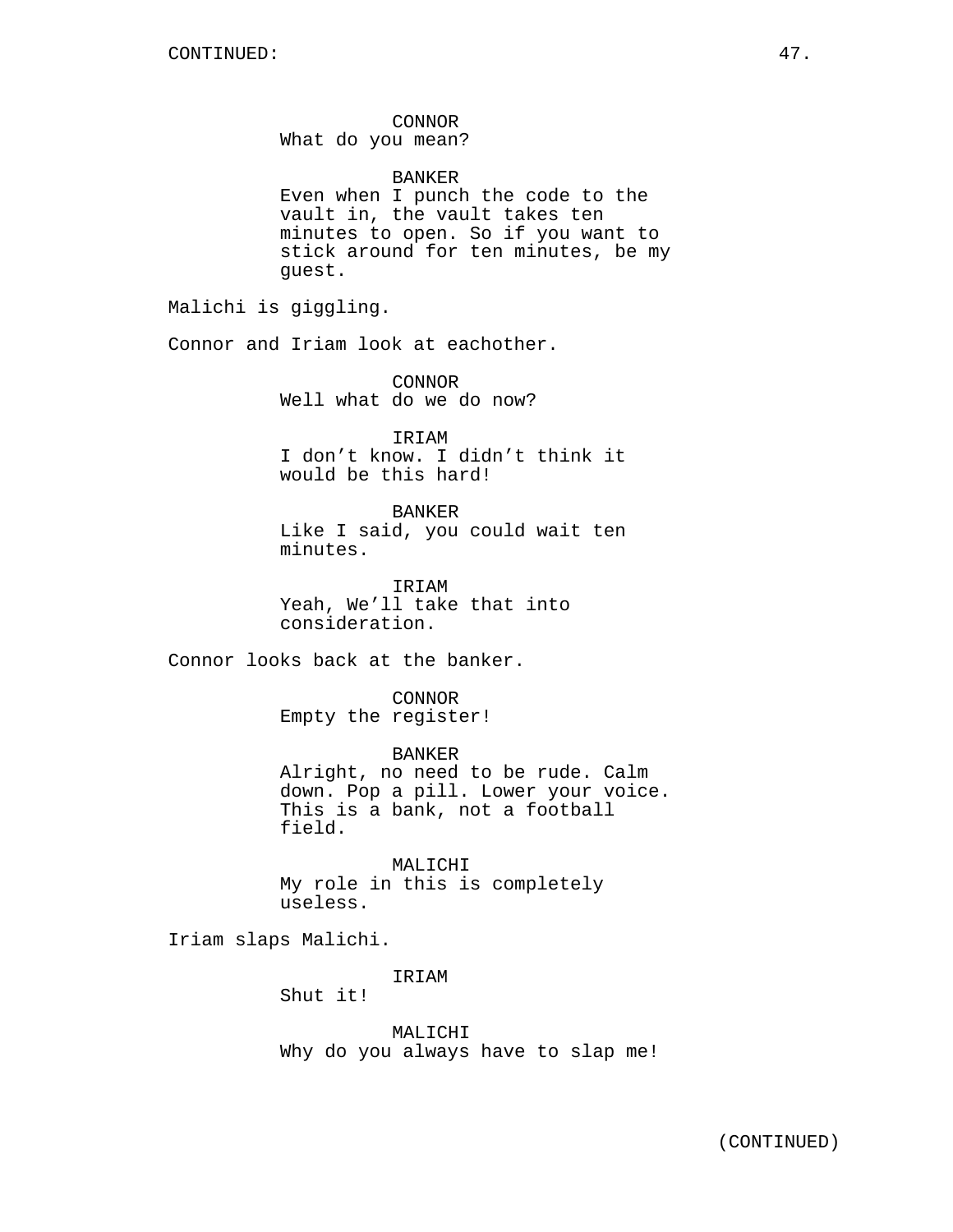CONTINUED:

CONNOR
What do you mean?

BANKER
Even when I punch the code to the vault in, the vault takes ten minutes to open. So if you want to stick around for ten minutes, be my guest.

Malichi is giggling.

Connor and Iriam look at eachother.

CONNOR
Well what do we do now?

IRIAM
I don’t know. I didn’t think it would be this hard!

BANKER
Like I said, you could wait ten minutes.

IRIAM
Yeah, We’ll take that into consideration.

Connor looks back at the banker.

CONNOR
Empty the register!

BANKER
Alright, no need to be rude. Calm down. Pop a pill. Lower your voice. This is a bank, not a football field.

MALICHI
My role in this is completely useless.

Iriam slaps Malichi.

IRIAM
Shut it!

MALICHI
Why do you always have to slap me!

(CONTINUED)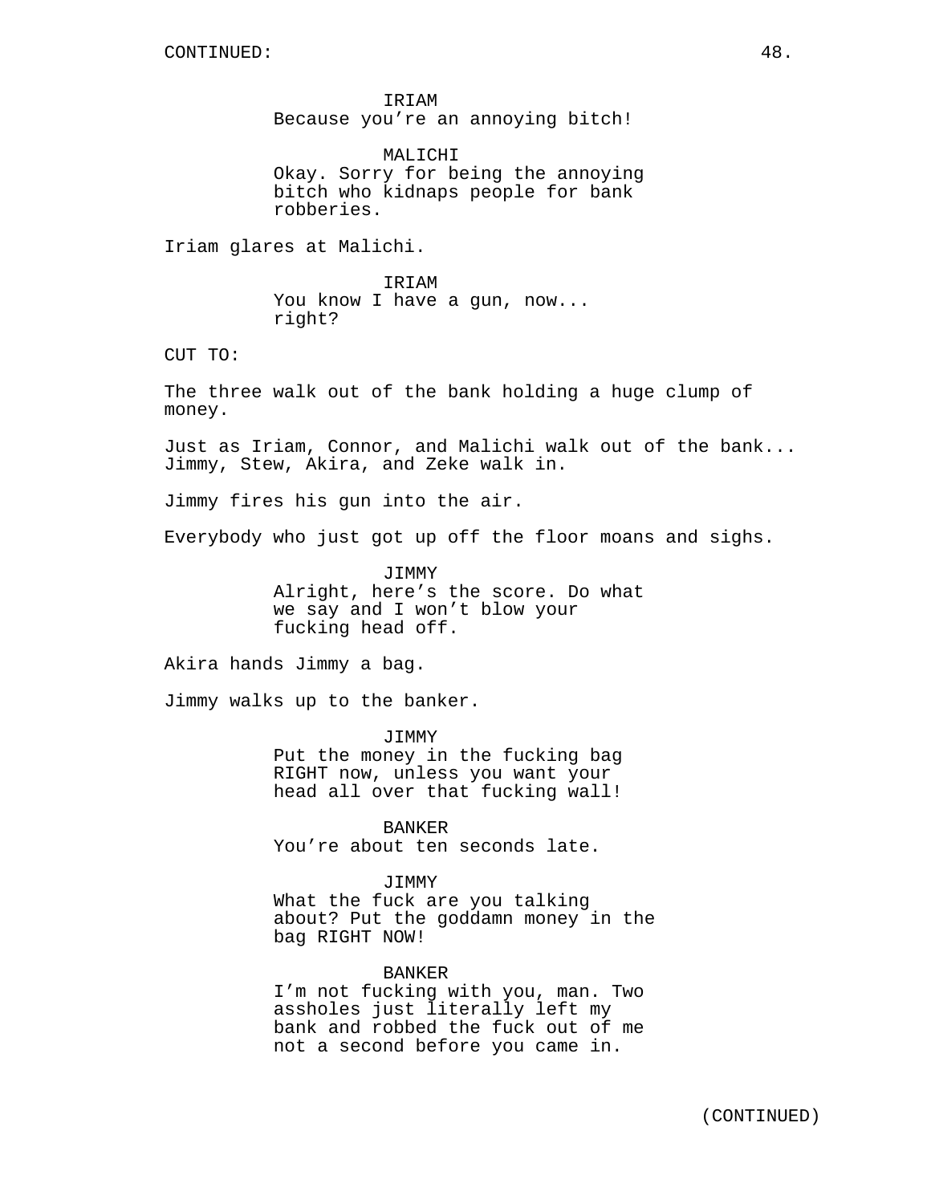CONTINUED:

IRIAM
Because you're an annoying bitch!

MALICHI
Okay. Sorry for being the annoying bitch who kidnaps people for bank robberies.

Iriam glares at Malichi.

IRIAM
You know I have a gun, now... right?

CUT TO:

The three walk out of the bank holding a huge clump of money.

Just as Iriam, Connor, and Malichi walk out of the bank... Jimmy, Stew, Akira, and Zeke walk in.

Jimmy fires his gun into the air.

Everybody who just got up off the floor moans and sighs.

JIMMY
Alright, here's the score. Do what we say and I won't blow your fucking head off.

Akira hands Jimmy a bag.

Jimmy walks up to the banker.

JIMMY
Put the money in the fucking bag RIGHT now, unless you want your head all over that fucking wall!

BANKER
You're about ten seconds late.

JIMMY
What the fuck are you talking about? Put the goddamn money in the bag RIGHT NOW!

BANKER
I'm not fucking with you, man. Two assholes just literally left my bank and robbed the fuck out of me not a second before you came in.

(CONTINUED)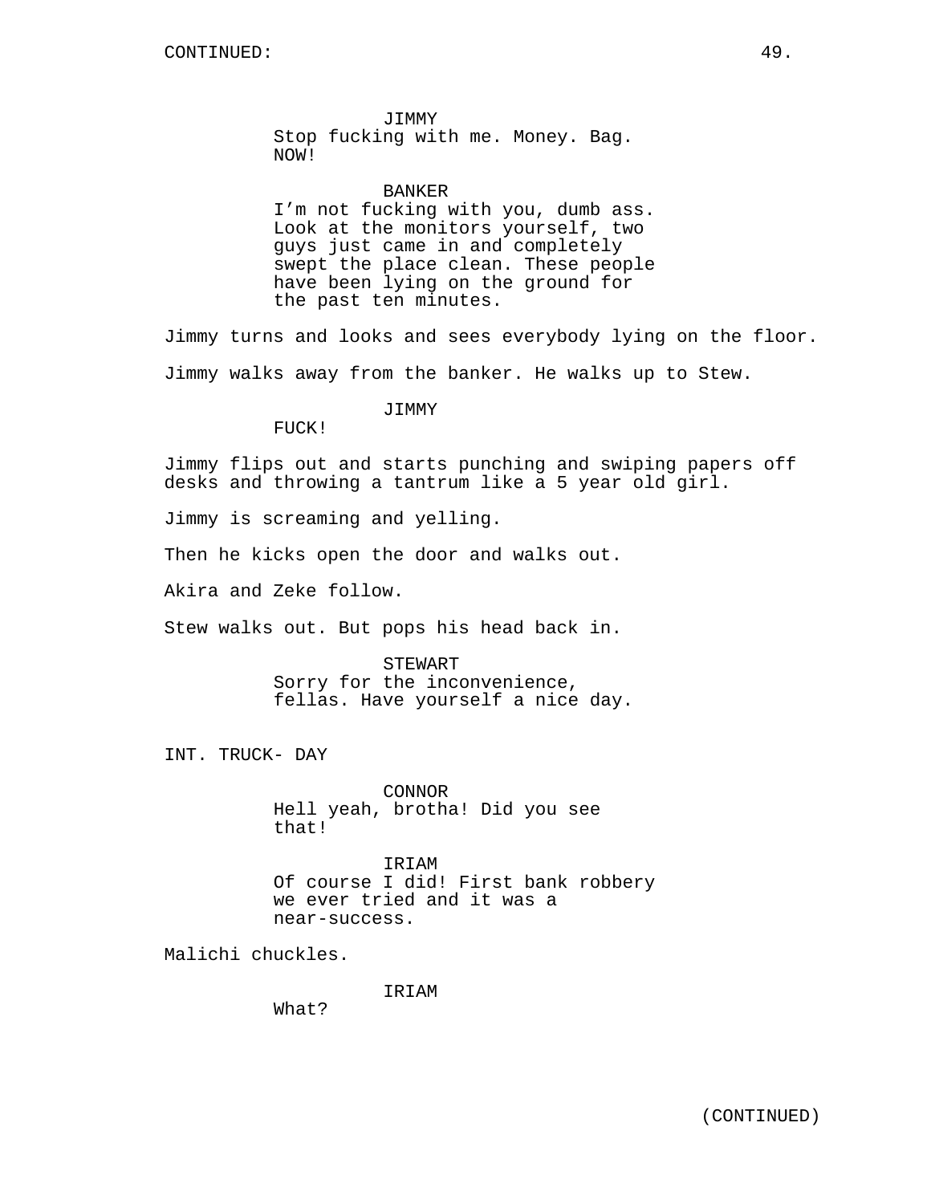JIMMY
Stop fucking with me. Money. Bag. NOW!

BANKER
I'm not fucking with you, dumb ass. Look at the monitors yourself, two guys just came in and completely swept the place clean. These people have been lying on the ground for the past ten minutes.

Jimmy turns and looks and sees everybody lying on the floor.

Jimmy walks away from the banker. He walks up to Stew.

JIMMY
FUCK!

Jimmy flips out and starts punching and swiping papers off desks and throwing a tantrum like a 5 year old girl.

Jimmy is screaming and yelling.

Then he kicks open the door and walks out.

Akira and Zeke follow.

Stew walks out. But pops his head back in.

STEWART
Sorry for the inconvenience, fellas. Have yourself a nice day.

INT. TRUCK- DAY

CONNOR
Hell yeah, brotha! Did you see that!

IRIAM
Of course I did! First bank robbery we ever tried and it was a near-success.

Malichi chuckles.

IRIAM
What?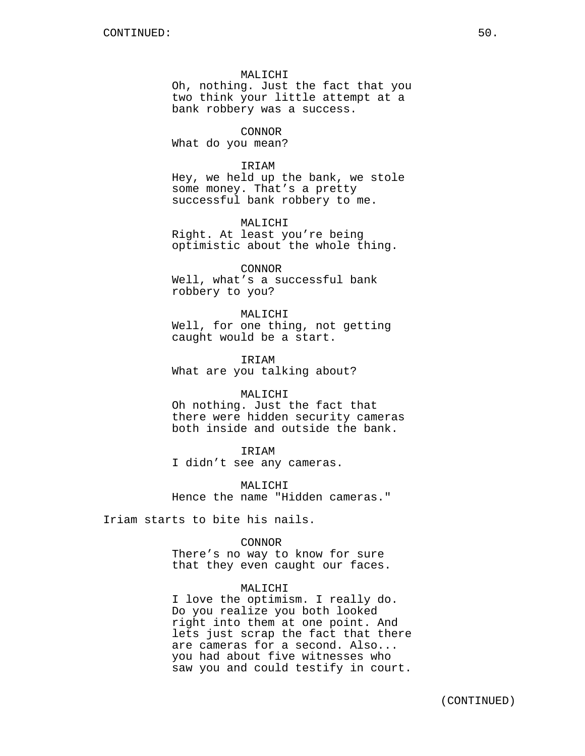MALICHI
Oh, nothing. Just the fact that you two think your little attempt at a bank robbery was a success.

CONNOR
What do you mean?

IRIAM
Hey, we held up the bank, we stole some money. That’s a pretty successful bank robbery to me.

MALICHI
Right. At least you’re being optimistic about the whole thing.

CONNOR
Well, what’s a successful bank robbery to you?

MALICHI
Well, for one thing, not getting caught would be a start.

IRIAM
What are you talking about?

MALICHI
Oh nothing. Just the fact that there were hidden security cameras both inside and outside the bank.

IRIAM
I didn’t see any cameras.

MALICHI
Hence the name "Hidden cameras."

Iriam starts to bite his nails.

CONNOR
There’s no way to know for sure that they even caught our faces.

MALICHI
I love the optimism. I really do. Do you realize you both looked right into them at one point. And lets just scrap the fact that there are cameras for a second. Also... you had about five witnesses who saw you and could testify in court.

(CONTINUED)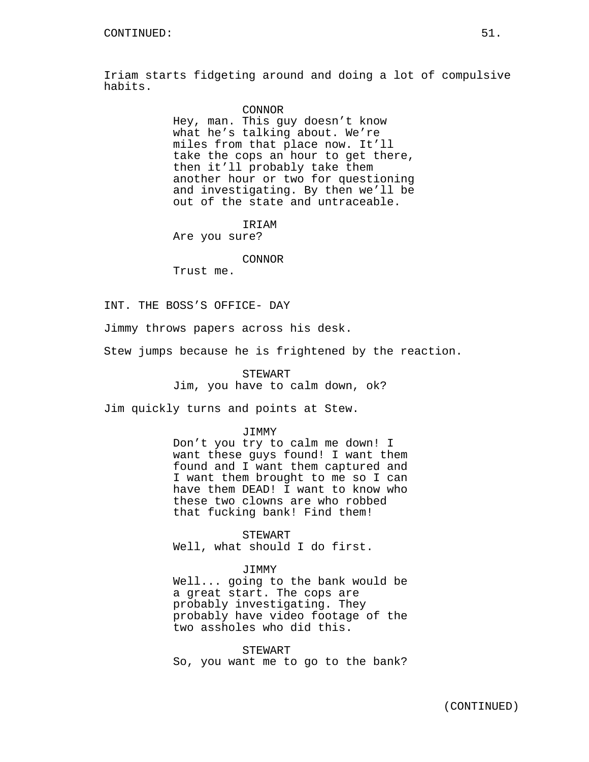CONTINUED:

Iriam starts fidgeting around and doing a lot of compulsive habits.

CONNOR
Hey, man. This guy doesn’t know what he’s talking about. We’re miles from that place now. It’ll take the cops an hour to get there, then it’ll probably take them another hour or two for questioning and investigating. By then we’ll be out of the state and untraceable.

IRIAM
Are you sure?

CONNOR
Trust me.

INT. THE BOSS’S OFFICE- DAY

Jimmy throws papers across his desk.

Stew jumps because he is frightened by the reaction.

STEWART
Jim, you have to calm down, ok?

Jim quickly turns and points at Stew.

JIMMY
Don’t you try to calm me down! I want these guys found! I want them found and I want them captured and I want them brought to me so I can have them DEAD! I want to know who these two clowns are who robbed that fucking bank! Find them!

STEWART
Well, what should I do first.

JIMMY
Well... going to the bank would be a great start. The cops are probably investigating. They probably have video footage of the two assholes who did this.

STEWART
So, you want me to go to the bank?

(CONTINUED)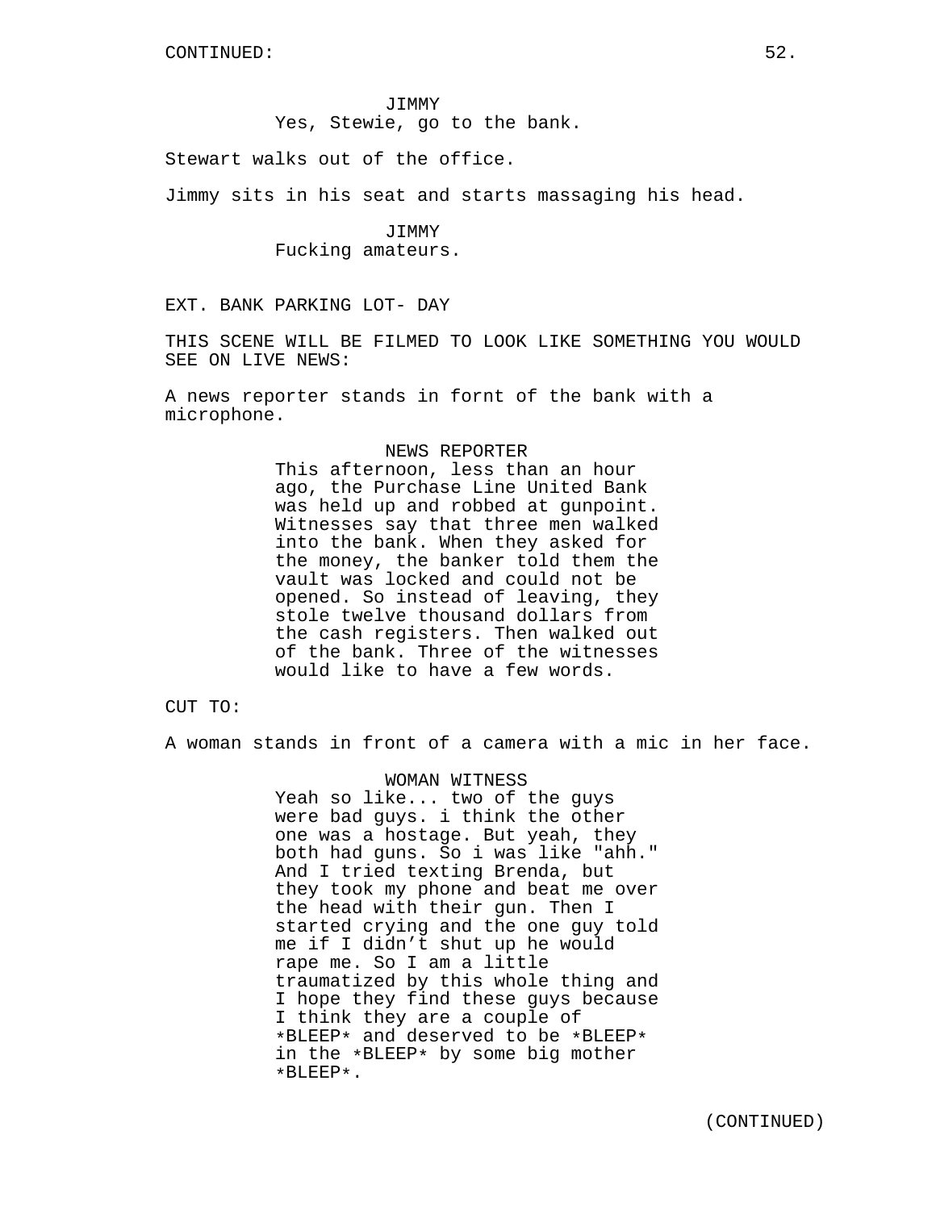CONTINUED:

JIMMY
Yes, Stewie, go to the bank.

Stewart walks out of the office.

Jimmy sits in his seat and starts massaging his head.

JIMMY
Fucking amateurs.

EXT. BANK PARKING LOT- DAY

THIS SCENE WILL BE FILMED TO LOOK LIKE SOMETHING YOU WOULD SEE ON LIVE NEWS:

A news reporter stands in fornt of the bank with a microphone.

NEWS REPORTER
This afternoon, less than an hour ago, the Purchase Line United Bank was held up and robbed at gunpoint. Witnesses say that three men walked into the bank. When they asked for the money, the banker told them the vault was locked and could not be opened. So instead of leaving, they stole twelve thousand dollars from the cash registers. Then walked out of the bank. Three of the witnesses would like to have a few words.

CUT TO:

A woman stands in front of a camera with a mic in her face.

WOMAN WITNESS
Yeah so like... two of the guys were bad guys. i think the other one was a hostage. But yeah, they both had guns. So i was like "ahh." And I tried texting Brenda, but they took my phone and beat me over the head with their gun. Then I started crying and the one guy told me if I didn't shut up he would rape me. So I am a little traumatized by this whole thing and I hope they find these guys because I think they are a couple of *BLEEP* and deserved to be *BLEEP* in the *BLEEP* by some big mother *BLEEP*.

(CONTINUED)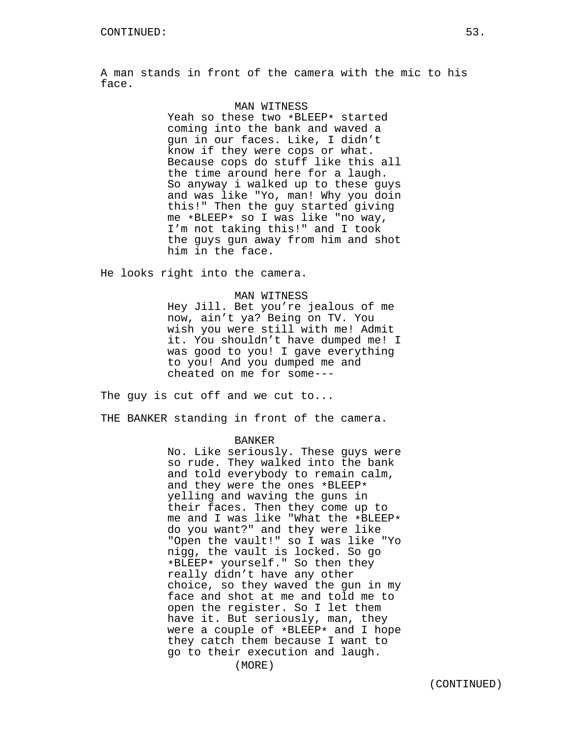CONTINUED:

A man stands in front of the camera with the mic to his face.

MAN WITNESS

Yeah so these two *BLEEP* started coming into the bank and waved a gun in our faces. Like, I didn't know if they were cops or what. Because cops do stuff like this all the time around here for a laugh. So anyway i walked up to these guys and was like "Yo, man! Why you doin this!" Then the guy started giving me *BLEEP* so I was like "no way, I'm not taking this!" and I took the guys gun away from him and shot him in the face.

He looks right into the camera.

MAN WITNESS

Hey Jill. Bet you're jealous of me now, ain't ya? Being on TV. You wish you were still with me! Admit it. You shouldn't have dumped me! I was good to you! I gave everything to you! And you dumped me and cheated on me for some---

The guy is cut off and we cut to...

THE BANKER standing in front of the camera.

BANKER

No. Like seriously. These guys were so rude. They walked into the bank and told everybody to remain calm, and they were the ones *BLEEP* yelling and waving the guns in their faces. Then they come up to me and I was like "What the *BLEEP* do you want?" and they were like "Open the vault!" so I was like "Yo nigg, the vault is locked. So go *BLEEP* yourself." So then they really didn't have any other choice, so they waved the gun in my face and shot at me and told me to open the register. So I let them have it. But seriously, man, they were a couple of *BLEEP* and I hope they catch them because I want to go to their execution and laugh.

(MORE)

(CONTINUED)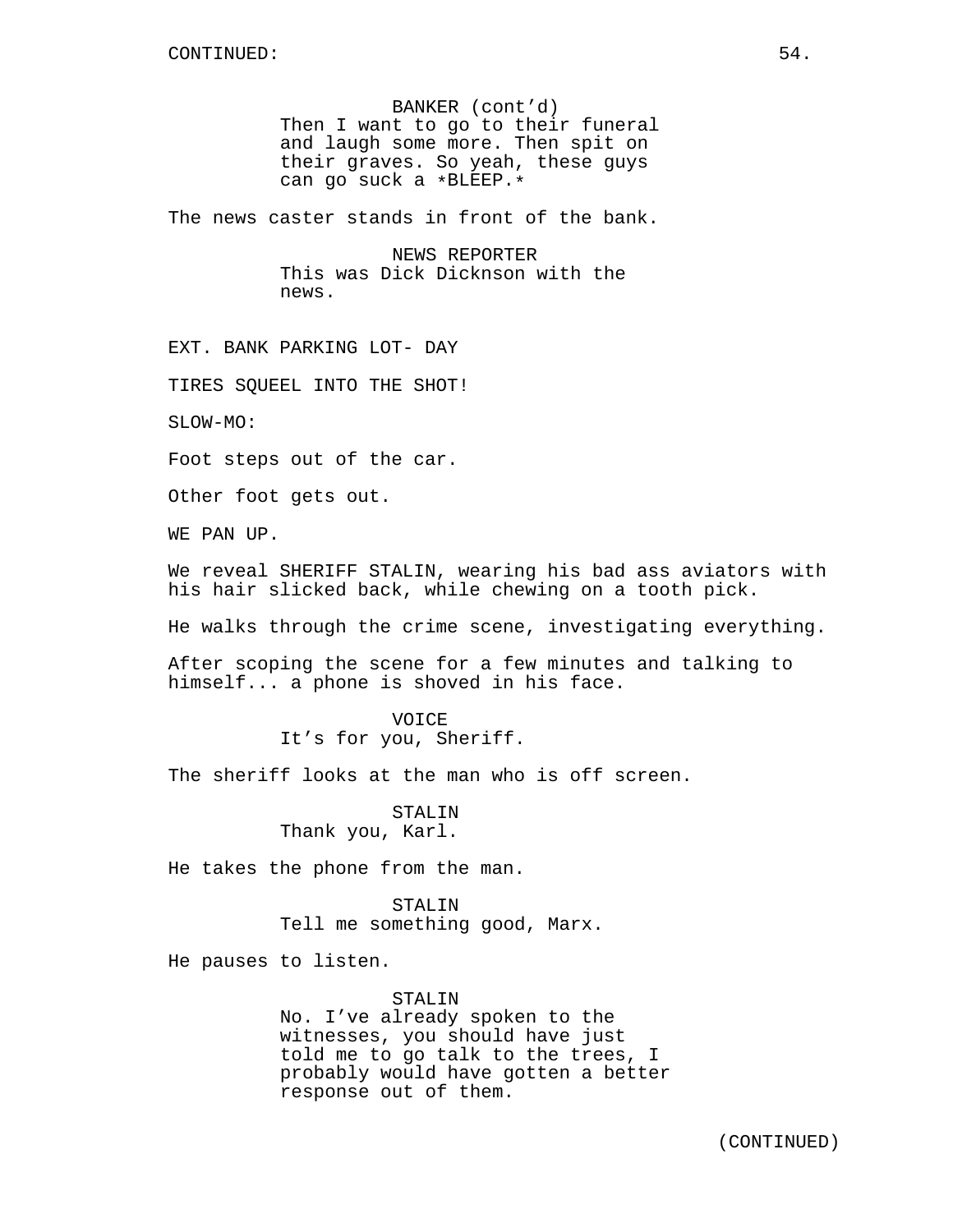CONTINUED:

BANKER (cont'd)
Then I want to go to their funeral and laugh some more. Then spit on their graves. So yeah, these guys can go suck a *BLEEP.*

The news caster stands in front of the bank.

NEWS REPORTER
This was Dick Dicknson with the news.

EXT. BANK PARKING LOT- DAY

TIRES SQUEEL INTO THE SHOT!

SLOW-MO:

Foot steps out of the car.

Other foot gets out.

WE PAN UP.

We reveal SHERIFF STALIN, wearing his bad ass aviators with his hair slicked back, while chewing on a tooth pick.

He walks through the crime scene, investigating everything.

After scoping the scene for a few minutes and talking to himself... a phone is shoved in his face.

VOICE
It's for you, Sheriff.

The sheriff looks at the man who is off screen.

STALIN
Thank you, Karl.

He takes the phone from the man.

STALIN
Tell me something good, Marx.

He pauses to listen.

STALIN
No. I've already spoken to the witnesses, you should have just told me to go talk to the trees, I probably would have gotten a better response out of them.

(CONTINUED)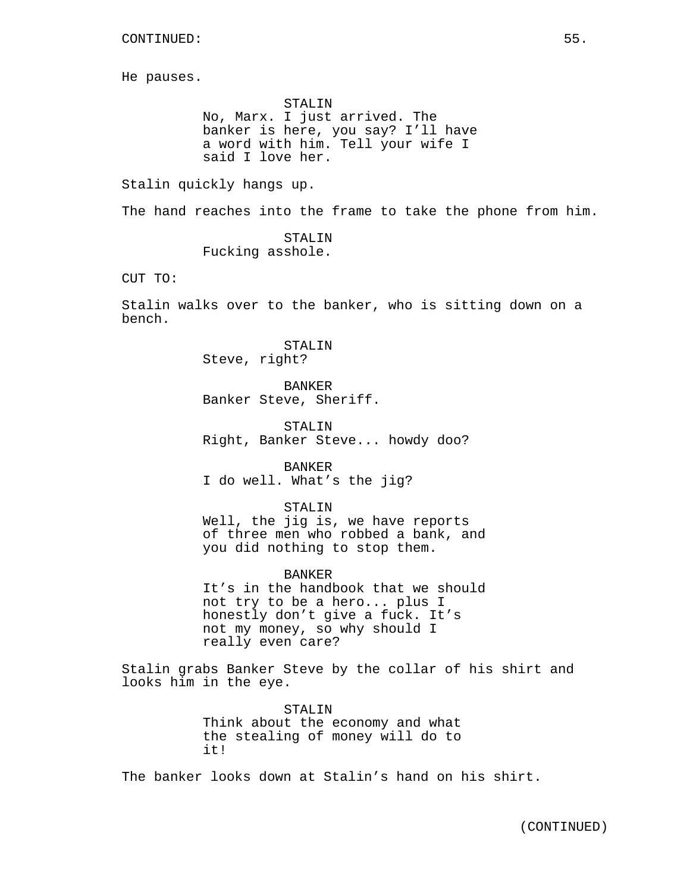CONTINUED:

He pauses.

STALIN
No, Marx. I just arrived. The banker is here, you say? I'll have a word with him. Tell your wife I said I love her.

Stalin quickly hangs up.

The hand reaches into the frame to take the phone from him.

STALIN
Fucking asshole.

CUT TO:

Stalin walks over to the banker, who is sitting down on a bench.

STALIN
Steve, right?

BANKER
Banker Steve, Sheriff.

STALIN
Right, Banker Steve... howdy doo?

BANKER
I do well. What's the jig?

STALIN
Well, the jig is, we have reports of three men who robbed a bank, and you did nothing to stop them.

BANKER
It's in the handbook that we should not try to be a hero... plus I honestly don't give a fuck. It's not my money, so why should I really even care?

Stalin grabs Banker Steve by the collar of his shirt and looks him in the eye.

STALIN
Think about the economy and what the stealing of money will do to it!

The banker looks down at Stalin's hand on his shirt.

(CONTINUED)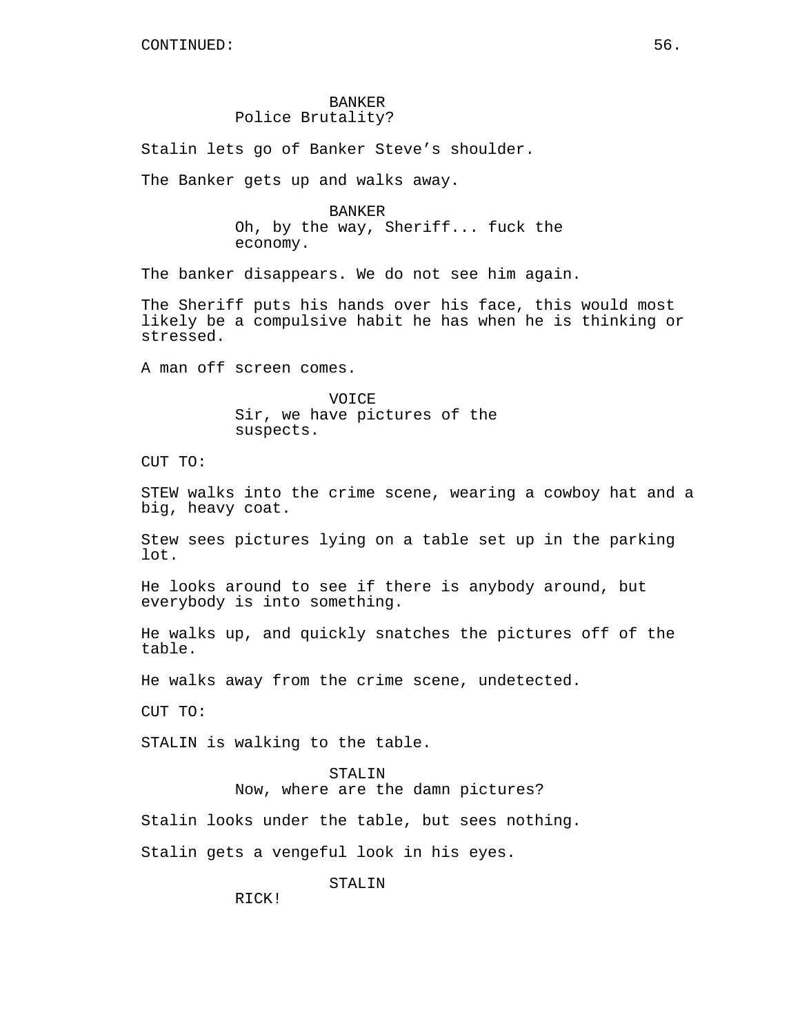CONTINUED:

BANKER
Police Brutality?

Stalin lets go of Banker Steve's shoulder.

The Banker gets up and walks away.

BANKER
Oh, by the way, Sheriff... fuck the economy.

The banker disappears. We do not see him again.

The Sheriff puts his hands over his face, this would most likely be a compulsive habit he has when he is thinking or stressed.

A man off screen comes.

VOICE
Sir, we have pictures of the suspects.

CUT TO:

STEW walks into the crime scene, wearing a cowboy hat and a big, heavy coat.

Stew sees pictures lying on a table set up in the parking lot.

He looks around to see if there is anybody around, but everybody is into something.

He walks up, and quickly snatches the pictures off of the table.

He walks away from the crime scene, undetected.

CUT TO:

STALIN is walking to the table.

STALIN
Now, where are the damn pictures?

Stalin looks under the table, but sees nothing.

Stalin gets a vengeful look in his eyes.

STALIN
RICK!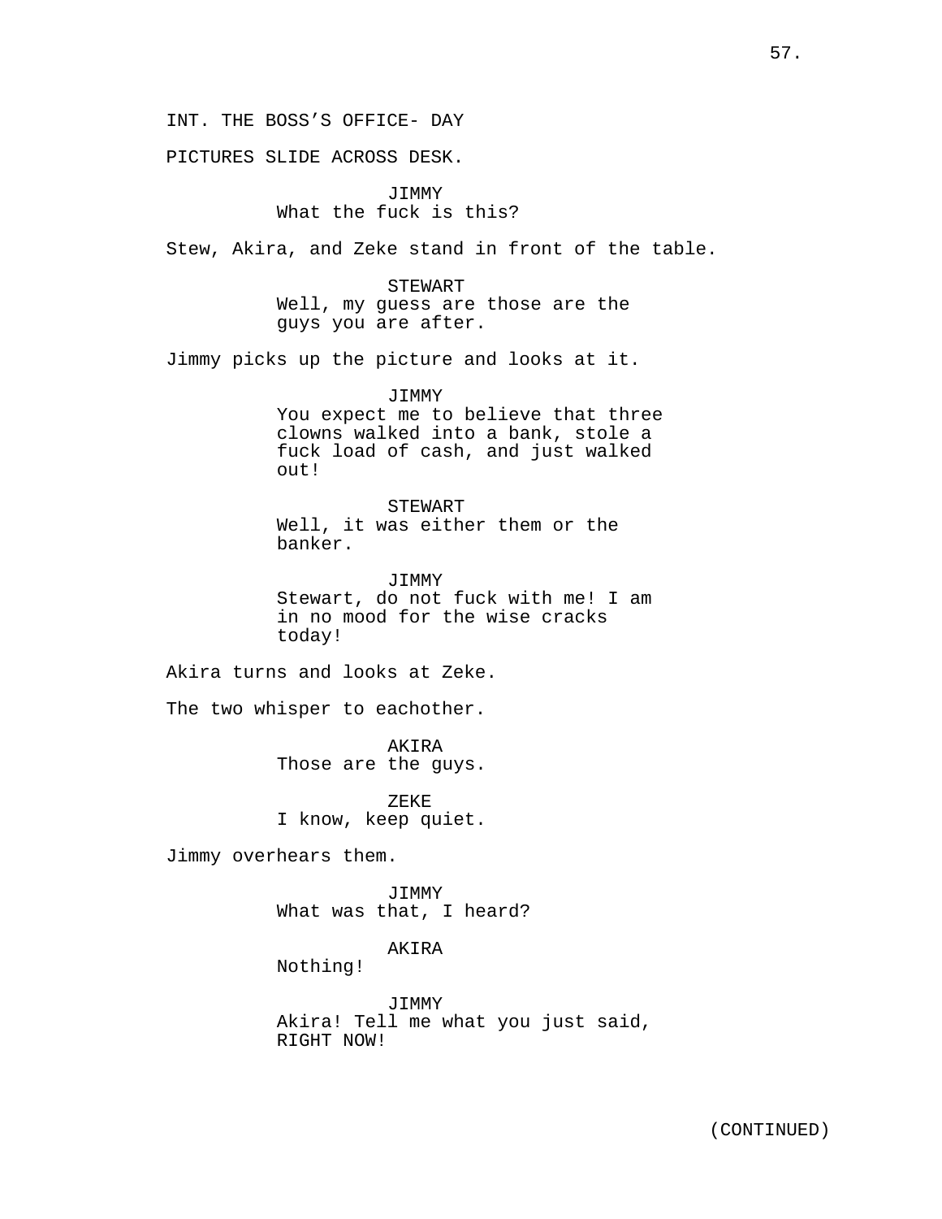INT. THE BOSS'S OFFICE- DAY

PICTURES SLIDE ACROSS DESK.

JIMMY
What the fuck is this?

Stew, Akira, and Zeke stand in front of the table.

STEWART
Well, my guess are those are the guys you are after.

Jimmy picks up the picture and looks at it.

JIMMY
You expect me to believe that three clowns walked into a bank, stole a fuck load of cash, and just walked out!

STEWART
Well, it was either them or the banker.

JIMMY
Stewart, do not fuck with me! I am in no mood for the wise cracks today!

Akira turns and looks at Zeke.

The two whisper to eachother.

AKIRA
Those are the guys.

ZEKE
I know, keep quiet.

Jimmy overhears them.

JIMMY
What was that, I heard?

AKIRA
Nothing!

JIMMY
Akira! Tell me what you just said, RIGHT NOW!

(CONTINUED)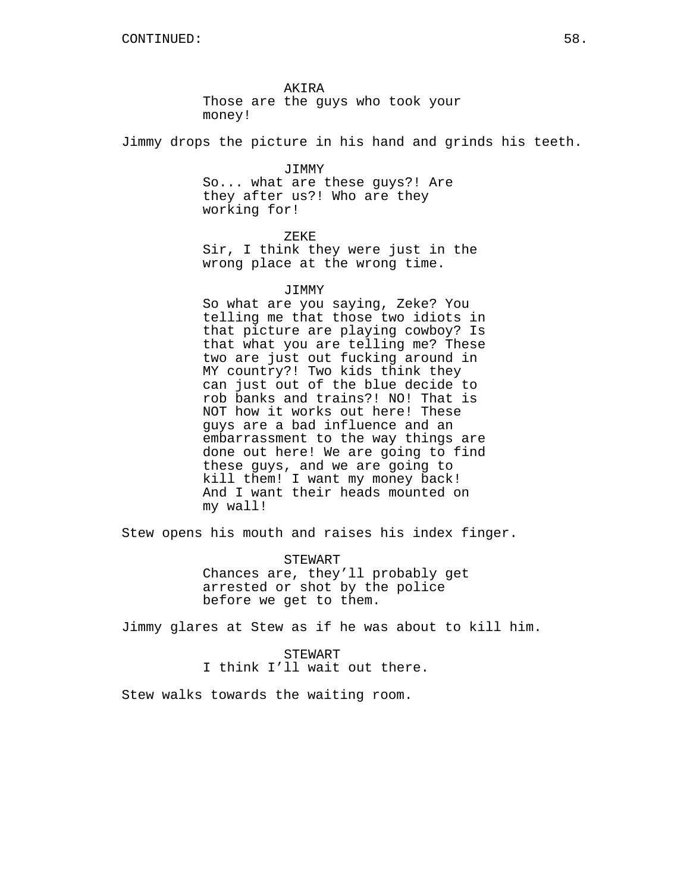CONTINUED:

AKIRA
Those are the guys who took your money!

Jimmy drops the picture in his hand and grinds his teeth.

JIMMY
So... what are these guys?! Are they after us?! Who are they working for!

ZEKE
Sir, I think they were just in the wrong place at the wrong time.

JIMMY
So what are you saying, Zeke? You telling me that those two idiots in that picture are playing cowboy? Is that what you are telling me? These two are just out fucking around in MY country?! Two kids think they can just out of the blue decide to rob banks and trains?! NO! That is NOT how it works out here! These guys are a bad influence and an embarrassment to the way things are done out here! We are going to find these guys, and we are going to kill them! I want my money back! And I want their heads mounted on my wall!

Stew opens his mouth and raises his index finger.

STEWART
Chances are, they'll probably get arrested or shot by the police before we get to them.

Jimmy glares at Stew as if he was about to kill him.

STEWART
I think I'll wait out there.

Stew walks towards the waiting room.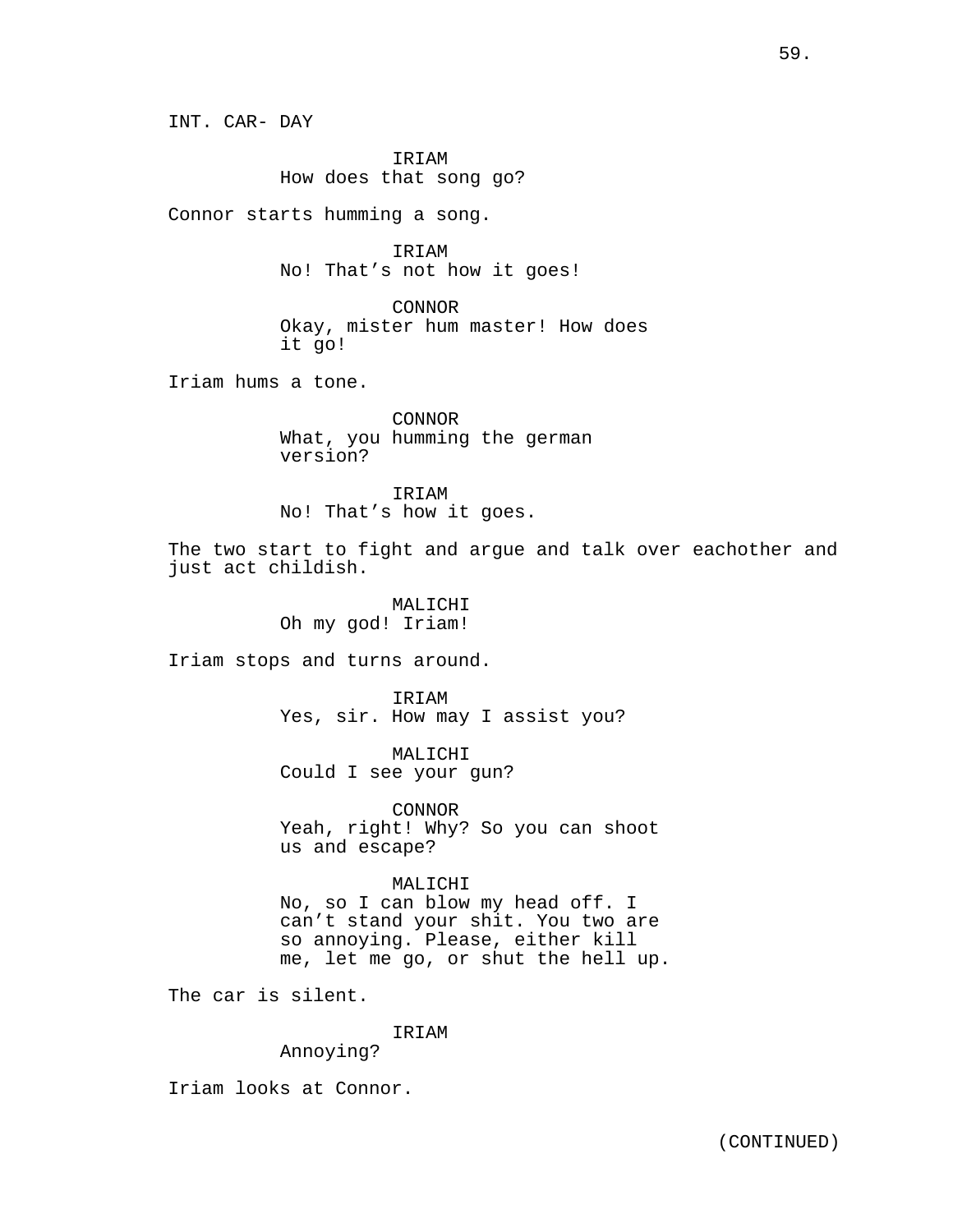INT. CAR- DAY

IRIAM
How does that song go?

Connor starts humming a song.

IRIAM
No! That's not how it goes!

CONNOR
Okay, mister hum master! How does it go!

Iriam hums a tone.

CONNOR
What, you humming the german version?

IRIAM
No! That's how it goes.

The two start to fight and argue and talk over eachother and just act childish.

MALICHI
Oh my god! Iriam!

Iriam stops and turns around.

IRIAM
Yes, sir. How may I assist you?

MALICHI
Could I see your gun?

CONNOR
Yeah, right! Why? So you can shoot us and escape?

MALICHI
No, so I can blow my head off. I can't stand your shit. You two are so annoying. Please, either kill me, let me go, or shut the hell up.

The car is silent.

IRIAM
Annoying?

Iriam looks at Connor.

(CONTINUED)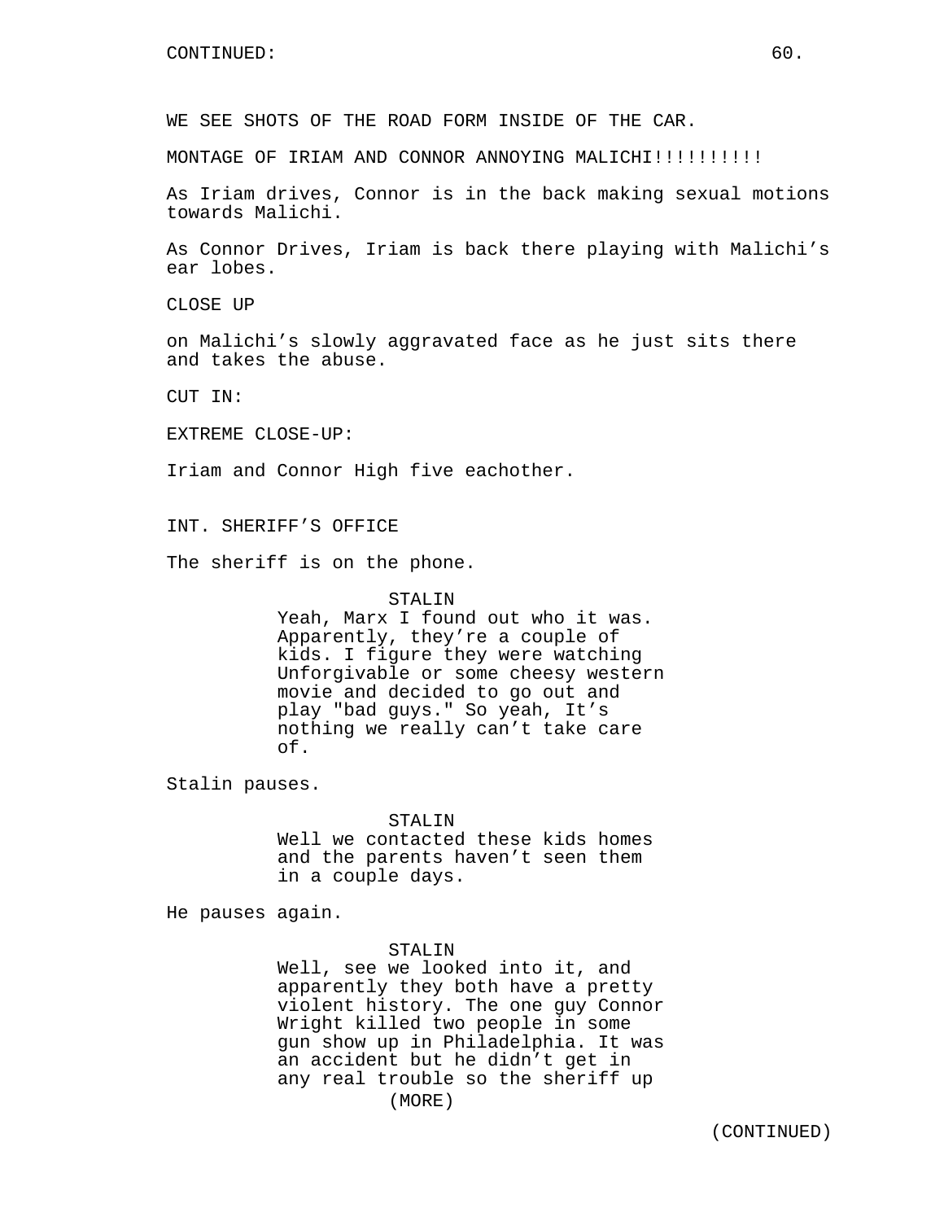WE SEE SHOTS OF THE ROAD FORM INSIDE OF THE CAR.

MONTAGE OF IRIAM AND CONNOR ANNOYING MALICHI!!!!!!!!!!

As Iriam drives, Connor is in the back making sexual motions towards Malichi.

As Connor Drives, Iriam is back there playing with Malichi's ear lobes.

CLOSE UP

on Malichi's slowly aggravated face as he just sits there and takes the abuse.

CUT IN:

EXTREME CLOSE-UP:

Iriam and Connor High five eachother.

INT. SHERIFF'S OFFICE

The sheriff is on the phone.

STALIN
Yeah, Marx I found out who it was. Apparently, they're a couple of kids. I figure they were watching Unforgivable or some cheesy western movie and decided to go out and play "bad guys." So yeah, It's nothing we really can't take care of.

Stalin pauses.

STALIN
Well we contacted these kids homes and the parents haven't seen them in a couple days.

He pauses again.

STALIN
Well, see we looked into it, and apparently they both have a pretty violent history. The one guy Connor Wright killed two people in some gun show up in Philadelphia. It was an accident but he didn't get in any real trouble so the sheriff up
(MORE)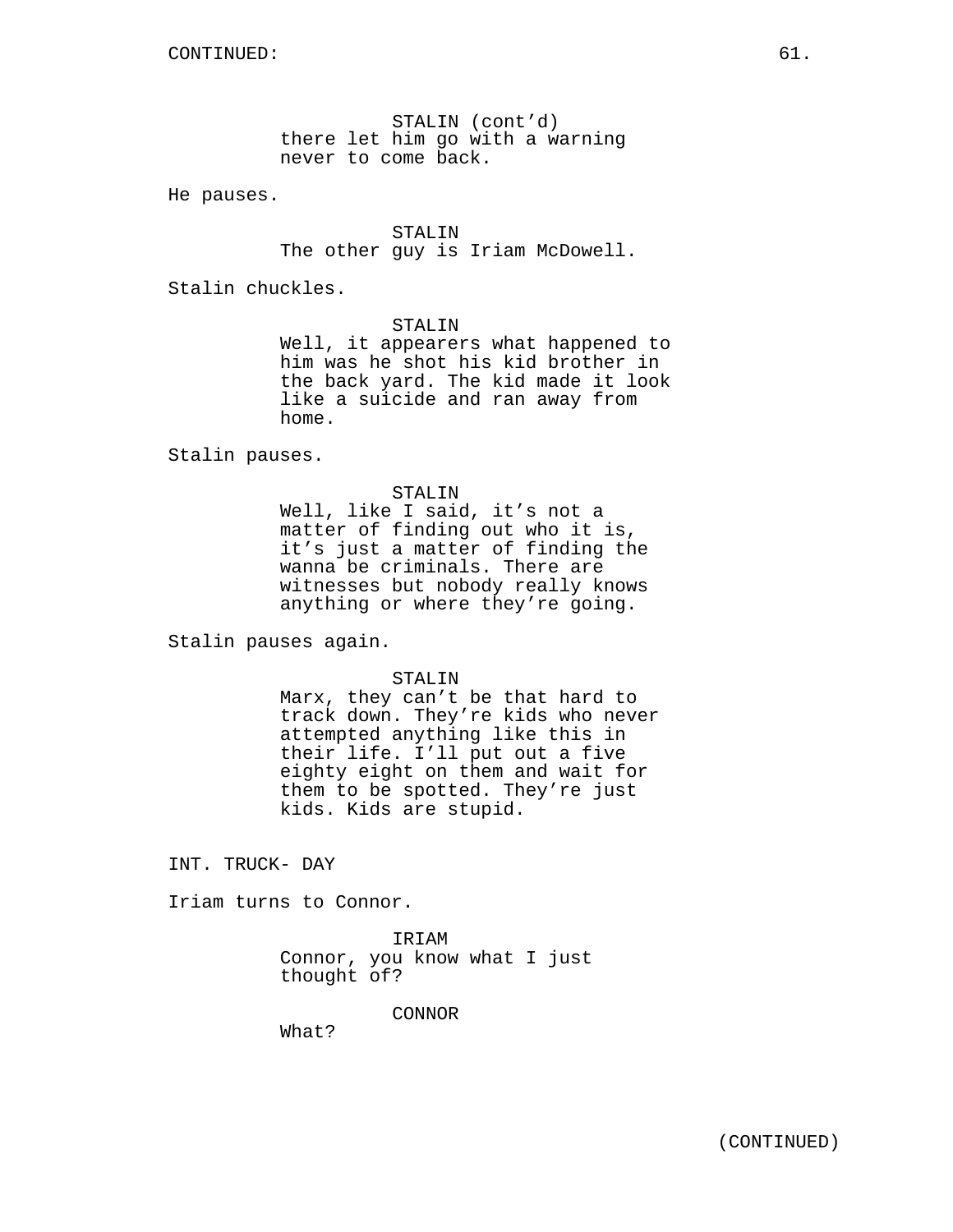STALIN (cont'd)
there let him go with a warning
never to come back.

He pauses.

STALIN
The other guy is Iriam McDowell.

Stalin chuckles.

STALIN
Well, it appearers what happened to
him was he shot his kid brother in
the back yard. The kid made it look
like a suicide and ran away from
home.

Stalin pauses.

STALIN
Well, like I said, it's not a
matter of finding out who it is,
it's just a matter of finding the
wanna be criminals. There are
witnesses but nobody really knows
anything or where they're going.

Stalin pauses again.

STALIN
Marx, they can't be that hard to
track down. They're kids who never
attempted anything like this in
their life. I'll put out a five
eighty eight on them and wait for
them to be spotted. They're just
kids. Kids are stupid.

INT. TRUCK- DAY

Iriam turns to Connor.

IRIAM
Connor, you know what I just
thought of?

CONNOR
What?

(CONTINUED)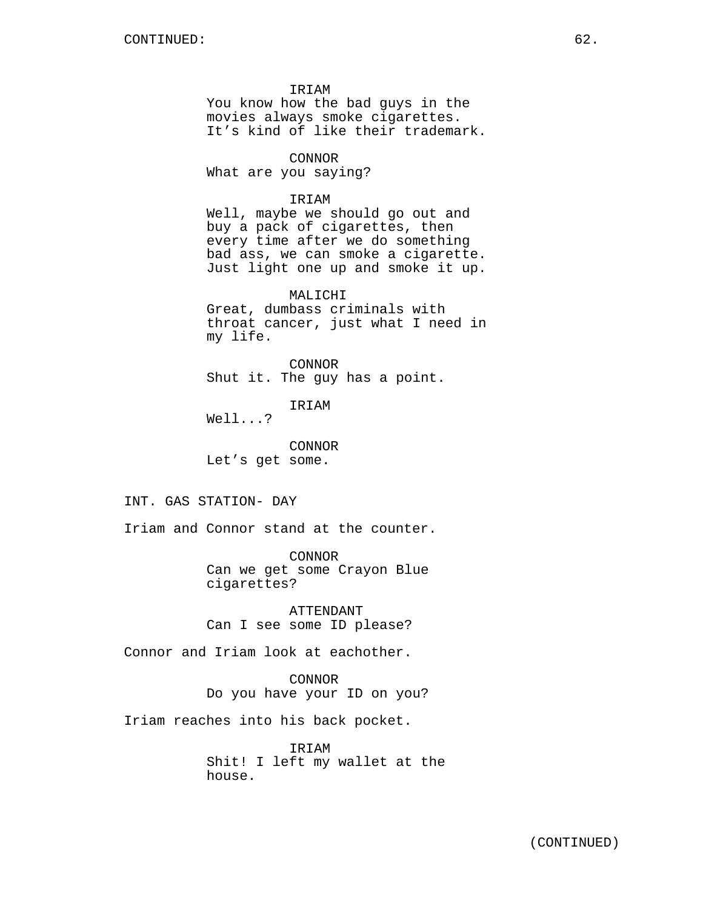IRIAM
You know how the bad guys in the movies always smoke cigarettes. It's kind of like their trademark.

CONNOR
What are you saying?

IRIAM
Well, maybe we should go out and buy a pack of cigarettes, then every time after we do something bad ass, we can smoke a cigarette. Just light one up and smoke it up.

MALICHI
Great, dumbass criminals with throat cancer, just what I need in my life.

CONNOR
Shut it. The guy has a point.

IRIAM
Well...?

CONNOR
Let's get some.

INT. GAS STATION- DAY

Iriam and Connor stand at the counter.

CONNOR
Can we get some Crayon Blue cigarettes?

ATTENDANT
Can I see some ID please?

Connor and Iriam look at eachother.

CONNOR
Do you have your ID on you?

Iriam reaches into his back pocket.

IRIAM
Shit! I left my wallet at the house.

(CONTINUED)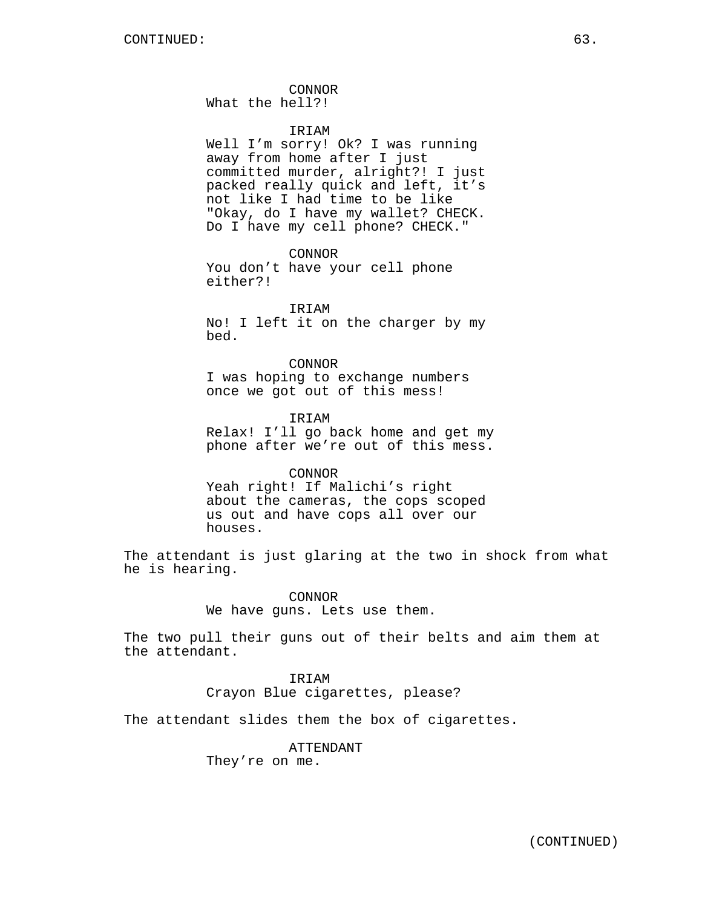CONTINUED:

CONNOR
What the hell?!

IRIAM
Well I'm sorry! Ok? I was running away from home after I just committed murder, alright?! I just packed really quick and left, it's not like I had time to be like "Okay, do I have my wallet? CHECK. Do I have my cell phone? CHECK."

CONNOR
You don't have your cell phone either?!

IRIAM
No! I left it on the charger by my bed.

CONNOR
I was hoping to exchange numbers once we got out of this mess!

IRIAM
Relax! I'll go back home and get my phone after we're out of this mess.

CONNOR
Yeah right! If Malichi's right about the cameras, the cops scoped us out and have cops all over our houses.

The attendant is just glaring at the two in shock from what he is hearing.

CONNOR
We have guns. Lets use them.

The two pull their guns out of their belts and aim them at the attendant.

IRIAM
Crayon Blue cigarettes, please?

The attendant slides them the box of cigarettes.

ATTENDANT
They're on me.

(CONTINUED)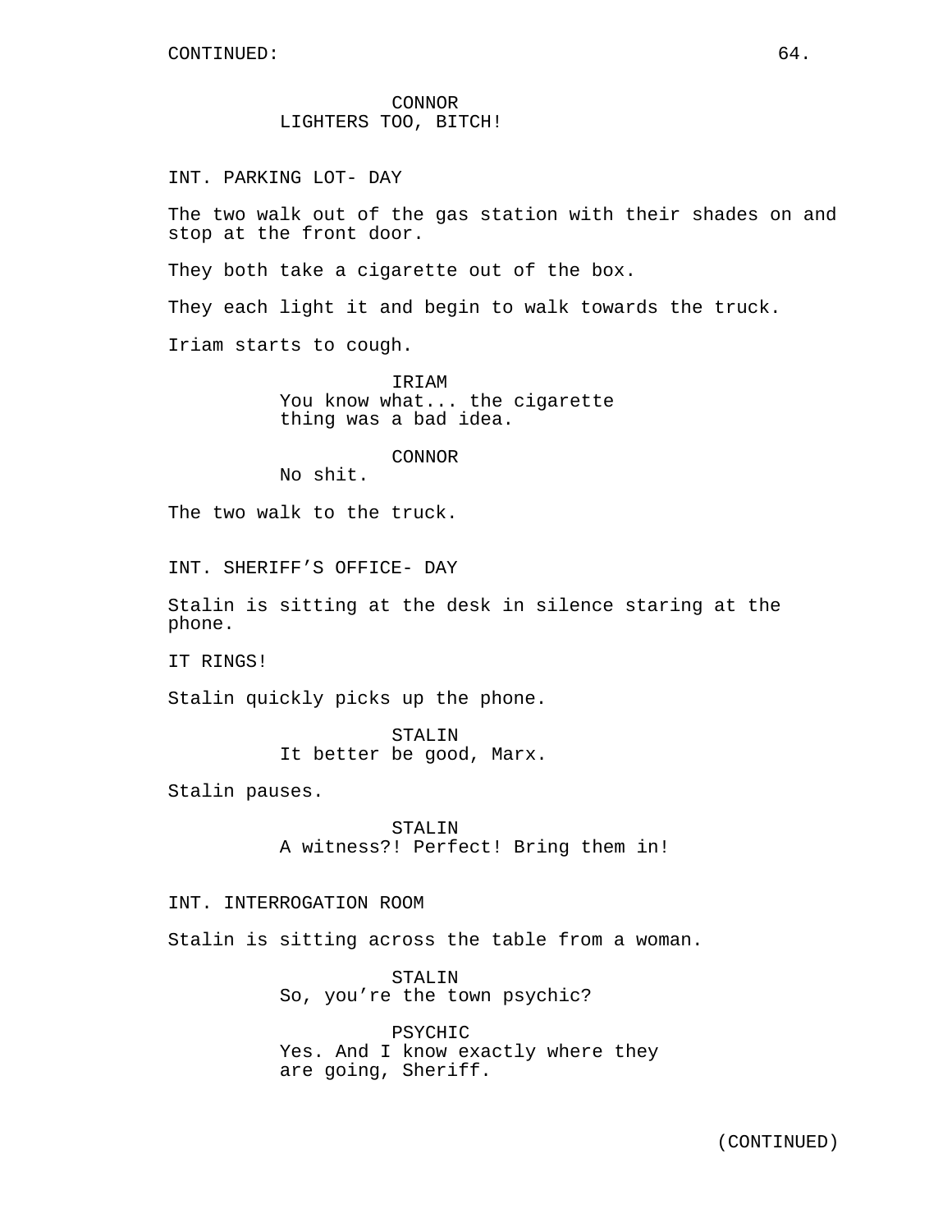CONNOR
LIGHTERS TOO, BITCH!

INT. PARKING LOT- DAY

The two walk out of the gas station with their shades on and stop at the front door.

They both take a cigarette out of the box.

They each light it and begin to walk towards the truck.

Iriam starts to cough.

IRIAM
You know what... the cigarette thing was a bad idea.

CONNOR
No shit.

The two walk to the truck.

INT. SHERIFF’S OFFICE- DAY

Stalin is sitting at the desk in silence staring at the phone.

IT RINGS!

Stalin quickly picks up the phone.

STALIN
It better be good, Marx.

Stalin pauses.

STALIN
A witness?! Perfect! Bring them in!

INT. INTERROGATION ROOM

Stalin is sitting across the table from a woman.

STALIN
So, you’re the town psychic?

PSYCHIC
Yes. And I know exactly where they are going, Sheriff.

(CONTINUED)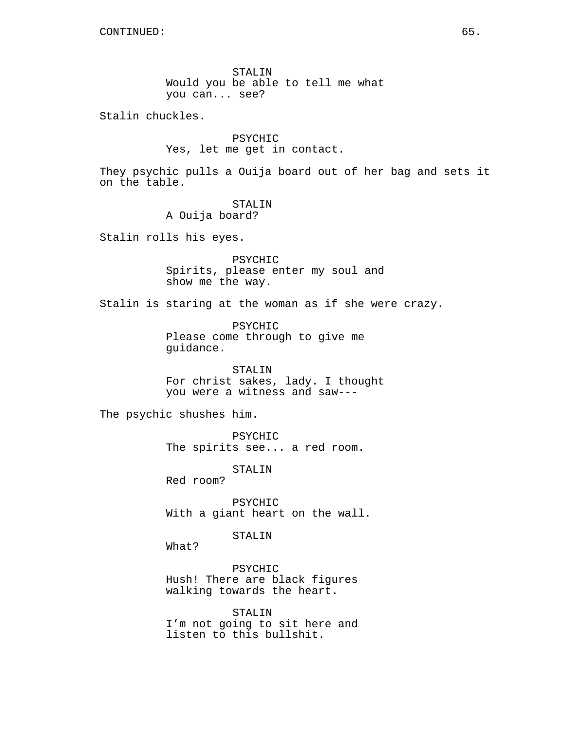CONTINUED:

STALIN
Would you be able to tell me what you can... see?

Stalin chuckles.

PSYCHIC
Yes, let me get in contact.

They psychic pulls a Ouija board out of her bag and sets it on the table.

STALIN
A Ouija board?

Stalin rolls his eyes.

PSYCHIC
Spirits, please enter my soul and show me the way.

Stalin is staring at the woman as if she were crazy.

PSYCHIC
Please come through to give me guidance.

STALIN
For christ sakes, lady. I thought you were a witness and saw---

The psychic shushes him.

PSYCHIC
The spirits see... a red room.

STALIN
Red room?

PSYCHIC
With a giant heart on the wall.

STALIN
What?

PSYCHIC
Hush! There are black figures walking towards the heart.

STALIN
I’m not going to sit here and listen to this bullshit.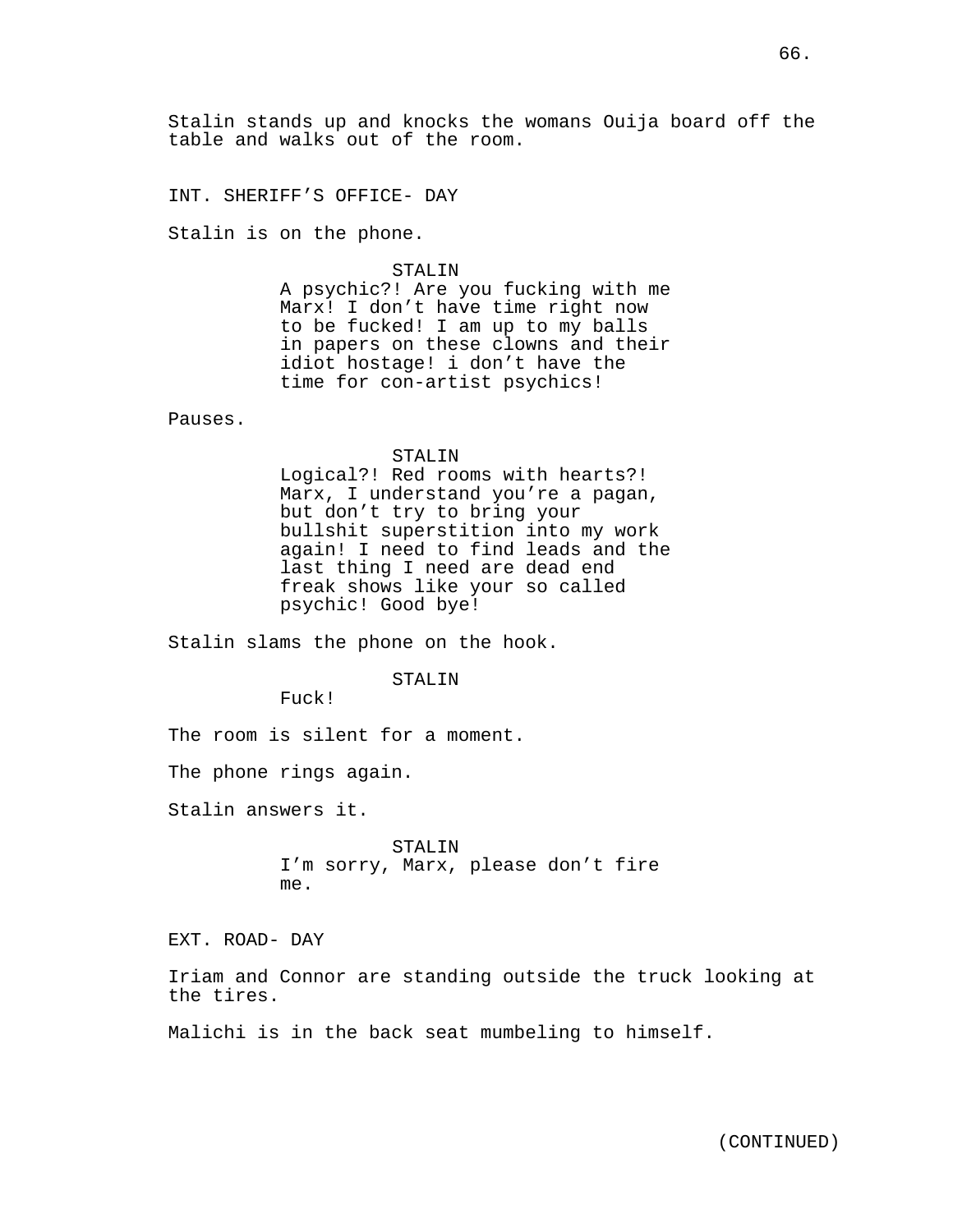Stalin stands up and knocks the womans Ouija board off the table and walks out of the room.

INT. SHERIFF’S OFFICE- DAY

Stalin is on the phone.

STALIN
A psychic?! Are you fucking with me Marx! I don’t have time right now to be fucked! I am up to my balls in papers on these clowns and their idiot hostage! i don’t have the time for con-artist psychics!

Pauses.

STALIN
Logical?! Red rooms with hearts?! Marx, I understand you’re a pagan, but don’t try to bring your bullshit superstition into my work again! I need to find leads and the last thing I need are dead end freak shows like your so called psychic! Good bye!

Stalin slams the phone on the hook.

STALIN
Fuck!

The room is silent for a moment.

The phone rings again.

Stalin answers it.

STALIN
I’m sorry, Marx, please don’t fire me.

EXT. ROAD- DAY

Iriam and Connor are standing outside the truck looking at the tires.

Malichi is in the back seat mumbeling to himself.

(CONTINUED)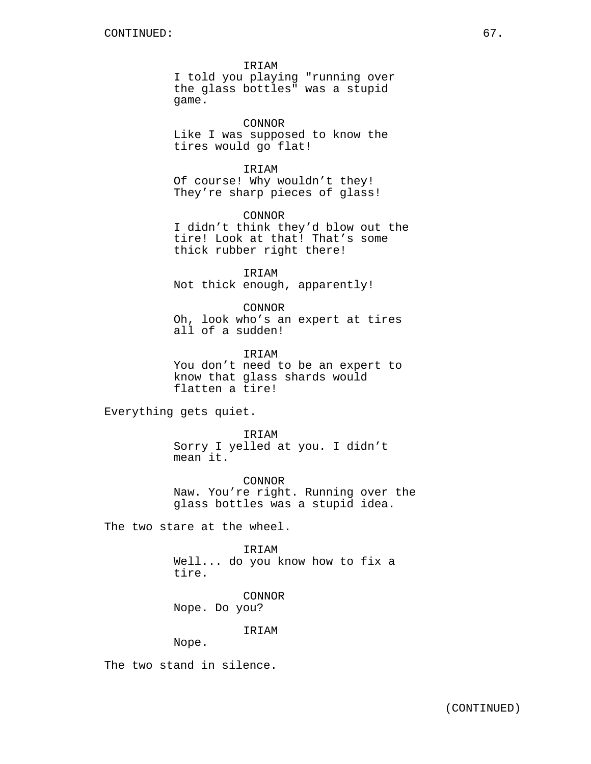IRIAM
I told you playing "running over the glass bottles" was a stupid game.

CONNOR
Like I was supposed to know the tires would go flat!

IRIAM
Of course! Why wouldn't they! They're sharp pieces of glass!

CONNOR
I didn't think they'd blow out the tire! Look at that! That's some thick rubber right there!

IRIAM
Not thick enough, apparently!

CONNOR
Oh, look who's an expert at tires all of a sudden!

IRIAM
You don't need to be an expert to know that glass shards would flatten a tire!

Everything gets quiet.

IRIAM
Sorry I yelled at you. I didn't mean it.

CONNOR
Naw. You're right. Running over the glass bottles was a stupid idea.

The two stare at the wheel.

IRIAM
Well... do you know how to fix a tire.

CONNOR
Nope. Do you?

IRIAM
Nope.

The two stand in silence.

(CONTINUED)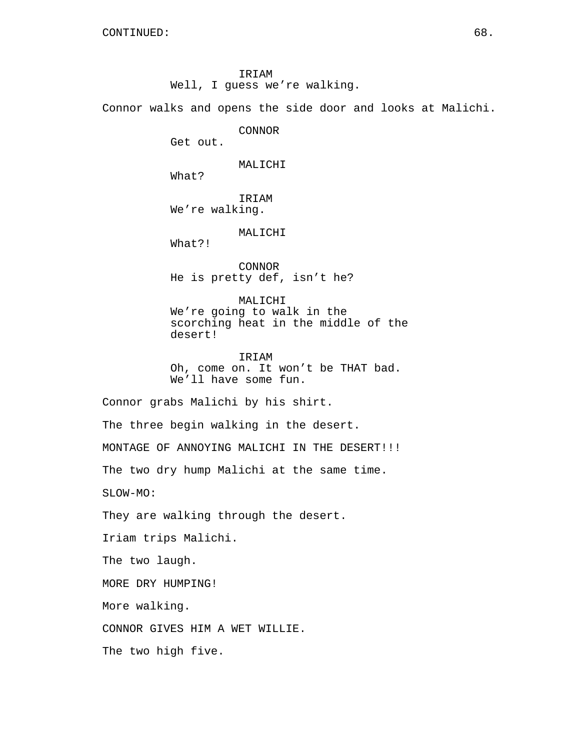CONTINUED:

IRIAM
Well, I guess we're walking.

Connor walks and opens the side door and looks at Malichi.

CONNOR
Get out.

MALICHI
What?

IRIAM
We're walking.

MALICHI
What?!

CONNOR
He is pretty def, isn't he?

MALICHI
We're going to walk in the scorching heat in the middle of the desert!

IRIAM
Oh, come on. It won't be THAT bad. We'll have some fun.

Connor grabs Malichi by his shirt.

The three begin walking in the desert.

MONTAGE OF ANNOYING MALICHI IN THE DESERT!!!

The two dry hump Malichi at the same time.

SLOW-MO:

They are walking through the desert.

Iriam trips Malichi.

The two laugh.

MORE DRY HUMPING!

More walking.

CONNOR GIVES HIM A WET WILLIE.

The two high five.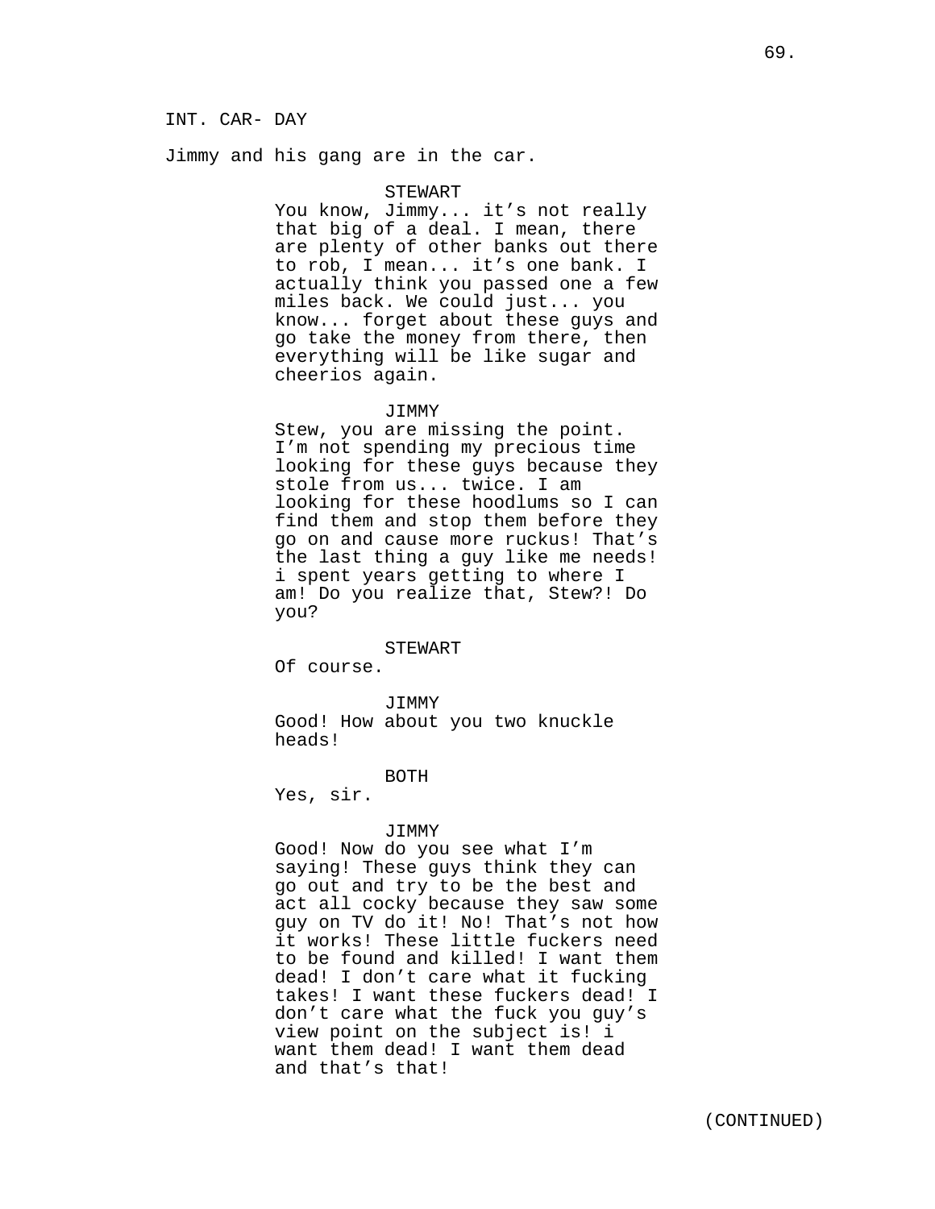INT. CAR- DAY

Jimmy and his gang are in the car.

STEWART

You know, Jimmy... it’s not really that big of a deal. I mean, there are plenty of other banks out there to rob, I mean... it’s one bank. I actually think you passed one a few miles back. We could just... you know... forget about these guys and go take the money from there, then everything will be like sugar and cheerios again.

JIMMY

Stew, you are missing the point. I’m not spending my precious time looking for these guys because they stole from us... twice. I am looking for these hoodlums so I can find them and stop them before they go on and cause more ruckus! That’s the last thing a guy like me needs! i spent years getting to where I am! Do you realize that, Stew?! Do you?

STEWART

Of course.

JIMMY

Good! How about you two knuckle heads!

BOTH

Yes, sir.

JIMMY

Good! Now do you see what I’m saying! These guys think they can go out and try to be the best and act all cocky because they saw some guy on TV do it! No! That’s not how it works! These little fuckers need to be found and killed! I want them dead! I don’t care what it fucking takes! I want these fuckers dead! I don’t care what the fuck you guy’s view point on the subject is! i want them dead! I want them dead and that’s that!

(CONTINUED)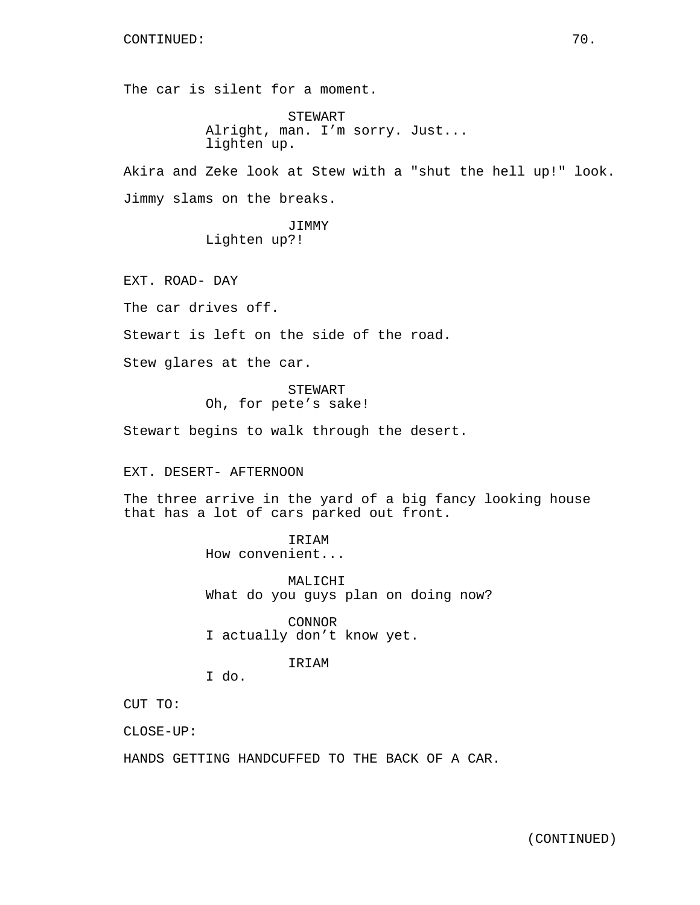CONTINUED:

The car is silent for a moment.

STEWART
Alright, man. I'm sorry. Just... lighten up.

Akira and Zeke look at Stew with a "shut the hell up!" look.

Jimmy slams on the breaks.

JIMMY
Lighten up?!

EXT. ROAD- DAY

The car drives off.

Stewart is left on the side of the road.

Stew glares at the car.

STEWART
Oh, for pete's sake!

Stewart begins to walk through the desert.

EXT. DESERT- AFTERNOON

The three arrive in the yard of a big fancy looking house that has a lot of cars parked out front.

IRIAM
How convenient...

MALICHI
What do you guys plan on doing now?

CONNOR
I actually don't know yet.

IRIAM
I do.

CUT TO:

CLOSE-UP:

HANDS GETTING HANDCUFFED TO THE BACK OF A CAR.

(CONTINUED)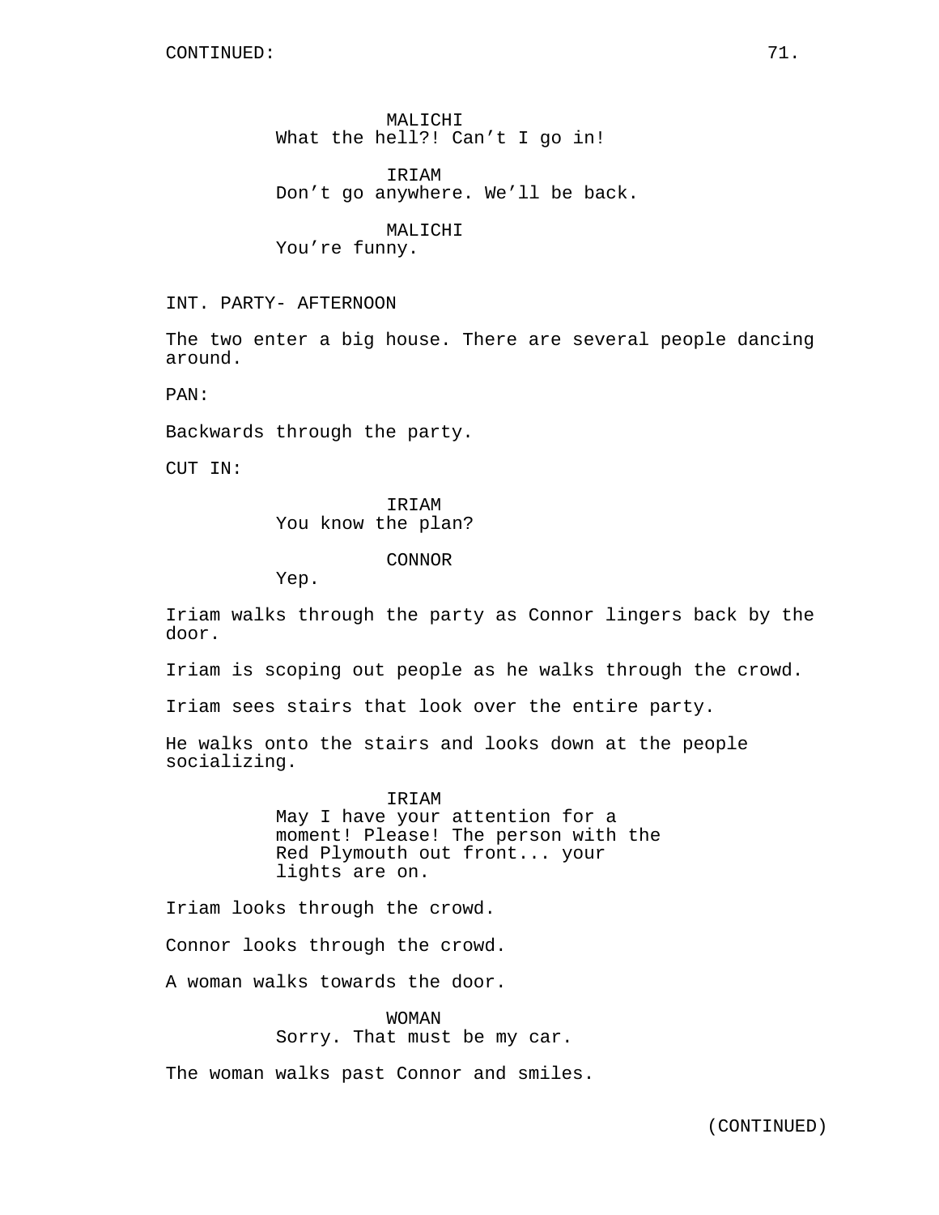CONTINUED:

MALICHI
What the hell?! Can't I go in!

IRIAM
Don't go anywhere. We'll be back.

MALICHI
You're funny.

INT. PARTY- AFTERNOON

The two enter a big house. There are several people dancing around.

PAN:

Backwards through the party.

CUT IN:

IRIAM
You know the plan?

CONNOR
Yep.

Iriam walks through the party as Connor lingers back by the door.

Iriam is scoping out people as he walks through the crowd.

Iriam sees stairs that look over the entire party.

He walks onto the stairs and looks down at the people socializing.

IRIAM
May I have your attention for a moment! Please! The person with the Red Plymouth out front... your lights are on.

Iriam looks through the crowd.

Connor looks through the crowd.

A woman walks towards the door.

WOMAN
Sorry. That must be my car.

The woman walks past Connor and smiles.

(CONTINUED)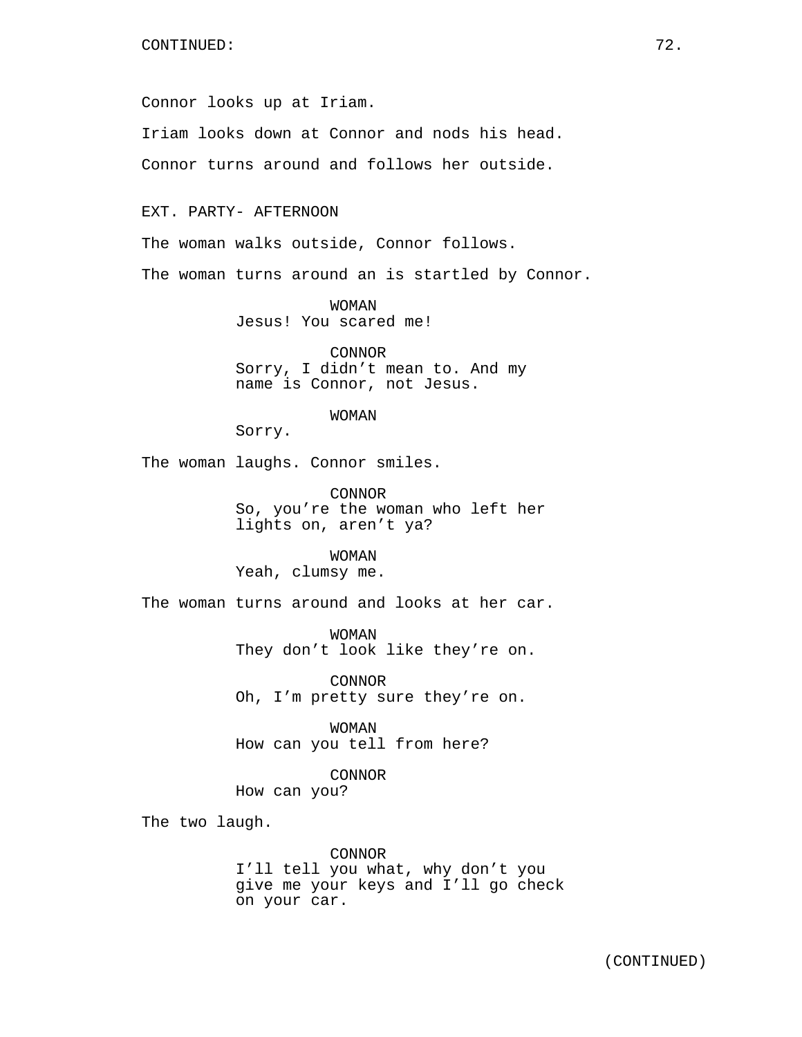CONTINUED:

Connor looks up at Iriam.

Iriam looks down at Connor and nods his head.

Connor turns around and follows her outside.

EXT. PARTY- AFTERNOON

The woman walks outside, Connor follows.

The woman turns around an is startled by Connor.

WOMAN
Jesus! You scared me!

CONNOR
Sorry, I didn't mean to. And my name is Connor, not Jesus.

WOMAN
Sorry.

The woman laughs. Connor smiles.

CONNOR
So, you're the woman who left her lights on, aren't ya?

WOMAN
Yeah, clumsy me.

The woman turns around and looks at her car.

WOMAN
They don't look like they're on.

CONNOR
Oh, I'm pretty sure they're on.

WOMAN
How can you tell from here?

CONNOR
How can you?

The two laugh.

CONNOR
I'll tell you what, why don't you give me your keys and I'll go check on your car.

(CONTINUED)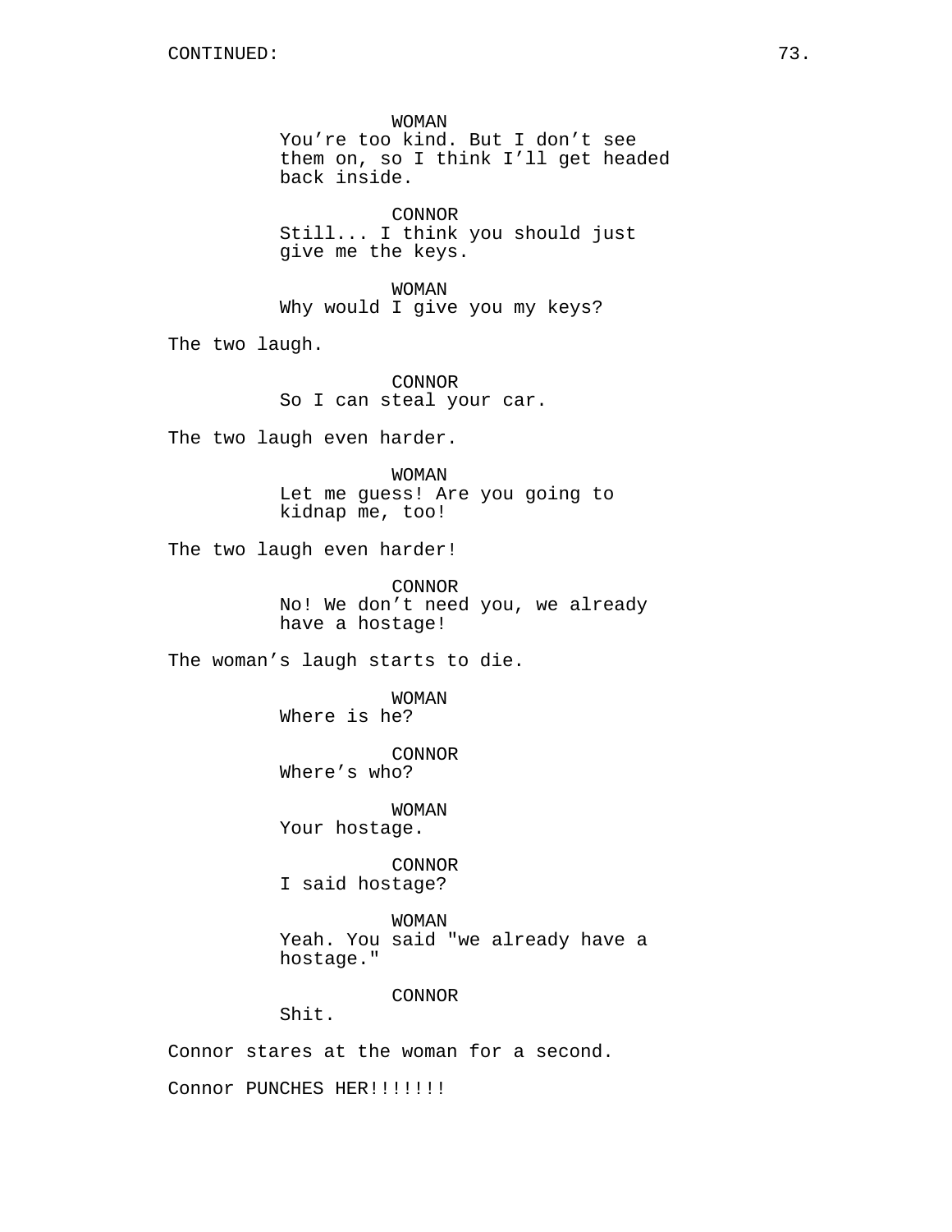CONTINUED:

WOMAN
You're too kind. But I don't see them on, so I think I'll get headed back inside.

CONNOR
Still... I think you should just give me the keys.

WOMAN
Why would I give you my keys?

The two laugh.

CONNOR
So I can steal your car.

The two laugh even harder.

WOMAN
Let me guess! Are you going to kidnap me, too!

The two laugh even harder!

CONNOR
No! We don't need you, we already have a hostage!

The woman's laugh starts to die.

WOMAN
Where is he?

CONNOR
Where's who?

WOMAN
Your hostage.

CONNOR
I said hostage?

WOMAN
Yeah. You said "we already have a hostage."

CONNOR
Shit.

Connor stares at the woman for a second.

Connor PUNCHES HER!!!!!!!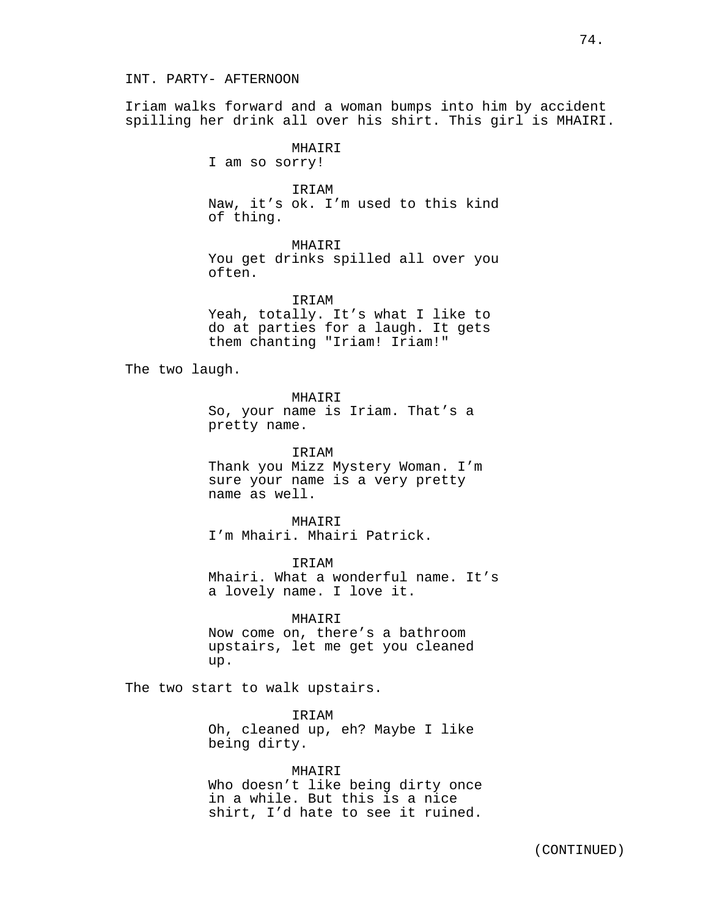INT. PARTY- AFTERNOON

Iriam walks forward and a woman bumps into him by accident spilling her drink all over his shirt. This girl is MHAIRI.

MHAIRI
I am so sorry!

IRIAM
Naw, it’s ok. I’m used to this kind of thing.

MHAIRI
You get drinks spilled all over you often.

IRIAM
Yeah, totally. It’s what I like to do at parties for a laugh. It gets them chanting "Iriam! Iriam!"

The two laugh.

MHAIRI
So, your name is Iriam. That’s a pretty name.

IRIAM
Thank you Mizz Mystery Woman. I’m sure your name is a very pretty name as well.

MHAIRI
I’m Mhairi. Mhairi Patrick.

IRIAM
Mhairi. What a wonderful name. It’s a lovely name. I love it.

MHAIRI
Now come on, there’s a bathroom upstairs, let me get you cleaned up.

The two start to walk upstairs.

IRIAM
Oh, cleaned up, eh? Maybe I like being dirty.

MHAIRI
Who doesn’t like being dirty once in a while. But this is a nice shirt, I’d hate to see it ruined.

(CONTINUED)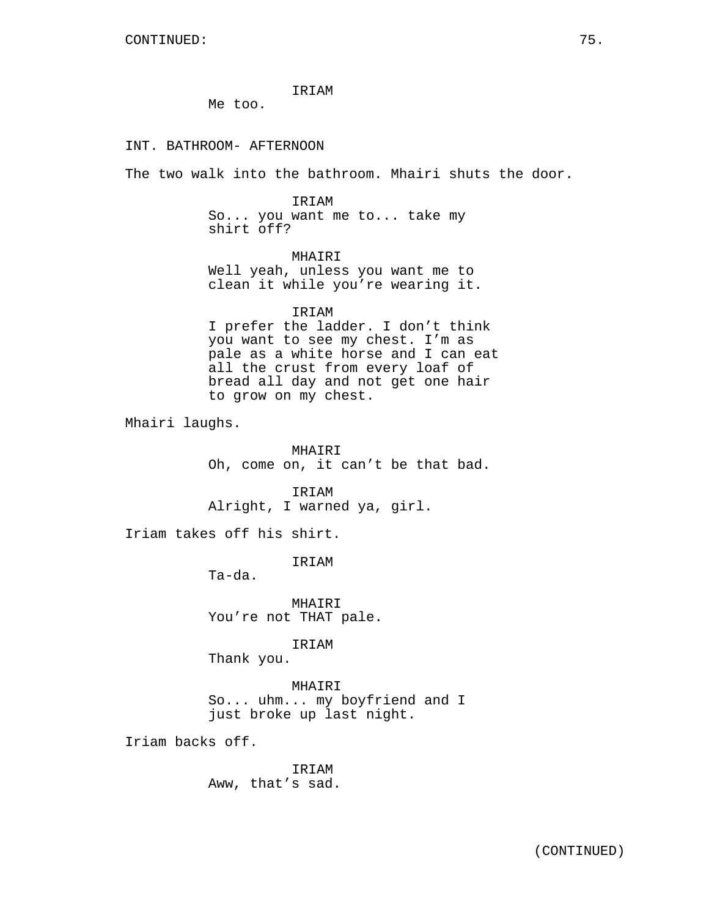IRIAM
Me too.

INT. BATHROOM- AFTERNOON

The two walk into the bathroom. Mhairi shuts the door.

IRIAM
So... you want me to... take my shirt off?

MHAIRI
Well yeah, unless you want me to clean it while you're wearing it.

IRIAM
I prefer the ladder. I don't think you want to see my chest. I'm as pale as a white horse and I can eat all the crust from every loaf of bread all day and not get one hair to grow on my chest.

Mhairi laughs.

MHAIRI
Oh, come on, it can't be that bad.

IRIAM
Alright, I warned ya, girl.

Iriam takes off his shirt.

IRIAM
Ta-da.

MHAIRI
You're not THAT pale.

IRIAM
Thank you.

MHAIRI
So... uhm... my boyfriend and I just broke up last night.

Iriam backs off.

IRIAM
Aww, that's sad.

(CONTINUED)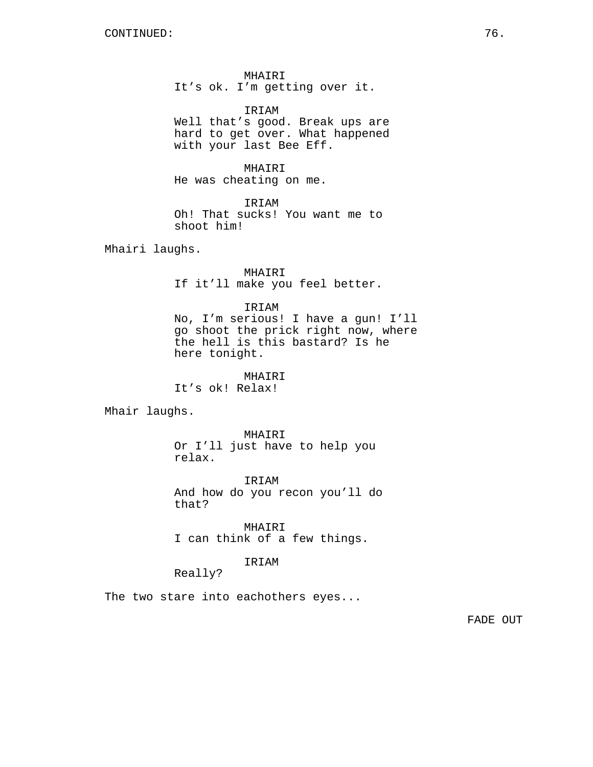CONTINUED:

MHAIRI
It’s ok. I’m getting over it.

IRIAM
Well that’s good. Break ups are hard to get over. What happened with your last Bee Eff.

MHAIRI
He was cheating on me.

IRIAM
Oh! That sucks! You want me to shoot him!

Mhairi laughs.

MHAIRI
If it’ll make you feel better.

IRIAM
No, I’m serious! I have a gun! I’ll go shoot the prick right now, where the hell is this bastard? Is he here tonight.

MHAIRI
It’s ok! Relax!

Mhair laughs.

MHAIRI
Or I’ll just have to help you relax.

IRIAM
And how do you recon you’ll do that?

MHAIRI
I can think of a few things.

IRIAM
Really?

The two stare into eachothers eyes...

FADE OUT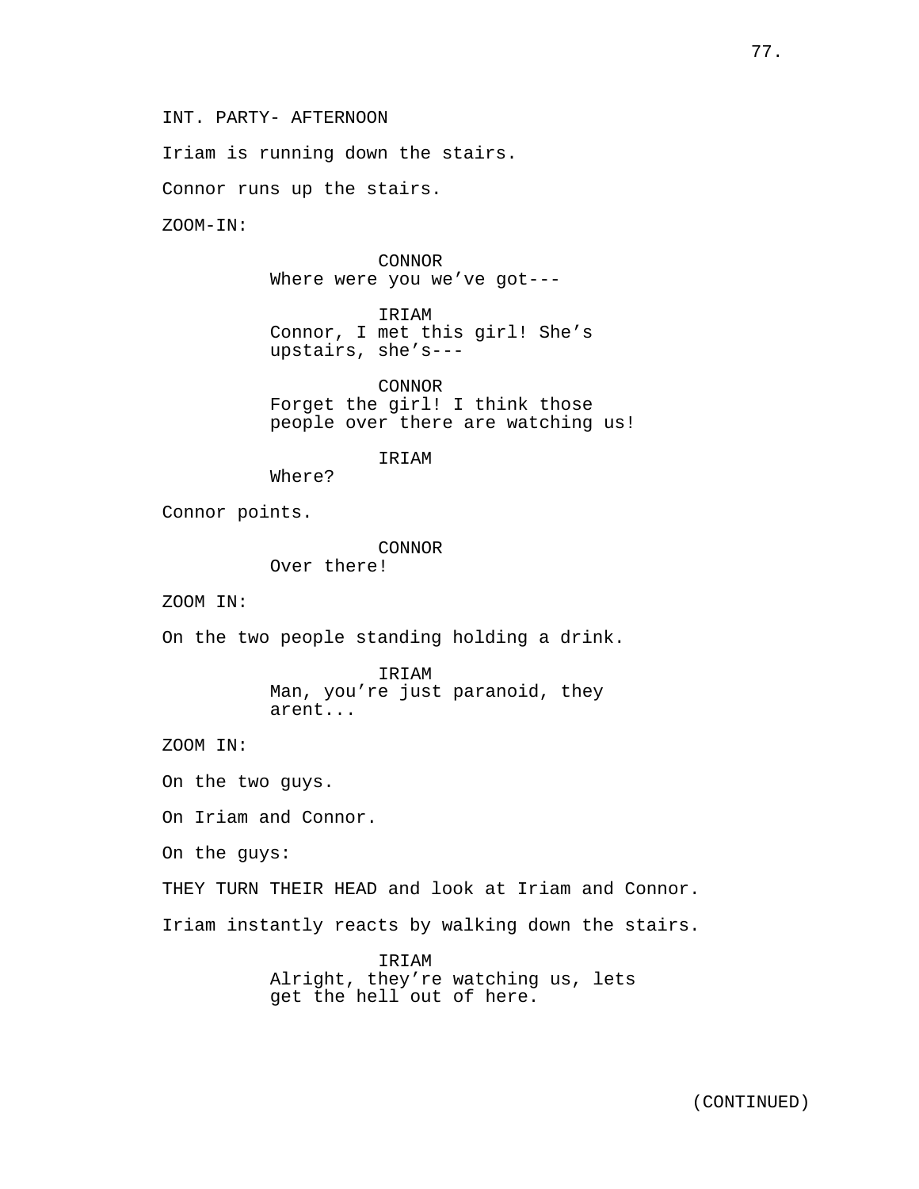INT. PARTY- AFTERNOON

Iriam is running down the stairs.

Connor runs up the stairs.

ZOOM-IN:

CONNOR
Where were you we've got---

IRIAM
Connor, I met this girl! She's upstairs, she's---

CONNOR
Forget the girl! I think those people over there are watching us!

IRIAM
Where?

Connor points.

CONNOR
Over there!

ZOOM IN:

On the two people standing holding a drink.

IRIAM
Man, you're just paranoid, they arent...

ZOOM IN:

On the two guys.

On Iriam and Connor.

On the guys:

THEY TURN THEIR HEAD and look at Iriam and Connor.

Iriam instantly reacts by walking down the stairs.

IRIAM
Alright, they're watching us, lets get the hell out of here.

(CONTINUED)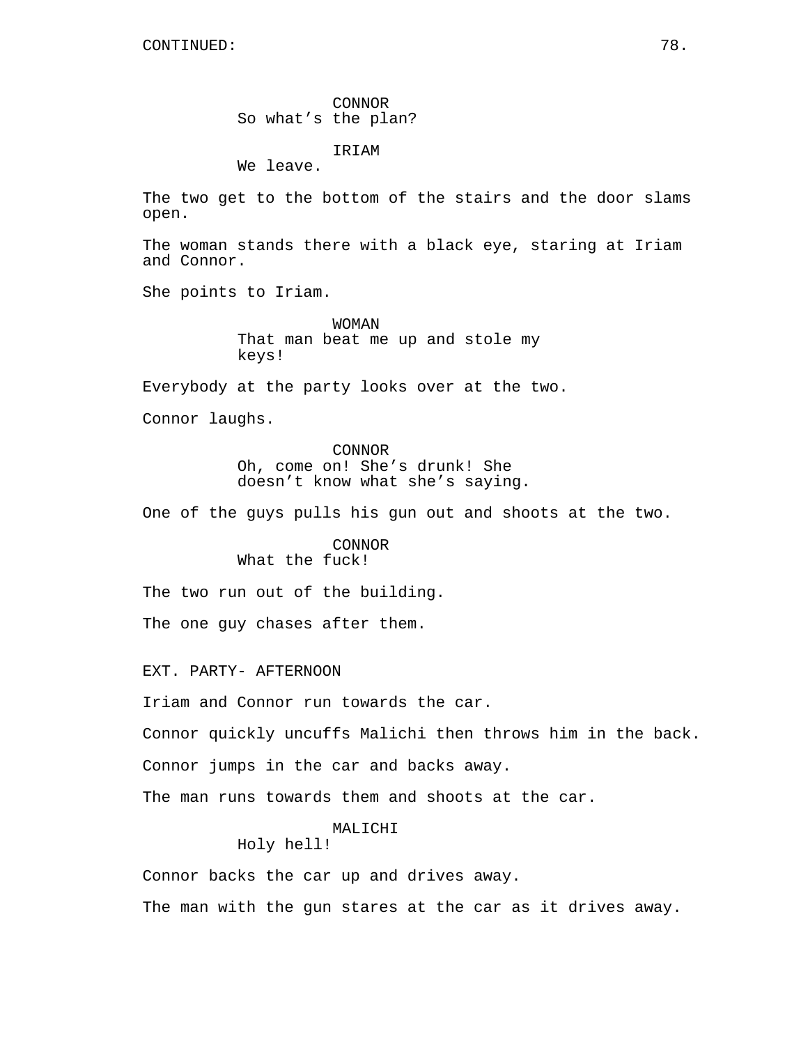CONTINUED:

CONNOR
So what's the plan?

IRIAM
We leave.

The two get to the bottom of the stairs and the door slams open.

The woman stands there with a black eye, staring at Iriam and Connor.

She points to Iriam.

WOMAN
That man beat me up and stole my keys!

Everybody at the party looks over at the two.

Connor laughs.

CONNOR
Oh, come on! She's drunk! She doesn't know what she's saying.

One of the guys pulls his gun out and shoots at the two.

CONNOR
What the fuck!

The two run out of the building.

The one guy chases after them.

EXT. PARTY- AFTERNOON

Iriam and Connor run towards the car.

Connor quickly uncuffs Malichi then throws him in the back.

Connor jumps in the car and backs away.

The man runs towards them and shoots at the car.

MALICHI
Holy hell!

Connor backs the car up and drives away.

The man with the gun stares at the car as it drives away.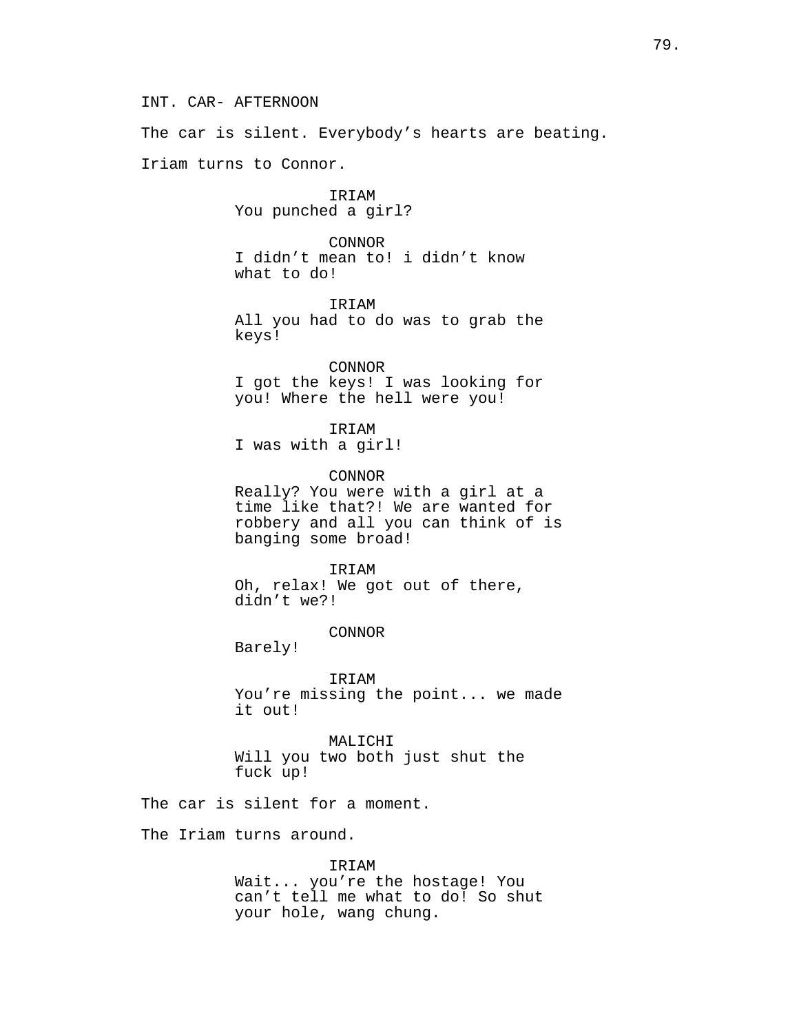INT. CAR- AFTERNOON

The car is silent. Everybody's hearts are beating.

Iriam turns to Connor.

IRIAM
You punched a girl?

CONNOR
I didn't mean to! i didn't know what to do!

IRIAM
All you had to do was to grab the keys!

CONNOR
I got the keys! I was looking for you! Where the hell were you!

IRIAM
I was with a girl!

CONNOR
Really? You were with a girl at a time like that?! We are wanted for robbery and all you can think of is banging some broad!

IRIAM
Oh, relax! We got out of there, didn't we?!

CONNOR
Barely!

IRIAM
You're missing the point... we made it out!

MALICHI
Will you two both just shut the fuck up!

The car is silent for a moment.

The Iriam turns around.

IRIAM
Wait... you're the hostage! You can't tell me what to do! So shut your hole, wang chung.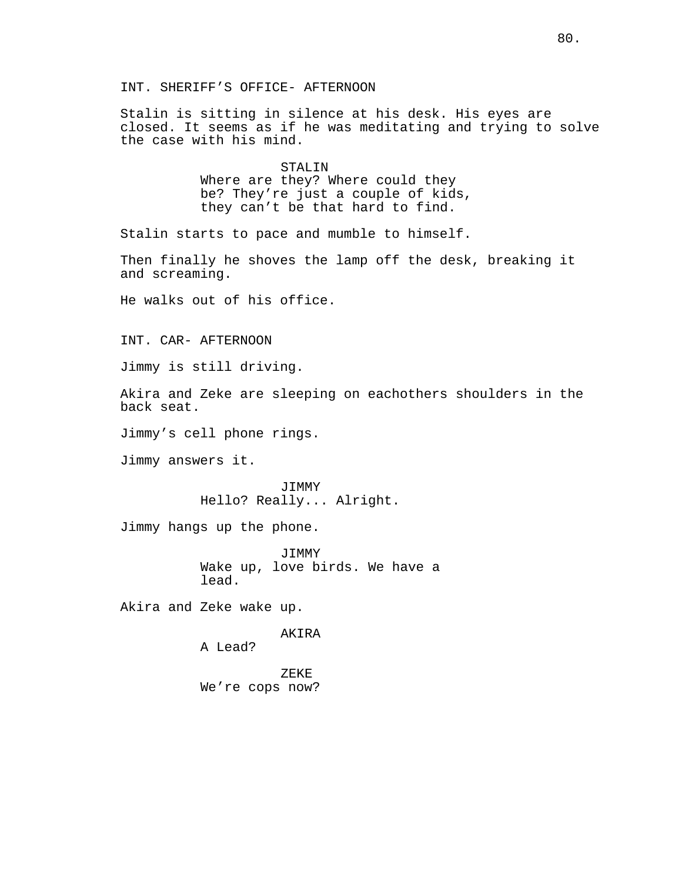INT. SHERIFF’S OFFICE- AFTERNOON

Stalin is sitting in silence at his desk. His eyes are closed. It seems as if he was meditating and trying to solve the case with his mind.

STALIN
Where are they? Where could they be? They’re just a couple of kids, they can’t be that hard to find.

Stalin starts to pace and mumble to himself.

Then finally he shoves the lamp off the desk, breaking it and screaming.

He walks out of his office.

INT. CAR- AFTERNOON

Jimmy is still driving.

Akira and Zeke are sleeping on eachothers shoulders in the back seat.

Jimmy’s cell phone rings.

Jimmy answers it.

JIMMY
Hello? Really... Alright.

Jimmy hangs up the phone.

JIMMY
Wake up, love birds. We have a lead.

Akira and Zeke wake up.

AKIRA
A Lead?

ZEKE
We’re cops now?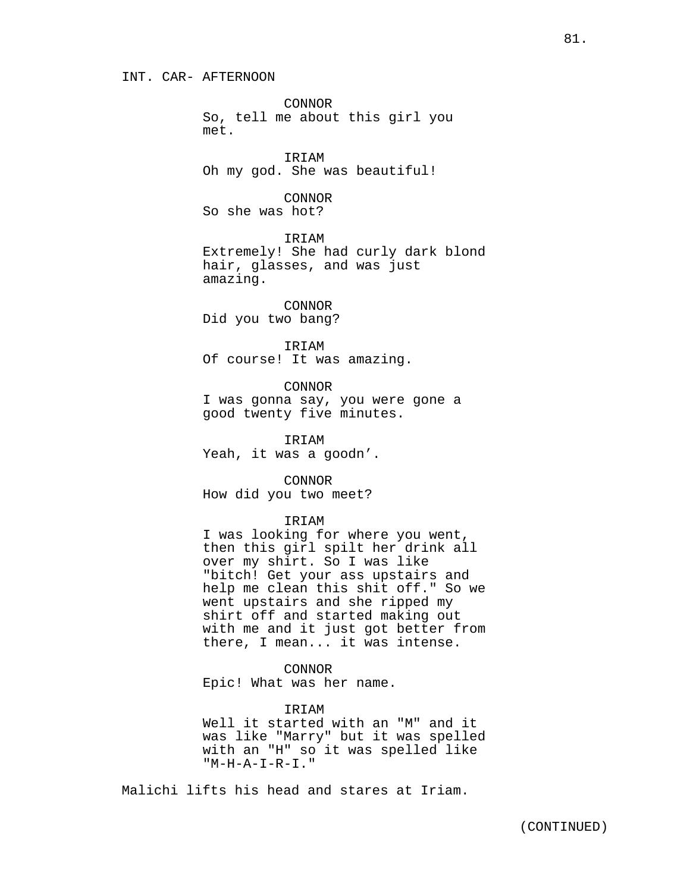INT. CAR- AFTERNOON

CONNOR
So, tell me about this girl you met.

IRIAM
Oh my god. She was beautiful!

CONNOR
So she was hot?

IRIAM
Extremely! She had curly dark blond hair, glasses, and was just amazing.

CONNOR
Did you two bang?

IRIAM
Of course! It was amazing.

CONNOR
I was gonna say, you were gone a good twenty five minutes.

IRIAM
Yeah, it was a goodn'.

CONNOR
How did you two meet?

IRIAM
I was looking for where you went, then this girl spilt her drink all over my shirt. So I was like "bitch! Get your ass upstairs and help me clean this shit off." So we went upstairs and she ripped my shirt off and started making out with me and it just got better from there, I mean... it was intense.

CONNOR
Epic! What was her name.

IRIAM
Well it started with an "M" and it was like "Marry" but it was spelled with an "H" so it was spelled like "M-H-A-I-R-I."

Malichi lifts his head and stares at Iriam.

(CONTINUED)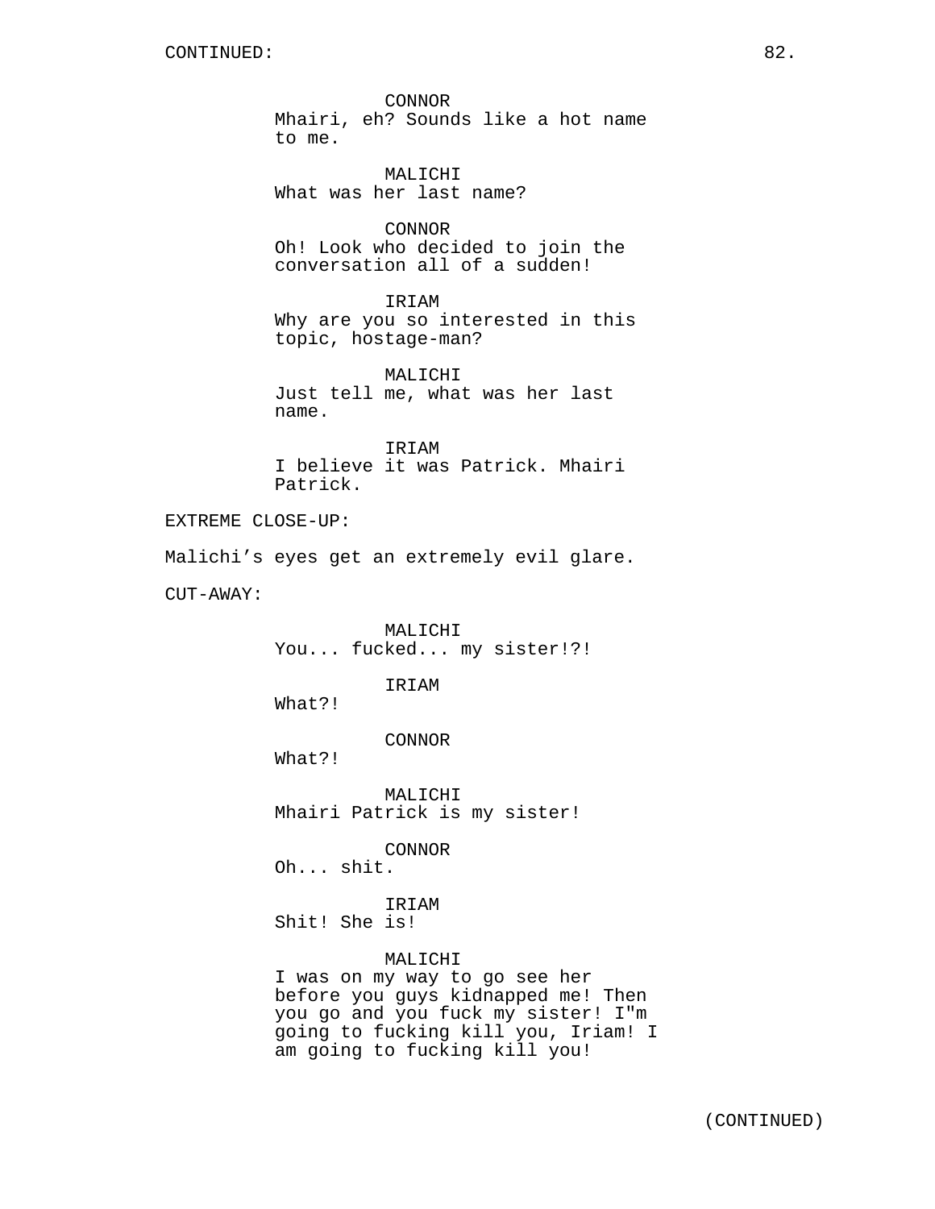CONTINUED:

CONNOR
Mhairi, eh? Sounds like a hot name to me.

MALICHI
What was her last name?

CONNOR
Oh! Look who decided to join the conversation all of a sudden!

IRIAM
Why are you so interested in this topic, hostage-man?

MALICHI
Just tell me, what was her last name.

IRIAM
I believe it was Patrick. Mhairi Patrick.

EXTREME CLOSE-UP:

Malichi's eyes get an extremely evil glare.

CUT-AWAY:

MALICHI
You... fucked... my sister!?!

IRIAM
What?!

CONNOR
What?!

MALICHI
Mhairi Patrick is my sister!

CONNOR
Oh... shit.

IRIAM
Shit! She is!

MALICHI
I was on my way to go see her before you guys kidnapped me! Then you go and you fuck my sister! I"m going to fucking kill you, Iriam! I am going to fucking kill you!

(CONTINUED)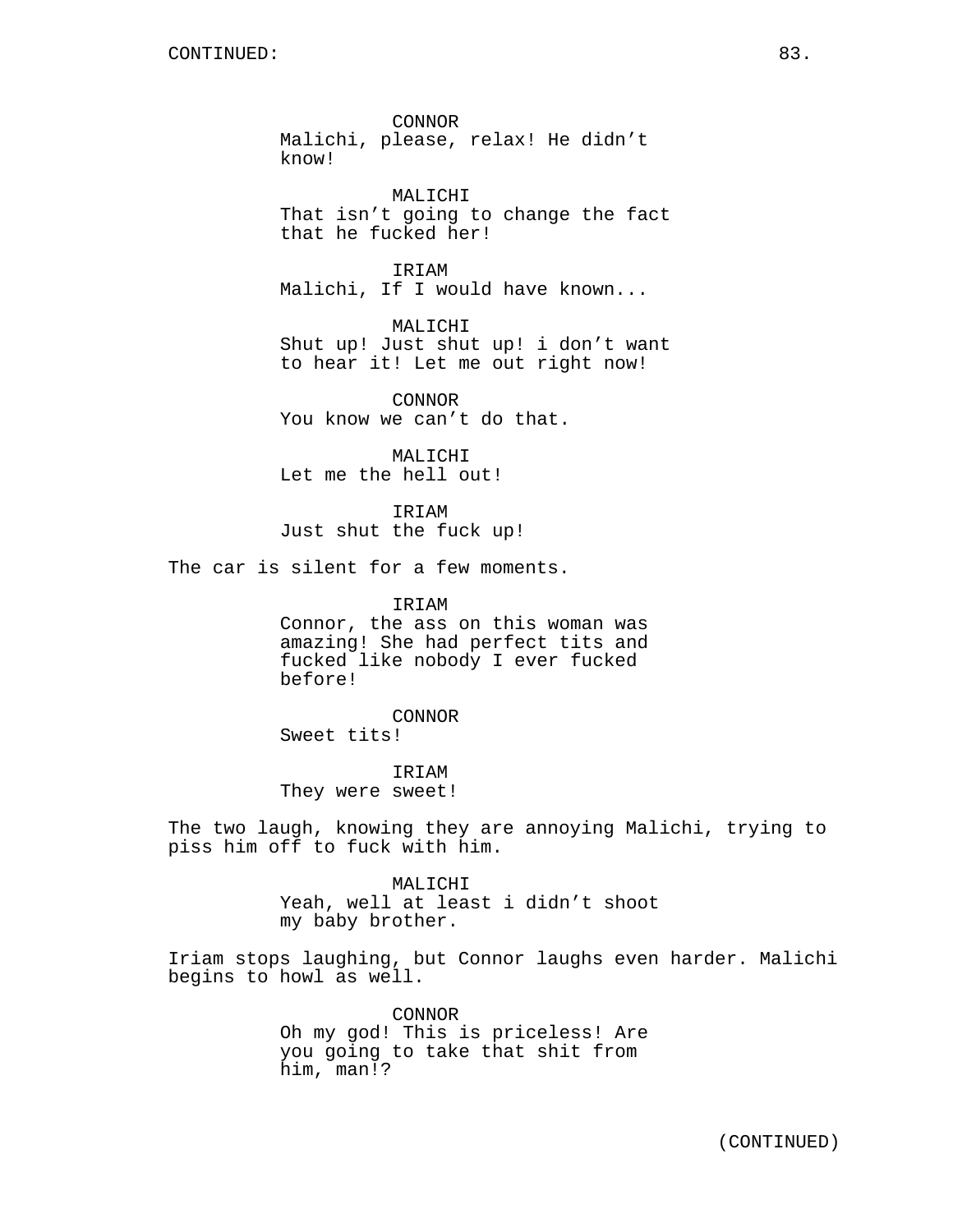CONTINUED:

CONNOR
Malichi, please, relax! He didn’t know!

MALICHI
That isn’t going to change the fact that he fucked her!

IRIAM
Malichi, If I would have known...

MALICHI
Shut up! Just shut up! i don’t want to hear it! Let me out right now!

CONNOR
You know we can’t do that.

MALICHI
Let me the hell out!

IRIAM
Just shut the fuck up!

The car is silent for a few moments.

IRIAM
Connor, the ass on this woman was amazing! She had perfect tits and fucked like nobody I ever fucked before!

CONNOR
Sweet tits!

IRIAM
They were sweet!

The two laugh, knowing they are annoying Malichi, trying to piss him off to fuck with him.

MALICHI
Yeah, well at least i didn’t shoot my baby brother.

Iriam stops laughing, but Connor laughs even harder. Malichi begins to howl as well.

CONNOR
Oh my god! This is priceless! Are you going to take that shit from him, man!?

(CONTINUED)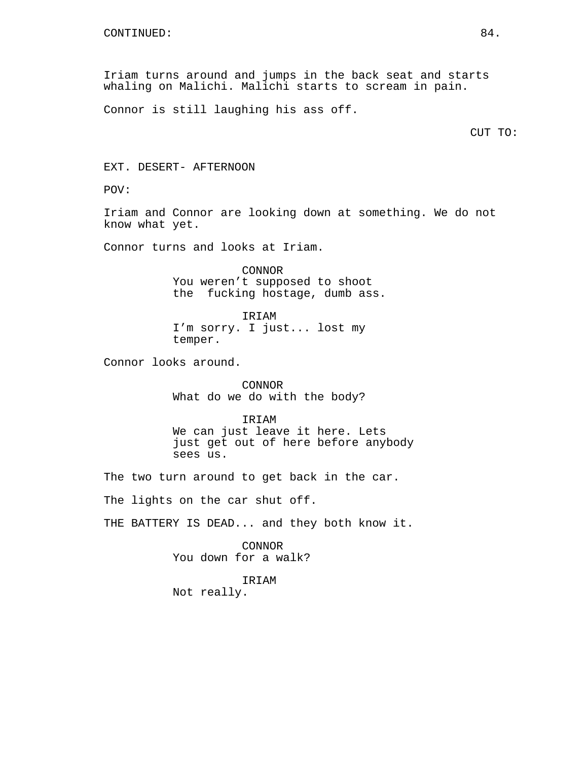CONTINUED:

Iriam turns around and jumps in the back seat and starts whaling on Malichi. Malichi starts to scream in pain.

Connor is still laughing his ass off.

CUT TO:

EXT. DESERT- AFTERNOON

POV:

Iriam and Connor are looking down at something. We do not know what yet.

Connor turns and looks at Iriam.

CONNOR
You weren't supposed to shoot the  fucking hostage, dumb ass.

IRIAM
I'm sorry. I just... lost my temper.

Connor looks around.

CONNOR
What do we do with the body?

IRIAM
We can just leave it here. Lets just get out of here before anybody sees us.

The two turn around to get back in the car.

The lights on the car shut off.

THE BATTERY IS DEAD... and they both know it.

CONNOR
You down for a walk?

IRIAM
Not really.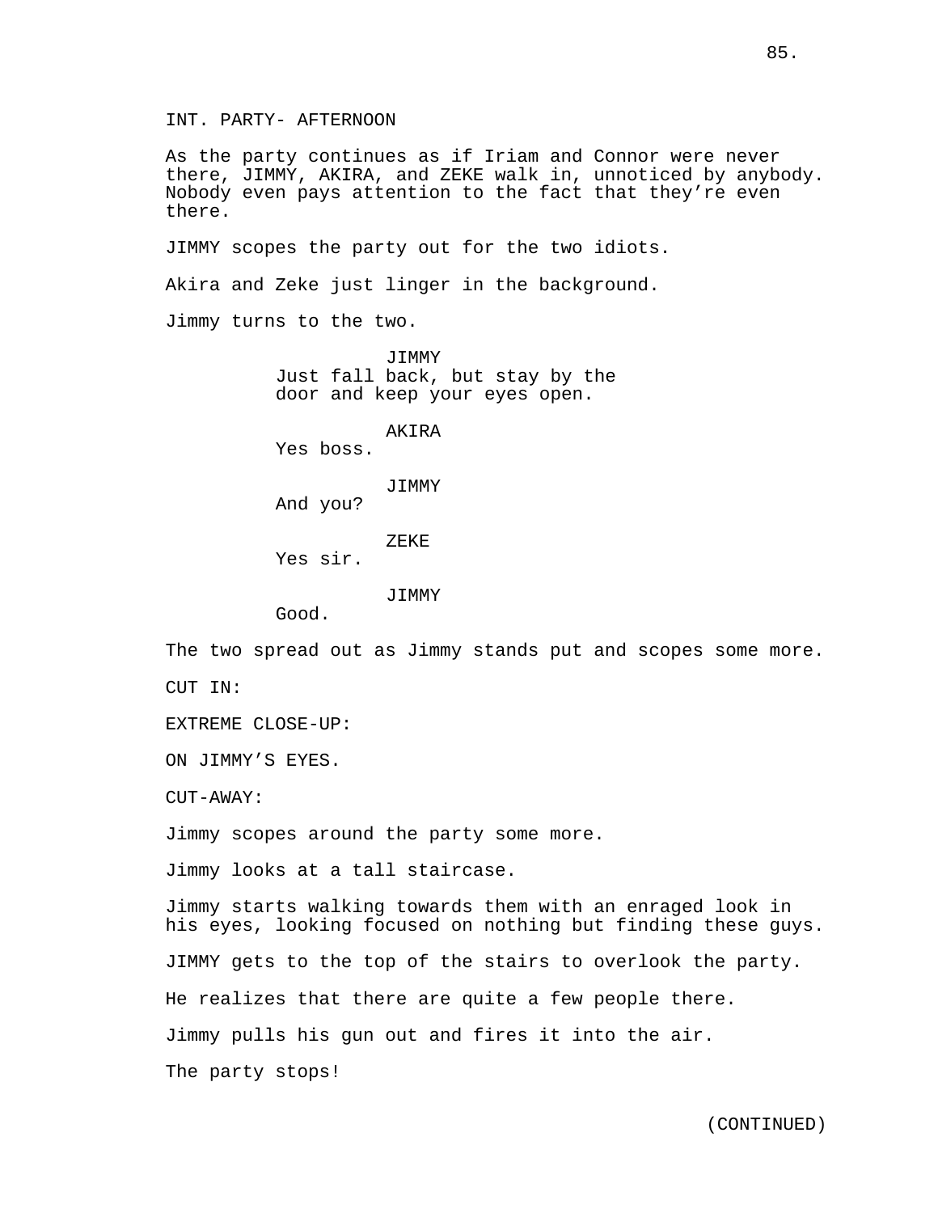INT. PARTY- AFTERNOON

As the party continues as if Iriam and Connor were never there, JIMMY, AKIRA, and ZEKE walk in, unnoticed by anybody. Nobody even pays attention to the fact that they're even there.

JIMMY scopes the party out for the two idiots.

Akira and Zeke just linger in the background.

Jimmy turns to the two.

JIMMY
Just fall back, but stay by the door and keep your eyes open.

AKIRA
Yes boss.

JIMMY
And you?

ZEKE
Yes sir.

JIMMY
Good.

The two spread out as Jimmy stands put and scopes some more.

CUT IN:

EXTREME CLOSE-UP:

ON JIMMY'S EYES.

CUT-AWAY:

Jimmy scopes around the party some more.

Jimmy looks at a tall staircase.

Jimmy starts walking towards them with an enraged look in his eyes, looking focused on nothing but finding these guys.

JIMMY gets to the top of the stairs to overlook the party.

He realizes that there are quite a few people there.

Jimmy pulls his gun out and fires it into the air.

The party stops!

(CONTINUED)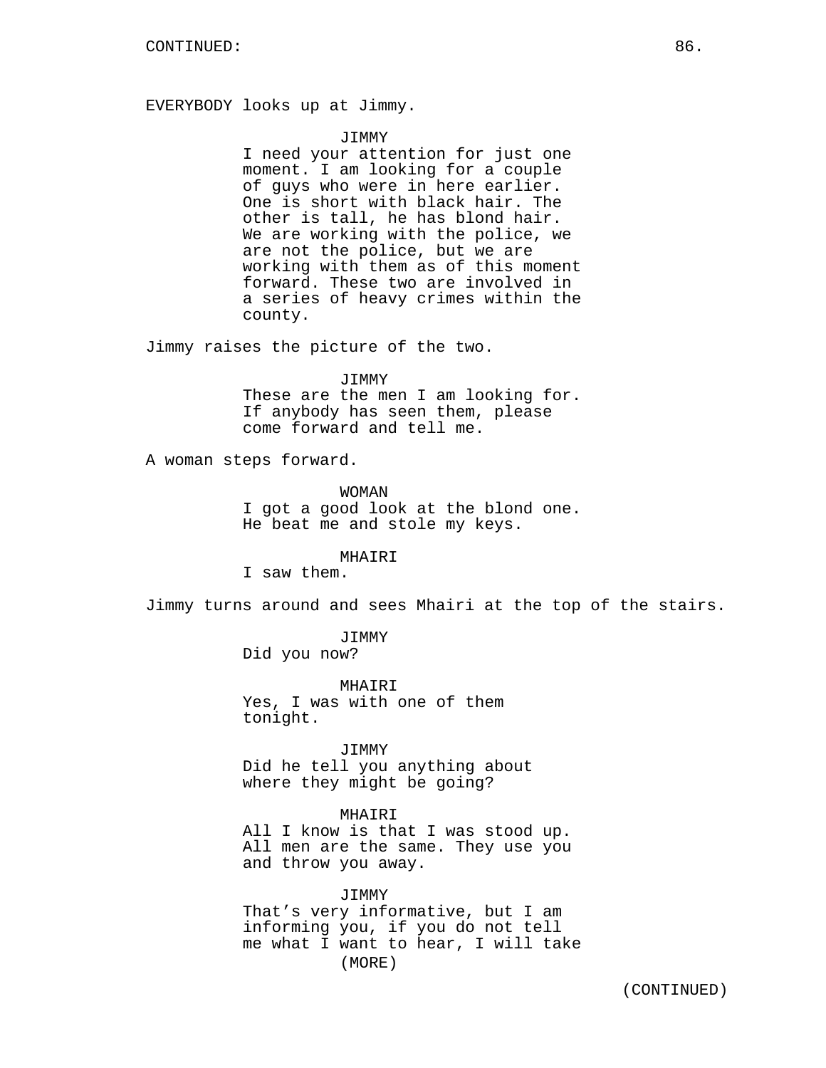CONTINUED:

EVERYBODY looks up at Jimmy.

JIMMY
I need your attention for just one moment. I am looking for a couple of guys who were in here earlier. One is short with black hair. The other is tall, he has blond hair. We are working with the police, we are not the police, but we are working with them as of this moment forward. These two are involved in a series of heavy crimes within the county.

Jimmy raises the picture of the two.

JIMMY
These are the men I am looking for. If anybody has seen them, please come forward and tell me.

A woman steps forward.

WOMAN
I got a good look at the blond one. He beat me and stole my keys.

MHAIRI
I saw them.

Jimmy turns around and sees Mhairi at the top of the stairs.

JIMMY
Did you now?

MHAIRI
Yes, I was with one of them tonight.

JIMMY
Did he tell you anything about where they might be going?

MHAIRI
All I know is that I was stood up. All men are the same. They use you and throw you away.

JIMMY
That's very informative, but I am informing you, if you do not tell me what I want to hear, I will take
(MORE)

(CONTINUED)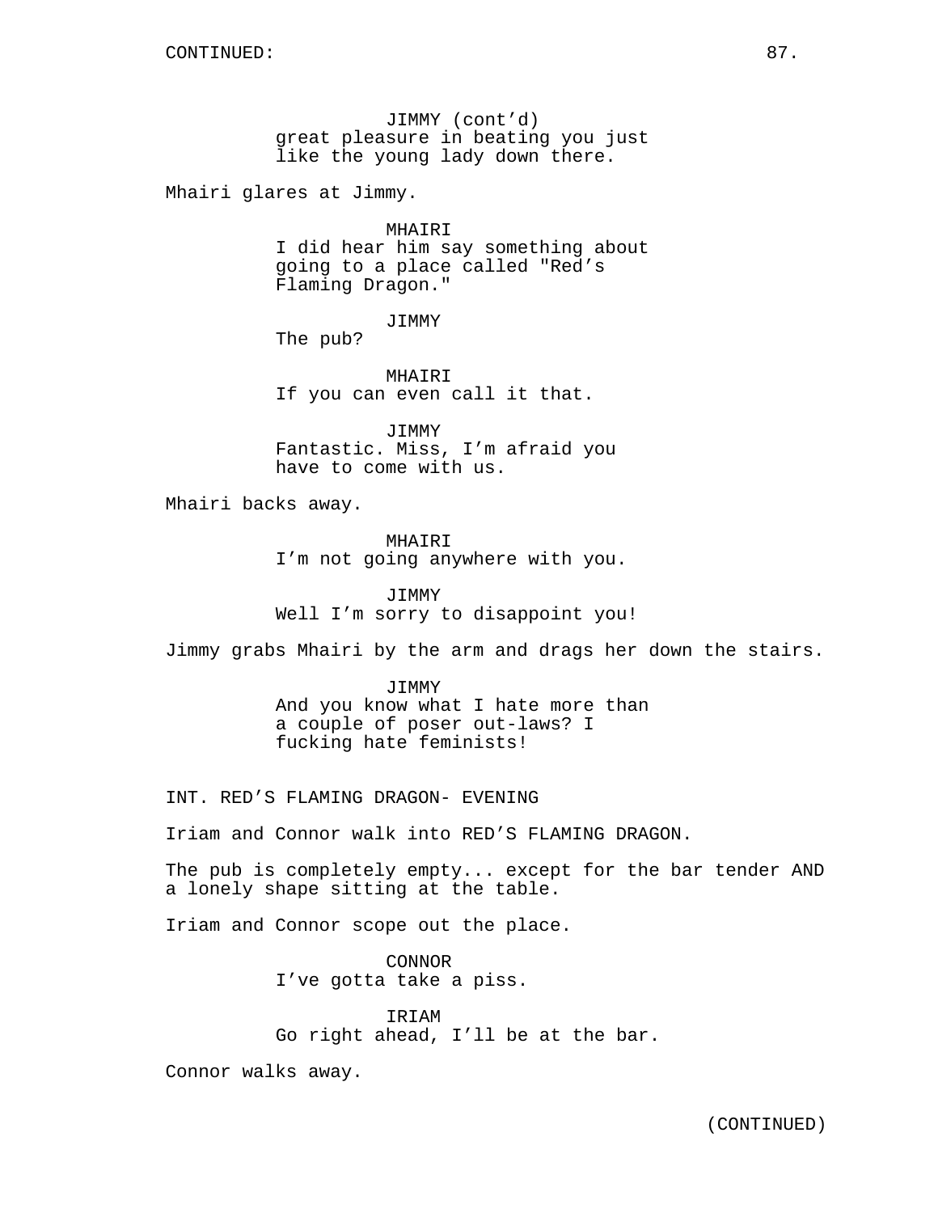JIMMY (cont'd)
great pleasure in beating you just like the young lady down there.

Mhairi glares at Jimmy.

MHAIRI
I did hear him say something about going to a place called "Red's Flaming Dragon."

JIMMY
The pub?

MHAIRI
If you can even call it that.

JIMMY
Fantastic. Miss, I'm afraid you have to come with us.

Mhairi backs away.

MHAIRI
I'm not going anywhere with you.

JIMMY
Well I'm sorry to disappoint you!

Jimmy grabs Mhairi by the arm and drags her down the stairs.

JIMMY
And you know what I hate more than a couple of poser out-laws? I fucking hate feminists!

INT. RED'S FLAMING DRAGON- EVENING

Iriam and Connor walk into RED'S FLAMING DRAGON.

The pub is completely empty... except for the bar tender AND a lonely shape sitting at the table.

Iriam and Connor scope out the place.

CONNOR
I've gotta take a piss.

IRIAM
Go right ahead, I'll be at the bar.

Connor walks away.

(CONTINUED)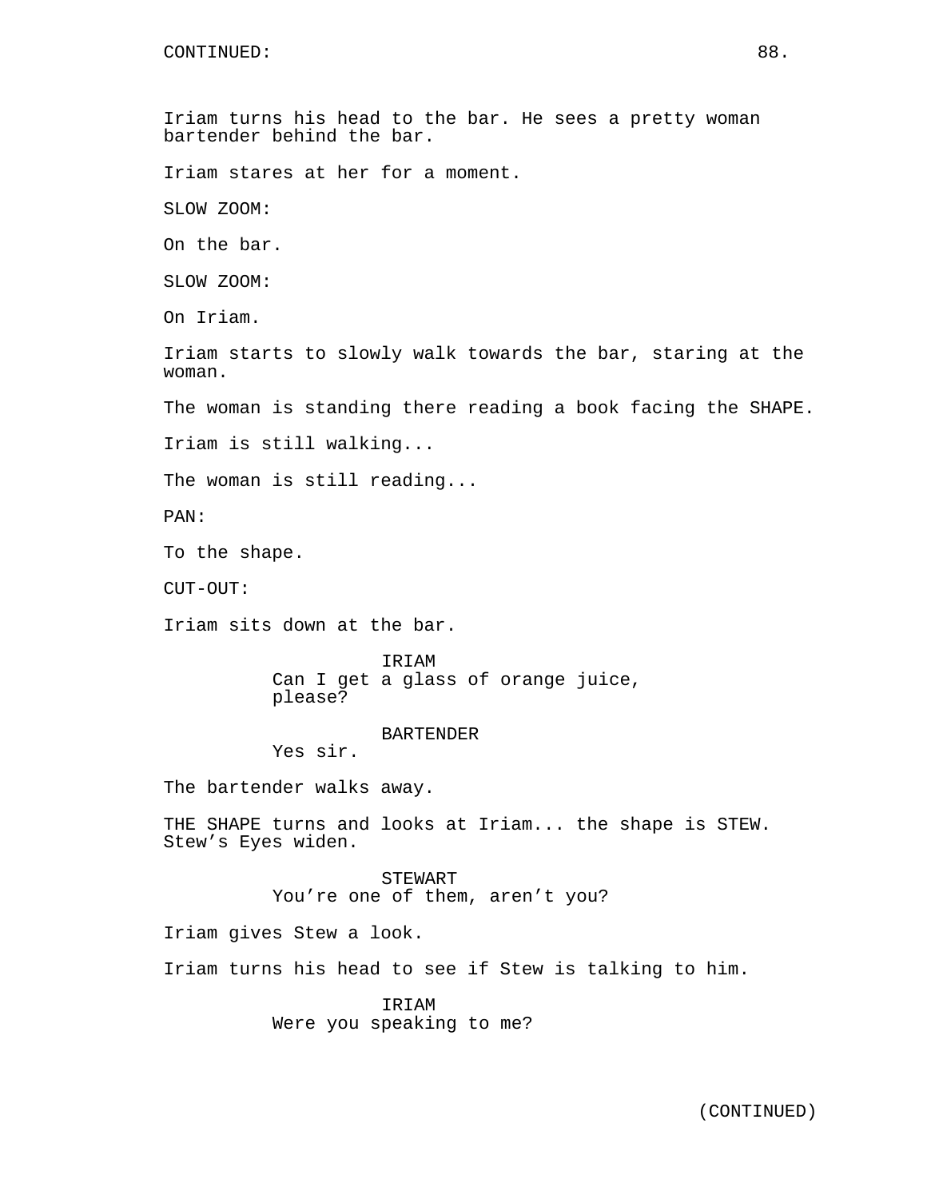CONTINUED:

Iriam turns his head to the bar. He sees a pretty woman bartender behind the bar.

Iriam stares at her for a moment.

SLOW ZOOM:

On the bar.

SLOW ZOOM:

On Iriam.

Iriam starts to slowly walk towards the bar, staring at the woman.

The woman is standing there reading a book facing the SHAPE.

Iriam is still walking...

The woman is still reading...

PAN:

To the shape.

CUT-OUT:

Iriam sits down at the bar.

IRIAM
Can I get a glass of orange juice, please?

BARTENDER
Yes sir.

The bartender walks away.

THE SHAPE turns and looks at Iriam... the shape is STEW. Stew's Eyes widen.

STEWART
You're one of them, aren't you?

Iriam gives Stew a look.

Iriam turns his head to see if Stew is talking to him.

IRIAM
Were you speaking to me?

(CONTINUED)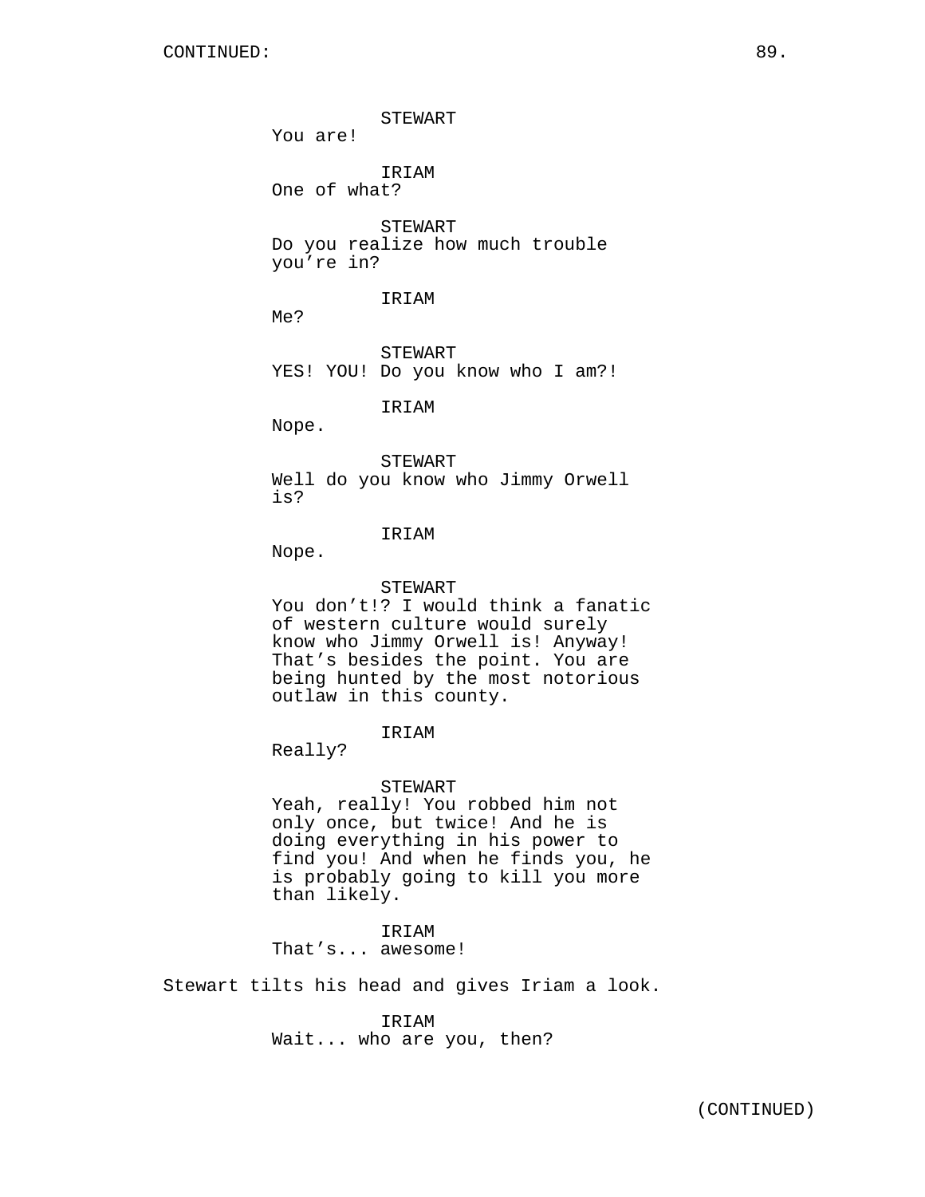CONTINUED:

STEWART
You are!

IRIAM
One of what?

STEWART
Do you realize how much trouble you're in?

IRIAM
Me?

STEWART
YES! YOU! Do you know who I am?!

IRIAM
Nope.

STEWART
Well do you know who Jimmy Orwell is?

IRIAM
Nope.

STEWART
You don't!? I would think a fanatic of western culture would surely know who Jimmy Orwell is! Anyway! That's besides the point. You are being hunted by the most notorious outlaw in this county.

IRIAM
Really?

STEWART
Yeah, really! You robbed him not only once, but twice! And he is doing everything in his power to find you! And when he finds you, he is probably going to kill you more than likely.

IRIAM
That's... awesome!

Stewart tilts his head and gives Iriam a look.

IRIAM
Wait... who are you, then?

(CONTINUED)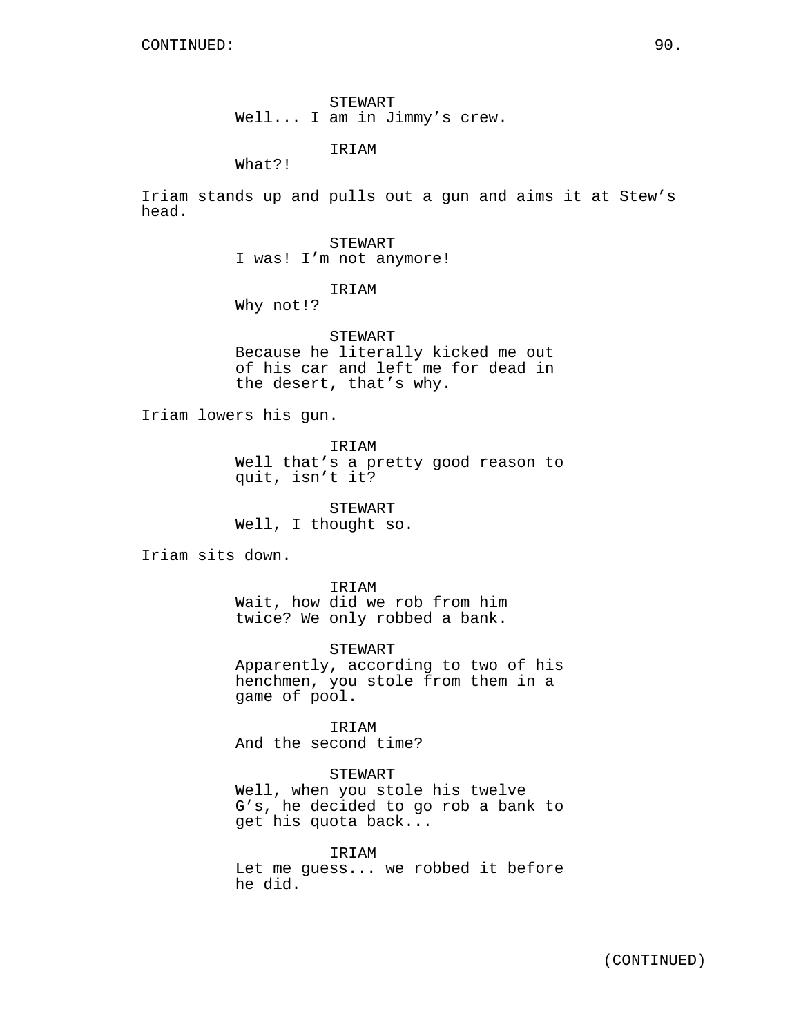STEWART
Well... I am in Jimmy's crew.

IRIAM
What?!

Iriam stands up and pulls out a gun and aims it at Stew's head.

STEWART
I was! I'm not anymore!

IRIAM
Why not!?

STEWART
Because he literally kicked me out of his car and left me for dead in the desert, that's why.

Iriam lowers his gun.

IRIAM
Well that's a pretty good reason to quit, isn't it?

STEWART
Well, I thought so.

Iriam sits down.

IRIAM
Wait, how did we rob from him twice? We only robbed a bank.

STEWART
Apparently, according to two of his henchmen, you stole from them in a game of pool.

IRIAM
And the second time?

STEWART
Well, when you stole his twelve G's, he decided to go rob a bank to get his quota back...

IRIAM
Let me guess... we robbed it before he did.

(CONTINUED)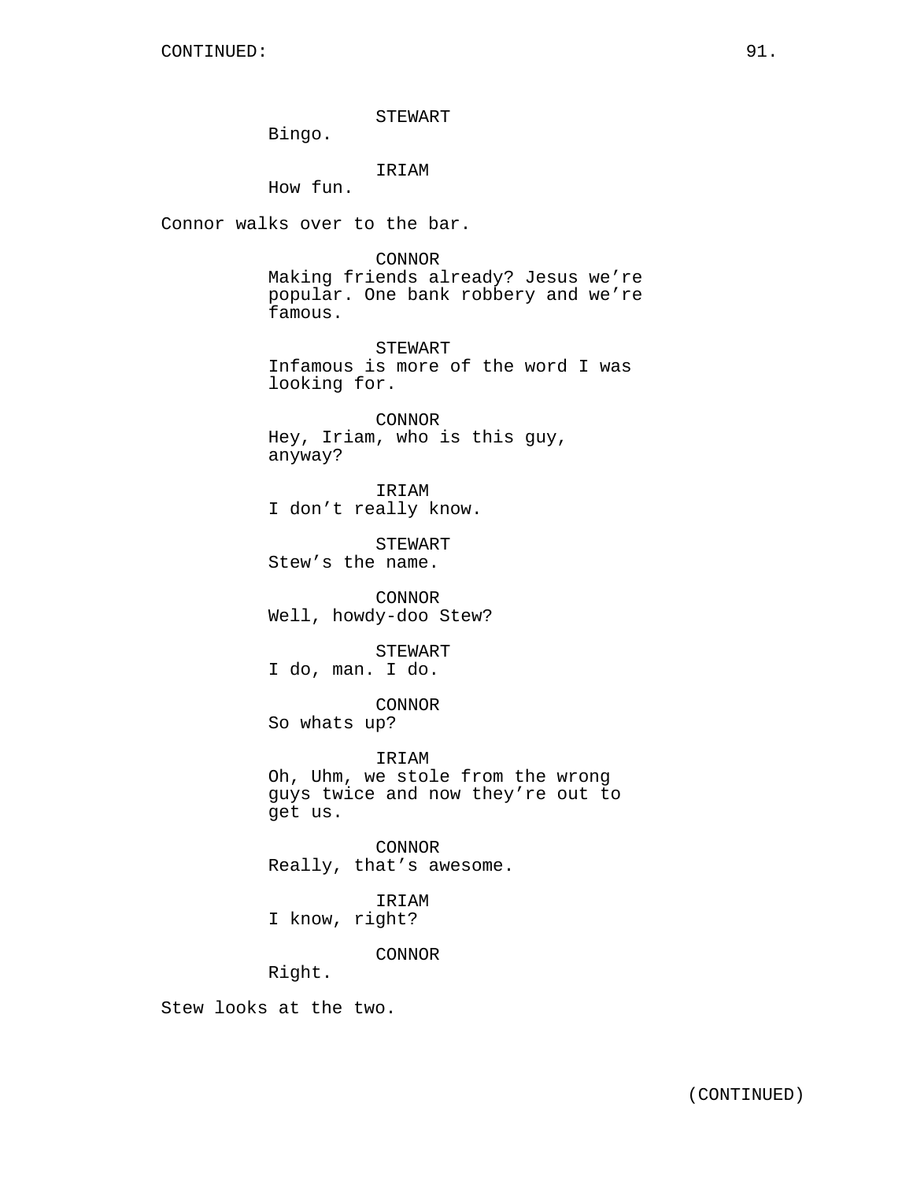CONTINUED:

STEWART
Bingo.

IRIAM
How fun.

Connor walks over to the bar.

CONNOR
Making friends already? Jesus we're popular. One bank robbery and we're famous.

STEWART
Infamous is more of the word I was looking for.

CONNOR
Hey, Iriam, who is this guy, anyway?

IRIAM
I don't really know.

STEWART
Stew's the name.

CONNOR
Well, howdy-doo Stew?

STEWART
I do, man. I do.

CONNOR
So whats up?

IRIAM
Oh, Uhm, we stole from the wrong guys twice and now they're out to get us.

CONNOR
Really, that's awesome.

IRIAM
I know, right?

CONNOR
Right.

Stew looks at the two.

(CONTINUED)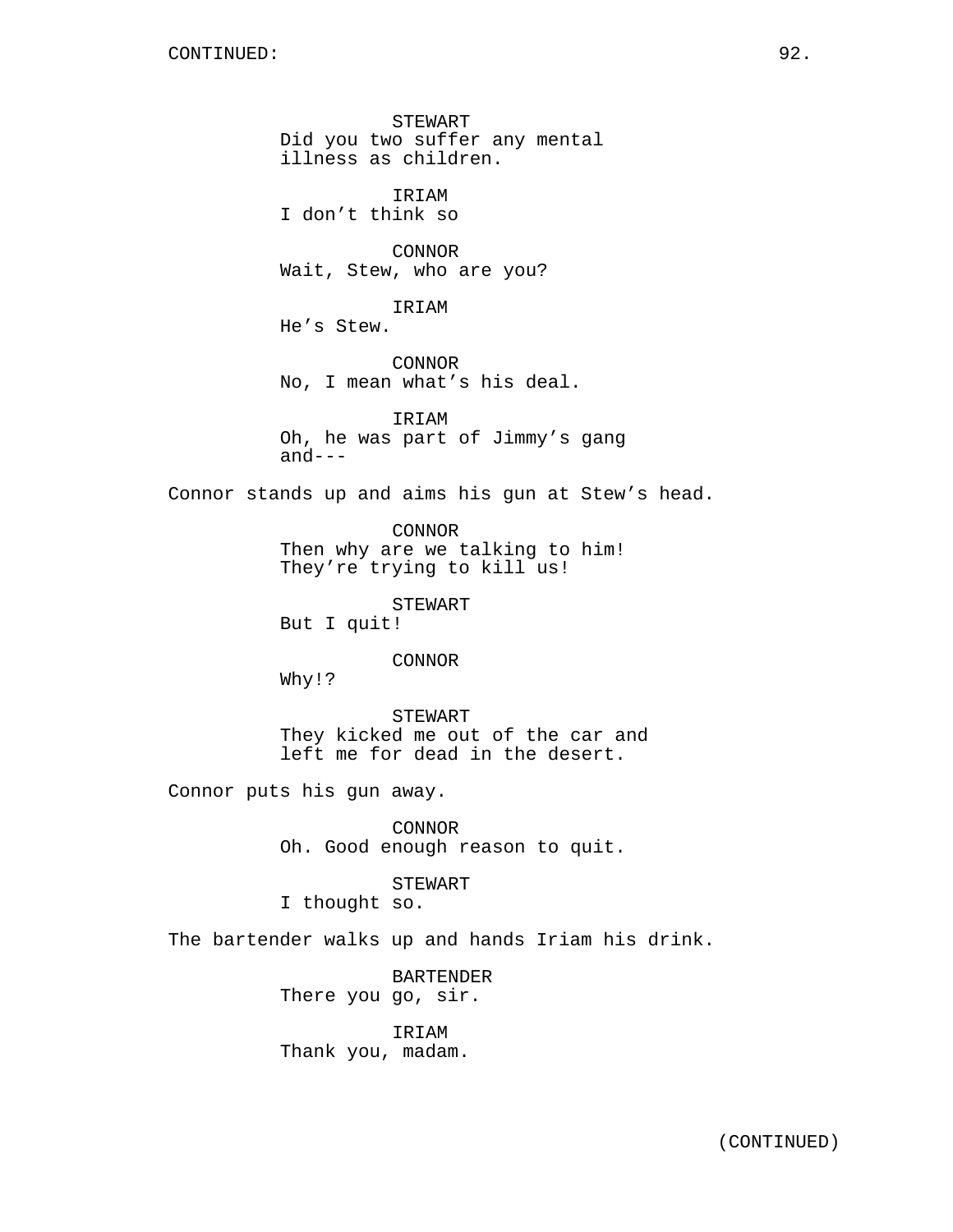STEWART
Did you two suffer any mental illness as children.

IRIAM
I don't think so

CONNOR
Wait, Stew, who are you?

IRIAM
He's Stew.

CONNOR
No, I mean what's his deal.

IRIAM
Oh, he was part of Jimmy's gang and---

Connor stands up and aims his gun at Stew's head.

CONNOR
Then why are we talking to him! They're trying to kill us!

STEWART
But I quit!

CONNOR
Why!?

STEWART
They kicked me out of the car and left me for dead in the desert.

Connor puts his gun away.

CONNOR
Oh. Good enough reason to quit.

STEWART
I thought so.

The bartender walks up and hands Iriam his drink.

BARTENDER
There you go, sir.

IRIAM
Thank you, madam.

(CONTINUED)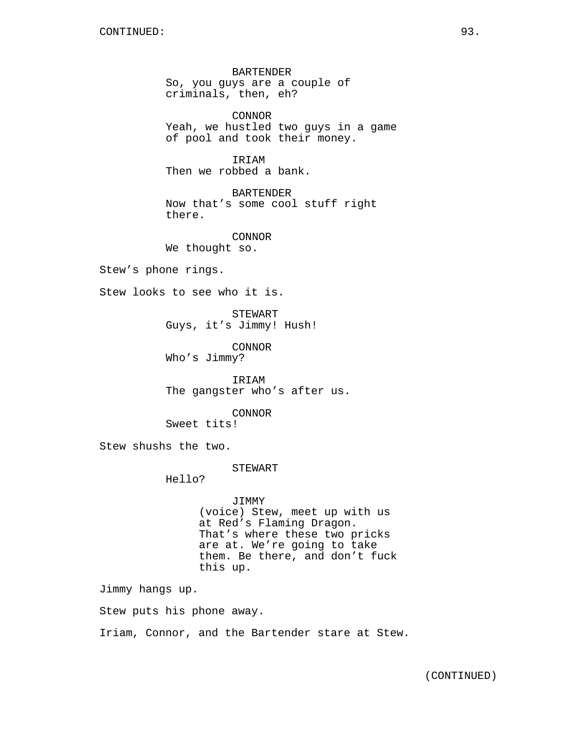BARTENDER
So, you guys are a couple of criminals, then, eh?

CONNOR
Yeah, we hustled two guys in a game of pool and took their money.

IRIAM
Then we robbed a bank.

BARTENDER
Now that's some cool stuff right there.

CONNOR
We thought so.

Stew's phone rings.

Stew looks to see who it is.

STEWART
Guys, it's Jimmy! Hush!

CONNOR
Who's Jimmy?

IRIAM
The gangster who's after us.

CONNOR
Sweet tits!

Stew shushs the two.

STEWART
Hello?

JIMMY
(voice) Stew, meet up with us at Red's Flaming Dragon. That's where these two pricks are at. We're going to take them. Be there, and don't fuck this up.

Jimmy hangs up.

Stew puts his phone away.

Iriam, Connor, and the Bartender stare at Stew.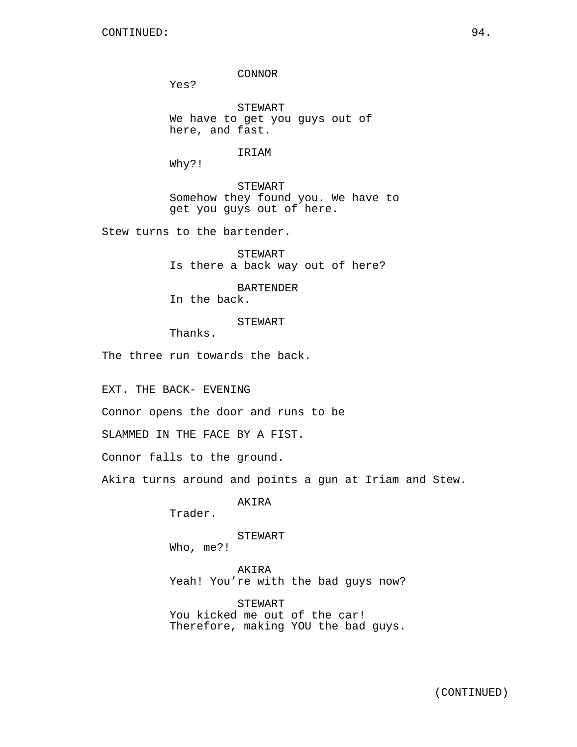CONNOR
Yes?

STEWART
We have to get you guys out of here, and fast.

IRIAM
Why?!

STEWART
Somehow they found you. We have to get you guys out of here.

Stew turns to the bartender.

STEWART
Is there a back way out of here?

BARTENDER
In the back.

STEWART
Thanks.

The three run towards the back.

EXT. THE BACK- EVENING

Connor opens the door and runs to be

SLAMMED IN THE FACE BY A FIST.

Connor falls to the ground.

Akira turns around and points a gun at Iriam and Stew.

AKIRA
Trader.

STEWART
Who, me?!

AKIRA
Yeah! You're with the bad guys now?

STEWART
You kicked me out of the car! Therefore, making YOU the bad guys.

(CONTINUED)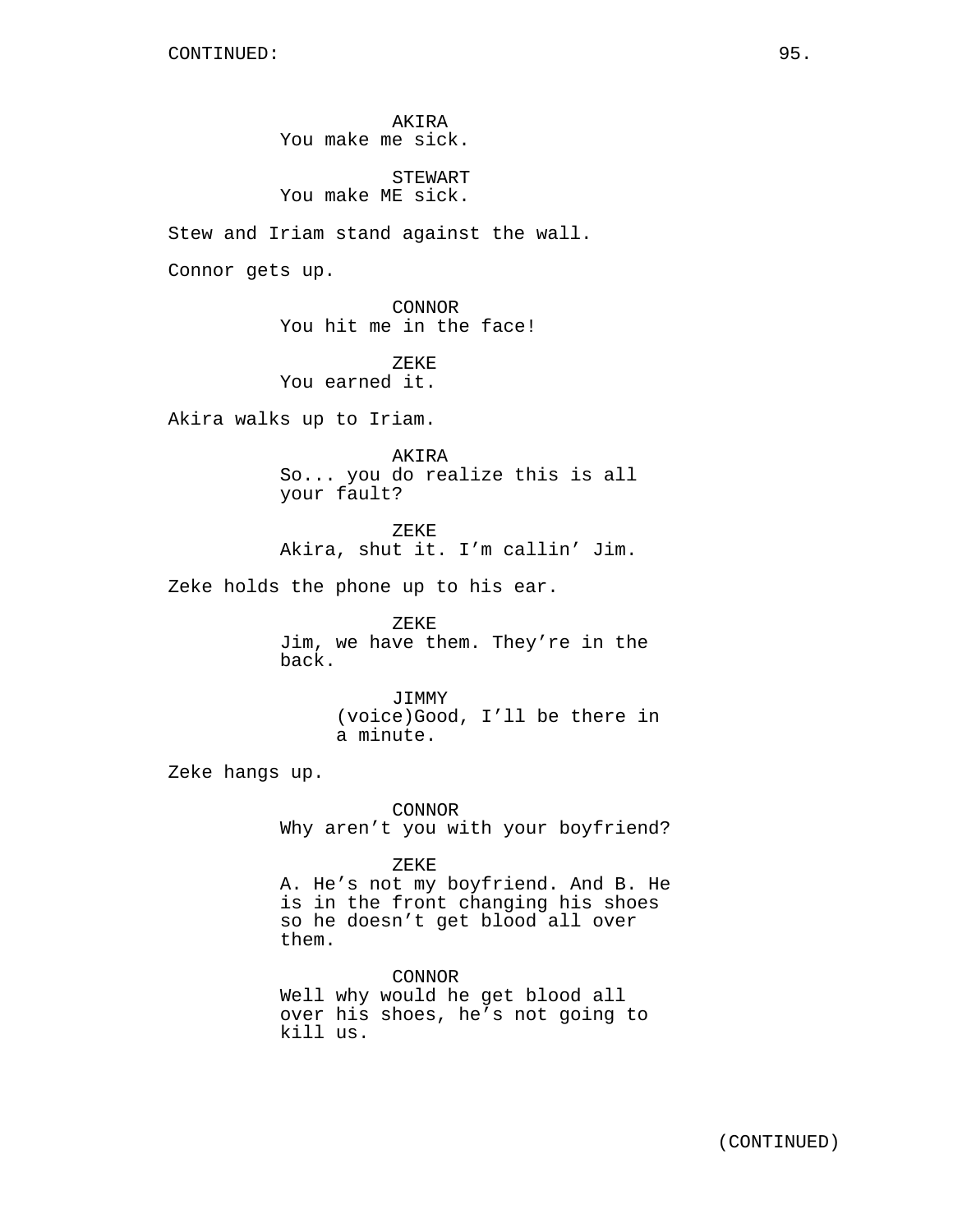AKIRA
You make me sick.

STEWART
You make ME sick.

Stew and Iriam stand against the wall.

Connor gets up.

CONNOR
You hit me in the face!

ZEKE
You earned it.

Akira walks up to Iriam.

AKIRA
So... you do realize this is all your fault?

ZEKE
Akira, shut it. I'm callin' Jim.

Zeke holds the phone up to his ear.

ZEKE
Jim, we have them. They're in the back.

JIMMY
(voice)Good, I'll be there in a minute.

Zeke hangs up.

CONNOR
Why aren't you with your boyfriend?

ZEKE
A. He's not my boyfriend. And B. He is in the front changing his shoes so he doesn't get blood all over them.

CONNOR
Well why would he get blood all over his shoes, he's not going to kill us.

(CONTINUED)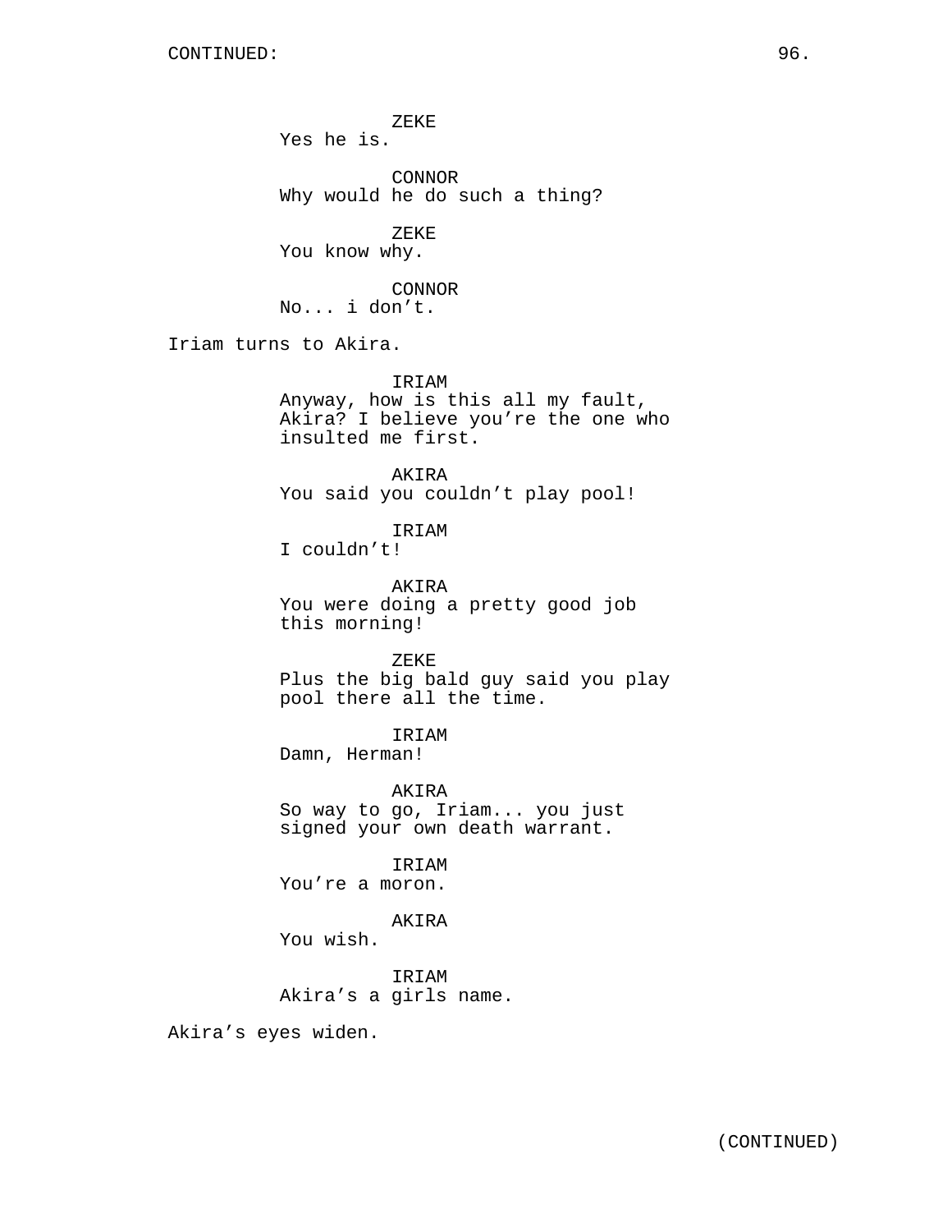CONTINUED:

ZEKE
Yes he is.

CONNOR
Why would he do such a thing?

ZEKE
You know why.

CONNOR
No... i don't.

Iriam turns to Akira.

IRIAM
Anyway, how is this all my fault, Akira? I believe you're the one who insulted me first.

AKIRA
You said you couldn't play pool!

IRIAM
I couldn't!

AKIRA
You were doing a pretty good job this morning!

ZEKE
Plus the big bald guy said you play pool there all the time.

IRIAM
Damn, Herman!

AKIRA
So way to go, Iriam... you just signed your own death warrant.

IRIAM
You're a moron.

AKIRA
You wish.

IRIAM
Akira's a girls name.

Akira's eyes widen.

(CONTINUED)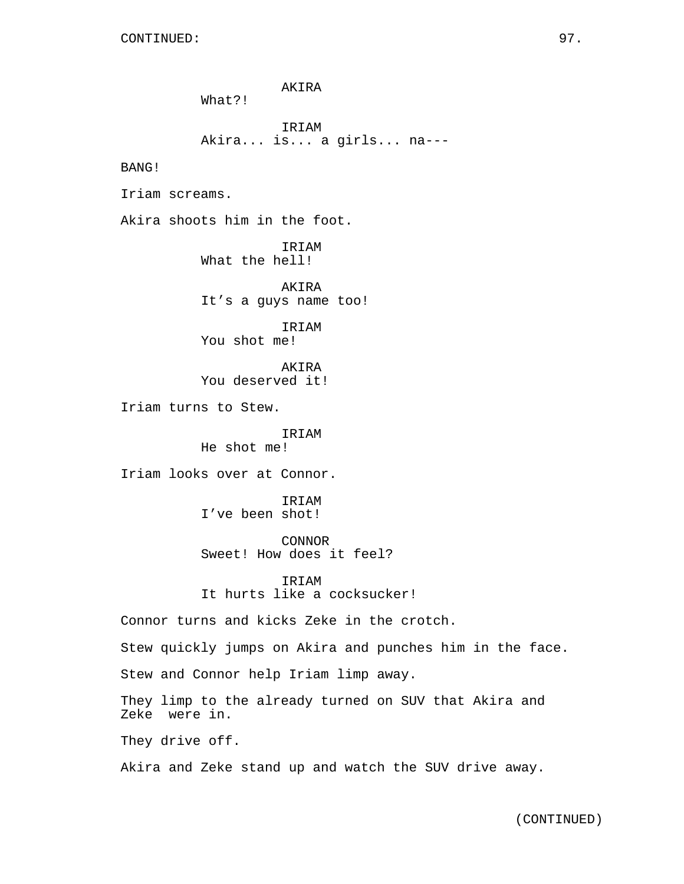CONTINUED:

AKIRA
What?!

IRIAM
Akira... is... a girls... na---

BANG!

Iriam screams.

Akira shoots him in the foot.

IRIAM
What the hell!

AKIRA
It's a guys name too!

IRIAM
You shot me!

AKIRA
You deserved it!

Iriam turns to Stew.

IRIAM
He shot me!

Iriam looks over at Connor.

IRIAM
I've been shot!

CONNOR
Sweet! How does it feel?

IRIAM
It hurts like a cocksucker!

Connor turns and kicks Zeke in the crotch.

Stew quickly jumps on Akira and punches him in the face.

Stew and Connor help Iriam limp away.

They limp to the already turned on SUV that Akira and Zeke were in.

They drive off.

Akira and Zeke stand up and watch the SUV drive away.

(CONTINUED)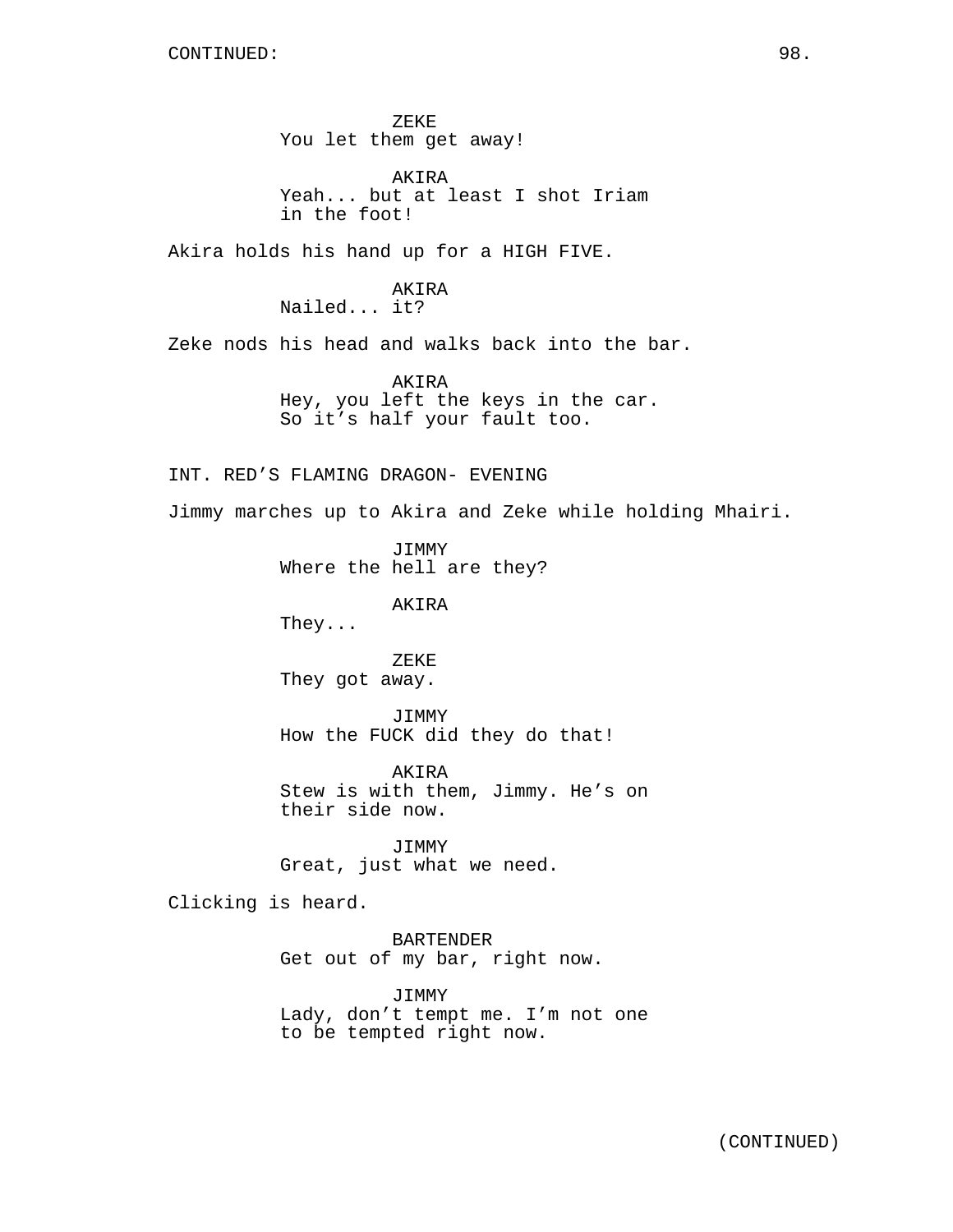CONTINUED:

ZEKE
You let them get away!

AKIRA
Yeah... but at least I shot Iriam in the foot!

Akira holds his hand up for a HIGH FIVE.

AKIRA
Nailed... it?

Zeke nods his head and walks back into the bar.

AKIRA
Hey, you left the keys in the car. So it's half your fault too.

INT. RED'S FLAMING DRAGON- EVENING

Jimmy marches up to Akira and Zeke while holding Mhairi.

JIMMY
Where the hell are they?

AKIRA
They...

ZEKE
They got away.

JIMMY
How the FUCK did they do that!

AKIRA
Stew is with them, Jimmy. He's on their side now.

JIMMY
Great, just what we need.

Clicking is heard.

BARTENDER
Get out of my bar, right now.

JIMMY
Lady, don't tempt me. I'm not one to be tempted right now.

(CONTINUED)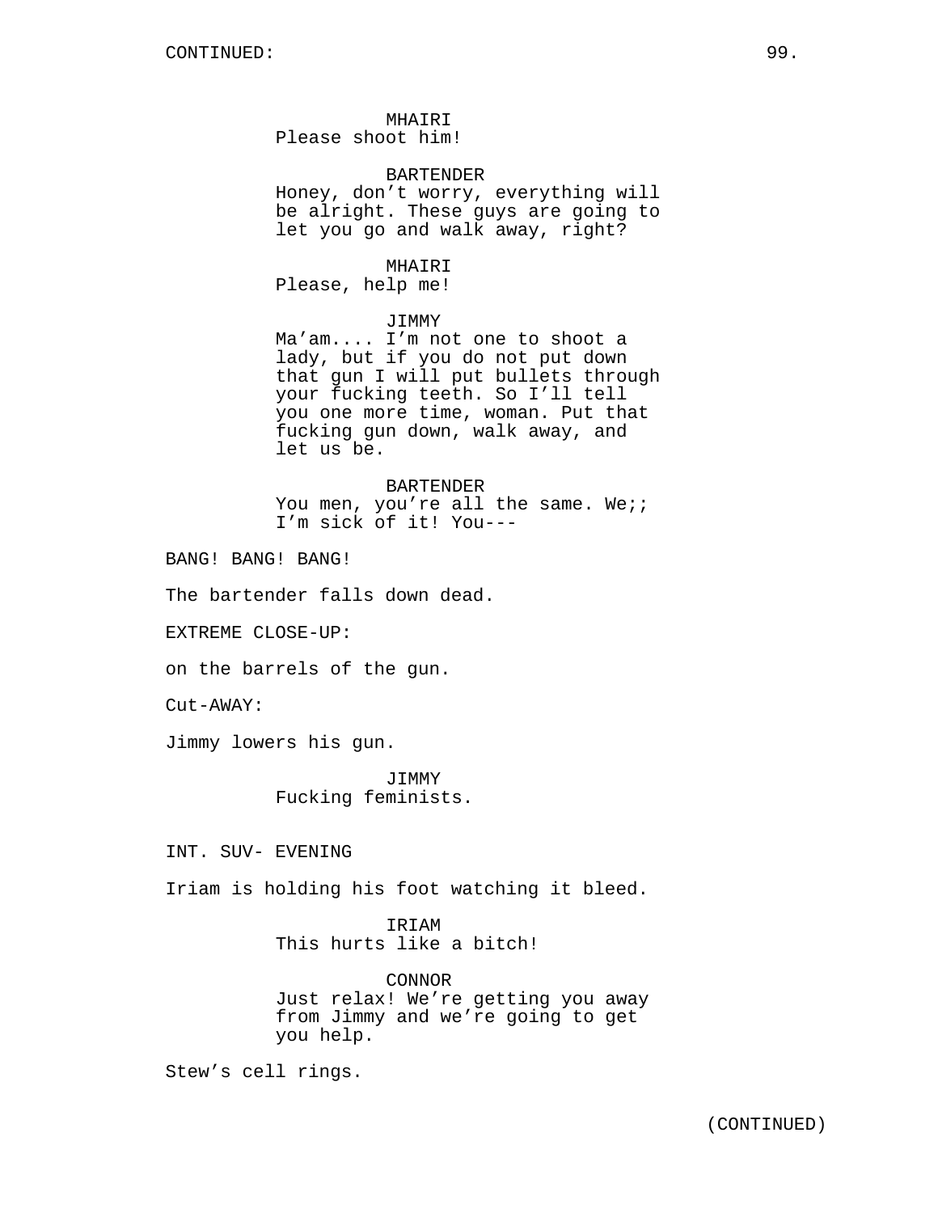CONTINUED:

MHAIRI
Please shoot him!

BARTENDER
Honey, don’t worry, everything will be alright. These guys are going to let you go and walk away, right?

MHAIRI
Please, help me!

JIMMY
Ma’am.... I’m not one to shoot a lady, but if you do not put down that gun I will put bullets through your fucking teeth. So I’ll tell you one more time, woman. Put that fucking gun down, walk away, and let us be.

BARTENDER
You men, you’re all the same. We;; I’m sick of it! You---

BANG! BANG! BANG!

The bartender falls down dead.

EXTREME CLOSE-UP:

on the barrels of the gun.

Cut-AWAY:

Jimmy lowers his gun.

JIMMY
Fucking feminists.

INT. SUV- EVENING

Iriam is holding his foot watching it bleed.

IRIAM
This hurts like a bitch!

CONNOR
Just relax! We’re getting you away from Jimmy and we’re going to get you help.

Stew’s cell rings.

(CONTINUED)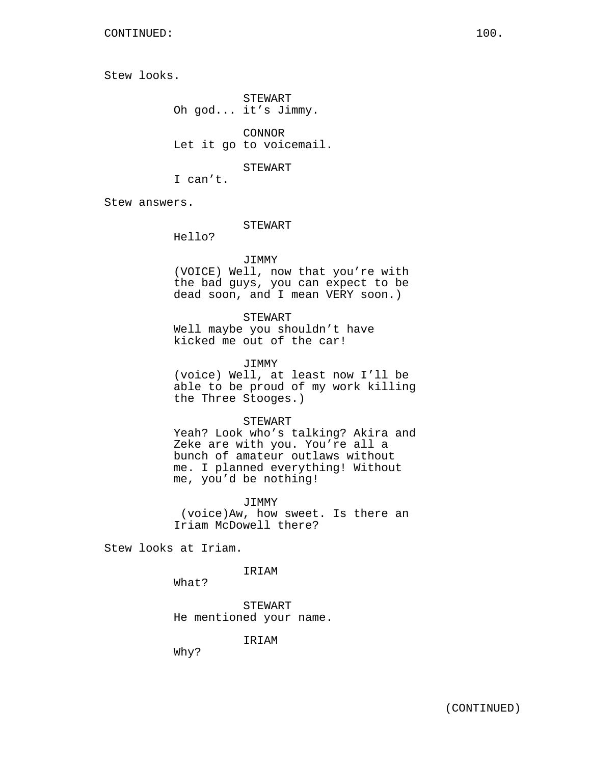CONTINUED:

Stew looks.

STEWART
Oh god... it's Jimmy.

CONNOR
Let it go to voicemail.

STEWART
I can't.

Stew answers.

STEWART
Hello?

JIMMY
(VOICE) Well, now that you're with the bad guys, you can expect to be dead soon, and I mean VERY soon.)

STEWART
Well maybe you shouldn't have kicked me out of the car!

JIMMY
(voice) Well, at least now I'll be able to be proud of my work killing the Three Stooges.)

STEWART
Yeah? Look who's talking? Akira and Zeke are with you. You're all a bunch of amateur outlaws without me. I planned everything! Without me, you'd be nothing!

JIMMY
(voice)Aw, how sweet. Is there an Iriam McDowell there?

Stew looks at Iriam.

IRIAM
What?

STEWART
He mentioned your name.

IRIAM
Why?

(CONTINUED)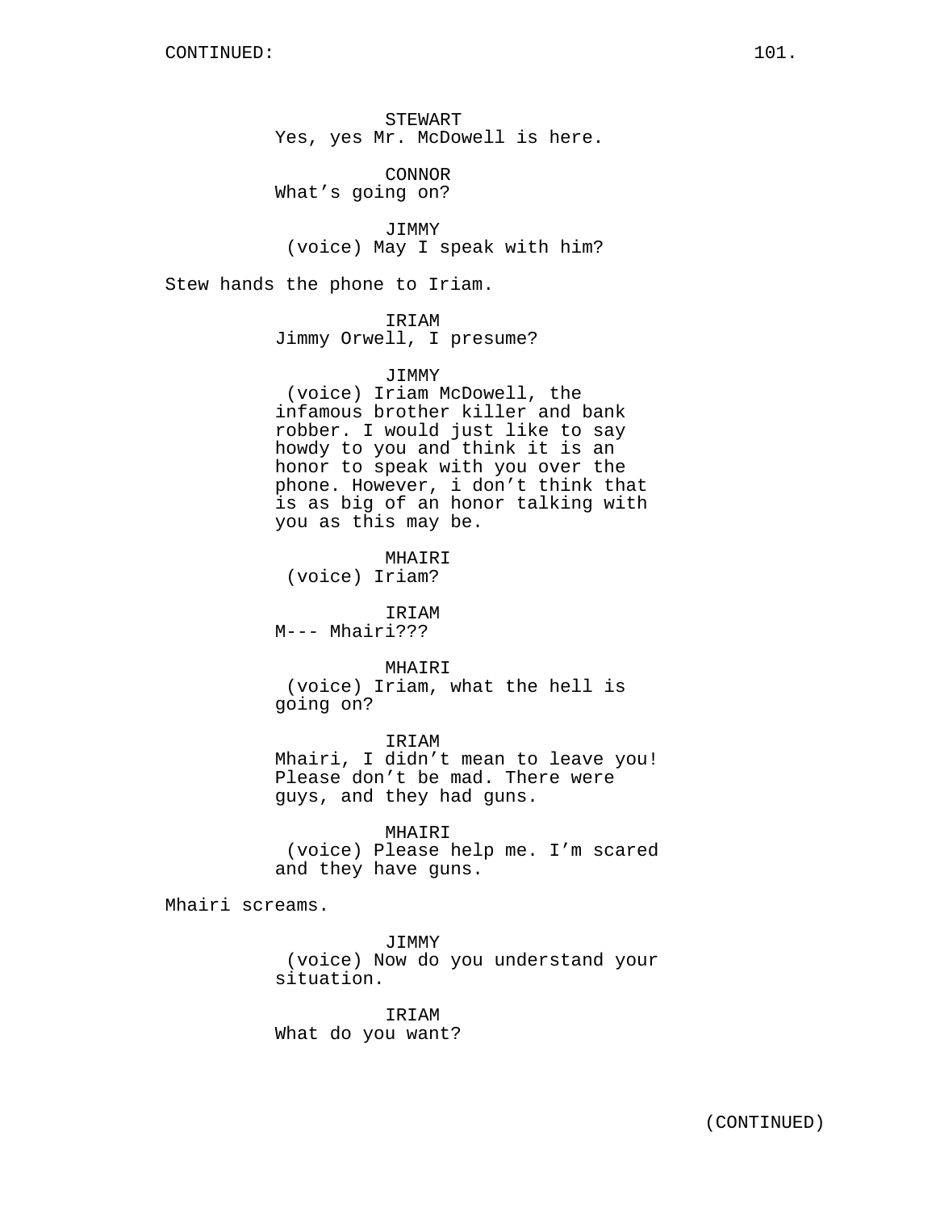STEWART
Yes, yes Mr. McDowell is here.

CONNOR
What's going on?

JIMMY
(voice) May I speak with him?

Stew hands the phone to Iriam.

IRIAM
Jimmy Orwell, I presume?

JIMMY
(voice) Iriam McDowell, the infamous brother killer and bank robber. I would just like to say howdy to you and think it is an honor to speak with you over the phone. However, i don't think that is as big of an honor talking with you as this may be.

MHAIRI
(voice) Iriam?

IRIAM
M--- Mhairi???

MHAIRI
(voice) Iriam, what the hell is going on?

IRIAM
Mhairi, I didn't mean to leave you! Please don't be mad. There were guys, and they had guns.

MHAIRI
(voice) Please help me. I'm scared and they have guns.

Mhairi screams.

JIMMY
(voice) Now do you understand your situation.

IRIAM
What do you want?

(CONTINUED)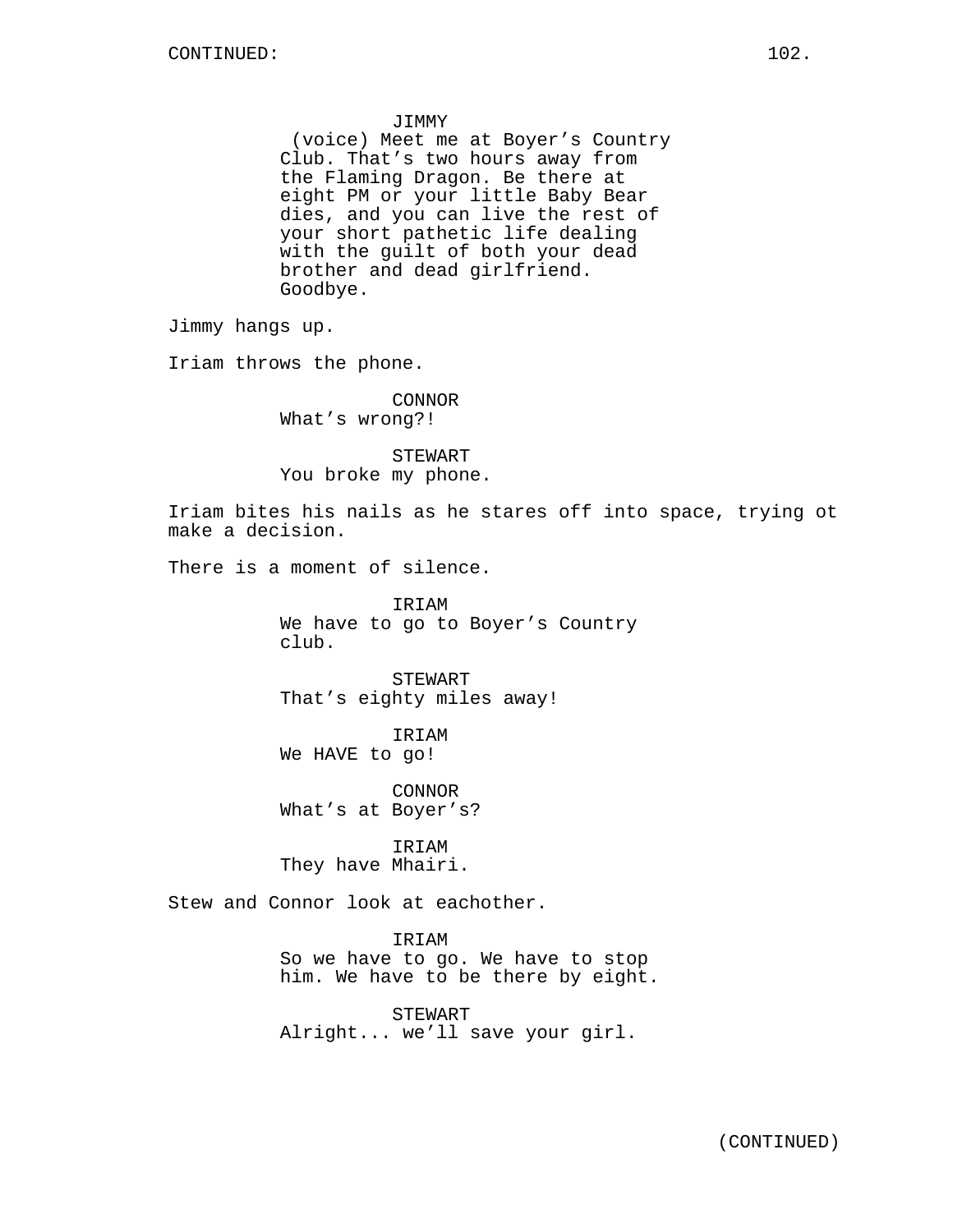JIMMY
(voice) Meet me at Boyer's Country Club. That's two hours away from the Flaming Dragon. Be there at eight PM or your little Baby Bear dies, and you can live the rest of your short pathetic life dealing with the guilt of both your dead brother and dead girlfriend. Goodbye.

Jimmy hangs up.

Iriam throws the phone.

CONNOR
What's wrong?!

STEWART
You broke my phone.

Iriam bites his nails as he stares off into space, trying ot make a decision.

There is a moment of silence.

IRIAM
We have to go to Boyer's Country club.

STEWART
That's eighty miles away!

IRIAM
We HAVE to go!

CONNOR
What's at Boyer's?

IRIAM
They have Mhairi.

Stew and Connor look at eachother.

IRIAM
So we have to go. We have to stop him. We have to be there by eight.

STEWART
Alright... we'll save your girl.

(CONTINUED)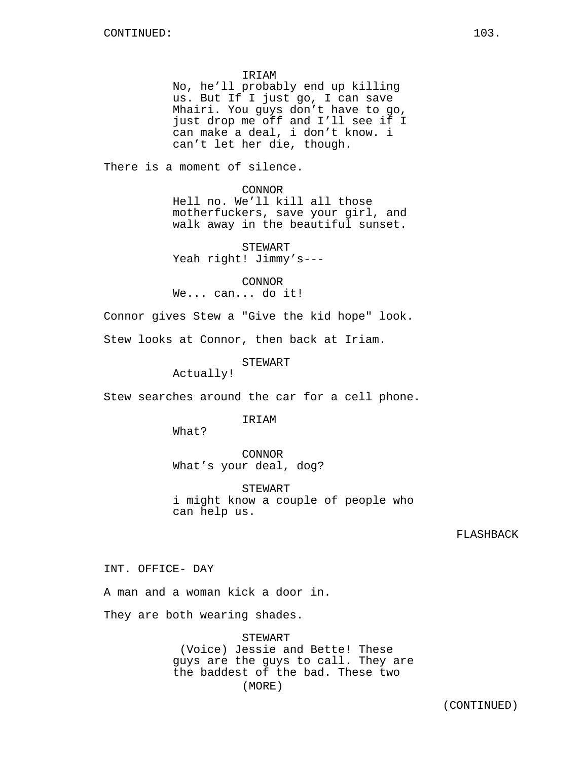IRIAM
No, he'll probably end up killing us. But If I just go, I can save Mhairi. You guys don't have to go, just drop me off and I'll see if I can make a deal, i don't know. i can't let her die, though.

There is a moment of silence.

CONNOR
Hell no. We'll kill all those motherfuckers, save your girl, and walk away in the beautiful sunset.

STEWART
Yeah right! Jimmy's---

CONNOR
We... can... do it!

Connor gives Stew a "Give the kid hope" look.

Stew looks at Connor, then back at Iriam.

STEWART
Actually!

Stew searches around the car for a cell phone.

IRIAM
What?

CONNOR
What's your deal, dog?

STEWART
i might know a couple of people who can help us.

FLASHBACK

INT. OFFICE- DAY

A man and a woman kick a door in.

They are both wearing shades.

STEWART
(Voice) Jessie and Bette! These guys are the guys to call. They are the baddest of the bad. These two
(MORE)

(CONTINUED)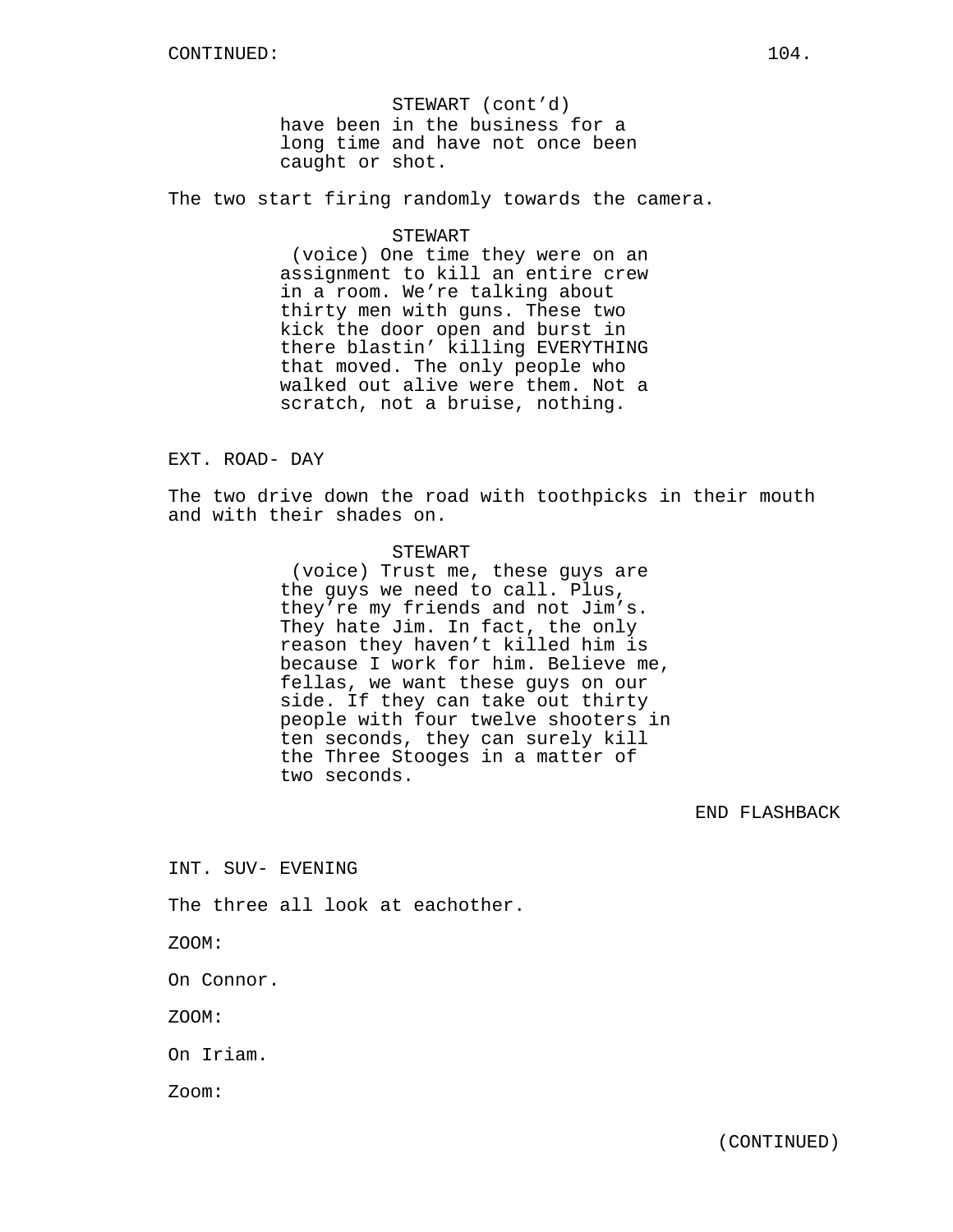STEWART (cont'd)
have been in the business for a long time and have not once been caught or shot.

The two start firing randomly towards the camera.

STEWART
(voice) One time they were on an assignment to kill an entire crew in a room. We're talking about thirty men with guns. These two kick the door open and burst in there blastin' killing EVERYTHING that moved. The only people who walked out alive were them. Not a scratch, not a bruise, nothing.

EXT. ROAD- DAY

The two drive down the road with toothpicks in their mouth and with their shades on.

STEWART
(voice) Trust me, these guys are the guys we need to call. Plus, they're my friends and not Jim's. They hate Jim. In fact, the only reason they haven't killed him is because I work for him. Believe me, fellas, we want these guys on our side. If they can take out thirty people with four twelve shooters in ten seconds, they can surely kill the Three Stooges in a matter of two seconds.

END FLASHBACK

INT. SUV- EVENING

The three all look at eachother.

ZOOM:

On Connor.

ZOOM:

On Iriam.

Zoom:

(CONTINUED)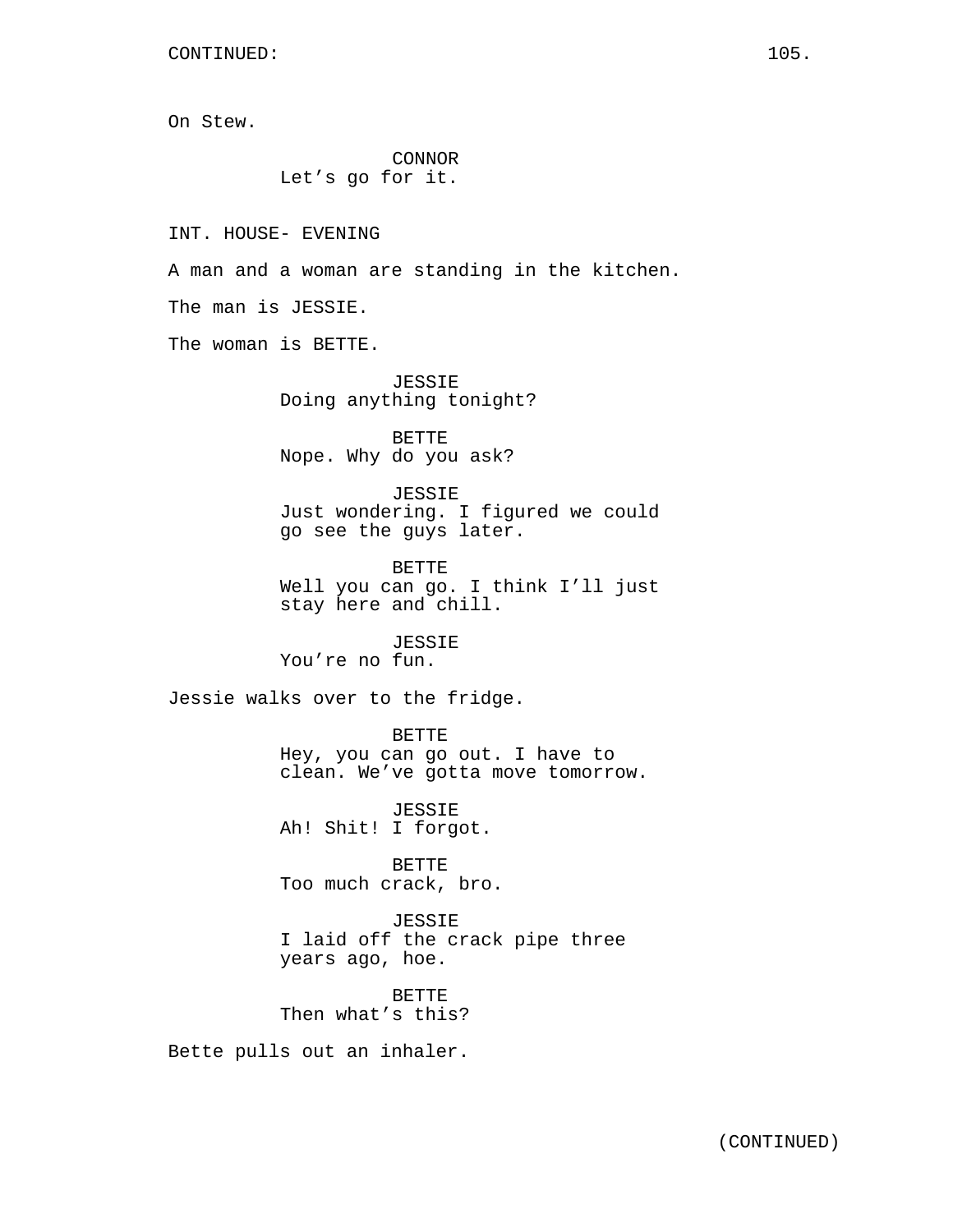On Stew.

CONNOR
Let's go for it.

INT. HOUSE- EVENING

A man and a woman are standing in the kitchen.

The man is JESSIE.

The woman is BETTE.

JESSIE
Doing anything tonight?

BETTE
Nope. Why do you ask?

JESSIE
Just wondering. I figured we could go see the guys later.

BETTE
Well you can go. I think I'll just stay here and chill.

JESSIE
You're no fun.

Jessie walks over to the fridge.

BETTE
Hey, you can go out. I have to clean. We've gotta move tomorrow.

JESSIE
Ah! Shit! I forgot.

BETTE
Too much crack, bro.

JESSIE
I laid off the crack pipe three years ago, hoe.

BETTE
Then what's this?

Bette pulls out an inhaler.

(CONTINUED)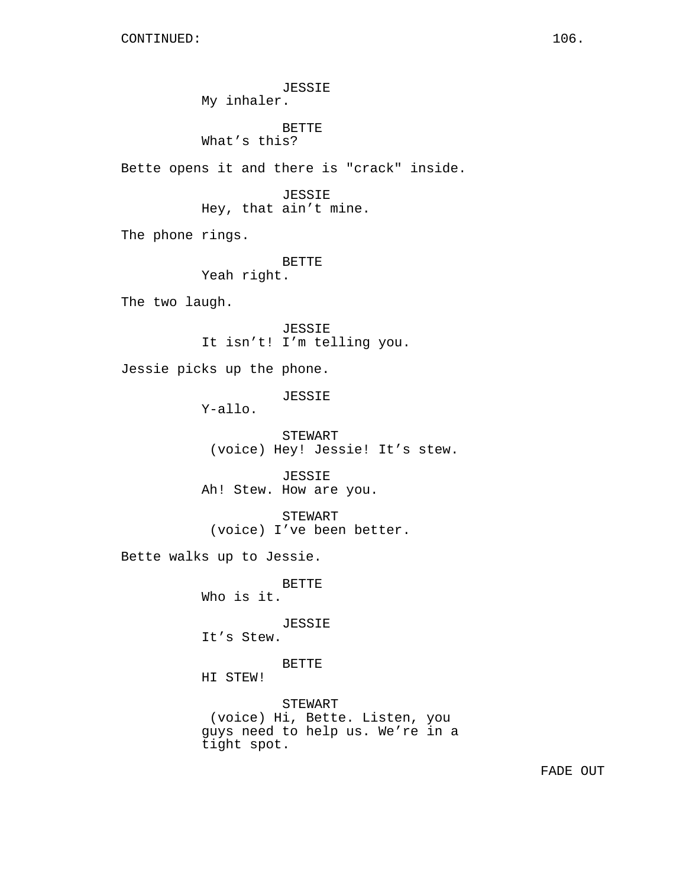CONTINUED:

JESSIE
My inhaler.

BETTE
What's this?

Bette opens it and there is "crack" inside.

JESSIE
Hey, that ain't mine.

The phone rings.

BETTE
Yeah right.

The two laugh.

JESSIE
It isn't! I'm telling you.

Jessie picks up the phone.

JESSIE
Y-allo.

STEWART
(voice) Hey! Jessie! It's stew.

JESSIE
Ah! Stew. How are you.

STEWART
(voice) I've been better.

Bette walks up to Jessie.

BETTE
Who is it.

JESSIE
It's Stew.

BETTE
HI STEW!

STEWART
(voice) Hi, Bette. Listen, you guys need to help us. We're in a tight spot.

FADE OUT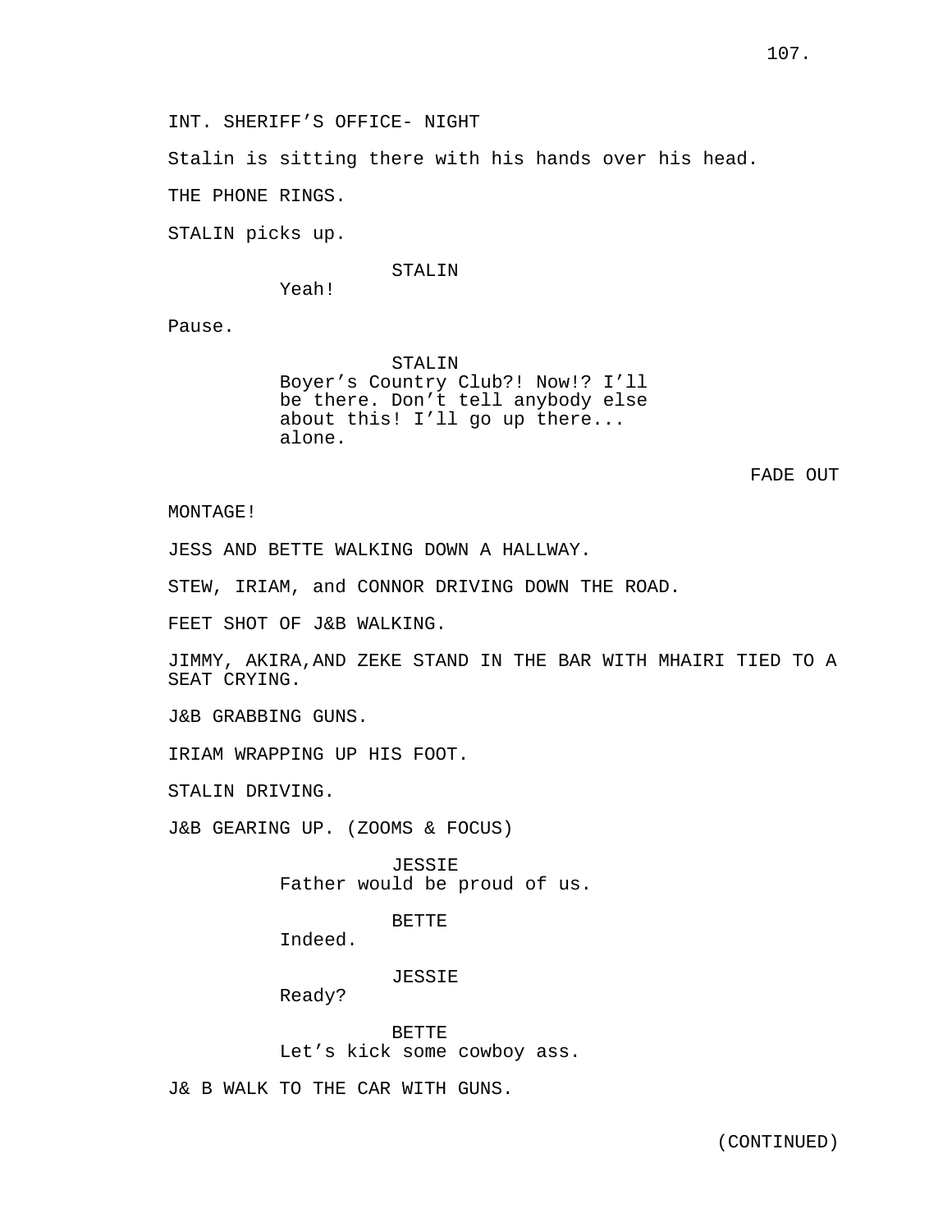INT. SHERIFF’S OFFICE- NIGHT

Stalin is sitting there with his hands over his head.

THE PHONE RINGS.

STALIN picks up.

STALIN
Yeah!

Pause.

STALIN
Boyer’s Country Club?! Now!? I’ll be there. Don’t tell anybody else about this! I’ll go up there... alone.

FADE OUT

MONTAGE!

JESS AND BETTE WALKING DOWN A HALLWAY.

STEW, IRIAM, and CONNOR DRIVING DOWN THE ROAD.

FEET SHOT OF J&B WALKING.

JIMMY, AKIRA,AND ZEKE STAND IN THE BAR WITH MHAIRI TIED TO A SEAT CRYING.

J&B GRABBING GUNS.

IRIAM WRAPPING UP HIS FOOT.

STALIN DRIVING.

J&B GEARING UP. (ZOOMS & FOCUS)

JESSIE
Father would be proud of us.

BETTE
Indeed.

JESSIE
Ready?

BETTE
Let’s kick some cowboy ass.

J& B WALK TO THE CAR WITH GUNS.

(CONTINUED)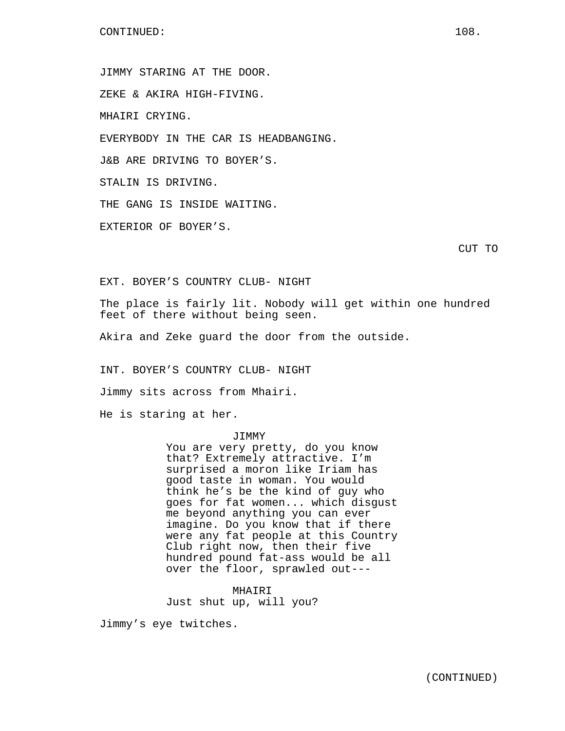CONTINUED:

JIMMY STARING AT THE DOOR.

ZEKE & AKIRA HIGH-FIVING.

MHAIRI CRYING.

EVERYBODY IN THE CAR IS HEADBANGING.

J&B ARE DRIVING TO BOYER'S.

STALIN IS DRIVING.

THE GANG IS INSIDE WAITING.

EXTERIOR OF BOYER'S.

CUT TO

EXT. BOYER'S COUNTRY CLUB- NIGHT

The place is fairly lit. Nobody will get within one hundred feet of there without being seen.

Akira and Zeke guard the door from the outside.

INT. BOYER'S COUNTRY CLUB- NIGHT

Jimmy sits across from Mhairi.

He is staring at her.

JIMMY
You are very pretty, do you know that? Extremely attractive. I'm surprised a moron like Iriam has good taste in woman. You would think he's be the kind of guy who goes for fat women... which disgust me beyond anything you can ever imagine. Do you know that if there were any fat people at this Country Club right now, then their five hundred pound fat-ass would be all over the floor, sprawled out---

MHAIRI
Just shut up, will you?

Jimmy's eye twitches.

(CONTINUED)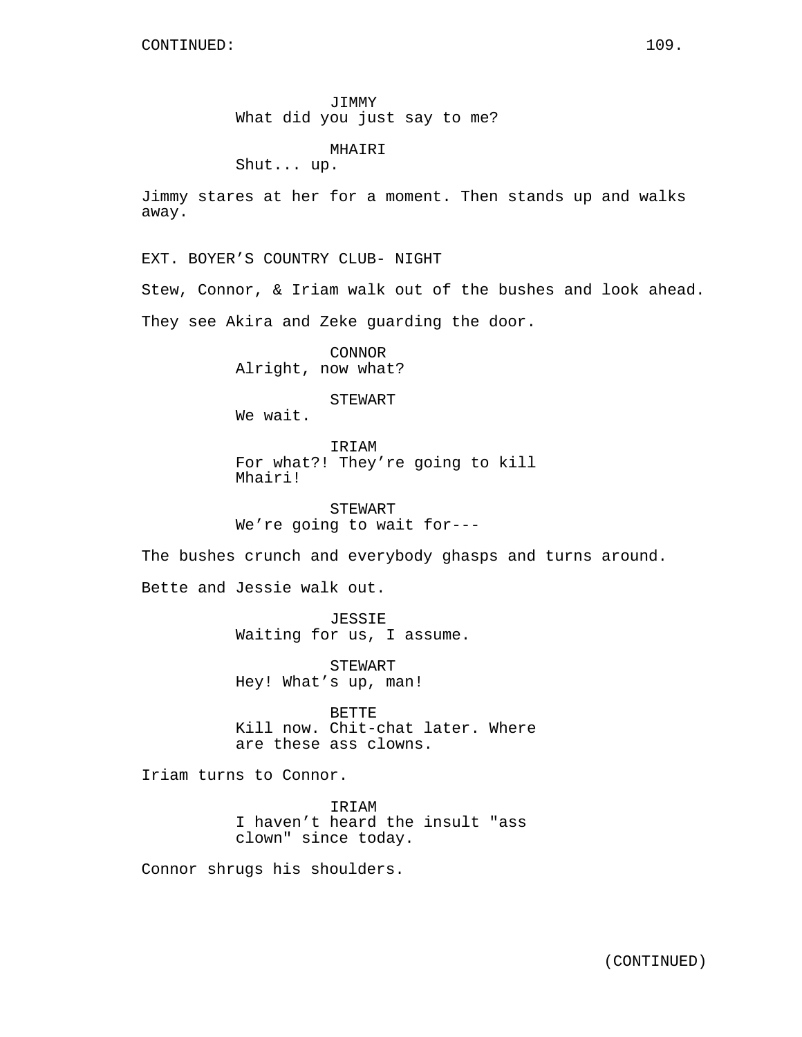CONTINUED:

JIMMY
What did you just say to me?

MHAIRI
Shut... up.

Jimmy stares at her for a moment. Then stands up and walks away.

EXT. BOYER'S COUNTRY CLUB- NIGHT

Stew, Connor, & Iriam walk out of the bushes and look ahead.

They see Akira and Zeke guarding the door.

CONNOR
Alright, now what?

STEWART
We wait.

IRIAM
For what?! They're going to kill Mhairi!

STEWART
We're going to wait for---

The bushes crunch and everybody ghasps and turns around.

Bette and Jessie walk out.

JESSIE
Waiting for us, I assume.

STEWART
Hey! What's up, man!

BETTE
Kill now. Chit-chat later. Where are these ass clowns.

Iriam turns to Connor.

IRIAM
I haven't heard the insult "ass clown" since today.

Connor shrugs his shoulders.

(CONTINUED)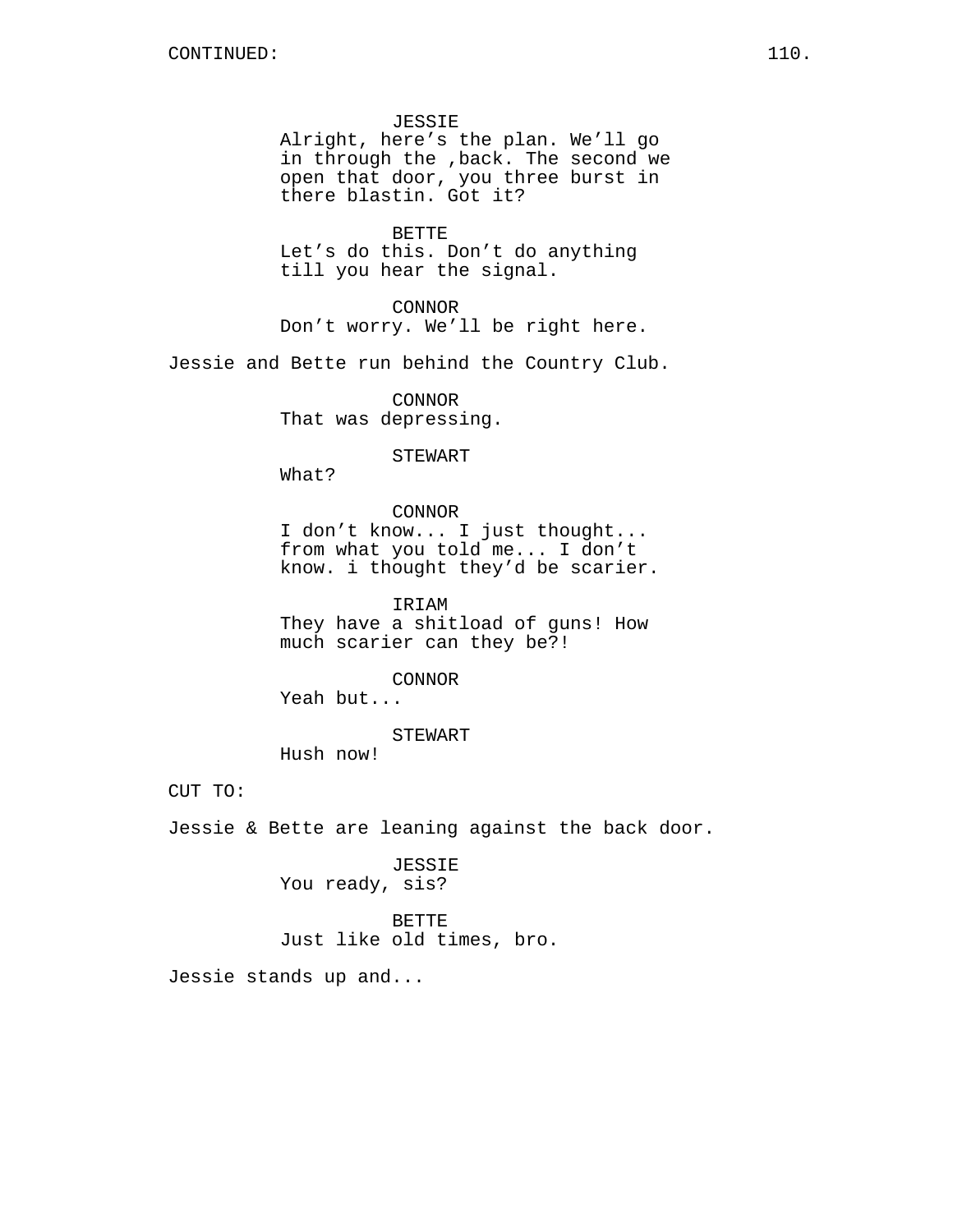CONTINUED:

JESSIE
Alright, here’s the plan. We’ll go in through the ,back. The second we open that door, you three burst in there blastin. Got it?

BETTE
Let’s do this. Don’t do anything till you hear the signal.

CONNOR
Don’t worry. We’ll be right here.

Jessie and Bette run behind the Country Club.

CONNOR
That was depressing.

STEWART
What?

CONNOR
I don’t know... I just thought... from what you told me... I don’t know. i thought they’d be scarier.

IRIAM
They have a shitload of guns! How much scarier can they be?!

CONNOR
Yeah but...

STEWART
Hush now!

CUT TO:

Jessie & Bette are leaning against the back door.

JESSIE
You ready, sis?

BETTE
Just like old times, bro.

Jessie stands up and...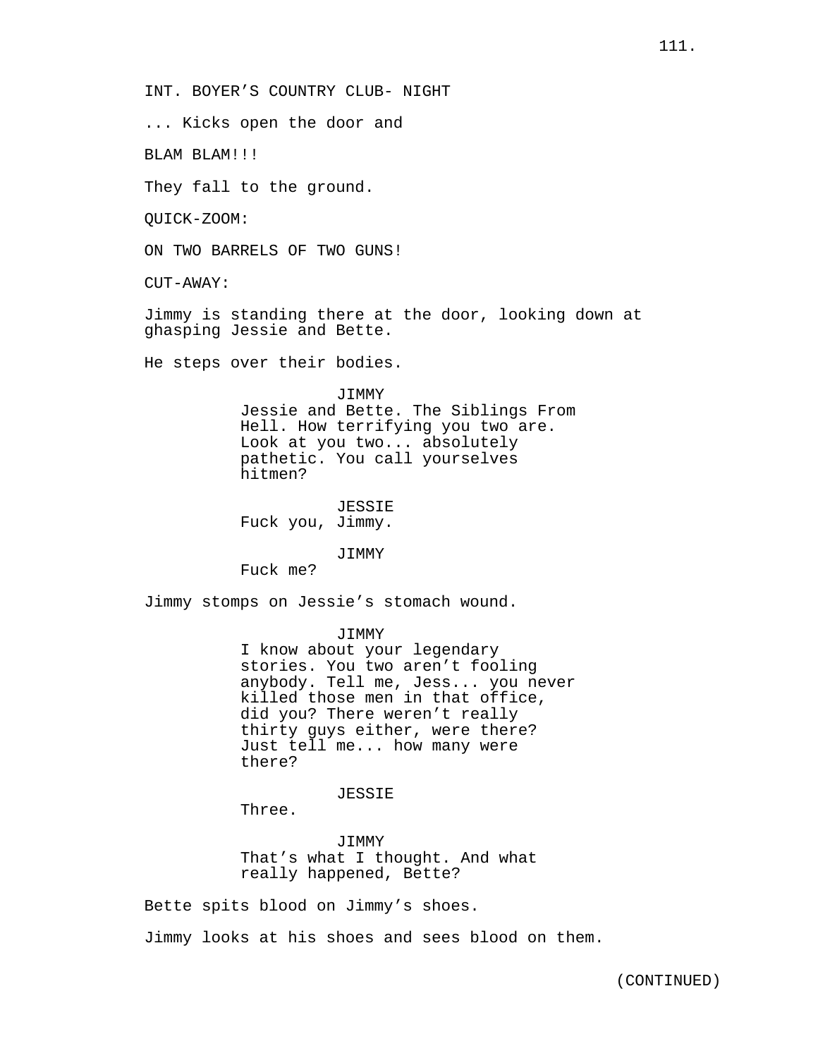INT. BOYER'S COUNTRY CLUB- NIGHT

... Kicks open the door and

BLAM BLAM!!!

They fall to the ground.

QUICK-ZOOM:

ON TWO BARRELS OF TWO GUNS!

CUT-AWAY:

Jimmy is standing there at the door, looking down at ghasping Jessie and Bette.

He steps over their bodies.

JIMMY
Jessie and Bette. The Siblings From Hell. How terrifying you two are. Look at you two... absolutely pathetic. You call yourselves hitmen?

JESSIE
Fuck you, Jimmy.

JIMMY
Fuck me?

Jimmy stomps on Jessie's stomach wound.

JIMMY
I know about your legendary stories. You two aren't fooling anybody. Tell me, Jess... you never killed those men in that office, did you? There weren't really thirty guys either, were there? Just tell me... how many were there?

JESSIE
Three.

JIMMY
That's what I thought. And what really happened, Bette?

Bette spits blood on Jimmy's shoes.

Jimmy looks at his shoes and sees blood on them.

(CONTINUED)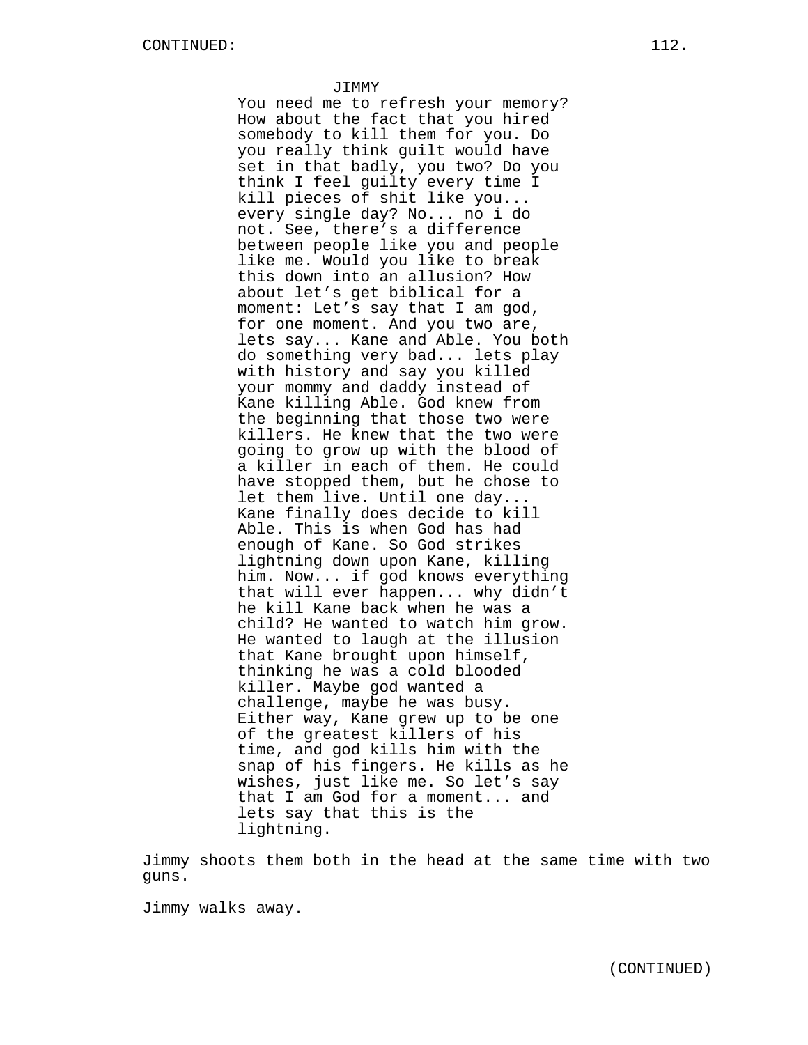JIMMY

You need me to refresh your memory? How about the fact that you hired somebody to kill them for you. Do you really think guilt would have set in that badly, you two? Do you think I feel guilty every time I kill pieces of shit like you... every single day? No... no i do not. See, there's a difference between people like you and people like me. Would you like to break this down into an allusion? How about let's get biblical for a moment: Let's say that I am god, for one moment. And you two are, lets say... Kane and Able. You both do something very bad... lets play with history and say you killed your mommy and daddy instead of Kane killing Able. God knew from the beginning that those two were killers. He knew that the two were going to grow up with the blood of a killer in each of them. He could have stopped them, but he chose to let them live. Until one day... Kane finally does decide to kill Able. This is when God has had enough of Kane. So God strikes lightning down upon Kane, killing him. Now... if god knows everything that will ever happen... why didn't he kill Kane back when he was a child? He wanted to watch him grow. He wanted to laugh at the illusion that Kane brought upon himself, thinking he was a cold blooded killer. Maybe god wanted a challenge, maybe he was busy. Either way, Kane grew up to be one of the greatest killers of his time, and god kills him with the snap of his fingers. He kills as he wishes, just like me. So let's say that I am God for a moment... and lets say that this is the lightning.

Jimmy shoots them both in the head at the same time with two guns.

Jimmy walks away.

(CONTINUED)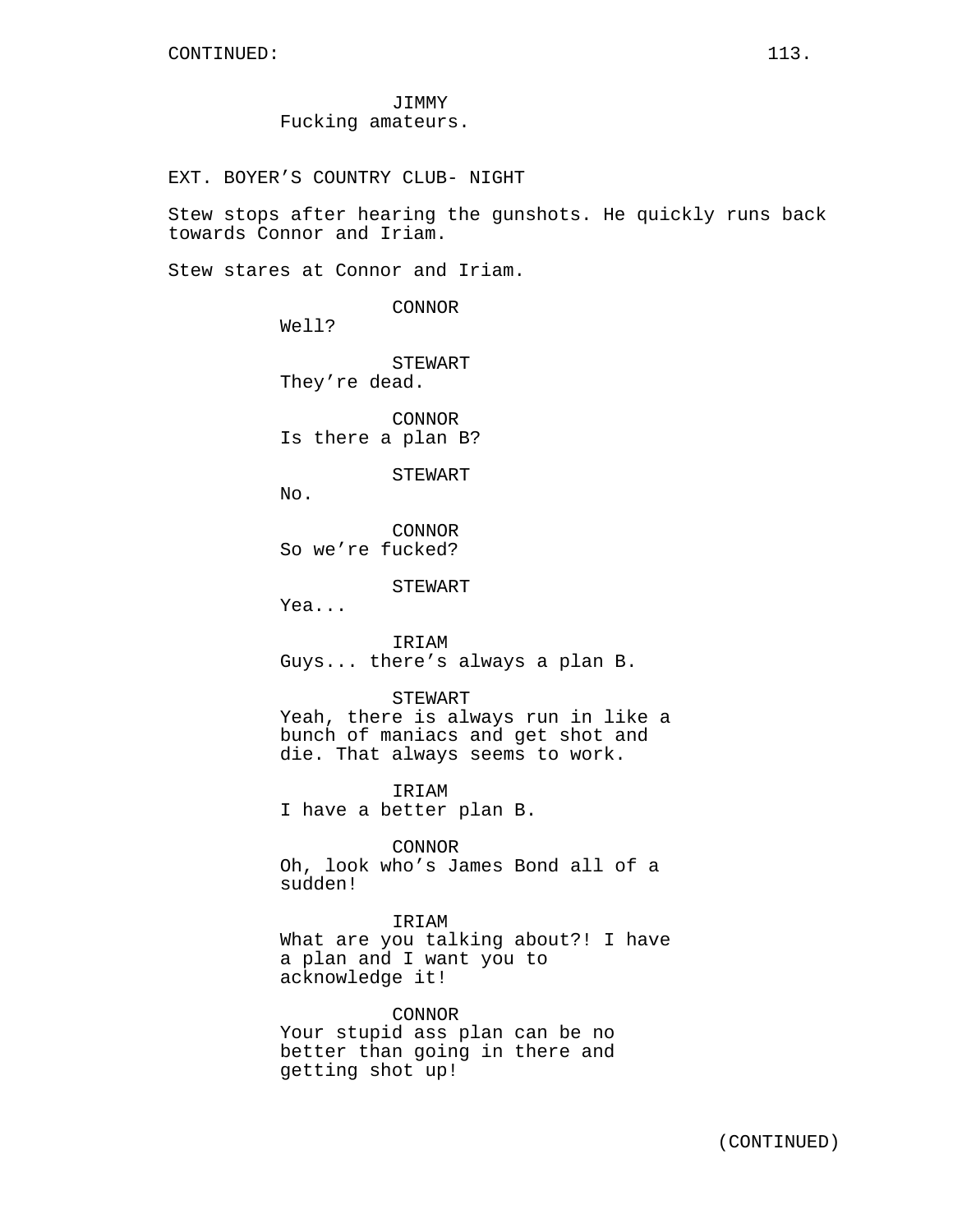JIMMY
Fucking amateurs.

EXT. BOYER’S COUNTRY CLUB- NIGHT

Stew stops after hearing the gunshots. He quickly runs back towards Connor and Iriam.

Stew stares at Connor and Iriam.

CONNOR
Well?

STEWART
They’re dead.

CONNOR
Is there a plan B?

STEWART
No.

CONNOR
So we’re fucked?

STEWART
Yea...

IRIAM
Guys... there’s always a plan B.

STEWART
Yeah, there is always run in like a bunch of maniacs and get shot and die. That always seems to work.

IRIAM
I have a better plan B.

CONNOR
Oh, look who’s James Bond all of a sudden!

IRIAM
What are you talking about?! I have a plan and I want you to acknowledge it!

CONNOR
Your stupid ass plan can be no better than going in there and getting shot up!

(CONTINUED)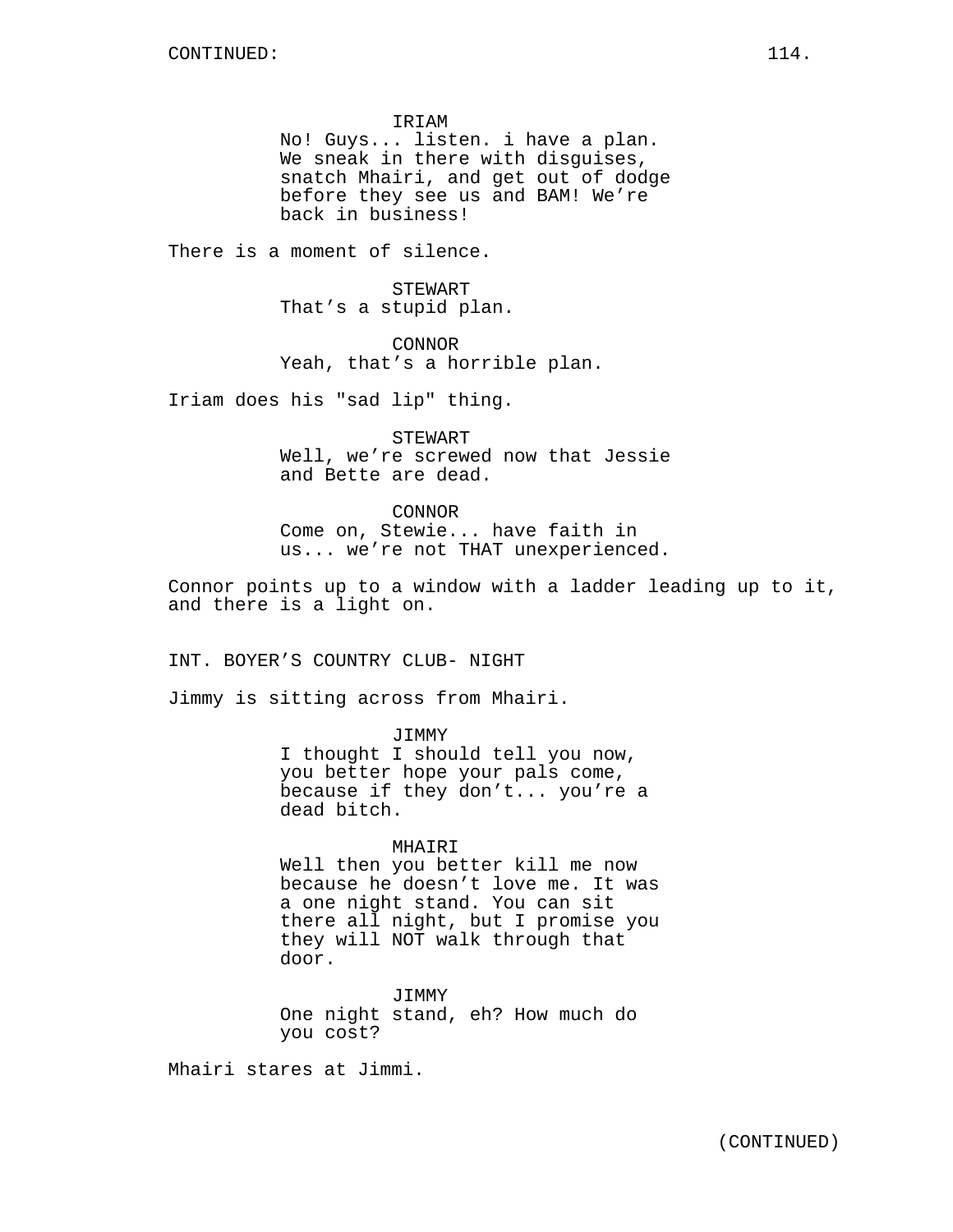IRIAM
No! Guys... listen. i have a plan. We sneak in there with disguises, snatch Mhairi, and get out of dodge before they see us and BAM! We're back in business!

There is a moment of silence.

STEWART
That's a stupid plan.

CONNOR
Yeah, that's a horrible plan.

Iriam does his "sad lip" thing.

STEWART
Well, we're screwed now that Jessie and Bette are dead.

CONNOR
Come on, Stewie... have faith in us... we're not THAT unexperienced.

Connor points up to a window with a ladder leading up to it, and there is a light on.

INT. BOYER'S COUNTRY CLUB- NIGHT

Jimmy is sitting across from Mhairi.

JIMMY
I thought I should tell you now, you better hope your pals come, because if they don't... you're a dead bitch.

MHAIRI
Well then you better kill me now because he doesn't love me. It was a one night stand. You can sit there all night, but I promise you they will NOT walk through that door.

JIMMY
One night stand, eh? How much do you cost?

Mhairi stares at Jimmi.

(CONTINUED)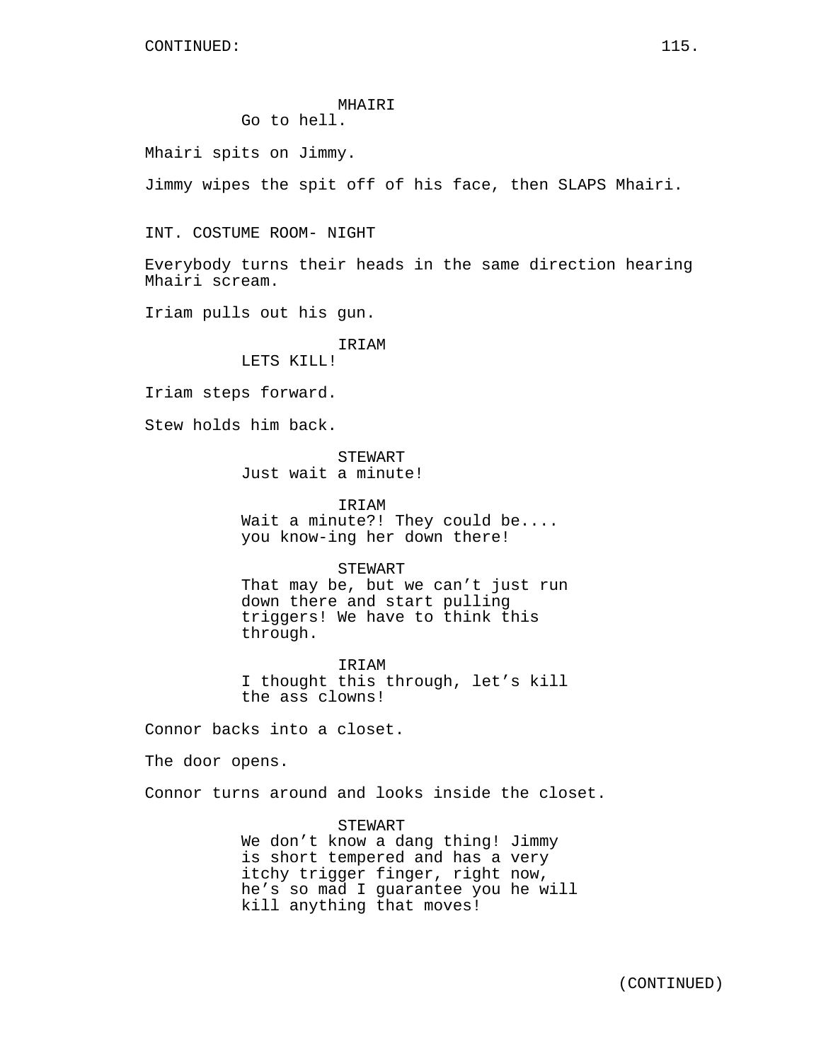MHAIRI
Go to hell.

Mhairi spits on Jimmy.

Jimmy wipes the spit off of his face, then SLAPS Mhairi.

INT. COSTUME ROOM- NIGHT

Everybody turns their heads in the same direction hearing Mhairi scream.

Iriam pulls out his gun.

IRIAM
LETS KILL!

Iriam steps forward.

Stew holds him back.

STEWART
Just wait a minute!

IRIAM
Wait a minute?! They could be.... you know-ing her down there!

STEWART
That may be, but we can’t just run down there and start pulling triggers! We have to think this through.

IRIAM
I thought this through, let’s kill the ass clowns!

Connor backs into a closet.

The door opens.

Connor turns around and looks inside the closet.

STEWART
We don’t know a dang thing! Jimmy is short tempered and has a very itchy trigger finger, right now, he’s so mad I guarantee you he will kill anything that moves!

(CONTINUED)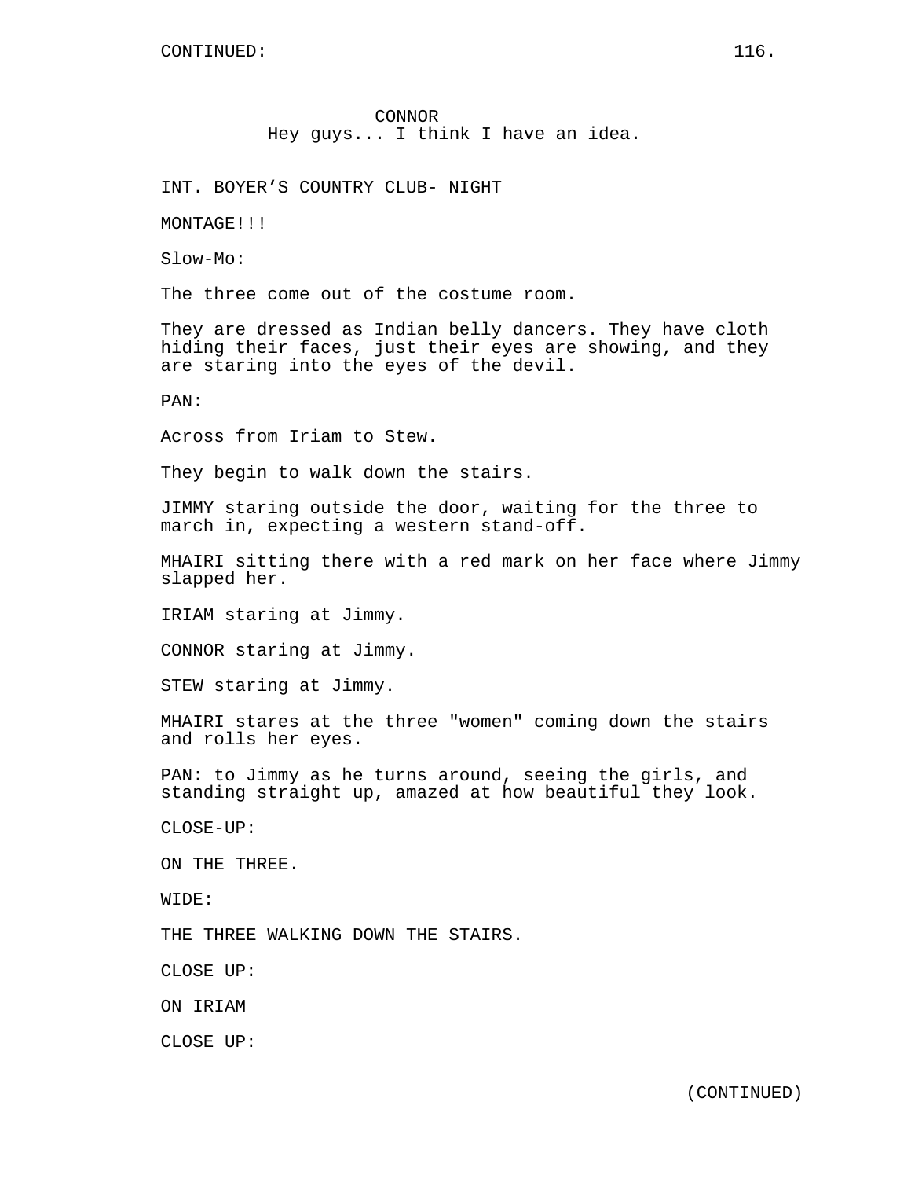CONTINUED:

CONNOR
Hey guys... I think I have an idea.

INT. BOYER'S COUNTRY CLUB- NIGHT

MONTAGE!!!

Slow-Mo:

The three come out of the costume room.

They are dressed as Indian belly dancers. They have cloth hiding their faces, just their eyes are showing, and they are staring into the eyes of the devil.

PAN:

Across from Iriam to Stew.

They begin to walk down the stairs.

JIMMY staring outside the door, waiting for the three to march in, expecting a western stand-off.

MHAIRI sitting there with a red mark on her face where Jimmy slapped her.

IRIAM staring at Jimmy.

CONNOR staring at Jimmy.

STEW staring at Jimmy.

MHAIRI stares at the three "women" coming down the stairs and rolls her eyes.

PAN: to Jimmy as he turns around, seeing the girls, and standing straight up, amazed at how beautiful they look.

CLOSE-UP:

ON THE THREE.

WIDE:

THE THREE WALKING DOWN THE STAIRS.

CLOSE UP:

ON IRIAM

CLOSE UP:

(CONTINUED)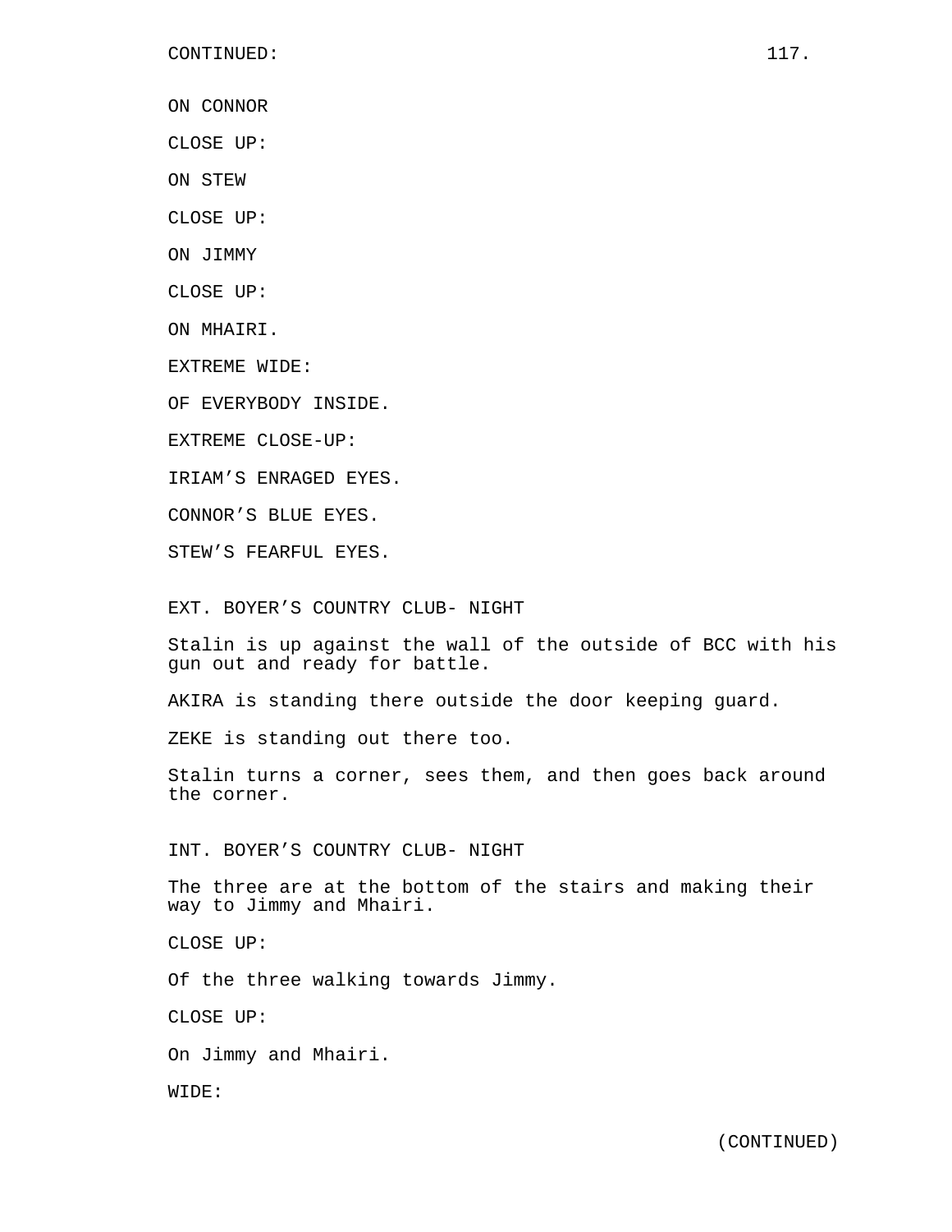CONTINUED:

ON CONNOR

CLOSE UP:

ON STEW

CLOSE UP:

ON JIMMY

CLOSE UP:

ON MHAIRI.

EXTREME WIDE:

OF EVERYBODY INSIDE.

EXTREME CLOSE-UP:

IRIAM’S ENRAGED EYES.

CONNOR’S BLUE EYES.

STEW’S FEARFUL EYES.

EXT. BOYER’S COUNTRY CLUB- NIGHT

Stalin is up against the wall of the outside of BCC with his gun out and ready for battle.

AKIRA is standing there outside the door keeping guard.

ZEKE is standing out there too.

Stalin turns a corner, sees them, and then goes back around the corner.

INT. BOYER’S COUNTRY CLUB- NIGHT

The three are at the bottom of the stairs and making their way to Jimmy and Mhairi.

CLOSE UP:

Of the three walking towards Jimmy.

CLOSE UP:

On Jimmy and Mhairi.

WIDE:

(CONTINUED)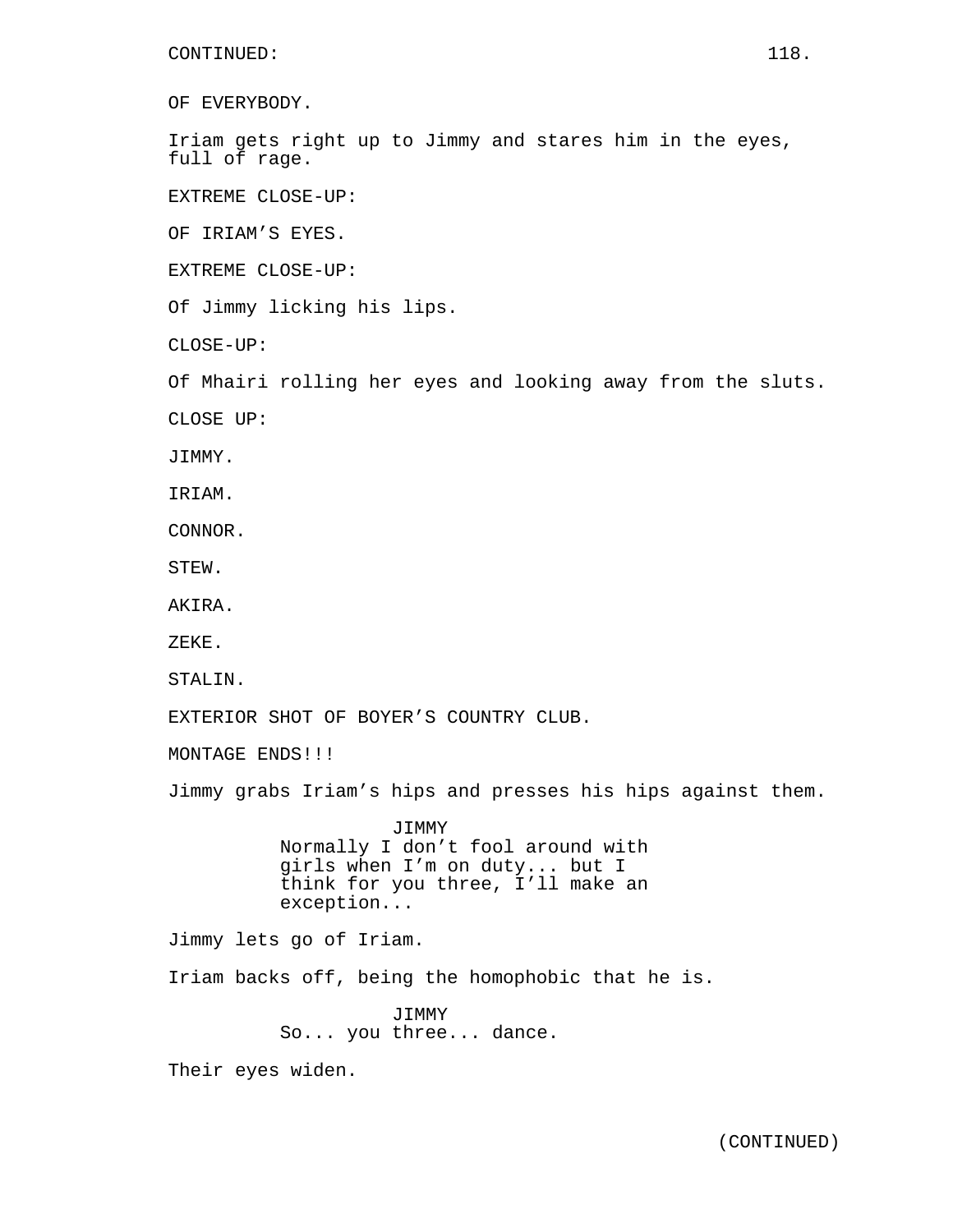OF EVERYBODY.

Iriam gets right up to Jimmy and stares him in the eyes, full of rage.

EXTREME CLOSE-UP:

OF IRIAM'S EYES.

EXTREME CLOSE-UP:

Of Jimmy licking his lips.

CLOSE-UP:

Of Mhairi rolling her eyes and looking away from the sluts.

CLOSE UP:

JIMMY.

IRIAM.

CONNOR.

STEW.

AKIRA.

ZEKE.

STALIN.

EXTERIOR SHOT OF BOYER'S COUNTRY CLUB.

MONTAGE ENDS!!!

Jimmy grabs Iriam's hips and presses his hips against them.

JIMMY
Normally I don't fool around with girls when I'm on duty... but I think for you three, I'll make an exception...

Jimmy lets go of Iriam.

Iriam backs off, being the homophobic that he is.

JIMMY
So... you three... dance.

Their eyes widen.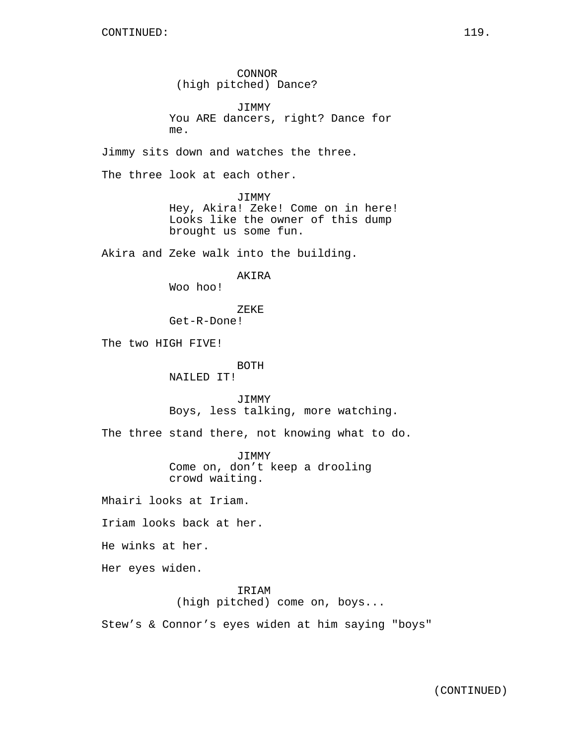CONTINUED:

CONNOR
(high pitched) Dance?

JIMMY
You ARE dancers, right? Dance for me.

Jimmy sits down and watches the three.

The three look at each other.

JIMMY
Hey, Akira! Zeke! Come on in here! Looks like the owner of this dump brought us some fun.

Akira and Zeke walk into the building.

AKIRA
Woo hoo!

ZEKE
Get-R-Done!

The two HIGH FIVE!

BOTH
NAILED IT!

JIMMY
Boys, less talking, more watching.

The three stand there, not knowing what to do.

JIMMY
Come on, don’t keep a drooling crowd waiting.

Mhairi looks at Iriam.

Iriam looks back at her.

He winks at her.

Her eyes widen.

IRIAM
(high pitched) come on, boys...

Stew’s & Connor’s eyes widen at him saying "boys"

(CONTINUED)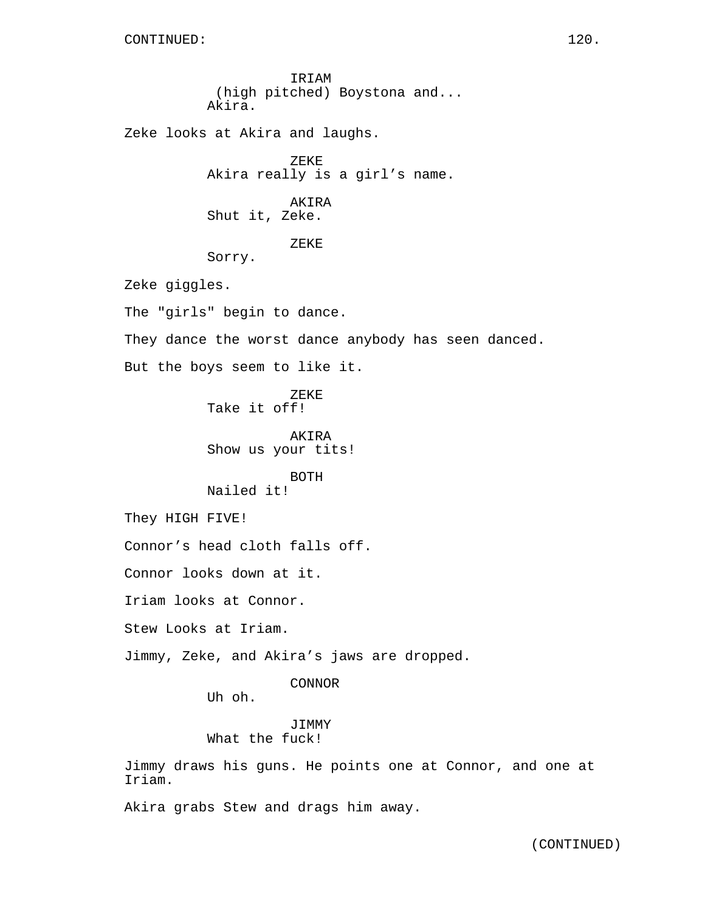IRIAM
(high pitched) Boystona and...
Akira.

Zeke looks at Akira and laughs.

ZEKE
Akira really is a girl's name.

AKIRA
Shut it, Zeke.

ZEKE
Sorry.

Zeke giggles.

The "girls" begin to dance.

They dance the worst dance anybody has seen danced.

But the boys seem to like it.

ZEKE
Take it off!

AKIRA
Show us your tits!

BOTH
Nailed it!

They HIGH FIVE!

Connor's head cloth falls off.

Connor looks down at it.

Iriam looks at Connor.

Stew Looks at Iriam.

Jimmy, Zeke, and Akira's jaws are dropped.

CONNOR
Uh oh.

JIMMY
What the fuck!

Jimmy draws his guns. He points one at Connor, and one at Iriam.

Akira grabs Stew and drags him away.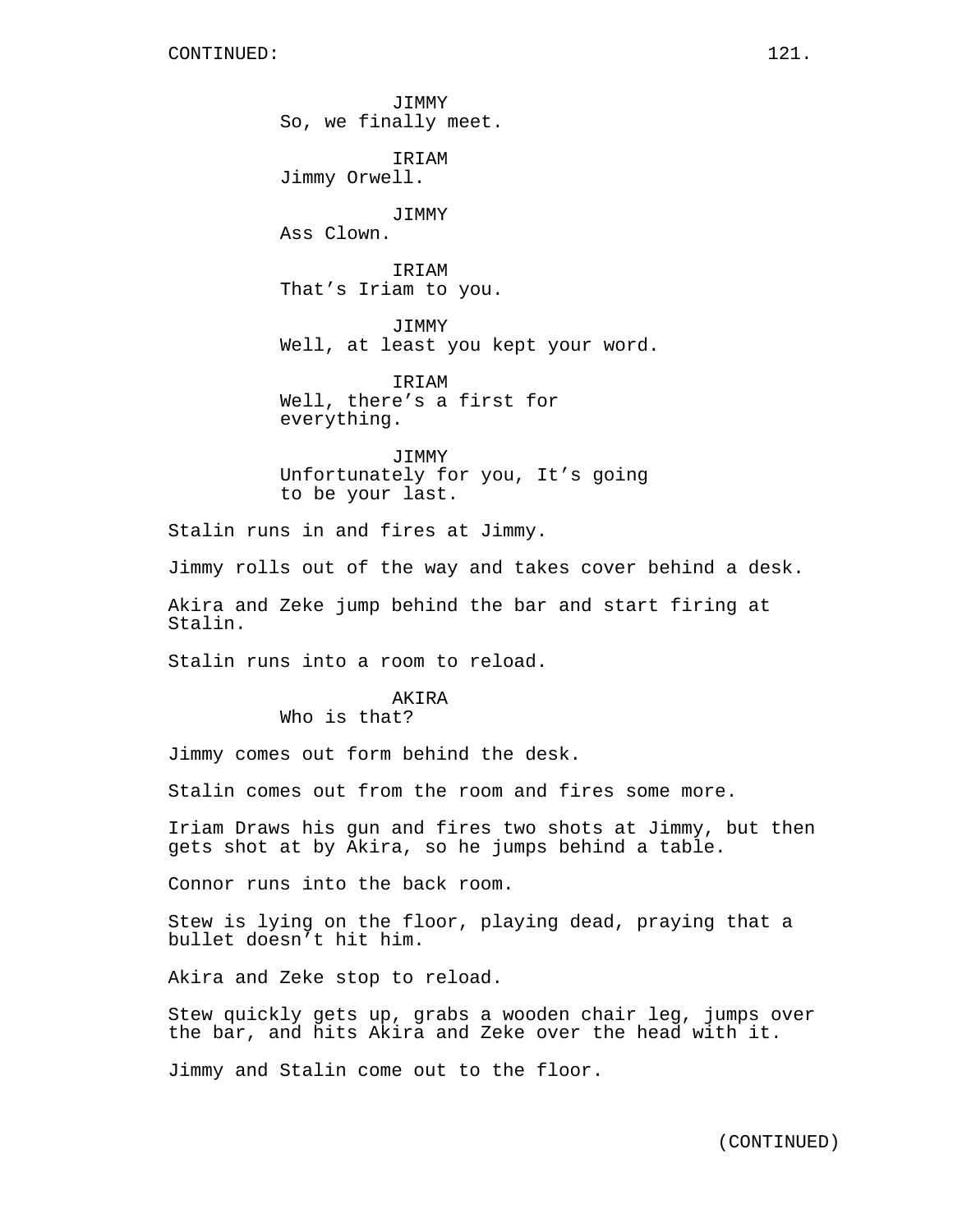JIMMY
So, we finally meet.

IRIAM
Jimmy Orwell.

JIMMY
Ass Clown.

IRIAM
That's Iriam to you.

JIMMY
Well, at least you kept your word.

IRIAM
Well, there's a first for everything.

JIMMY
Unfortunately for you, It's going to be your last.

Stalin runs in and fires at Jimmy.

Jimmy rolls out of the way and takes cover behind a desk.

Akira and Zeke jump behind the bar and start firing at Stalin.

Stalin runs into a room to reload.

AKIRA
Who is that?

Jimmy comes out form behind the desk.

Stalin comes out from the room and fires some more.

Iriam Draws his gun and fires two shots at Jimmy, but then gets shot at by Akira, so he jumps behind a table.

Connor runs into the back room.

Stew is lying on the floor, playing dead, praying that a bullet doesn't hit him.

Akira and Zeke stop to reload.

Stew quickly gets up, grabs a wooden chair leg, jumps over the bar, and hits Akira and Zeke over the head with it.

Jimmy and Stalin come out to the floor.

(CONTINUED)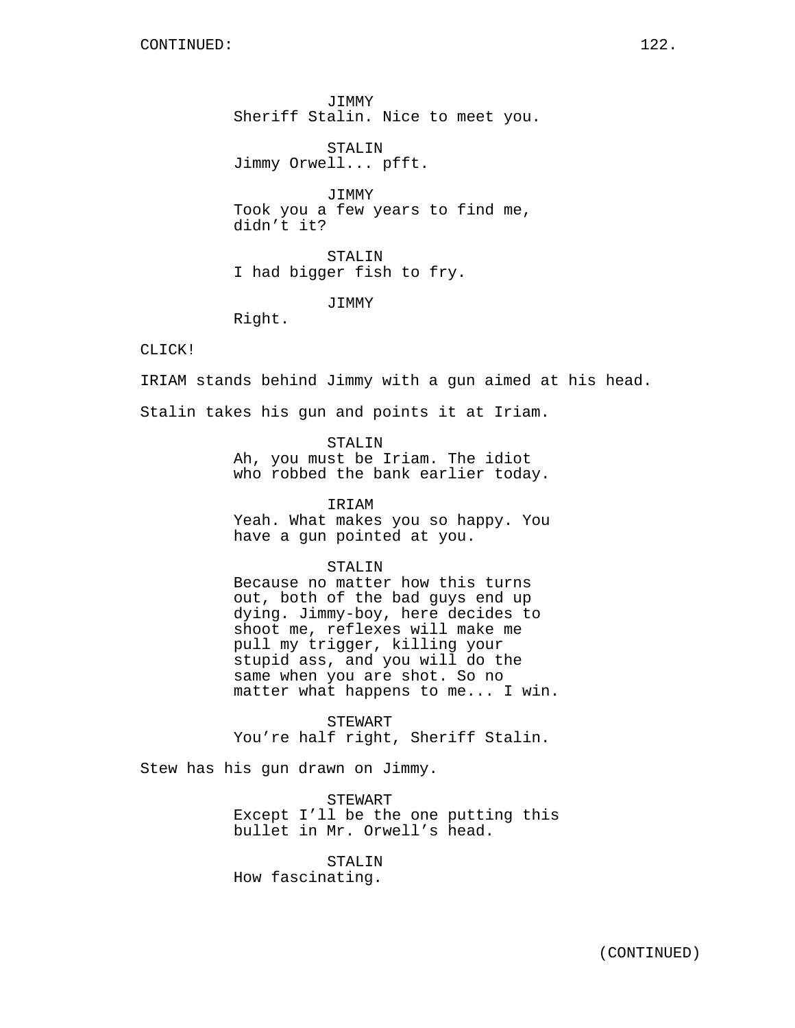CONTINUED:

JIMMY
Sheriff Stalin. Nice to meet you.

STALIN
Jimmy Orwell... pfft.

JIMMY
Took you a few years to find me, didn't it?

STALIN
I had bigger fish to fry.

JIMMY
Right.

CLICK!

IRIAM stands behind Jimmy with a gun aimed at his head.

Stalin takes his gun and points it at Iriam.

STALIN
Ah, you must be Iriam. The idiot who robbed the bank earlier today.

IRIAM
Yeah. What makes you so happy. You have a gun pointed at you.

STALIN
Because no matter how this turns out, both of the bad guys end up dying. Jimmy-boy, here decides to shoot me, reflexes will make me pull my trigger, killing your stupid ass, and you will do the same when you are shot. So no matter what happens to me... I win.

STEWART
You're half right, Sheriff Stalin.

Stew has his gun drawn on Jimmy.

STEWART
Except I'll be the one putting this bullet in Mr. Orwell's head.

STALIN
How fascinating.

(CONTINUED)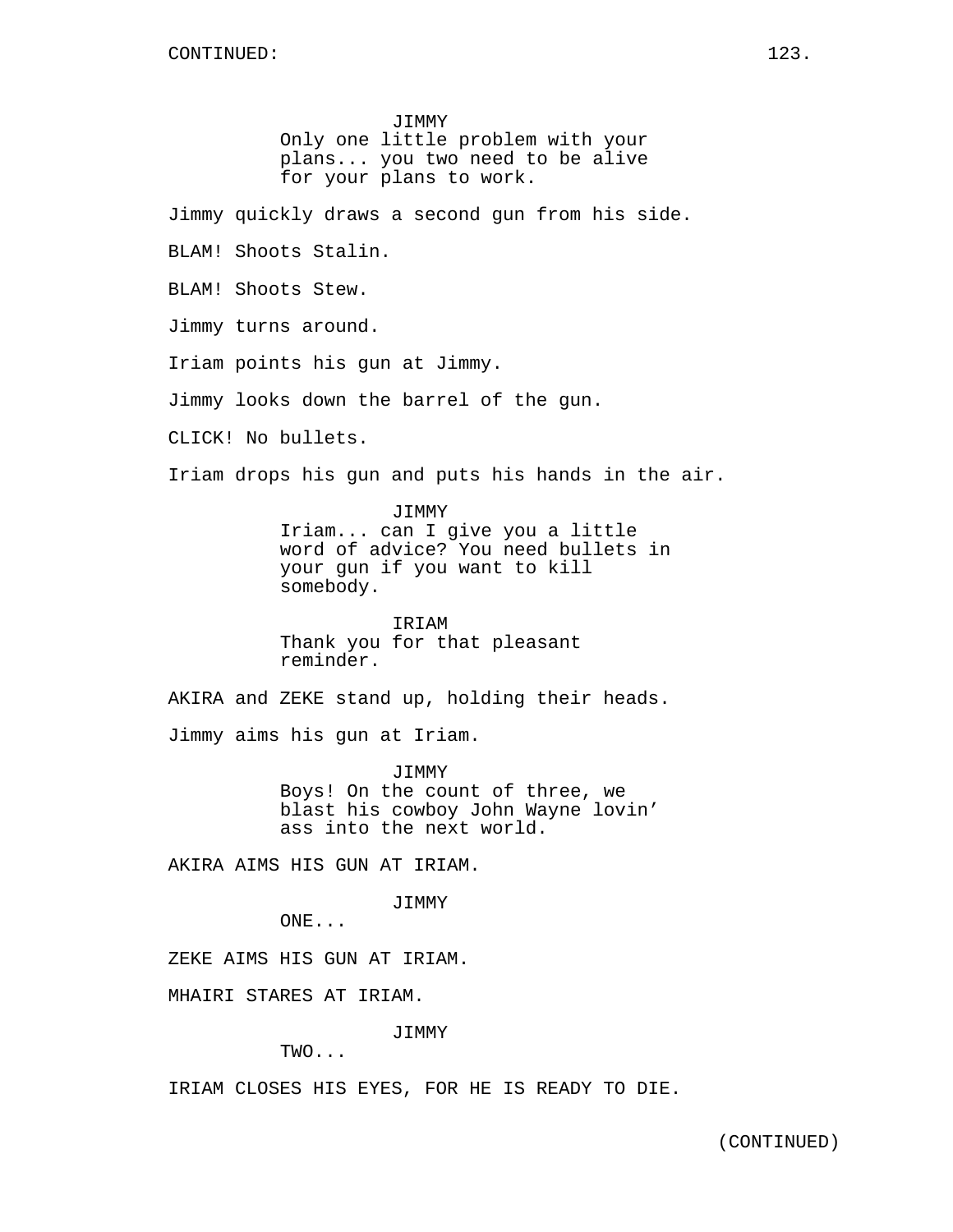JIMMY
Only one little problem with your plans... you two need to be alive for your plans to work.

Jimmy quickly draws a second gun from his side.

BLAM! Shoots Stalin.

BLAM! Shoots Stew.

Jimmy turns around.

Iriam points his gun at Jimmy.

Jimmy looks down the barrel of the gun.

CLICK! No bullets.

Iriam drops his gun and puts his hands in the air.

JIMMY
Iriam... can I give you a little word of advice? You need bullets in your gun if you want to kill somebody.

IRIAM
Thank you for that pleasant reminder.

AKIRA and ZEKE stand up, holding their heads.

Jimmy aims his gun at Iriam.

JIMMY
Boys! On the count of three, we blast his cowboy John Wayne lovin' ass into the next world.

AKIRA AIMS HIS GUN AT IRIAM.

JIMMY
ONE...

ZEKE AIMS HIS GUN AT IRIAM.

MHAIRI STARES AT IRIAM.

JIMMY
TWO...

IRIAM CLOSES HIS EYES, FOR HE IS READY TO DIE.

(CONTINUED)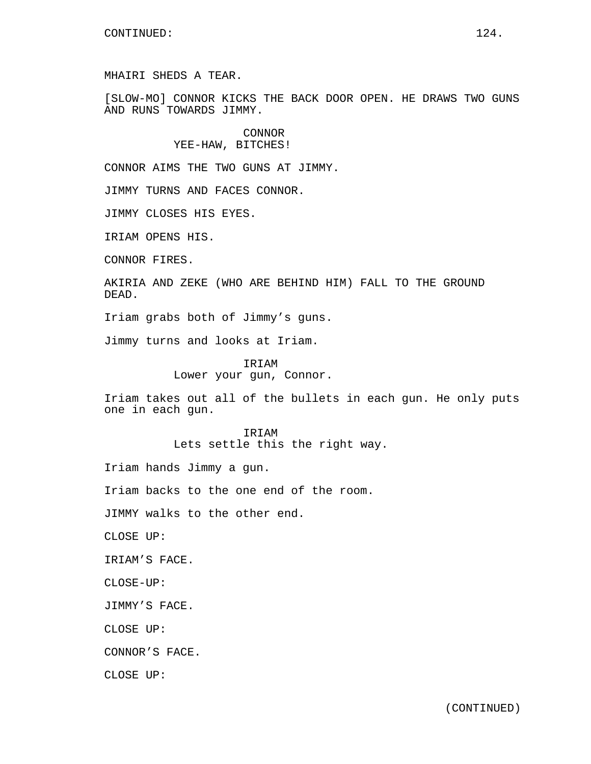MHAIRI SHEDS A TEAR.

[SLOW-MO] CONNOR KICKS THE BACK DOOR OPEN. HE DRAWS TWO GUNS AND RUNS TOWARDS JIMMY.

CONNOR
YEE-HAW, BITCHES!

CONNOR AIMS THE TWO GUNS AT JIMMY.

JIMMY TURNS AND FACES CONNOR.

JIMMY CLOSES HIS EYES.

IRIAM OPENS HIS.

CONNOR FIRES.

AKIRIA AND ZEKE (WHO ARE BEHIND HIM) FALL TO THE GROUND DEAD.

Iriam grabs both of Jimmy's guns.

Jimmy turns and looks at Iriam.

IRIAM
Lower your gun, Connor.

Iriam takes out all of the bullets in each gun. He only puts one in each gun.

IRIAM
Lets settle this the right way.

Iriam hands Jimmy a gun.

Iriam backs to the one end of the room.

JIMMY walks to the other end.

CLOSE UP:

IRIAM'S FACE.

CLOSE-UP:

JIMMY'S FACE.

CLOSE UP:

CONNOR'S FACE.

CLOSE UP:

(CONTINUED)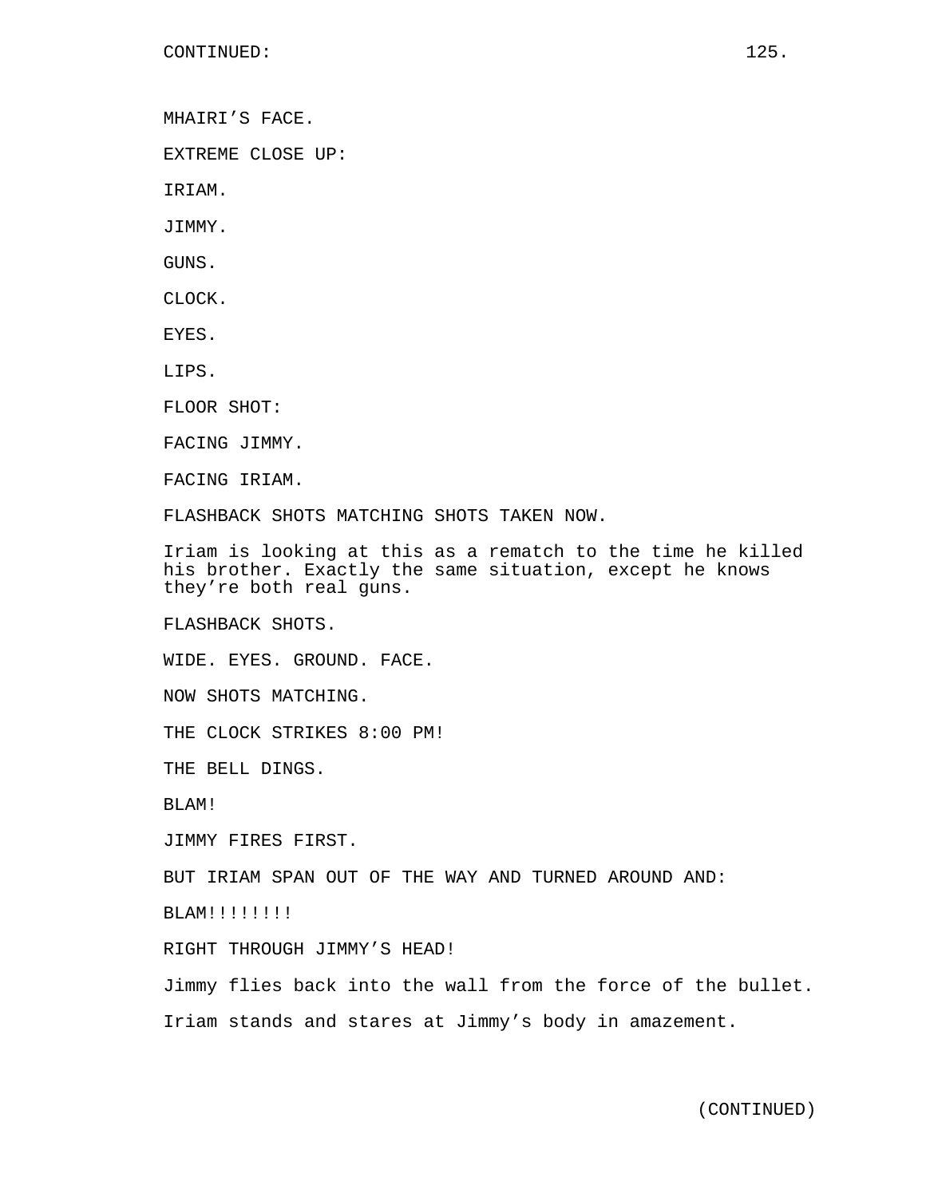CONTINUED:

MHAIRI’S FACE.

EXTREME CLOSE UP:

IRIAM.

JIMMY.

GUNS.

CLOCK.

EYES.

LIPS.

FLOOR SHOT:

FACING JIMMY.

FACING IRIAM.

FLASHBACK SHOTS MATCHING SHOTS TAKEN NOW.

Iriam is looking at this as a rematch to the time he killed his brother. Exactly the same situation, except he knows they’re both real guns.

FLASHBACK SHOTS.

WIDE. EYES. GROUND. FACE.

NOW SHOTS MATCHING.

THE CLOCK STRIKES 8:00 PM!

THE BELL DINGS.

BLAM!

JIMMY FIRES FIRST.

BUT IRIAM SPAN OUT OF THE WAY AND TURNED AROUND AND:

BLAM!!!!!!!!

RIGHT THROUGH JIMMY’S HEAD!

Jimmy flies back into the wall from the force of the bullet.

Iriam stands and stares at Jimmy’s body in amazement.

(CONTINUED)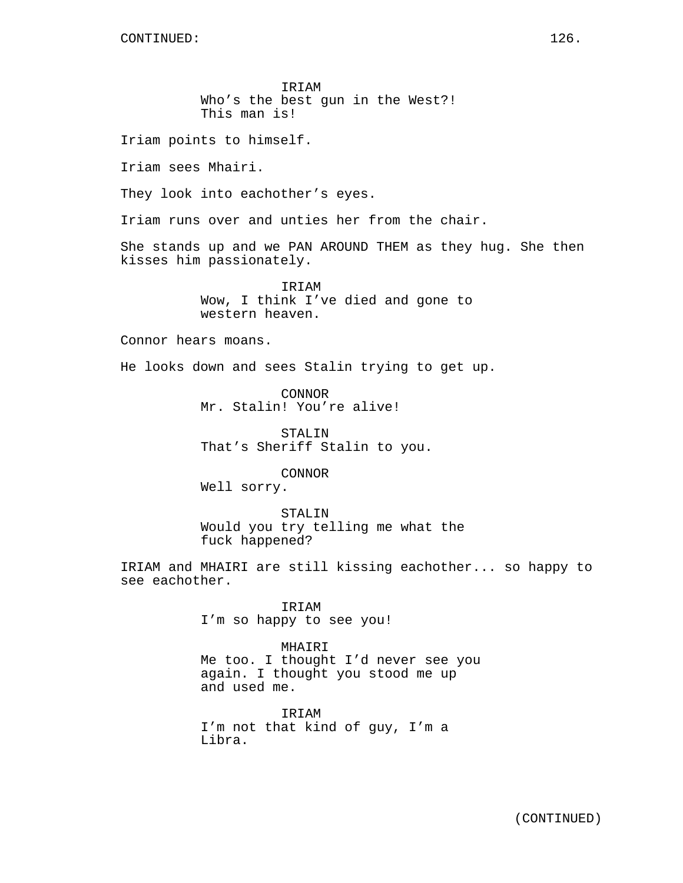CONTINUED:

IRIAM
Who's the best gun in the West?!
This man is!

Iriam points to himself.

Iriam sees Mhairi.

They look into eachother's eyes.

Iriam runs over and unties her from the chair.

She stands up and we PAN AROUND THEM as they hug. She then kisses him passionately.

IRIAM
Wow, I think I've died and gone to western heaven.

Connor hears moans.

He looks down and sees Stalin trying to get up.

CONNOR
Mr. Stalin! You're alive!

STALIN
That's Sheriff Stalin to you.

CONNOR
Well sorry.

STALIN
Would you try telling me what the fuck happened?

IRIAM and MHAIRI are still kissing eachother... so happy to see eachother.

IRIAM
I'm so happy to see you!

MHAIRI
Me too. I thought I'd never see you again. I thought you stood me up and used me.

IRIAM
I'm not that kind of guy, I'm a Libra.

(CONTINUED)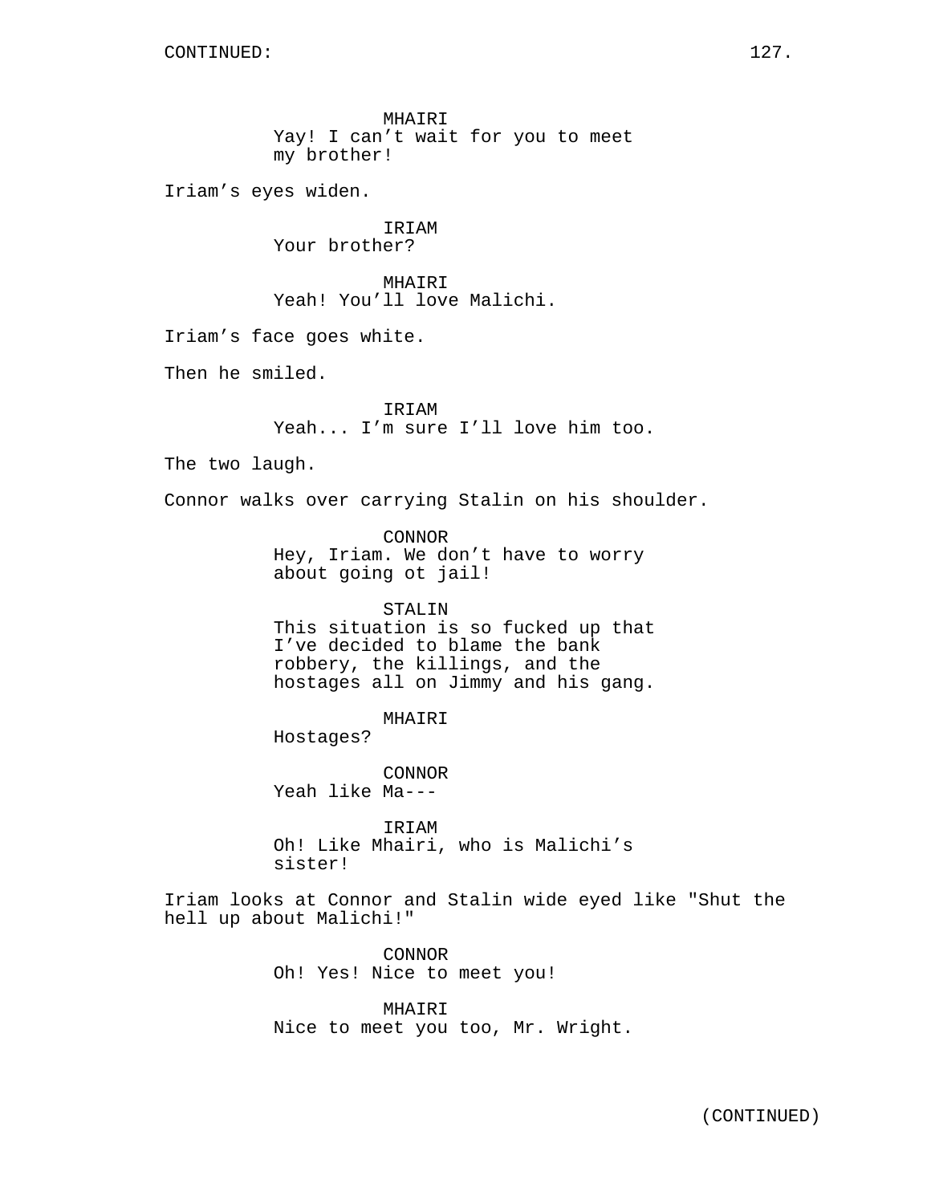MHAIRI
Yay! I can't wait for you to meet my brother!

Iriam's eyes widen.

IRIAM
Your brother?

MHAIRI
Yeah! You'll love Malichi.

Iriam's face goes white.

Then he smiled.

IRIAM
Yeah... I'm sure I'll love him too.

The two laugh.

Connor walks over carrying Stalin on his shoulder.

CONNOR
Hey, Iriam. We don't have to worry about going ot jail!

STALIN
This situation is so fucked up that I've decided to blame the bank robbery, the killings, and the hostages all on Jimmy and his gang.

MHAIRI
Hostages?

CONNOR
Yeah like Ma---

IRIAM
Oh! Like Mhairi, who is Malichi's sister!

Iriam looks at Connor and Stalin wide eyed like "Shut the hell up about Malichi!"

CONNOR
Oh! Yes! Nice to meet you!

MHAIRI
Nice to meet you too, Mr. Wright.

(CONTINUED)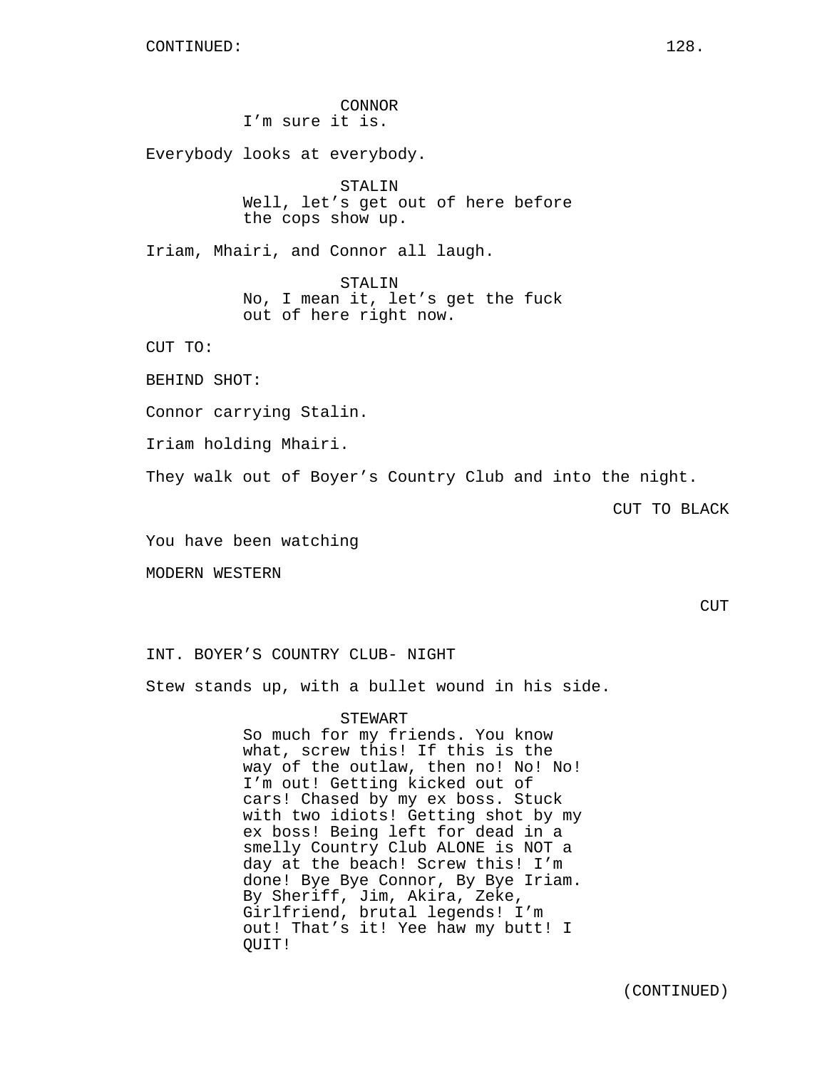CONNOR
I'm sure it is.

Everybody looks at everybody.

STALIN
Well, let's get out of here before the cops show up.

Iriam, Mhairi, and Connor all laugh.

STALIN
No, I mean it, let's get the fuck out of here right now.

CUT TO:

BEHIND SHOT:

Connor carrying Stalin.

Iriam holding Mhairi.

They walk out of Boyer's Country Club and into the night.

CUT TO BLACK

You have been watching

MODERN WESTERN

CUT

INT. BOYER'S COUNTRY CLUB- NIGHT

Stew stands up, with a bullet wound in his side.

STEWART
So much for my friends. You know what, screw this! If this is the way of the outlaw, then no! No! No! I'm out! Getting kicked out of cars! Chased by my ex boss. Stuck with two idiots! Getting shot by my ex boss! Being left for dead in a smelly Country Club ALONE is NOT a day at the beach! Screw this! I'm done! Bye Bye Connor, By Bye Iriam. By Sheriff, Jim, Akira, Zeke, Girlfriend, brutal legends! I'm out! That's it! Yee haw my butt! I QUIT!

(CONTINUED)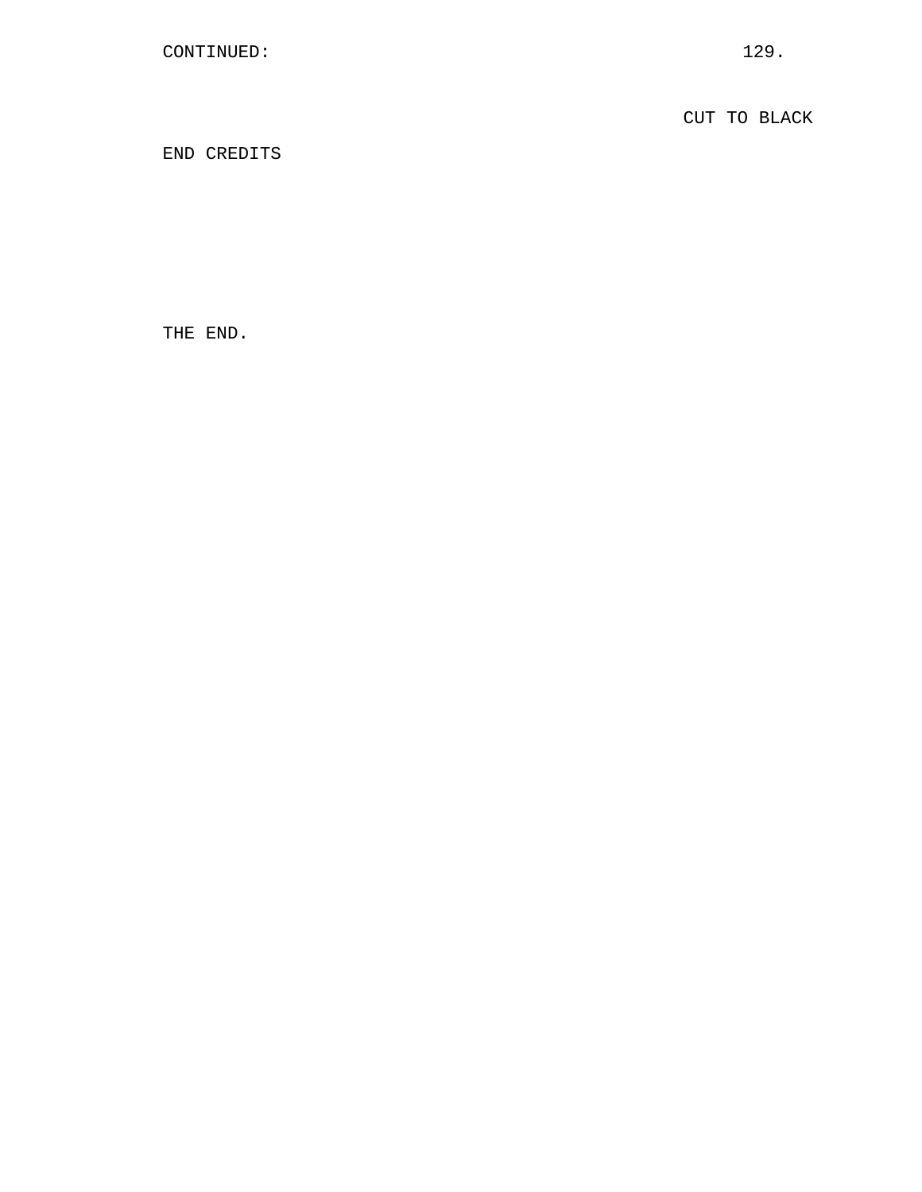CONTINUED:

CUT TO BLACK

END CREDITS

THE END.